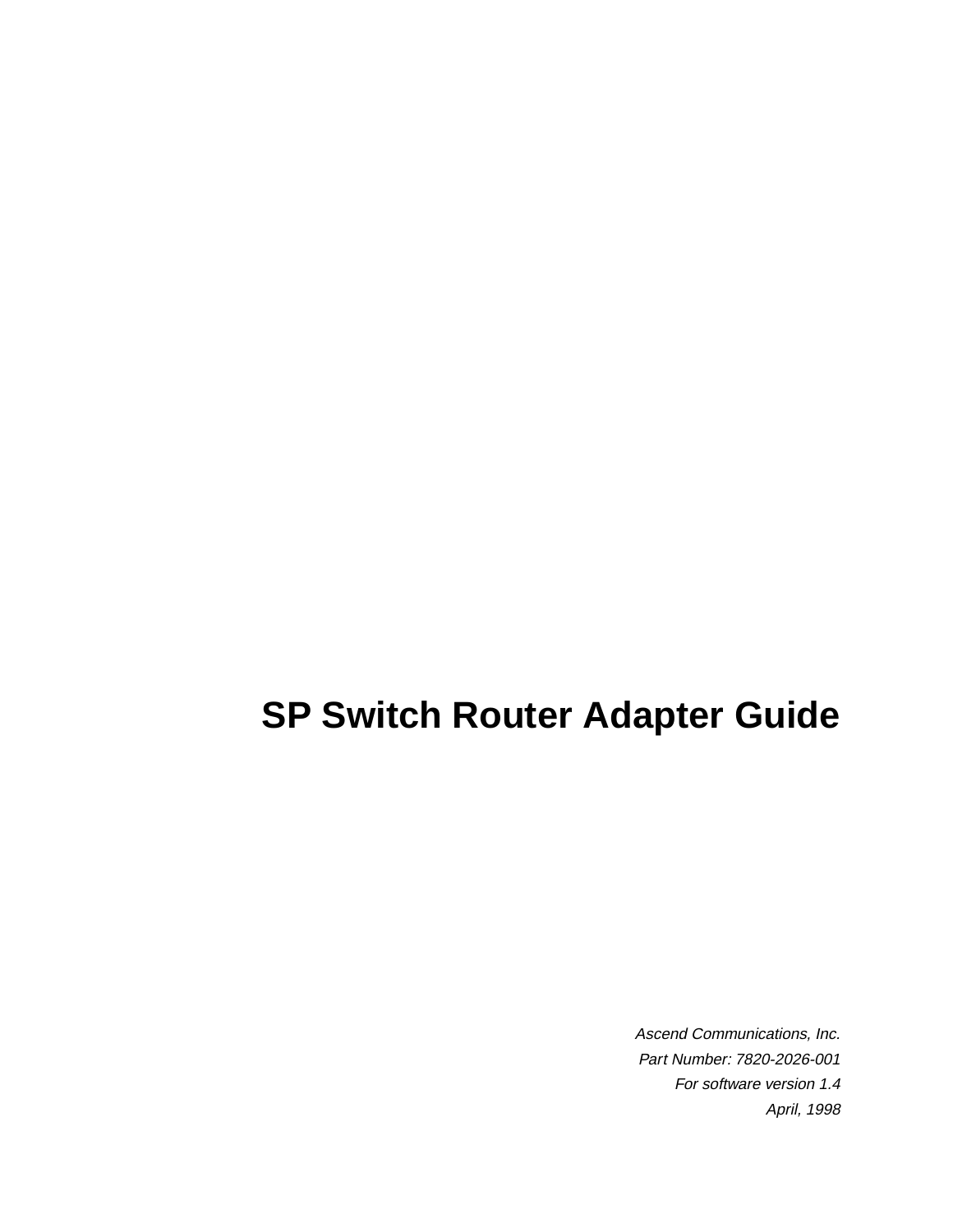# SP Switch Router Adapter Guide

*Ascend Communications, Inc.*

*Part Number: 7820-2026-001*

*For software version 1.4*

*April, 1998*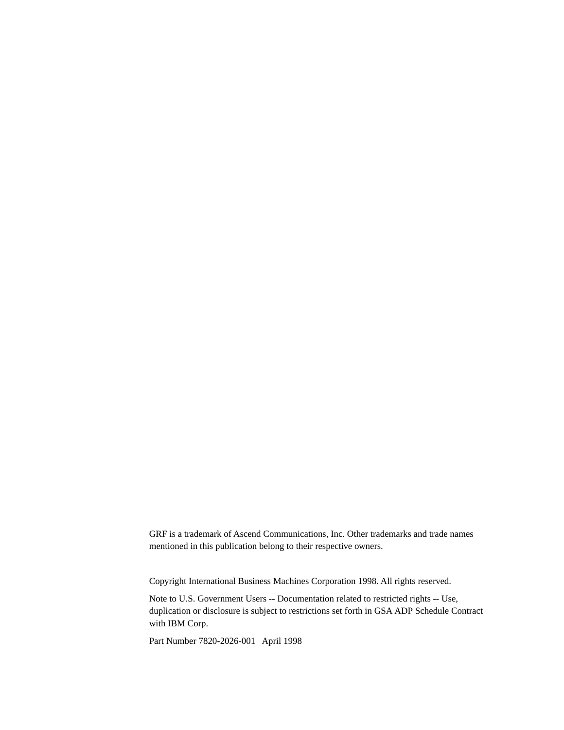GRF is a trademark of Ascend Communications, Inc. Other trademarks and trade names mentioned in this publication belong to their respective owners.

Copyright International Business Machines Corporation 1998. All rights reserved.

Note to U.S. Government Users -- Documentation related to restricted rights -- Use, duplication or disclosure is subject to restrictions set forth in GSA ADP Schedule Contract with IBM Corp.

Part Number 7820-2026-001 April 1998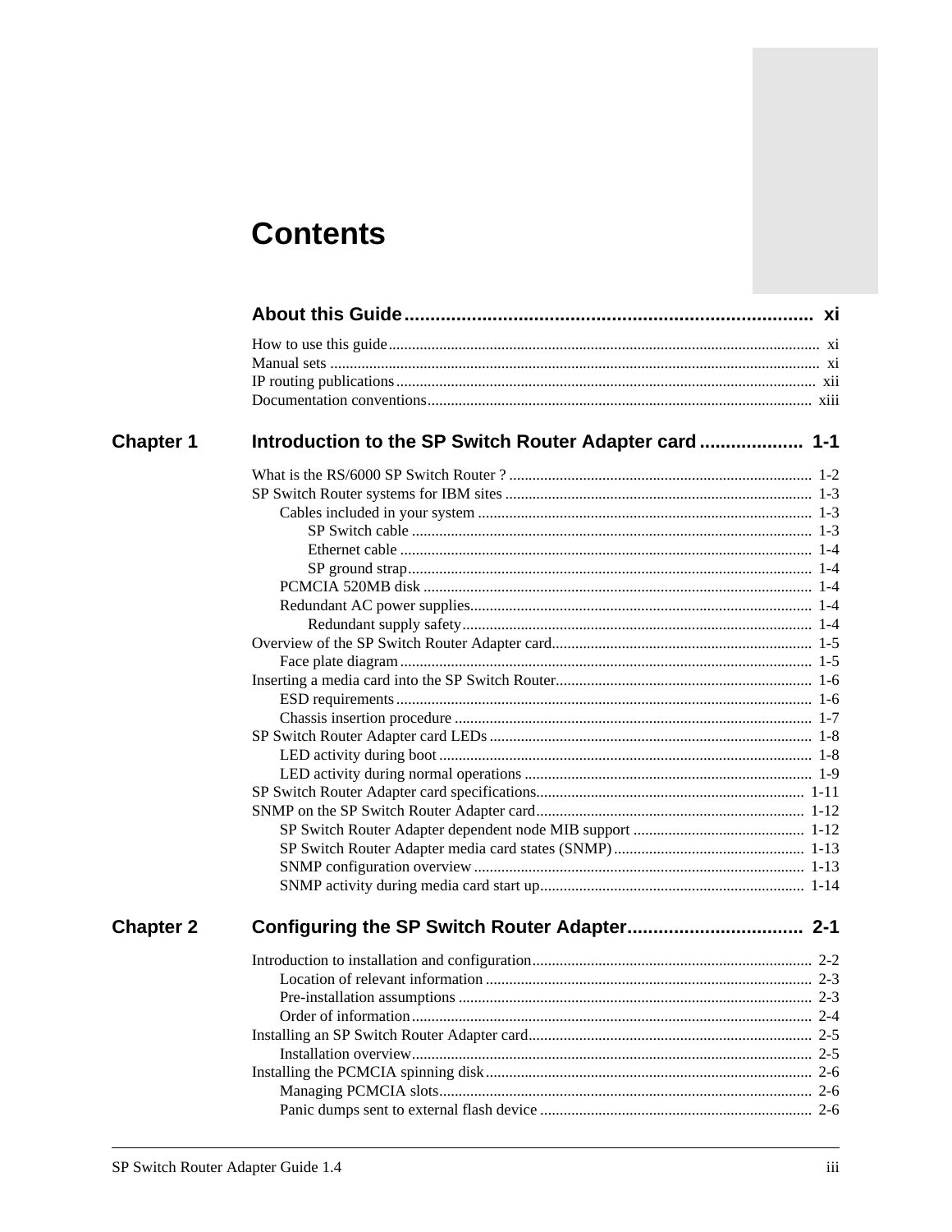# Contents

## About this Guide ..... xi

How to use this guide ..... xi
Manual sets ..... xi
IP routing publications ..... xii
Documentation conventions ..... xiii

## Chapter 1 Introduction to the SP Switch Router Adapter card ..... 1-1

What is the RS/6000 SP Switch Router ? ..... 1-2
SP Switch Router systems for IBM sites ..... 1-3
- Cables included in your system ..... 1-3
  - SP Switch cable ..... 1-3
  - Ethernet cable ..... 1-4
  - SP ground strap ..... 1-4
- PCMCIA 520MB disk ..... 1-4
- Redundant AC power supplies ..... 1-4
  - Redundant supply safety ..... 1-4

Overview of the SP Switch Router Adapter card ..... 1-5
- Face plate diagram ..... 1-5

Inserting a media card into the SP Switch Router ..... 1-6
- ESD requirements ..... 1-6
- Chassis insertion procedure ..... 1-7

SP Switch Router Adapter card LEDs ..... 1-8
- LED activity during boot ..... 1-8
- LED activity during normal operations ..... 1-9

SP Switch Router Adapter card specifications ..... 1-11
SNMP on the SP Switch Router Adapter card ..... 1-12
- SP Switch Router Adapter dependent node MIB support ..... 1-12
- SP Switch Router Adapter media card states (SNMP) ..... 1-13
- SNMP configuration overview ..... 1-13
- SNMP activity during media card start up ..... 1-14

## Chapter 2 Configuring the SP Switch Router Adapter ..... 2-1

Introduction to installation and configuration ..... 2-2
- Location of relevant information ..... 2-3
- Pre-installation assumptions ..... 2-3
- Order of information ..... 2-4

Installing an SP Switch Router Adapter card ..... 2-5
- Installation overview ..... 2-5

Installing the PCMCIA spinning disk ..... 2-6
- Managing PCMCIA slots ..... 2-6
- Panic dumps sent to external flash device ..... 2-6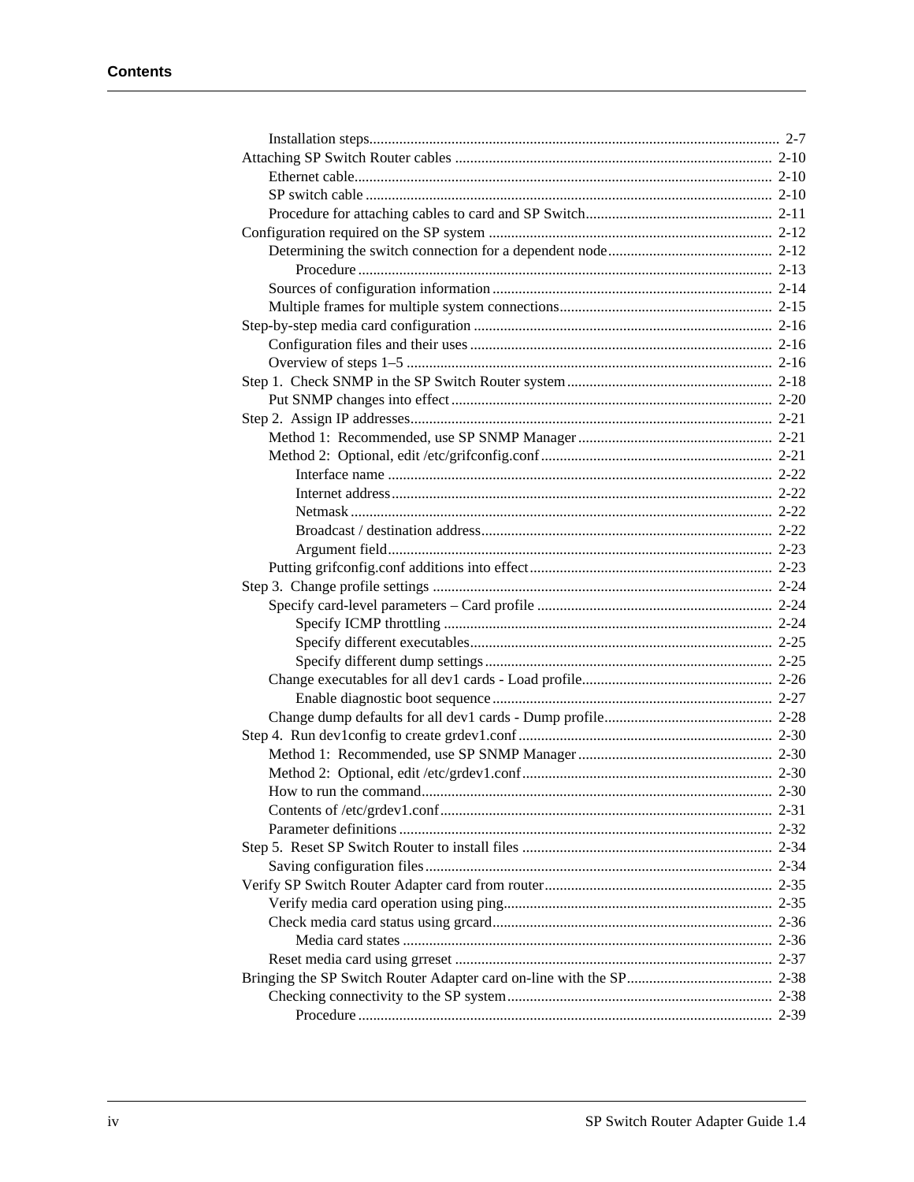# Contents

- Installation steps............................................................................................................ 2-7
Attaching SP Switch Router cables ................................................................................... 2-10
  - Ethernet cable.............................................................................................................. 2-10
  - SP switch cable ........................................................................................................... 2-10
  - Procedure for attaching cables to card and SP Switch................................................. 2-11

Configuration required on the SP system .......................................................................... 2-12
  - Determining the switch connection for a dependent node........................................... 2-12
    - Procedure ............................................................................................................. 2-13
  - Sources of configuration information .......................................................................... 2-14
  - Multiple frames for multiple system connections........................................................ 2-15

Step-by-step media card configuration .............................................................................. 2-16
  - Configuration files and their uses ................................................................................ 2-16
  - Overview of steps 1–5 ................................................................................................. 2-16

Step 1. Check SNMP in the SP Switch Router system...................................................... 2-18
  - Put SNMP changes into effect ..................................................................................... 2-20

Step 2. Assign IP addresses............................................................................................... 2-21
  - Method 1: Recommended, use SP SNMP Manager .................................................... 2-21
  - Method 2: Optional, edit /etc/grifconfig.conf ............................................................. 2-21
    - Interface name ...................................................................................................... 2-22
    - Internet address..................................................................................................... 2-22
    - Netmask ................................................................................................................ 2-22
    - Broadcast / destination address............................................................................. 2-22
    - Argument field...................................................................................................... 2-23
  - Putting grifconfig.conf additions into effect................................................................ 2-23

Step 3. Change profile settings .......................................................................................... 2-24
  - Specify card-level parameters – Card profile .............................................................. 2-24
    - Specify ICMP throttling ....................................................................................... 2-24
    - Specify different executables................................................................................ 2-25
    - Specify different dump settings ............................................................................ 2-25
  - Change executables for all dev1 cards - Load profile.................................................. 2-26
    - Enable diagnostic boot sequence .......................................................................... 2-27
  - Change dump defaults for all dev1 cards - Dump profile............................................ 2-28

Step 4. Run dev1config to create grdev1.conf ................................................................... 2-30
  - Method 1: Recommended, use SP SNMP Manager .................................................... 2-30
  - Method 2: Optional, edit /etc/grdev1.conf .................................................................. 2-30
  - How to run the command............................................................................................. 2-30
  - Contents of /etc/grdev1.conf ........................................................................................ 2-31
  - Parameter definitions ................................................................................................... 2-32

Step 5. Reset SP Switch Router to install files .................................................................. 2-34
  - Saving configuration files ............................................................................................ 2-34

Verify SP Switch Router Adapter card from router............................................................ 2-35
  - Verify media card operation using ping....................................................................... 2-35
  - Check media card status using grcard.......................................................................... 2-36
    - Media card states .................................................................................................. 2-36
  - Reset media card using grreset .................................................................................... 2-37

Bringing the SP Switch Router Adapter card on-line with the SP...................................... 2-38
  - Checking connectivity to the SP system...................................................................... 2-38
    - Procedure ............................................................................................................. 2-39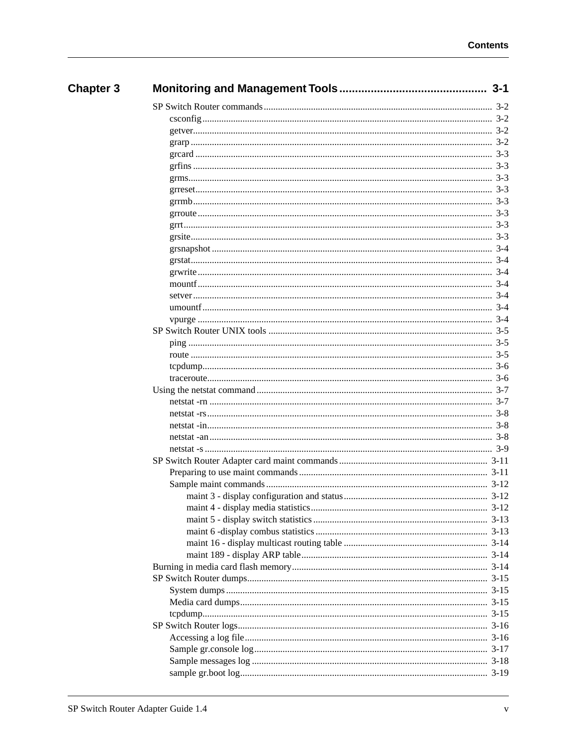## Chapter 3 Monitoring and Management Tools .............................................. 3-1

- SP Switch Router commands ........................................................................ 3-2
  - csconfig ........................................................................ 3-2
  - getver ........................................................................ 3-2
  - grarp ........................................................................ 3-2
  - grcard ........................................................................ 3-3
  - grfins ........................................................................ 3-3
  - grms ........................................................................ 3-3
  - grreset ........................................................................ 3-3
  - grrmb ........................................................................ 3-3
  - grroute ........................................................................ 3-3
  - grrt ........................................................................ 3-3
  - grsite ........................................................................ 3-3
  - grsnapshot ........................................................................ 3-4
  - grstat ........................................................................ 3-4
  - grwrite ........................................................................ 3-4
  - mountf ........................................................................ 3-4
  - setver ........................................................................ 3-4
  - umountf ........................................................................ 3-4
  - vpurge ........................................................................ 3-4
- SP Switch Router UNIX tools ........................................................................ 3-5
  - ping ........................................................................ 3-5
  - route ........................................................................ 3-5
  - tcpdump ........................................................................ 3-6
  - traceroute ........................................................................ 3-6
- Using the netstat command ........................................................................ 3-7
  - netstat -rn ........................................................................ 3-7
  - netstat -rs ........................................................................ 3-8
  - netstat -in ........................................................................ 3-8
  - netstat -an ........................................................................ 3-8
  - netstat -s ........................................................................ 3-9
- SP Switch Router Adapter card maint commands ........................................................................ 3-11
  - Preparing to use maint commands ........................................................................ 3-11
  - Sample maint commands ........................................................................ 3-12
    - maint 3 - display configuration and status ........................................................................ 3-12
    - maint 4 - display media statistics ........................................................................ 3-12
    - maint 5 - display switch statistics ........................................................................ 3-13
    - maint 6 -display combus statistics ........................................................................ 3-13
    - maint 16 - display multicast routing table ........................................................................ 3-14
    - maint 189 - display ARP table ........................................................................ 3-14
- Burning in media card flash memory ........................................................................ 3-14
- SP Switch Router dumps ........................................................................ 3-15
  - System dumps ........................................................................ 3-15
  - Media card dumps ........................................................................ 3-15
  - tcpdump ........................................................................ 3-15
- SP Switch Router logs ........................................................................ 3-16
  - Accessing a log file ........................................................................ 3-16
  - Sample gr.console log ........................................................................ 3-17
  - Sample messages log ........................................................................ 3-18
  - sample gr.boot log ........................................................................ 3-19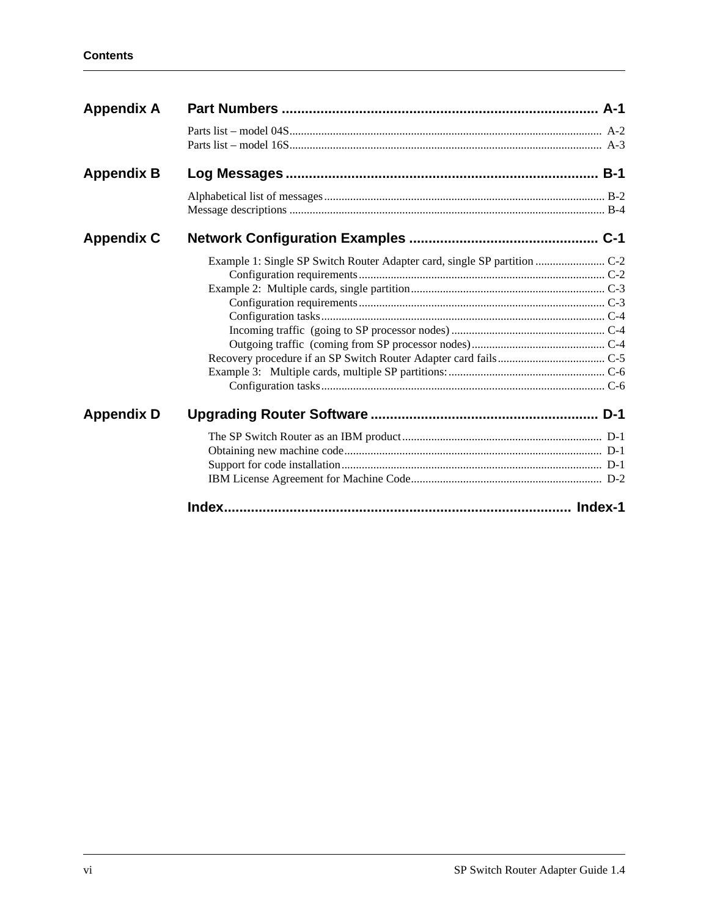## Appendix A Part Numbers ........................................ A-1

Parts list – model 04S........................................ A-2
Parts list – model 16S........................................ A-3

## Appendix B Log Messages ........................................ B-1

Alphabetical list of messages........................................ B-2
Message descriptions ........................................ B-4

## Appendix C Network Configuration Examples ........................................ C-1

- Example 1: Single SP Switch Router Adapter card, single SP partition ........................ C-2
  - Configuration requirements........................................ C-2
- Example 2: Multiple cards, single partition........................................ C-3
  - Configuration requirements........................................ C-3
  - Configuration tasks........................................ C-4
    - Incoming traffic (going to SP processor nodes) ........................................ C-4
    - Outgoing traffic (coming from SP processor nodes)........................................ C-4
- Recovery procedure if an SP Switch Router Adapter card fails........................................ C-5
- Example 3: Multiple cards, multiple SP partitions:........................................ C-6
  - Configuration tasks........................................ C-6

## Appendix D Upgrading Router Software ........................................ D-1

- The SP Switch Router as an IBM product........................................ D-1
- Obtaining new machine code........................................ D-1
- Support for code installation........................................ D-1
- IBM License Agreement for Machine Code........................................ D-2

## Index........................................ Index-1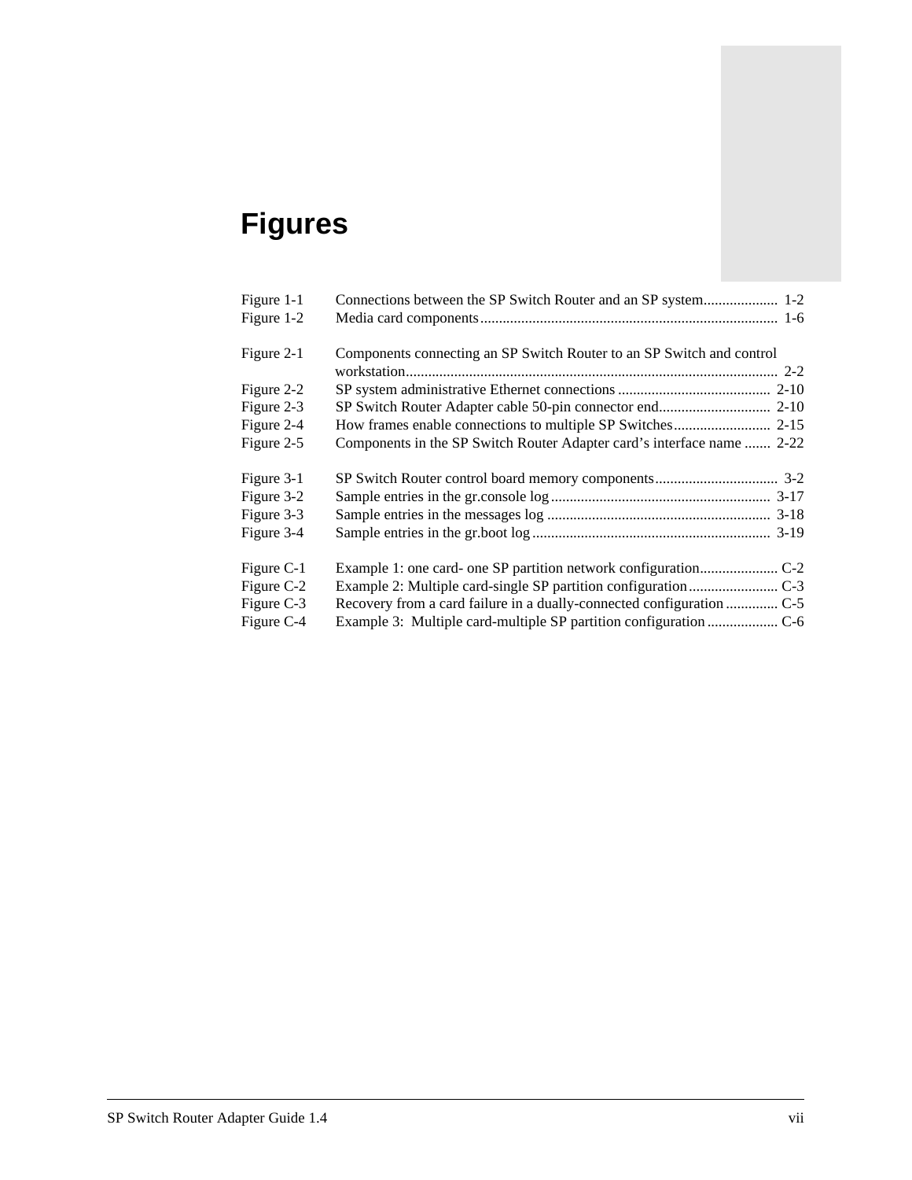# Figures

| | | |
|---|---|---|
| Figure 1-1 | Connections between the SP Switch Router and an SP system | 1-2 |
| Figure 1-2 | Media card components | 1-6 |
| Figure 2-1 | Components connecting an SP Switch Router to an SP Switch and control workstation | 2-2 |
| Figure 2-2 | SP system administrative Ethernet connections | 2-10 |
| Figure 2-3 | SP Switch Router Adapter cable 50-pin connector end | 2-10 |
| Figure 2-4 | How frames enable connections to multiple SP Switches | 2-15 |
| Figure 2-5 | Components in the SP Switch Router Adapter card’s interface name | 2-22 |
| Figure 3-1 | SP Switch Router control board memory components | 3-2 |
| Figure 3-2 | Sample entries in the gr.console log | 3-17 |
| Figure 3-3 | Sample entries in the messages log | 3-18 |
| Figure 3-4 | Sample entries in the gr.boot log | 3-19 |
| Figure C-1 | Example 1: one card- one SP partition network configuration | C-2 |
| Figure C-2 | Example 2: Multiple card-single SP partition configuration | C-3 |
| Figure C-3 | Recovery from a card failure in a dually-connected configuration | C-5 |
| Figure C-4 | Example 3: Multiple card-multiple SP partition configuration | C-6 |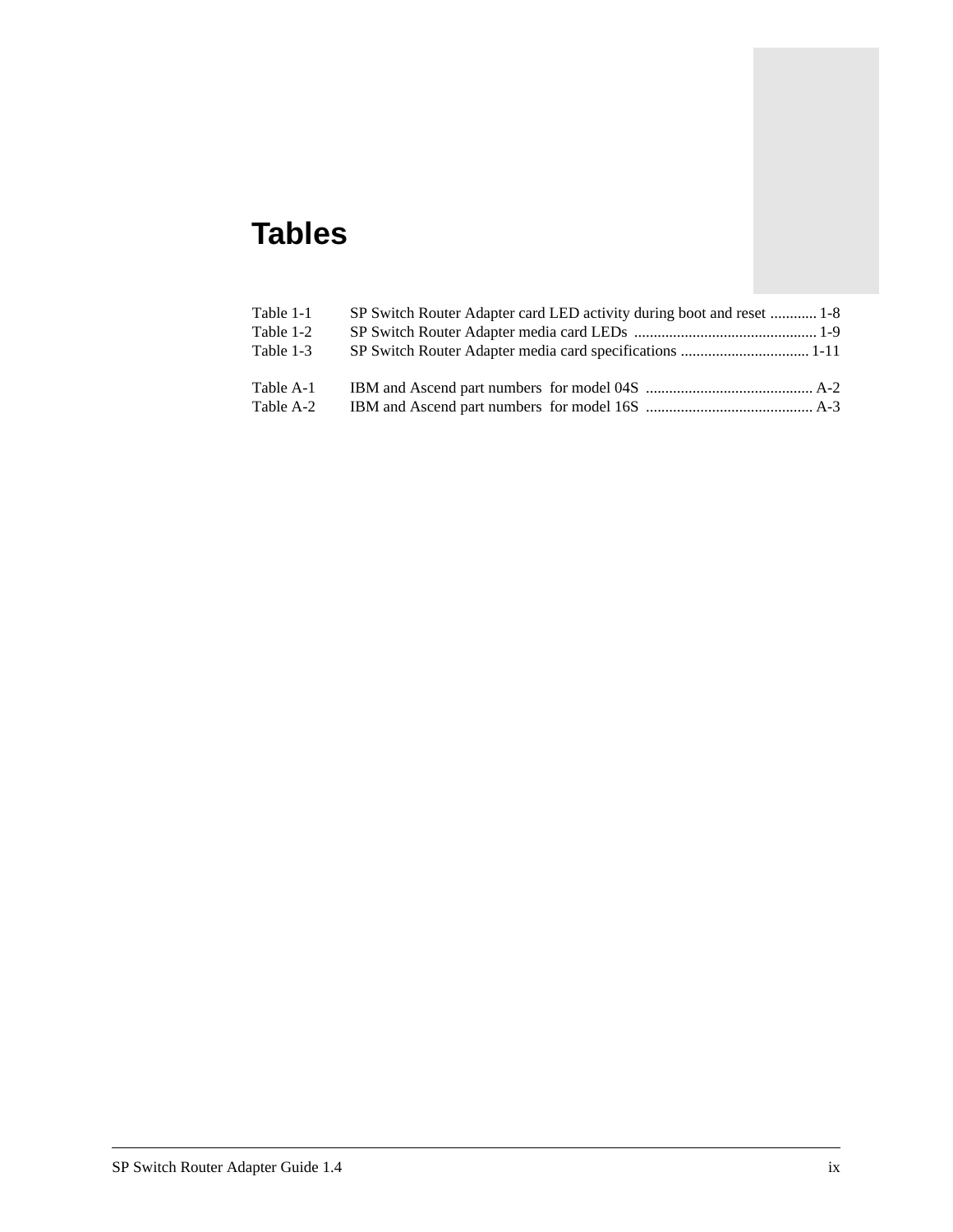# Tables

Table 1-1 SP Switch Router Adapter card LED activity during boot and reset ............ 1-8
Table 1-2 SP Switch Router Adapter media card LEDs .............................................. 1-9
Table 1-3 SP Switch Router Adapter media card specifications ................................ 1-11

Table A-1 IBM and Ascend part numbers for model 04S .......................................... A-2
Table A-2 IBM and Ascend part numbers for model 16S .......................................... A-3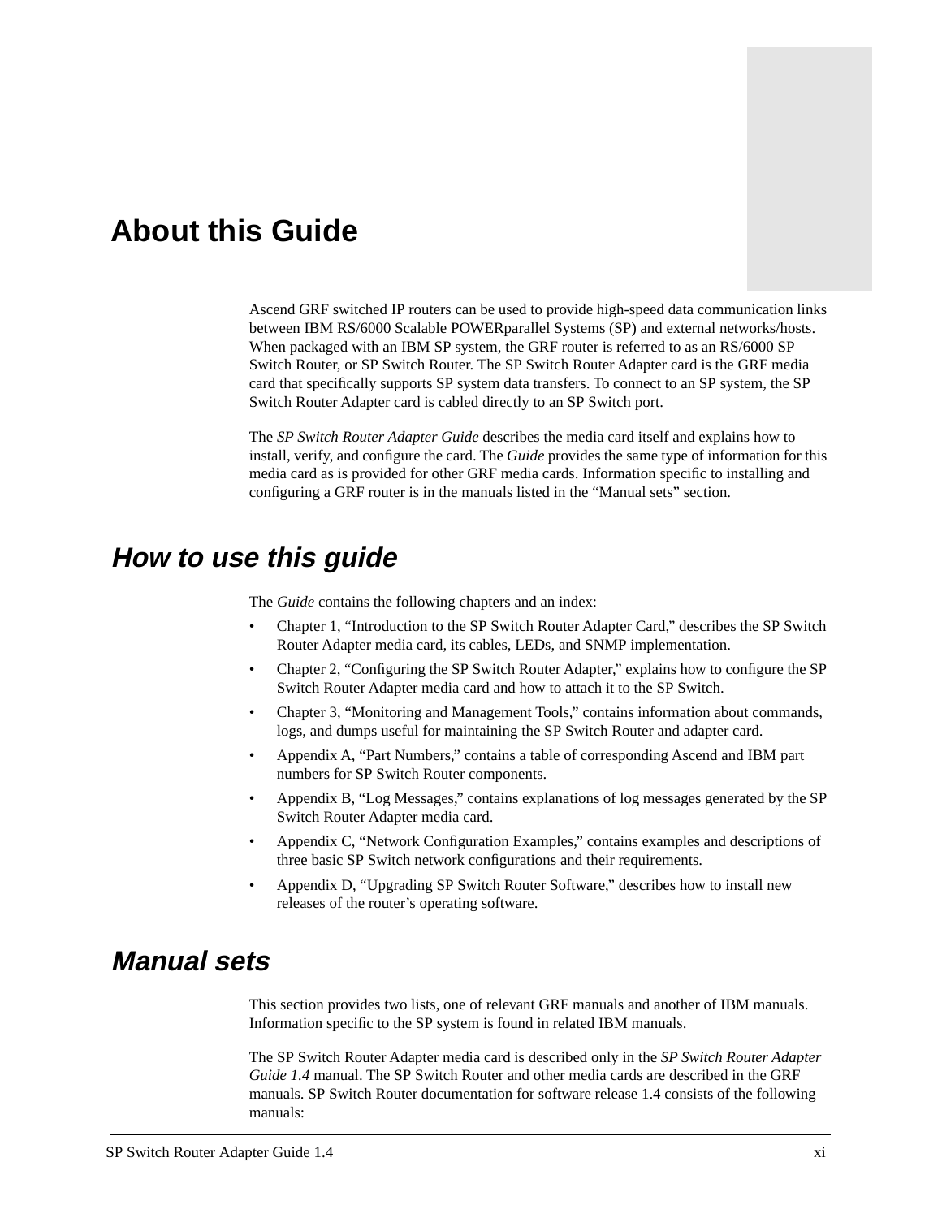# About this Guide

Ascend GRF switched IP routers can be used to provide high-speed data communication links between IBM RS/6000 Scalable POWERparallel Systems (SP) and external networks/hosts. When packaged with an IBM SP system, the GRF router is referred to as an RS/6000 SP Switch Router, or SP Switch Router. The SP Switch Router Adapter card is the GRF media card that specifically supports SP system data transfers. To connect to an SP system, the SP Switch Router Adapter card is cabled directly to an SP Switch port.

The *SP Switch Router Adapter Guide* describes the media card itself and explains how to install, verify, and configure the card. The *Guide* provides the same type of information for this media card as is provided for other GRF media cards. Information specific to installing and configuring a GRF router is in the manuals listed in the "Manual sets" section.

## How to use this guide

The *Guide* contains the following chapters and an index:

- Chapter 1, "Introduction to the SP Switch Router Adapter Card," describes the SP Switch Router Adapter media card, its cables, LEDs, and SNMP implementation.
- Chapter 2, "Configuring the SP Switch Router Adapter," explains how to configure the SP Switch Router Adapter media card and how to attach it to the SP Switch.
- Chapter 3, "Monitoring and Management Tools," contains information about commands, logs, and dumps useful for maintaining the SP Switch Router and adapter card.
- Appendix A, "Part Numbers," contains a table of corresponding Ascend and IBM part numbers for SP Switch Router components.
- Appendix B, "Log Messages," contains explanations of log messages generated by the SP Switch Router Adapter media card.
- Appendix C, "Network Configuration Examples," contains examples and descriptions of three basic SP Switch network configurations and their requirements.
- Appendix D, "Upgrading SP Switch Router Software," describes how to install new releases of the router's operating software.

## Manual sets

This section provides two lists, one of relevant GRF manuals and another of IBM manuals. Information specific to the SP system is found in related IBM manuals.

The SP Switch Router Adapter media card is described only in the *SP Switch Router Adapter Guide 1.4* manual. The SP Switch Router and other media cards are described in the GRF manuals. SP Switch Router documentation for software release 1.4 consists of the following manuals: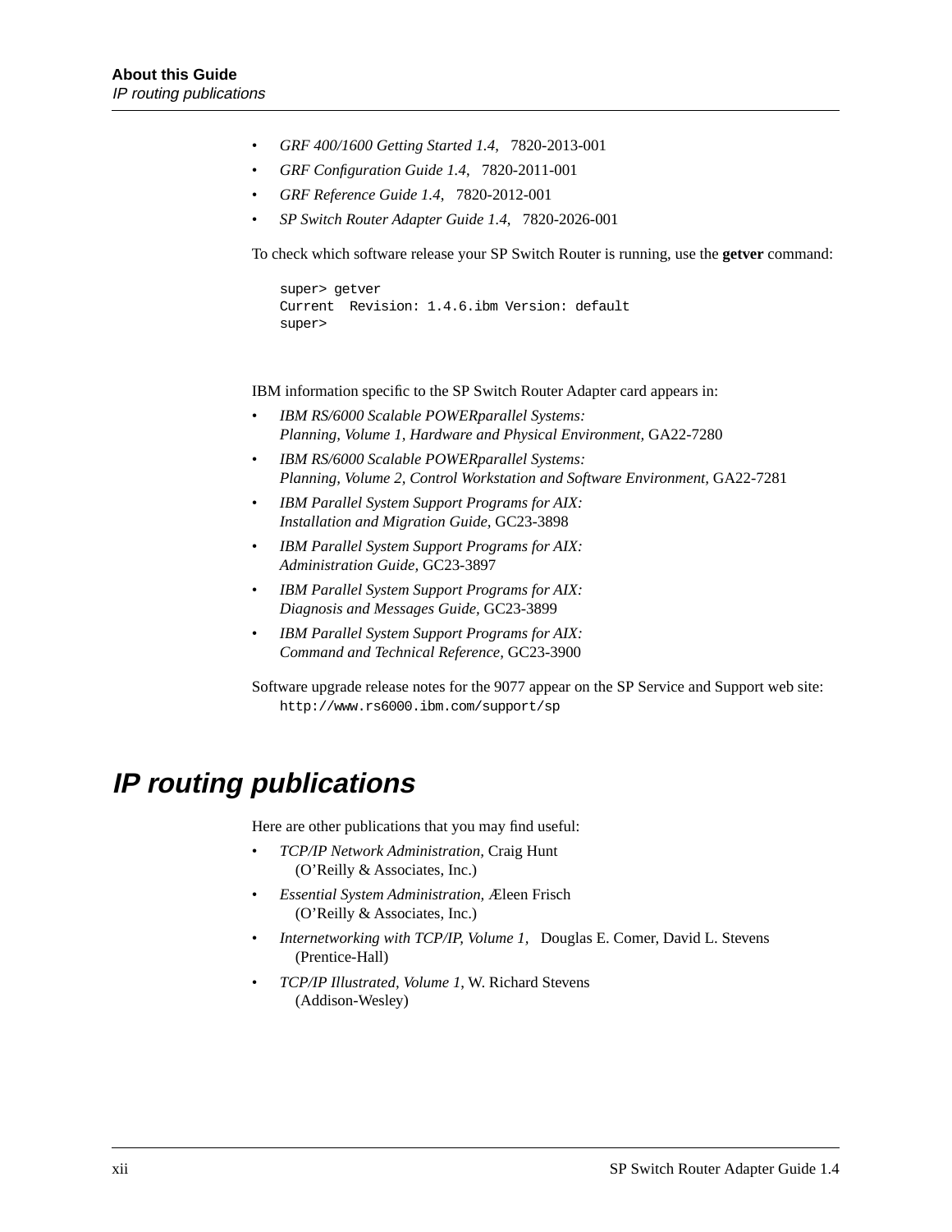- *GRF 400/1600 Getting Started 1.4*, 7820-2013-001
- *GRF Configuration Guide 1.4*, 7820-2011-001
- *GRF Reference Guide 1.4*, 7820-2012-001
- *SP Switch Router Adapter Guide 1.4*, 7820-2026-001

To check which software release your SP Switch Router is running, use the **getver** command:

```
super> getver
Current  Revision: 1.4.6.ibm Version: default
super>
```

IBM information specific to the SP Switch Router Adapter card appears in:

- *IBM RS/6000 Scalable POWERparallel Systems: Planning, Volume 1, Hardware and Physical Environment,* GA22-7280
- *IBM RS/6000 Scalable POWERparallel Systems: Planning, Volume 2, Control Workstation and Software Environment,* GA22-7281
- *IBM Parallel System Support Programs for AIX: Installation and Migration Guide,* GC23-3898
- *IBM Parallel System Support Programs for AIX: Administration Guide,* GC23-3897
- *IBM Parallel System Support Programs for AIX: Diagnosis and Messages Guide,* GC23-3899
- *IBM Parallel System Support Programs for AIX: Command and Technical Reference,* GC23-3900

Software upgrade release notes for the 9077 appear on the SP Service and Support web site:
`http://www.rs6000.ibm.com/support/sp`

# IP routing publications

Here are other publications that you may find useful:

- *TCP/IP Network Administration,* Craig Hunt
  (O'Reilly & Associates, Inc.)
- *Essential System Administration,* Æleen Frisch
  (O'Reilly & Associates, Inc.)
- *Internetworking with TCP/IP, Volume 1*, Douglas E. Comer, David L. Stevens
  (Prentice-Hall)
- *TCP/IP Illustrated, Volume 1*, W. Richard Stevens
  (Addison-Wesley)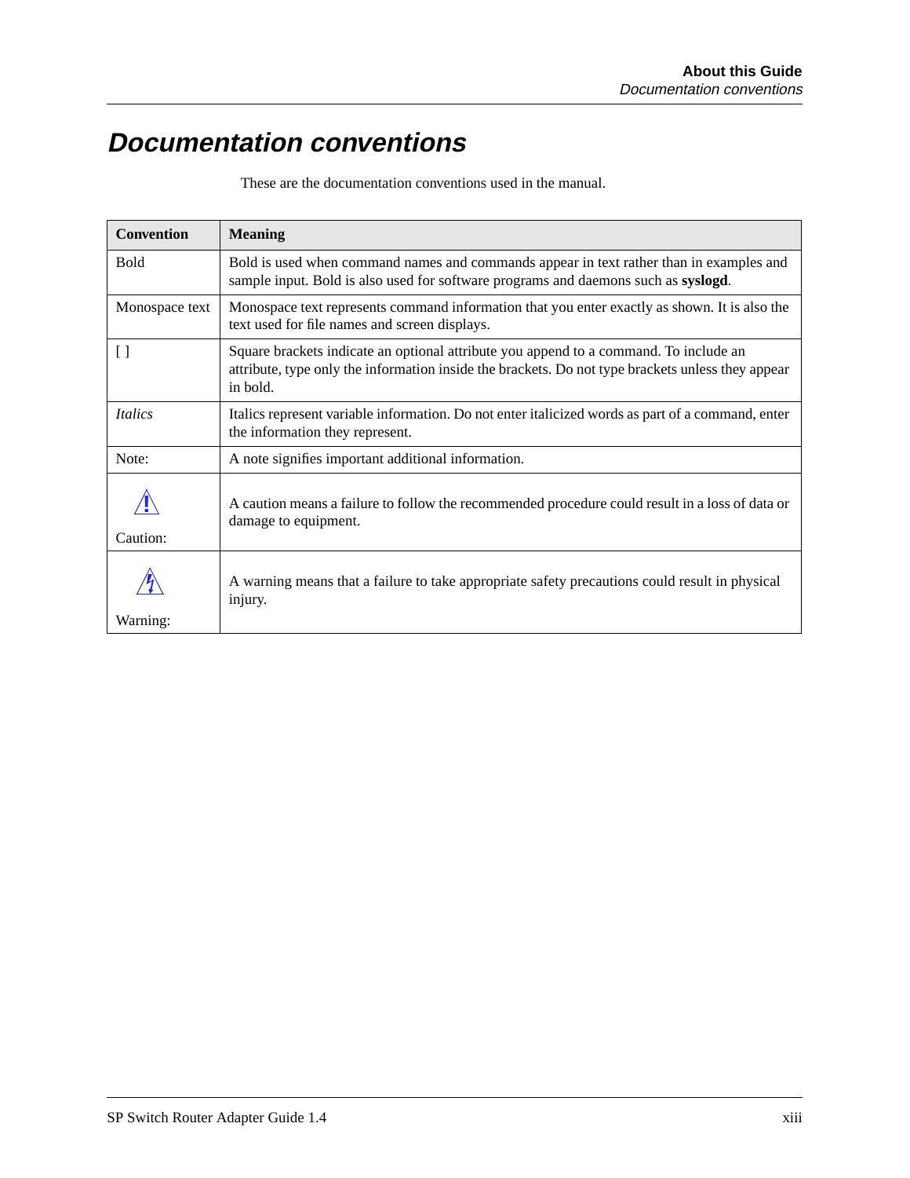# Documentation conventions

These are the documentation conventions used in the manual.

| Convention | Meaning |
| --- | --- |
| Bold | Bold is used when command names and commands appear in text rather than in examples and sample input. Bold is also used for software programs and daemons such as **syslogd**. |
| Monospace text | Monospace text represents command information that you enter exactly as shown. It is also the text used for file names and screen displays. |
| [ ] | Square brackets indicate an optional attribute you append to a command. To include an attribute, type only the information inside the brackets. Do not type brackets unless they appear in bold. |
| *Italics* | Italics represent variable information. Do not enter italicized words as part of a command, enter the information they represent. |
| Note: | A note signifies important additional information. |
| ⚠ Caution: | A caution means a failure to follow the recommended procedure could result in a loss of data or damage to equipment. |
| ⚠ Warning: | A warning means that a failure to take appropriate safety precautions could result in physical injury. |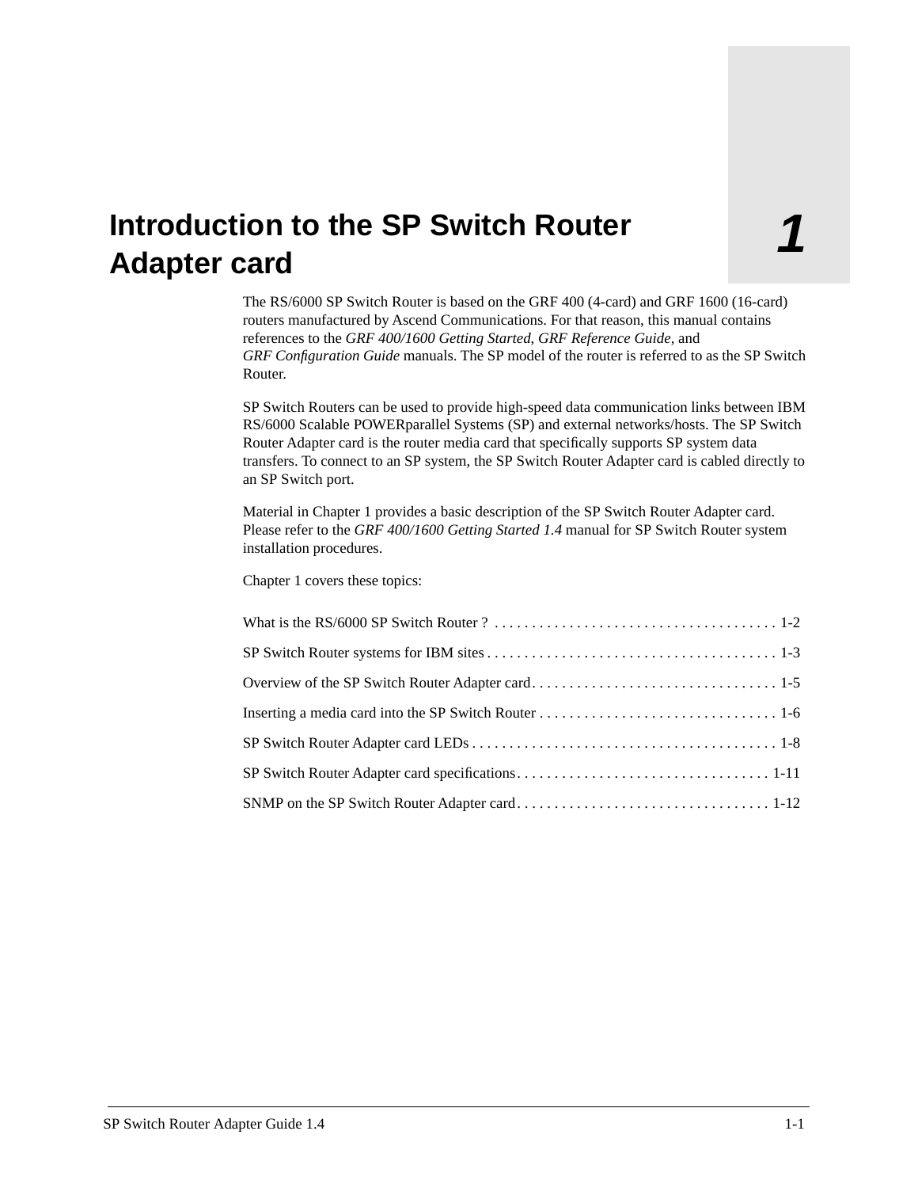# 1 Introduction to the SP Switch Router Adapter card

The RS/6000 SP Switch Router is based on the GRF 400 (4-card) and GRF 1600 (16-card) routers manufactured by Ascend Communications. For that reason, this manual contains references to the *GRF 400/1600 Getting Started*, *GRF Reference Guide*, and *GRF Configuration Guide* manuals. The SP model of the router is referred to as the SP Switch Router.

SP Switch Routers can be used to provide high-speed data communication links between IBM RS/6000 Scalable POWERparallel Systems (SP) and external networks/hosts. The SP Switch Router Adapter card is the router media card that specifically supports SP system data transfers. To connect to an SP system, the SP Switch Router Adapter card is cabled directly to an SP Switch port.

Material in Chapter 1 provides a basic description of the SP Switch Router Adapter card. Please refer to the *GRF 400/1600 Getting Started 1.4* manual for SP Switch Router system installation procedures.

Chapter 1 covers these topics:

What is the RS/6000 SP Switch Router ? . . . . . . . . . . . . . . . . . . . . . . . . . . . . . . . . . . . . . . 1-2

SP Switch Router systems for IBM sites . . . . . . . . . . . . . . . . . . . . . . . . . . . . . . . . . . . . . . . 1-3

Overview of the SP Switch Router Adapter card . . . . . . . . . . . . . . . . . . . . . . . . . . . . . . . . . 1-5

Inserting a media card into the SP Switch Router . . . . . . . . . . . . . . . . . . . . . . . . . . . . . . . . 1-6

SP Switch Router Adapter card LEDs . . . . . . . . . . . . . . . . . . . . . . . . . . . . . . . . . . . . . . . . . 1-8

SP Switch Router Adapter card specifications . . . . . . . . . . . . . . . . . . . . . . . . . . . . . . . . . . 1-11

SNMP on the SP Switch Router Adapter card . . . . . . . . . . . . . . . . . . . . . . . . . . . . . . . . . . 1-12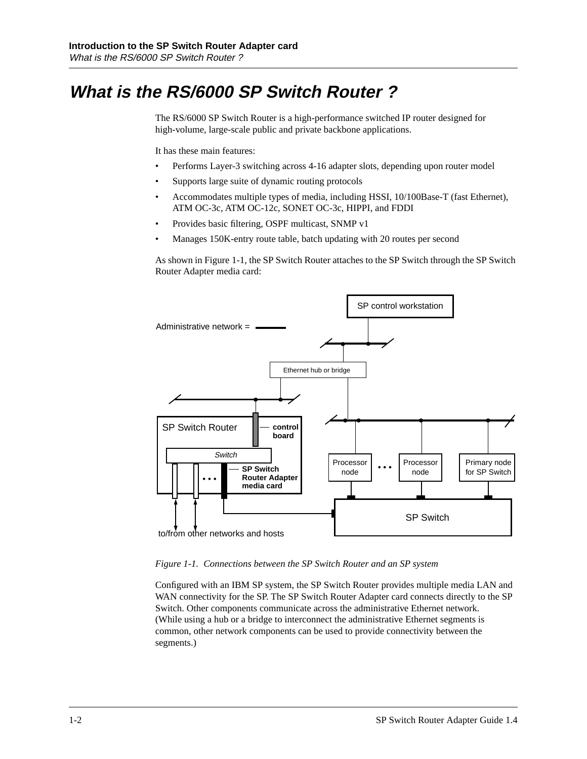# What is the RS/6000 SP Switch Router ?

The RS/6000 SP Switch Router is a high-performance switched IP router designed for high-volume, large-scale public and private backbone applications.

It has these main features:

- Performs Layer-3 switching across 4-16 adapter slots, depending upon router model
- Supports large suite of dynamic routing protocols
- Accommodates multiple types of media, including HSSI, 10/100Base-T (fast Ethernet), ATM OC-3c, ATM OC-12c, SONET OC-3c, HIPPI, and FDDI
- Provides basic filtering, OSPF multicast, SNMP v1
- Manages 150K-entry route table, batch updating with 20 routes per second

As shown in Figure 1-1, the SP Switch Router attaches to the SP Switch through the SP Switch Router Adapter media card:

*Figure 1-1. Connections between the SP Switch Router and an SP system*

Configured with an IBM SP system, the SP Switch Router provides multiple media LAN and WAN connectivity for the SP. The SP Switch Router Adapter card connects directly to the SP Switch. Other components communicate across the administrative Ethernet network. (While using a hub or a bridge to interconnect the administrative Ethernet segments is common, other network components can be used to provide connectivity between the segments.)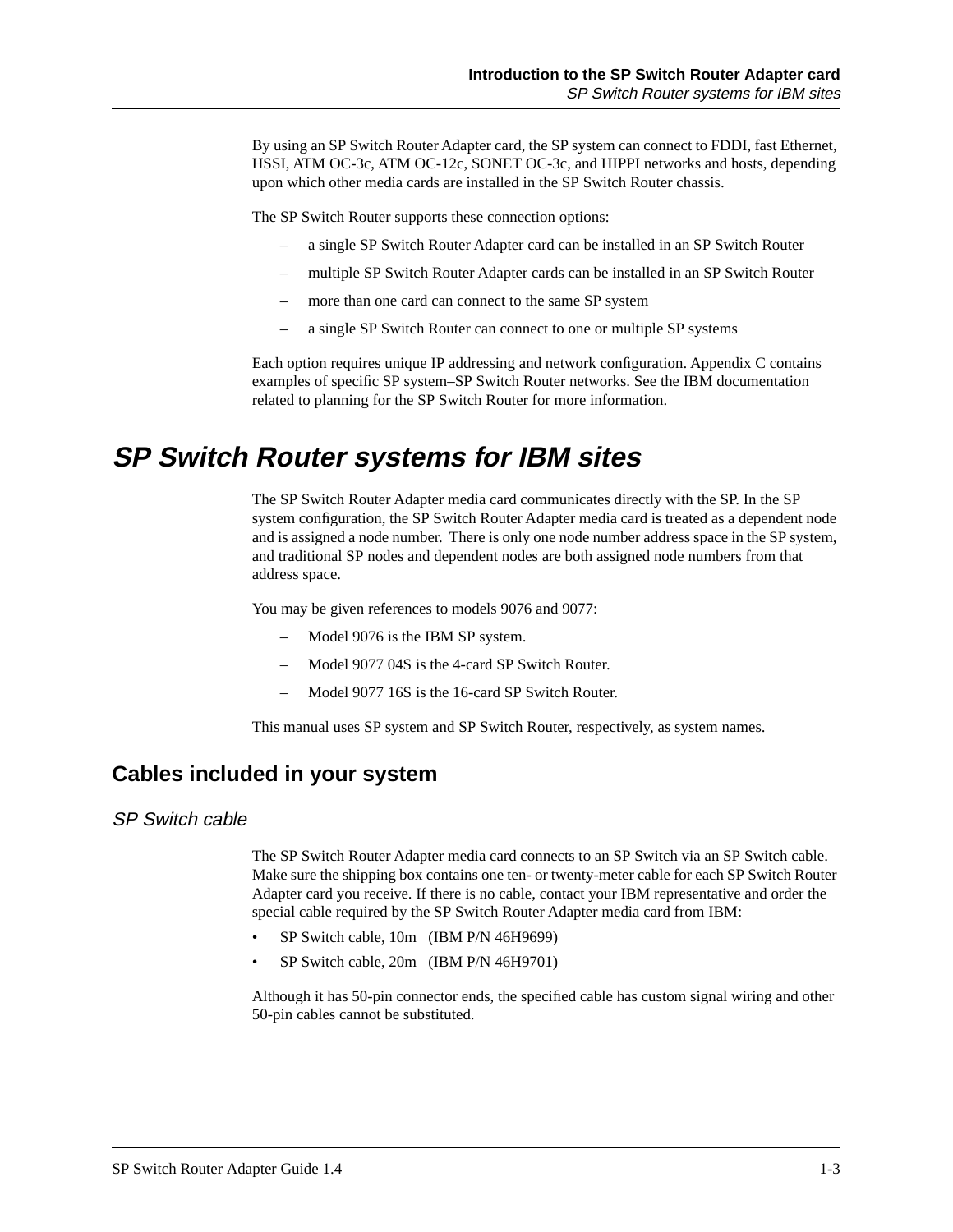By using an SP Switch Router Adapter card, the SP system can connect to FDDI, fast Ethernet, HSSI, ATM OC-3c, ATM OC-12c, SONET OC-3c, and HIPPI networks and hosts, depending upon which other media cards are installed in the SP Switch Router chassis.

The SP Switch Router supports these connection options:

- a single SP Switch Router Adapter card can be installed in an SP Switch Router
- multiple SP Switch Router Adapter cards can be installed in an SP Switch Router
- more than one card can connect to the same SP system
- a single SP Switch Router can connect to one or multiple SP systems

Each option requires unique IP addressing and network configuration. Appendix C contains examples of specific SP system–SP Switch Router networks. See the IBM documentation related to planning for the SP Switch Router for more information.

# *SP Switch Router systems for IBM sites*

The SP Switch Router Adapter media card communicates directly with the SP. In the SP system configuration, the SP Switch Router Adapter media card is treated as a dependent node and is assigned a node number. There is only one node number address space in the SP system, and traditional SP nodes and dependent nodes are both assigned node numbers from that address space.

You may be given references to models 9076 and 9077:

- Model 9076 is the IBM SP system.
- Model 9077 04S is the 4-card SP Switch Router.
- Model 9077 16S is the 16-card SP Switch Router.

This manual uses SP system and SP Switch Router, respectively, as system names.

## Cables included in your system

### *SP Switch cable*

The SP Switch Router Adapter media card connects to an SP Switch via an SP Switch cable. Make sure the shipping box contains one ten- or twenty-meter cable for each SP Switch Router Adapter card you receive. If there is no cable, contact your IBM representative and order the special cable required by the SP Switch Router Adapter media card from IBM:

- SP Switch cable, 10m (IBM P/N 46H9699)
- SP Switch cable, 20m (IBM P/N 46H9701)

Although it has 50-pin connector ends, the specified cable has custom signal wiring and other 50-pin cables cannot be substituted.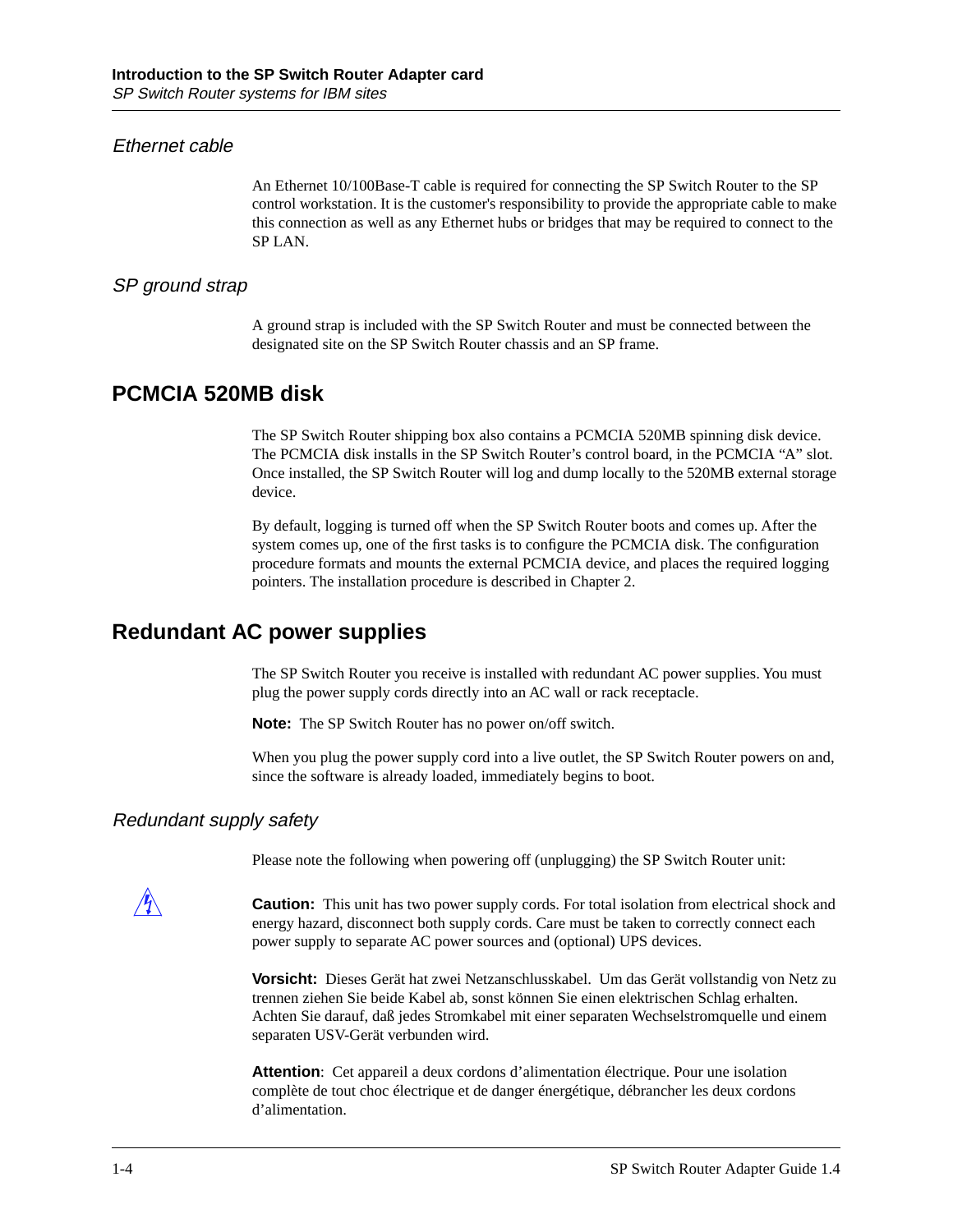### Ethernet cable

An Ethernet 10/100Base-T cable is required for connecting the SP Switch Router to the SP control workstation. It is the customer's responsibility to provide the appropriate cable to make this connection as well as any Ethernet hubs or bridges that may be required to connect to the SP LAN.

### SP ground strap

A ground strap is included with the SP Switch Router and must be connected between the designated site on the SP Switch Router chassis and an SP frame.

## PCMCIA 520MB disk

The SP Switch Router shipping box also contains a PCMCIA 520MB spinning disk device. The PCMCIA disk installs in the SP Switch Router's control board, in the PCMCIA "A" slot. Once installed, the SP Switch Router will log and dump locally to the 520MB external storage device.

By default, logging is turned off when the SP Switch Router boots and comes up. After the system comes up, one of the first tasks is to configure the PCMCIA disk. The configuration procedure formats and mounts the external PCMCIA device, and places the required logging pointers. The installation procedure is described in Chapter 2.

## Redundant AC power supplies

The SP Switch Router you receive is installed with redundant AC power supplies. You must plug the power supply cords directly into an AC wall or rack receptacle.

**Note:** The SP Switch Router has no power on/off switch.

When you plug the power supply cord into a live outlet, the SP Switch Router powers on and, since the software is already loaded, immediately begins to boot.

### Redundant supply safety

Please note the following when powering off (unplugging) the SP Switch Router unit:

**Caution:** This unit has two power supply cords. For total isolation from electrical shock and energy hazard, disconnect both supply cords. Care must be taken to correctly connect each power supply to separate AC power sources and (optional) UPS devices.

**Vorsicht:** Dieses Gerät hat zwei Netzanschlusskabel. Um das Gerät vollstandig von Netz zu trennen ziehen Sie beide Kabel ab, sonst können Sie einen elektrischen Schlag erhalten. Achten Sie darauf, daß jedes Stromkabel mit einer separaten Wechselstromquelle und einem separaten USV-Gerät verbunden wird.

**Attention**: Cet appareil a deux cordons d'alimentation électrique. Pour une isolation complète de tout choc électrique et de danger énergétique, débrancher les deux cordons d'alimentation.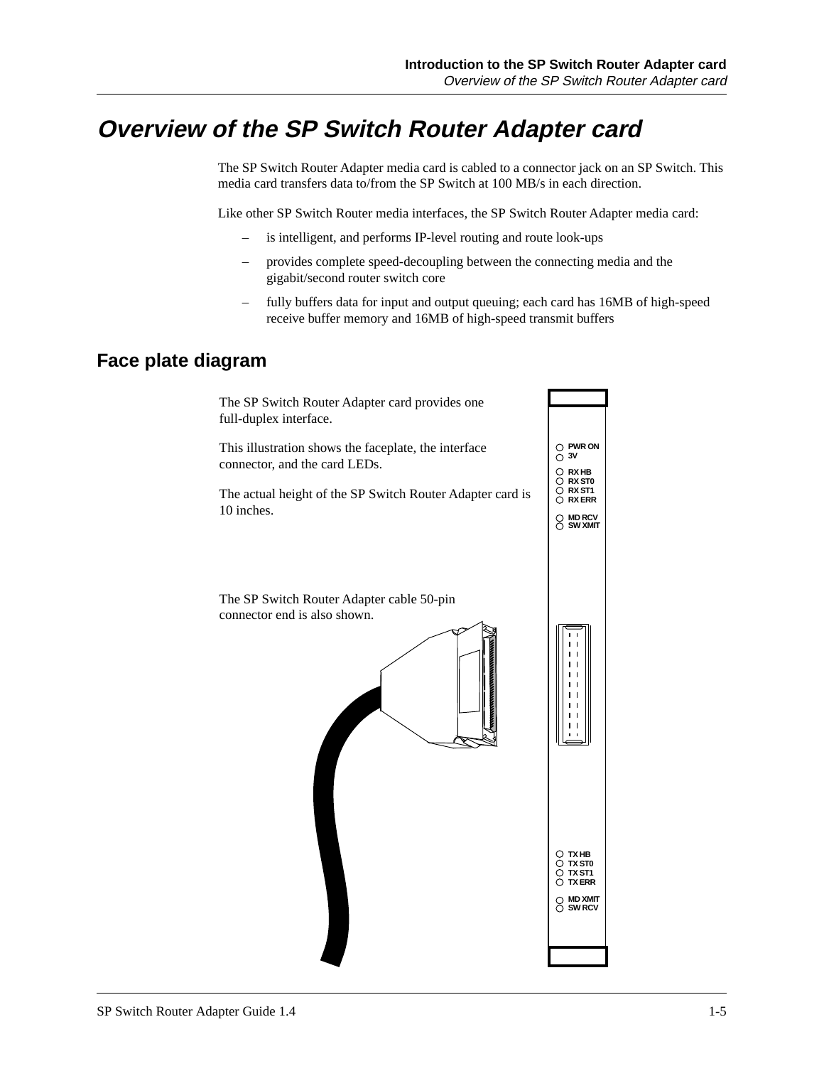# Overview of the SP Switch Router Adapter card

The SP Switch Router Adapter media card is cabled to a connector jack on an SP Switch. This media card transfers data to/from the SP Switch at 100 MB/s in each direction.

Like other SP Switch Router media interfaces, the SP Switch Router Adapter media card:

- is intelligent, and performs IP-level routing and route look-ups
- provides complete speed-decoupling between the connecting media and the gigabit/second router switch core
- fully buffers data for input and output queuing; each card has 16MB of high-speed receive buffer memory and 16MB of high-speed transmit buffers

## Face plate diagram

The SP Switch Router Adapter card provides one full-duplex interface.

This illustration shows the faceplate, the interface connector, and the card LEDs.

The actual height of the SP Switch Router Adapter card is 10 inches.

The SP Switch Router Adapter cable 50-pin connector end is also shown.

PWR ON
3V
RX HB
RX ST0
RX ST1
RX ERR
MD RCV
SW XMIT

TX HB
TX ST0
TX ST1
TX ERR
MD XMIT
SW RCV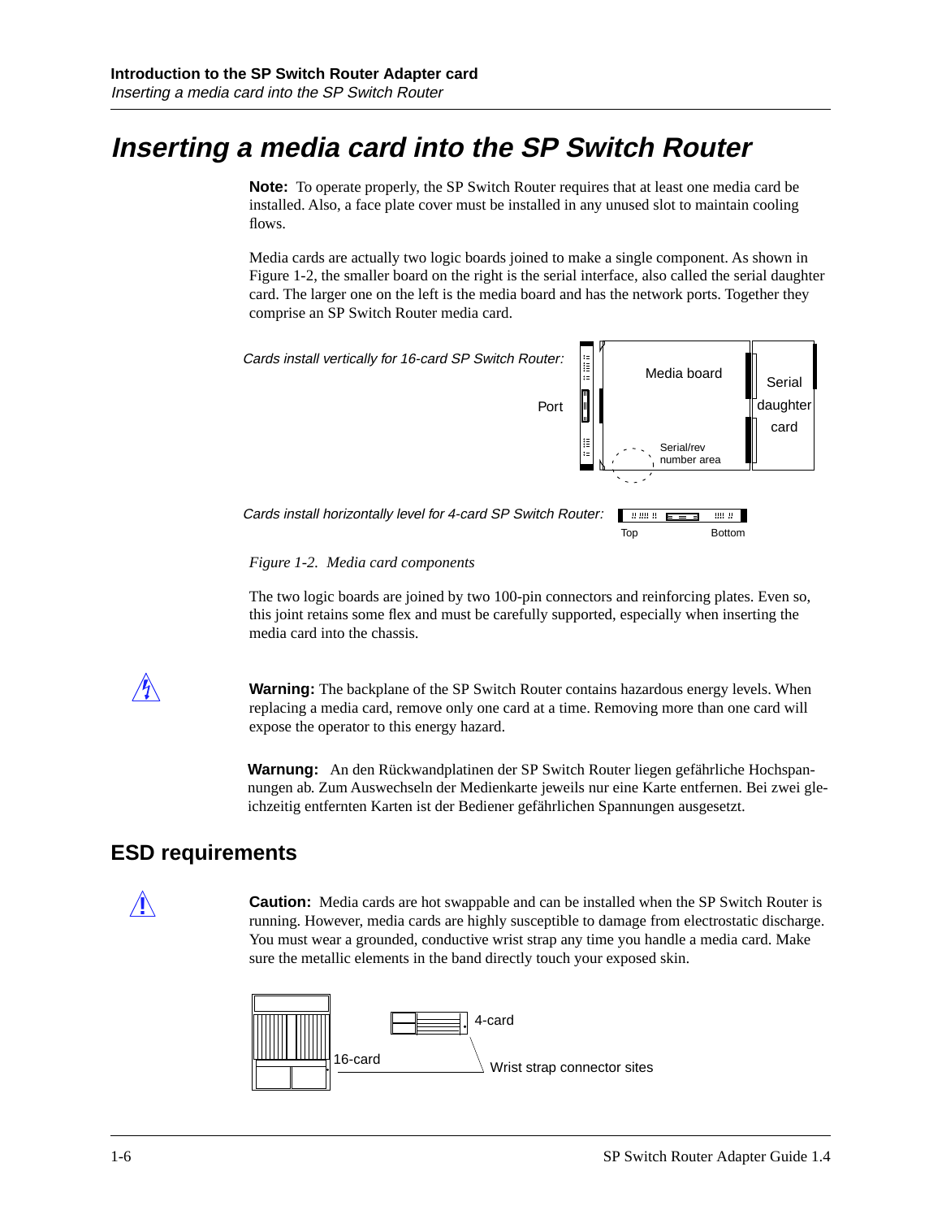# Inserting a media card into the SP Switch Router

**Note:** To operate properly, the SP Switch Router requires that at least one media card be installed. Also, a face plate cover must be installed in any unused slot to maintain cooling flows.

Media cards are actually two logic boards joined to make a single component. As shown in Figure 1-2, the smaller board on the right is the serial interface, also called the serial daughter card. The larger one on the left is the media board and has the network ports. Together they comprise an SP Switch Router media card.

*Cards install vertically for 16-card SP Switch Router:*

Port — Media board — Serial daughter card — Serial/rev number area

*Cards install horizontally level for 4-card SP Switch Router:*

Top — Bottom

*Figure 1-2. Media card components*

The two logic boards are joined by two 100-pin connectors and reinforcing plates. Even so, this joint retains some flex and must be carefully supported, especially when inserting the media card into the chassis.

**Warning:** The backplane of the SP Switch Router contains hazardous energy levels. When replacing a media card, remove only one card at a time. Removing more than one card will expose the operator to this energy hazard.

**Warnung:** An den Rückwandplatinen der SP Switch Router liegen gefährliche Hochspannungen ab. Zum Auswechseln der Medienkarte jeweils nur eine Karte entfernen. Bei zwei gleichzeitig entfernten Karten ist der Bediener gefährlichen Spannungen ausgesetzt.

## ESD requirements

**Caution:** Media cards are hot swappable and can be installed when the SP Switch Router is running. However, media cards are highly susceptible to damage from electrostatic discharge. You must wear a grounded, conductive wrist strap any time you handle a media card. Make sure the metallic elements in the band directly touch your exposed skin.

4-card — 16-card — Wrist strap connector sites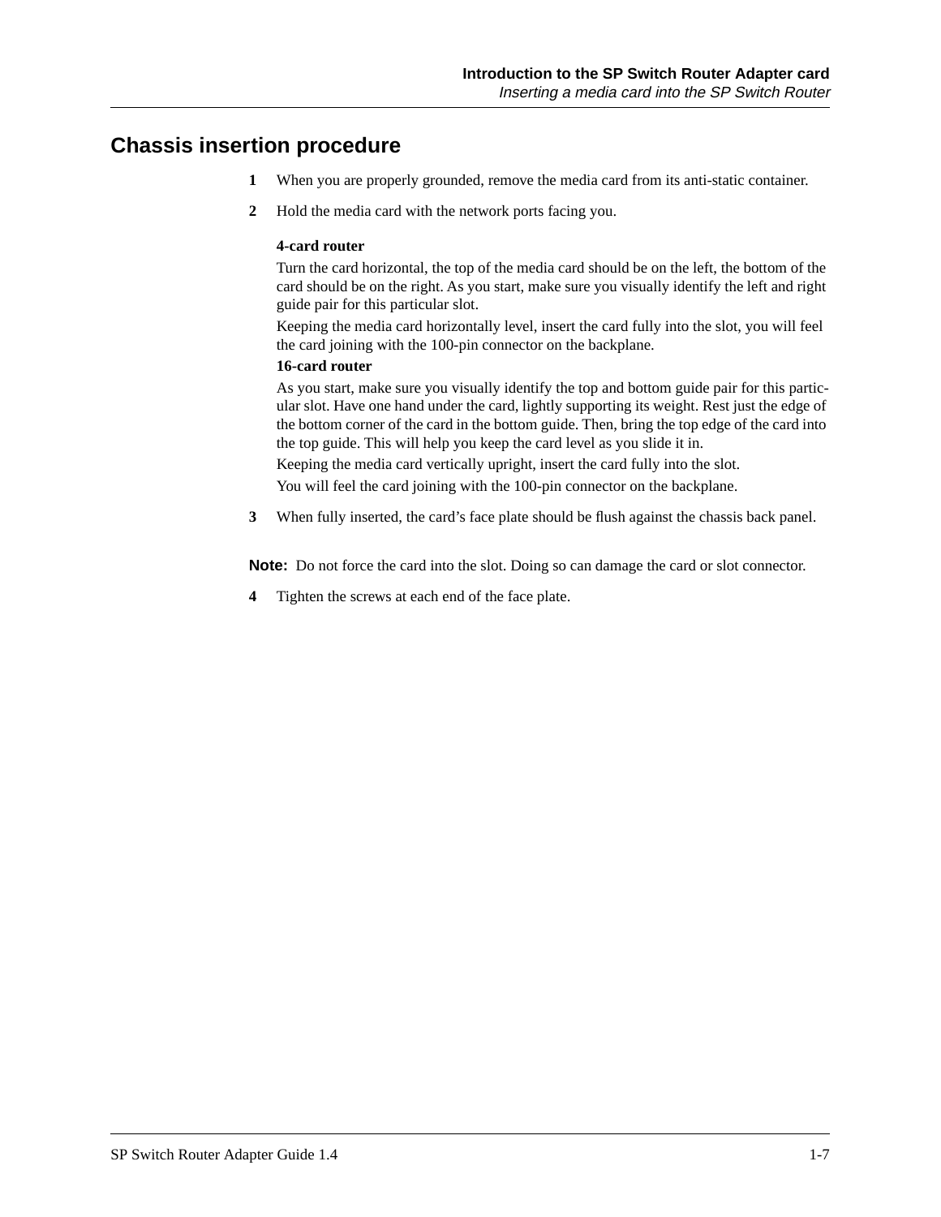## Chassis insertion procedure

1. When you are properly grounded, remove the media card from its anti-static container.
2. Hold the media card with the network ports facing you.

   **4-card router**

   Turn the card horizontal, the top of the media card should be on the left, the bottom of the card should be on the right. As you start, make sure you visually identify the left and right guide pair for this particular slot.

   Keeping the media card horizontally level, insert the card fully into the slot, you will feel the card joining with the 100-pin connector on the backplane.

   **16-card router**

   As you start, make sure you visually identify the top and bottom guide pair for this particular slot. Have one hand under the card, lightly supporting its weight. Rest just the edge of the bottom corner of the card in the bottom guide. Then, bring the top edge of the card into the top guide. This will help you keep the card level as you slide it in.

   Keeping the media card vertically upright, insert the card fully into the slot.

   You will feel the card joining with the 100-pin connector on the backplane.
3. When fully inserted, the card's face plate should be flush against the chassis back panel.

**Note:** Do not force the card into the slot. Doing so can damage the card or slot connector.

4. Tighten the screws at each end of the face plate.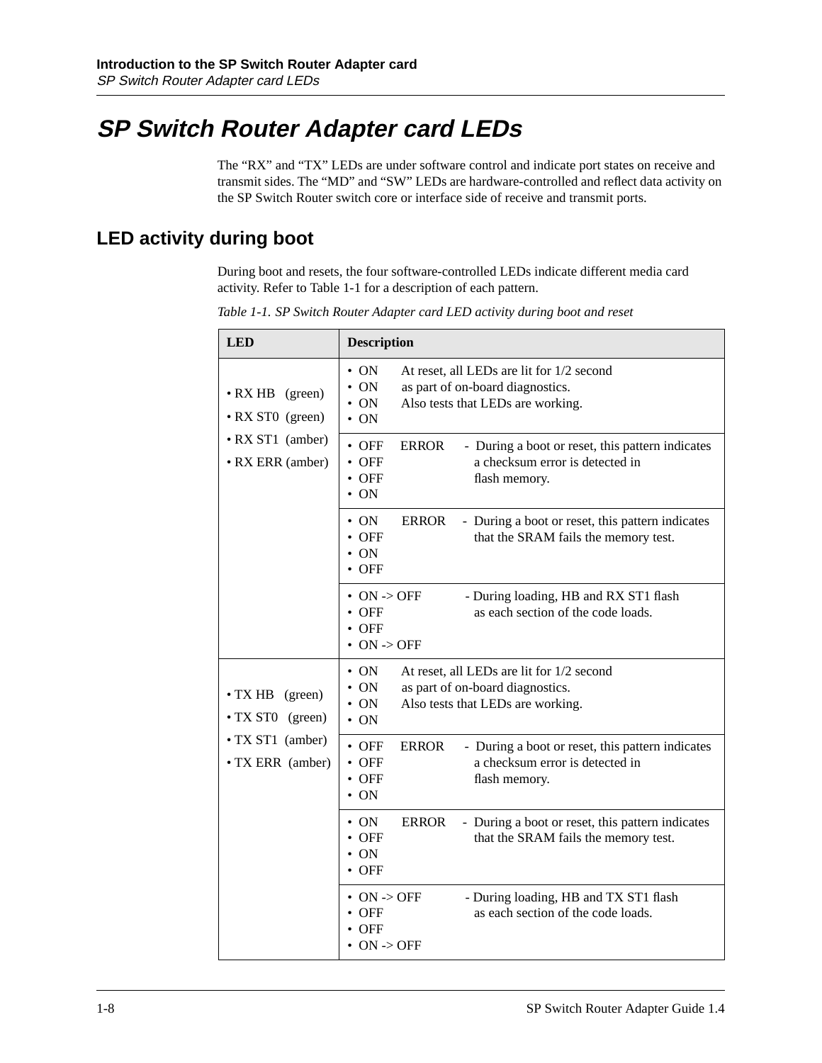# SP Switch Router Adapter card LEDs

The “RX” and “TX” LEDs are under software control and indicate port states on receive and transmit sides. The “MD” and “SW” LEDs are hardware-controlled and reflect data activity on the SP Switch Router switch core or interface side of receive and transmit ports.

## LED activity during boot

During boot and resets, the four software-controlled LEDs indicate different media card activity. Refer to Table 1-1 for a description of each pattern.

*Table 1-1. SP Switch Router Adapter card LED activity during boot and reset*

| LED | Description |
|---|---|
| • RX HB (green)<br>• RX ST0 (green)<br>• RX ST1 (amber)<br>• RX ERR (amber) | • ON At reset, all LEDs are lit for 1/2 second<br>• ON as part of on-board diagnostics.<br>• ON Also tests that LEDs are working.<br>• ON |
| | • OFF ERROR - During a boot or reset, this pattern indicates<br>• OFF a checksum error is detected in<br>• OFF flash memory.<br>• ON |
| | • ON ERROR - During a boot or reset, this pattern indicates<br>• OFF that the SRAM fails the memory test.<br>• ON<br>• OFF |
| | • ON -> OFF - During loading, HB and RX ST1 flash<br>• OFF as each section of the code loads.<br>• OFF<br>• ON -> OFF |
| • TX HB (green)<br>• TX ST0 (green)<br>• TX ST1 (amber)<br>• TX ERR (amber) | • ON At reset, all LEDs are lit for 1/2 second<br>• ON as part of on-board diagnostics.<br>• ON Also tests that LEDs are working.<br>• ON |
| | • OFF ERROR - During a boot or reset, this pattern indicates<br>• OFF a checksum error is detected in<br>• OFF flash memory.<br>• ON |
| | • ON ERROR - During a boot or reset, this pattern indicates<br>• OFF that the SRAM fails the memory test.<br>• ON<br>• OFF |
| | • ON -> OFF - During loading, HB and TX ST1 flash<br>• OFF as each section of the code loads.<br>• OFF<br>• ON -> OFF |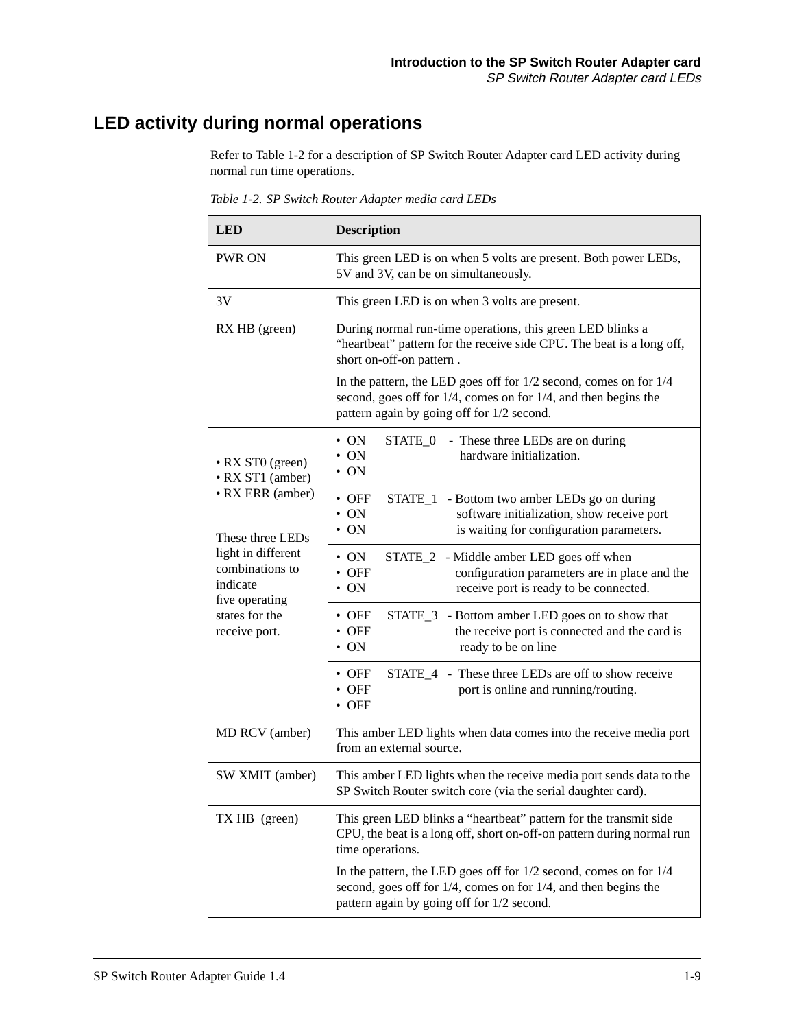## LED activity during normal operations

Refer to Table 1-2 for a description of SP Switch Router Adapter card LED activity during normal run time operations.

*Table 1-2. SP Switch Router Adapter media card LEDs*

| LED | Description |
|---|---|
| PWR ON | This green LED is on when 5 volts are present. Both power LEDs, 5V and 3V, can be on simultaneously. |
| 3V | This green LED is on when 3 volts are present. |
| RX HB (green) | During normal run-time operations, this green LED blinks a “heartbeat” pattern for the receive side CPU. The beat is a long off, short on-off-on pattern .<br><br>In the pattern, the LED goes off for 1/2 second, comes on for 1/4 second, goes off for 1/4, comes on for 1/4, and then begins the pattern again by going off for 1/2 second. |
| • RX ST0 (green)<br>• RX ST1 (amber)<br>• RX ERR (amber)<br><br>These three LEDs light in different combinations to indicate five operating states for the receive port. | • ON • ON • ON — STATE_0 - These three LEDs are on during hardware initialization. |
| | • OFF • ON • ON — STATE_1 - Bottom two amber LEDs go on during software initialization, show receive port is waiting for configuration parameters. |
| | • ON • OFF • ON — STATE_2 - Middle amber LED goes off when configuration parameters are in place and the receive port is ready to be connected. |
| | • OFF • OFF • ON — STATE_3 - Bottom amber LED goes on to show that the receive port is connected and the card is ready to be on line |
| | • OFF • OFF • OFF — STATE_4 - These three LEDs are off to show receive port is online and running/routing. |
| MD RCV (amber) | This amber LED lights when data comes into the receive media port from an external source. |
| SW XMIT (amber) | This amber LED lights when the receive media port sends data to the SP Switch Router switch core (via the serial daughter card). |
| TX HB (green) | This green LED blinks a “heartbeat” pattern for the transmit side CPU, the beat is a long off, short on-off-on pattern during normal run time operations.<br><br>In the pattern, the LED goes off for 1/2 second, comes on for 1/4 second, goes off for 1/4, comes on for 1/4, and then begins the pattern again by going off for 1/2 second. |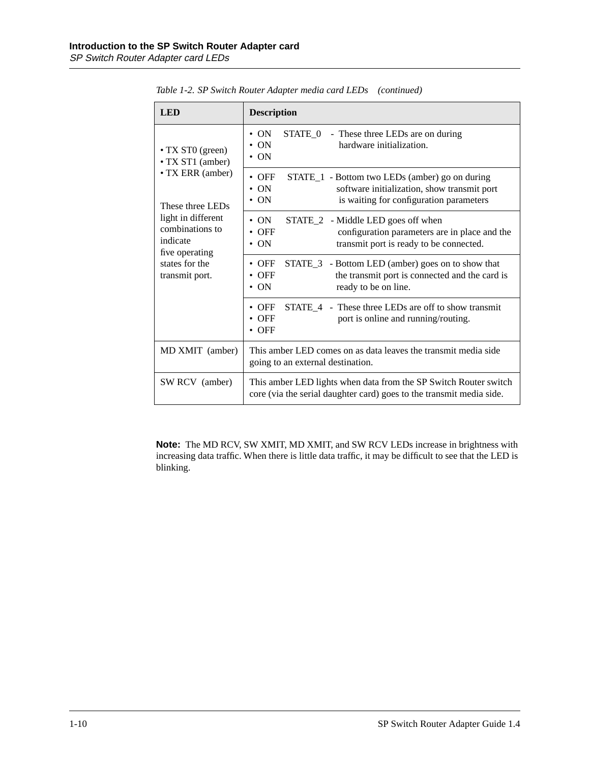*Table 1-2. SP Switch Router Adapter media card LEDs (continued)*

| LED | Description |
|---|---|
| • TX ST0 (green)<br>• TX ST1 (amber)<br>• TX ERR (amber)<br><br>These three LEDs light in different combinations to indicate five operating states for the transmit port. | • ON • ON • ON STATE_0 - These three LEDs are on during hardware initialization. |
| | • OFF • ON • ON STATE_1 - Bottom two LEDs (amber) go on during software initialization, show transmit port is waiting for configuration parameters |
| | • ON • OFF • ON STATE_2 - Middle LED goes off when configuration parameters are in place and the transmit port is ready to be connected. |
| | • OFF • OFF • ON STATE_3 - Bottom LED (amber) goes on to show that the transmit port is connected and the card is ready to be on line. |
| | • OFF • OFF • OFF STATE_4 - These three LEDs are off to show transmit port is online and running/routing. |
| MD XMIT (amber) | This amber LED comes on as data leaves the transmit media side going to an external destination. |
| SW RCV (amber) | This amber LED lights when data from the SP Switch Router switch core (via the serial daughter card) goes to the transmit media side. |

**Note:** The MD RCV, SW XMIT, MD XMIT, and SW RCV LEDs increase in brightness with increasing data traffic. When there is little data traffic, it may be difficult to see that the LED is blinking.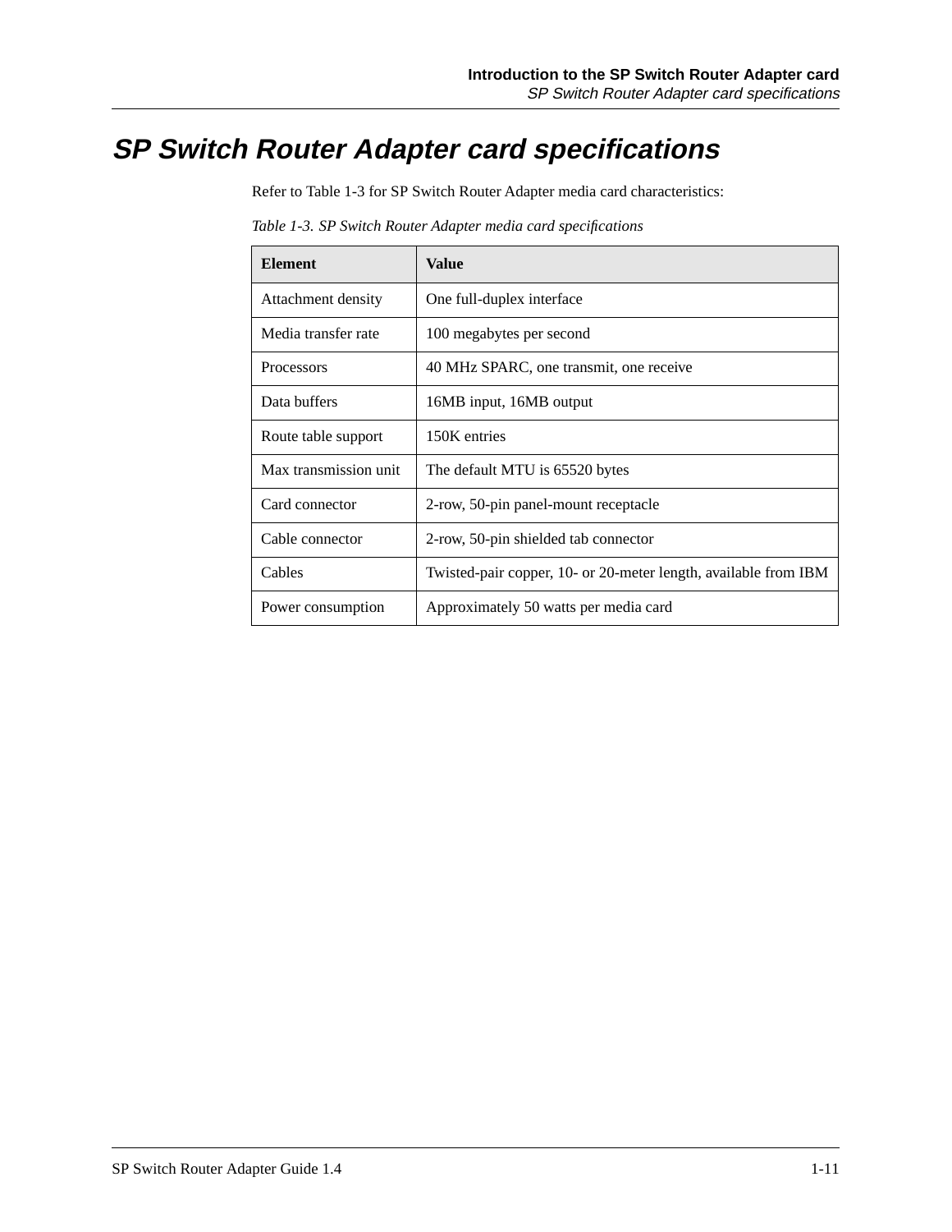# SP Switch Router Adapter card specifications

Refer to Table 1-3 for SP Switch Router Adapter media card characteristics:

*Table 1-3. SP Switch Router Adapter media card specifications*

| Element | Value |
|---|---|
| Attachment density | One full-duplex interface |
| Media transfer rate | 100 megabytes per second |
| Processors | 40 MHz SPARC, one transmit, one receive |
| Data buffers | 16MB input, 16MB output |
| Route table support | 150K entries |
| Max transmission unit | The default MTU is 65520 bytes |
| Card connector | 2-row, 50-pin panel-mount receptacle |
| Cable connector | 2-row, 50-pin shielded tab connector |
| Cables | Twisted-pair copper, 10- or 20-meter length, available from IBM |
| Power consumption | Approximately 50 watts per media card |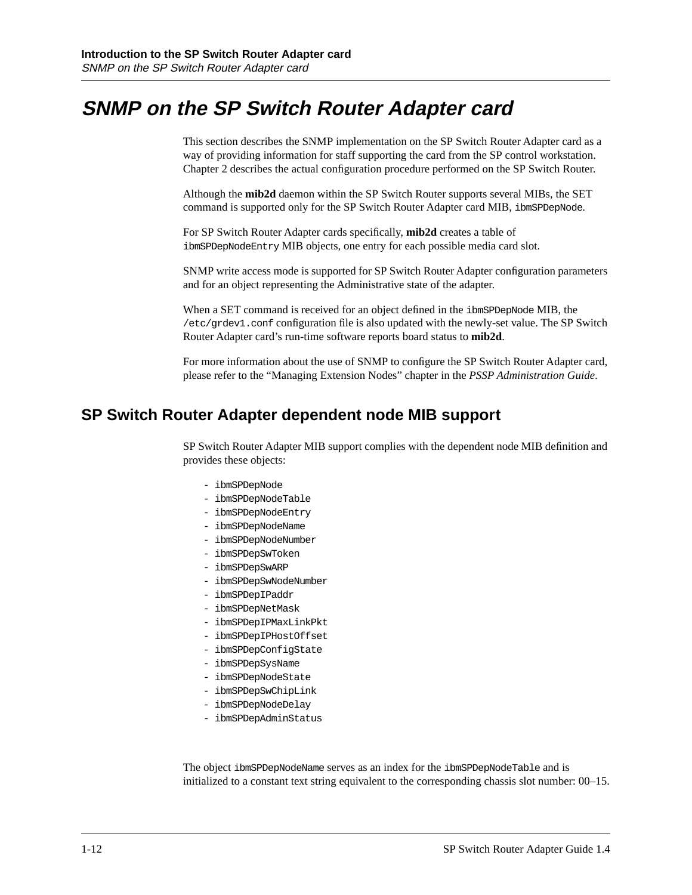# SNMP on the SP Switch Router Adapter card

This section describes the SNMP implementation on the SP Switch Router Adapter card as a way of providing information for staff supporting the card from the SP control workstation. Chapter 2 describes the actual configuration procedure performed on the SP Switch Router.

Although the **mib2d** daemon within the SP Switch Router supports several MIBs, the SET command is supported only for the SP Switch Router Adapter card MIB, `ibmSPDepNode`.

For SP Switch Router Adapter cards specifically, **mib2d** creates a table of `ibmSPDepNodeEntry` MIB objects, one entry for each possible media card slot.

SNMP write access mode is supported for SP Switch Router Adapter configuration parameters and for an object representing the Administrative state of the adapter.

When a SET command is received for an object defined in the `ibmSPDepNode` MIB, the `/etc/grdev1.conf` configuration file is also updated with the newly-set value. The SP Switch Router Adapter card's run-time software reports board status to **mib2d**.

For more information about the use of SNMP to configure the SP Switch Router Adapter card, please refer to the "Managing Extension Nodes" chapter in the *PSSP Administration Guide*.

## SP Switch Router Adapter dependent node MIB support

SP Switch Router Adapter MIB support complies with the dependent node MIB definition and provides these objects:

- `ibmSPDepNode`
- `ibmSPDepNodeTable`
- `ibmSPDepNodeEntry`
- `ibmSPDepNodeName`
- `ibmSPDepNodeNumber`
- `ibmSPDepSwToken`
- `ibmSPDepSwARP`
- `ibmSPDepSwNodeNumber`
- `ibmSPDepIPaddr`
- `ibmSPDepNetMask`
- `ibmSPDepIPMaxLinkPkt`
- `ibmSPDepIPHostOffset`
- `ibmSPDepConfigState`
- `ibmSPDepSysName`
- `ibmSPDepNodeState`
- `ibmSPDepSwChipLink`
- `ibmSPDepNodeDelay`
- `ibmSPDepAdminStatus`

The object `ibmSPDepNodeName` serves as an index for the `ibmSPDepNodeTable` and is initialized to a constant text string equivalent to the corresponding chassis slot number: 00–15.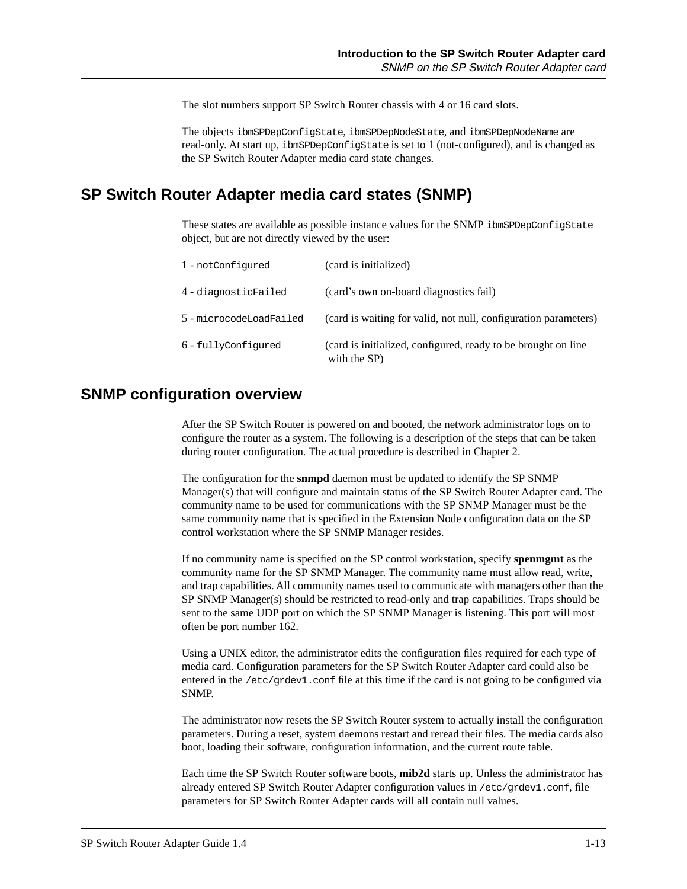The slot numbers support SP Switch Router chassis with 4 or 16 card slots.

The objects `ibmSPDepConfigState`, `ibmSPDepNodeState`, and `ibmSPDepNodeName` are read-only. At start up, `ibmSPDepConfigState` is set to 1 (not-configured), and is changed as the SP Switch Router Adapter media card state changes.

## SP Switch Router Adapter media card states (SNMP)

These states are available as possible instance values for the SNMP `ibmSPDepConfigState` object, but are not directly viewed by the user:

| | |
|---|---|
| 1 - `notConfigured` | (card is initialized) |
| 4 - `diagnosticFailed` | (card's own on-board diagnostics fail) |
| 5 - `microcodeLoadFailed` | (card is waiting for valid, not null, configuration parameters) |
| 6 - `fullyConfigured` | (card is initialized, configured, ready to be brought on line with the SP) |

## SNMP configuration overview

After the SP Switch Router is powered on and booted, the network administrator logs on to configure the router as a system. The following is a description of the steps that can be taken during router configuration. The actual procedure is described in Chapter 2.

The configuration for the **snmpd** daemon must be updated to identify the SP SNMP Manager(s) that will configure and maintain status of the SP Switch Router Adapter card. The community name to be used for communications with the SP SNMP Manager must be the same community name that is specified in the Extension Node configuration data on the SP control workstation where the SP SNMP Manager resides.

If no community name is specified on the SP control workstation, specify **spenmgmt** as the community name for the SP SNMP Manager. The community name must allow read, write, and trap capabilities. All community names used to communicate with managers other than the SP SNMP Manager(s) should be restricted to read-only and trap capabilities. Traps should be sent to the same UDP port on which the SP SNMP Manager is listening. This port will most often be port number 162.

Using a UNIX editor, the administrator edits the configuration files required for each type of media card. Configuration parameters for the SP Switch Router Adapter card could also be entered in the `/etc/grdev1.conf` file at this time if the card is not going to be configured via SNMP.

The administrator now resets the SP Switch Router system to actually install the configuration parameters. During a reset, system daemons restart and reread their files. The media cards also boot, loading their software, configuration information, and the current route table.

Each time the SP Switch Router software boots, **mib2d** starts up. Unless the administrator has already entered SP Switch Router Adapter configuration values in `/etc/grdev1.conf`, file parameters for SP Switch Router Adapter cards will all contain null values.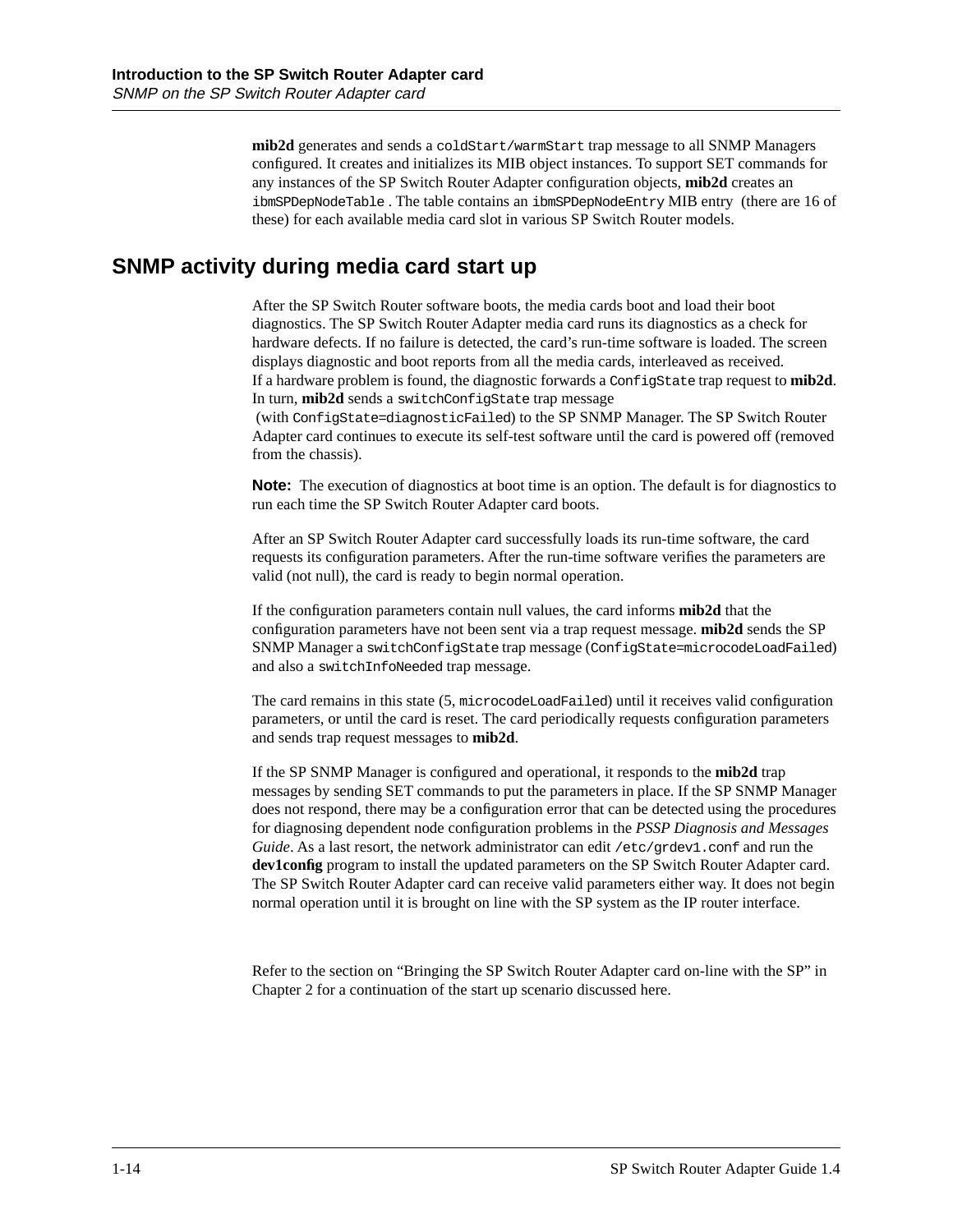**mib2d** generates and sends a `coldStart/warmStart` trap message to all SNMP Managers configured. It creates and initializes its MIB object instances. To support SET commands for any instances of the SP Switch Router Adapter configuration objects, **mib2d** creates an `ibmSPDepNodeTable`. The table contains an `ibmSPDepNodeEntry` MIB entry (there are 16 of these) for each available media card slot in various SP Switch Router models.

## SNMP activity during media card start up

After the SP Switch Router software boots, the media cards boot and load their boot diagnostics. The SP Switch Router Adapter media card runs its diagnostics as a check for hardware defects. If no failure is detected, the card's run-time software is loaded. The screen displays diagnostic and boot reports from all the media cards, interleaved as received. If a hardware problem is found, the diagnostic forwards a `ConfigState` trap request to **mib2d**. In turn, **mib2d** sends a `switchConfigState` trap message (with `ConfigState=diagnosticFailed`) to the SP SNMP Manager. The SP Switch Router Adapter card continues to execute its self-test software until the card is powered off (removed from the chassis).

**Note:** The execution of diagnostics at boot time is an option. The default is for diagnostics to run each time the SP Switch Router Adapter card boots.

After an SP Switch Router Adapter card successfully loads its run-time software, the card requests its configuration parameters. After the run-time software verifies the parameters are valid (not null), the card is ready to begin normal operation.

If the configuration parameters contain null values, the card informs **mib2d** that the configuration parameters have not been sent via a trap request message. **mib2d** sends the SP SNMP Manager a `switchConfigState` trap message (`ConfigState=microcodeLoadFailed`) and also a `switchInfoNeeded` trap message.

The card remains in this state (5, `microcodeLoadFailed`) until it receives valid configuration parameters, or until the card is reset. The card periodically requests configuration parameters and sends trap request messages to **mib2d**.

If the SP SNMP Manager is configured and operational, it responds to the **mib2d** trap messages by sending SET commands to put the parameters in place. If the SP SNMP Manager does not respond, there may be a configuration error that can be detected using the procedures for diagnosing dependent node configuration problems in the *PSSP Diagnosis and Messages Guide*. As a last resort, the network administrator can edit `/etc/grdev1.conf` and run the **dev1config** program to install the updated parameters on the SP Switch Router Adapter card. The SP Switch Router Adapter card can receive valid parameters either way. It does not begin normal operation until it is brought on line with the SP system as the IP router interface.

Refer to the section on "Bringing the SP Switch Router Adapter card on-line with the SP" in Chapter 2 for a continuation of the start up scenario discussed here.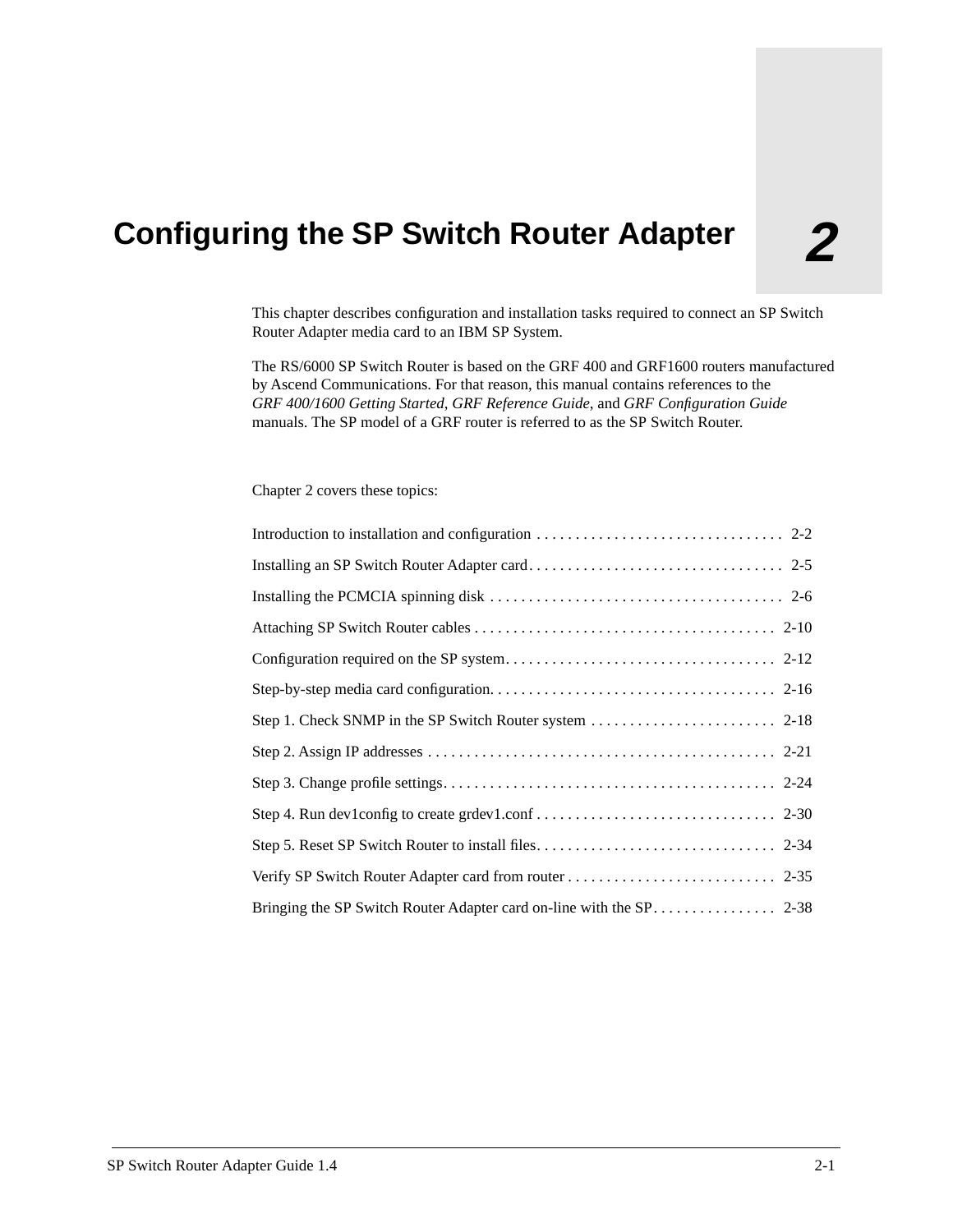# 2 Configuring the SP Switch Router Adapter

This chapter describes configuration and installation tasks required to connect an SP Switch Router Adapter media card to an IBM SP System.

The RS/6000 SP Switch Router is based on the GRF 400 and GRF1600 routers manufactured by Ascend Communications. For that reason, this manual contains references to the *GRF 400/1600 Getting Started*, *GRF Reference Guide*, and *GRF Configuration Guide* manuals. The SP model of a GRF router is referred to as the SP Switch Router.

Chapter 2 covers these topics:

| Topic | Page |
|---|---|
| Introduction to installation and configuration | 2-2 |
| Installing an SP Switch Router Adapter card | 2-5 |
| Installing the PCMCIA spinning disk | 2-6 |
| Attaching SP Switch Router cables | 2-10 |
| Configuration required on the SP system | 2-12 |
| Step-by-step media card configuration | 2-16 |
| Step 1. Check SNMP in the SP Switch Router system | 2-18 |
| Step 2. Assign IP addresses | 2-21 |
| Step 3. Change profile settings | 2-24 |
| Step 4. Run dev1config to create grdev1.conf | 2-30 |
| Step 5. Reset SP Switch Router to install files | 2-34 |
| Verify SP Switch Router Adapter card from router | 2-35 |
| Bringing the SP Switch Router Adapter card on-line with the SP | 2-38 |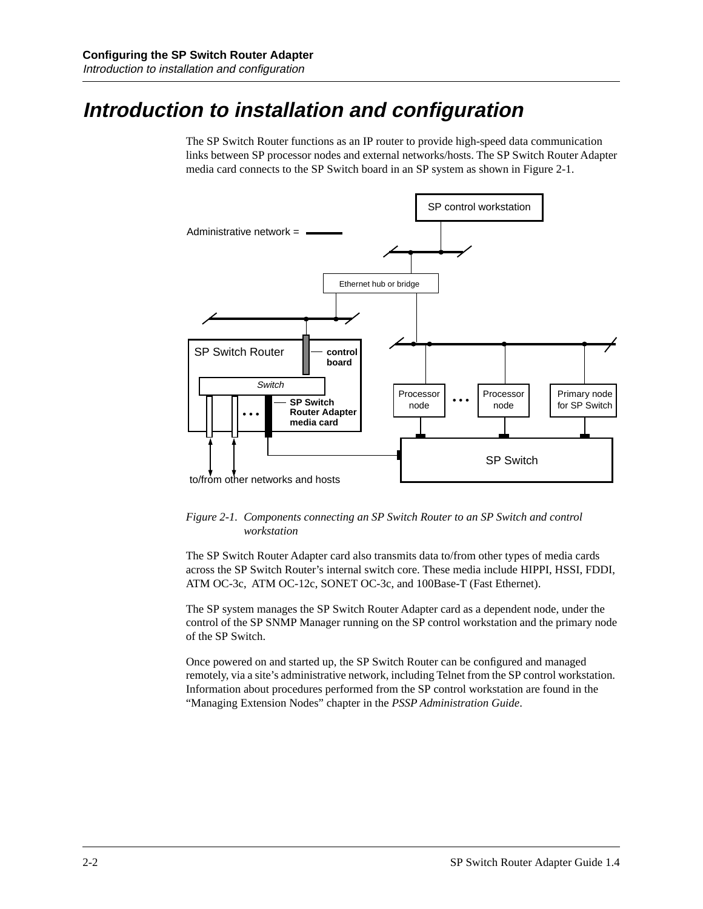# Introduction to installation and configuration

The SP Switch Router functions as an IP router to provide high-speed data communication links between SP processor nodes and external networks/hosts. The SP Switch Router Adapter media card connects to the SP Switch board in an SP system as shown in Figure 2-1.

*Figure 2-1. Components connecting an SP Switch Router to an SP Switch and control workstation*

The SP Switch Router Adapter card also transmits data to/from other types of media cards across the SP Switch Router's internal switch core. These media include HIPPI, HSSI, FDDI, ATM OC-3c, ATM OC-12c, SONET OC-3c, and 100Base-T (Fast Ethernet).

The SP system manages the SP Switch Router Adapter card as a dependent node, under the control of the SP SNMP Manager running on the SP control workstation and the primary node of the SP Switch.

Once powered on and started up, the SP Switch Router can be configured and managed remotely, via a site's administrative network, including Telnet from the SP control workstation. Information about procedures performed from the SP control workstation are found in the "Managing Extension Nodes" chapter in the *PSSP Administration Guide*.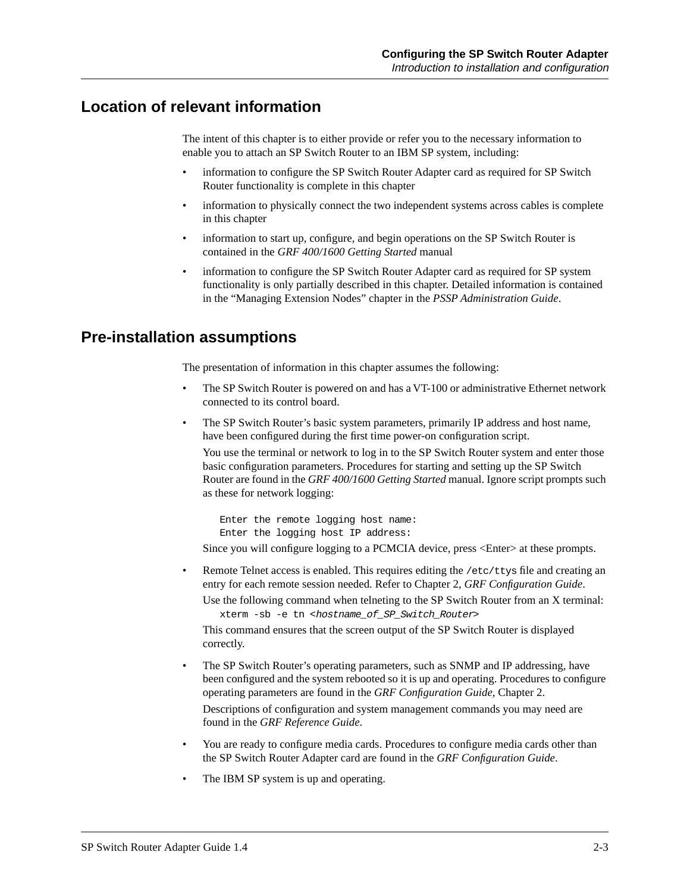## Location of relevant information

The intent of this chapter is to either provide or refer you to the necessary information to enable you to attach an SP Switch Router to an IBM SP system, including:

- information to configure the SP Switch Router Adapter card as required for SP Switch Router functionality is complete in this chapter
- information to physically connect the two independent systems across cables is complete in this chapter
- information to start up, configure, and begin operations on the SP Switch Router is contained in the *GRF 400/1600 Getting Started* manual
- information to configure the SP Switch Router Adapter card as required for SP system functionality is only partially described in this chapter. Detailed information is contained in the “Managing Extension Nodes” chapter in the *PSSP Administration Guide*.

## Pre-installation assumptions

The presentation of information in this chapter assumes the following:

- The SP Switch Router is powered on and has a VT-100 or administrative Ethernet network connected to its control board.
- The SP Switch Router’s basic system parameters, primarily IP address and host name, have been configured during the first time power-on configuration script.

  You use the terminal or network to log in to the SP Switch Router system and enter those basic configuration parameters. Procedures for starting and setting up the SP Switch Router are found in the *GRF 400/1600 Getting Started* manual. Ignore script prompts such as these for network logging:

  ```
  Enter the remote logging host name:
  Enter the logging host IP address:
  ```

  Since you will configure logging to a PCMCIA device, press <Enter> at these prompts.

- Remote Telnet access is enabled. This requires editing the `/etc/ttys` file and creating an entry for each remote session needed. Refer to Chapter 2, *GRF Configuration Guide*.

  Use the following command when telneting to the SP Switch Router from an X terminal:

  ```
  xterm -sb -e tn <hostname_of_SP_Switch_Router>
  ```

  This command ensures that the screen output of the SP Switch Router is displayed correctly.

- The SP Switch Router’s operating parameters, such as SNMP and IP addressing, have been configured and the system rebooted so it is up and operating. Procedures to configure operating parameters are found in the *GRF Configuration Guide*, Chapter 2.

  Descriptions of configuration and system management commands you may need are found in the *GRF Reference Guide*.

- You are ready to configure media cards. Procedures to configure media cards other than the SP Switch Router Adapter card are found in the *GRF Configuration Guide*.
- The IBM SP system is up and operating.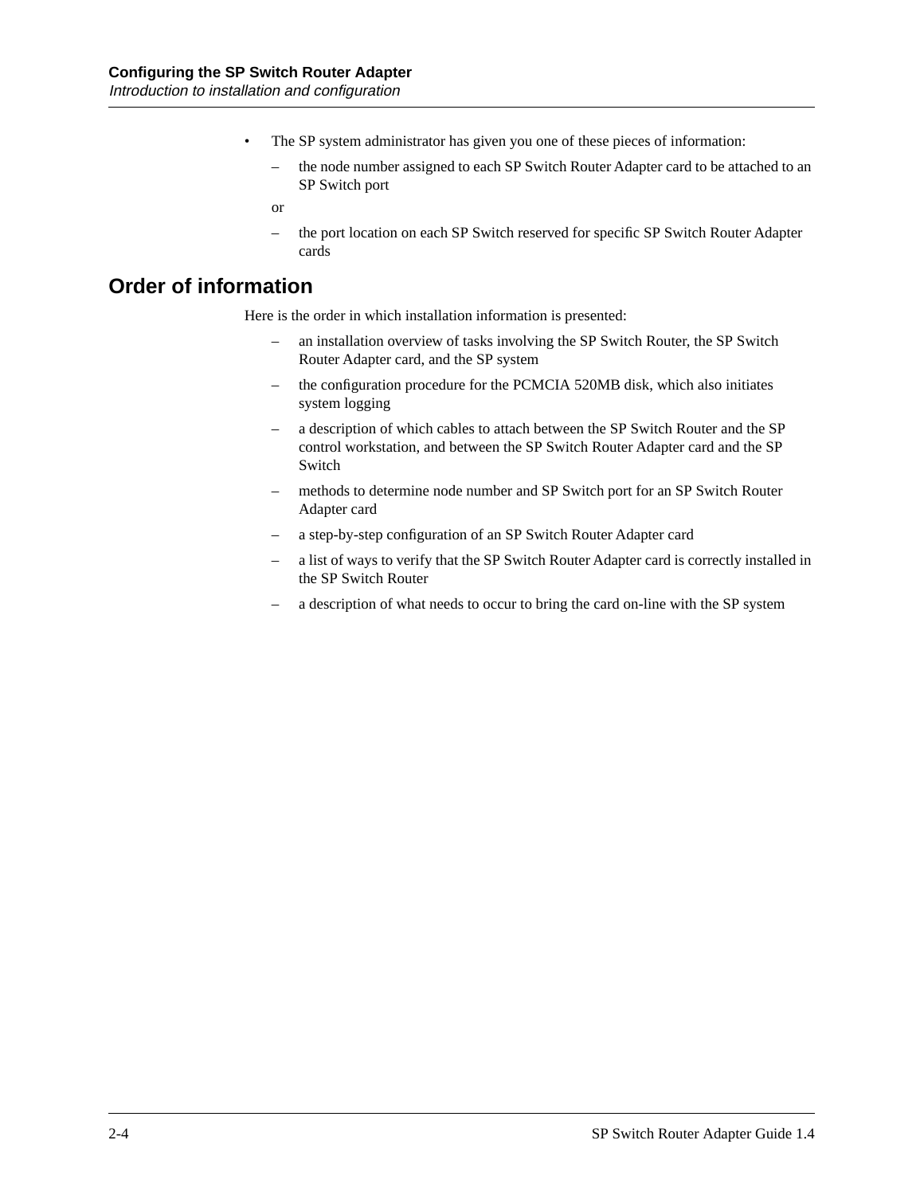- The SP system administrator has given you one of these pieces of information:
  - the node number assigned to each SP Switch Router Adapter card to be attached to an SP Switch port

  or

  - the port location on each SP Switch reserved for specific SP Switch Router Adapter cards

## Order of information

Here is the order in which installation information is presented:

- an installation overview of tasks involving the SP Switch Router, the SP Switch Router Adapter card, and the SP system
- the configuration procedure for the PCMCIA 520MB disk, which also initiates system logging
- a description of which cables to attach between the SP Switch Router and the SP control workstation, and between the SP Switch Router Adapter card and the SP Switch
- methods to determine node number and SP Switch port for an SP Switch Router Adapter card
- a step-by-step configuration of an SP Switch Router Adapter card
- a list of ways to verify that the SP Switch Router Adapter card is correctly installed in the SP Switch Router
- a description of what needs to occur to bring the card on-line with the SP system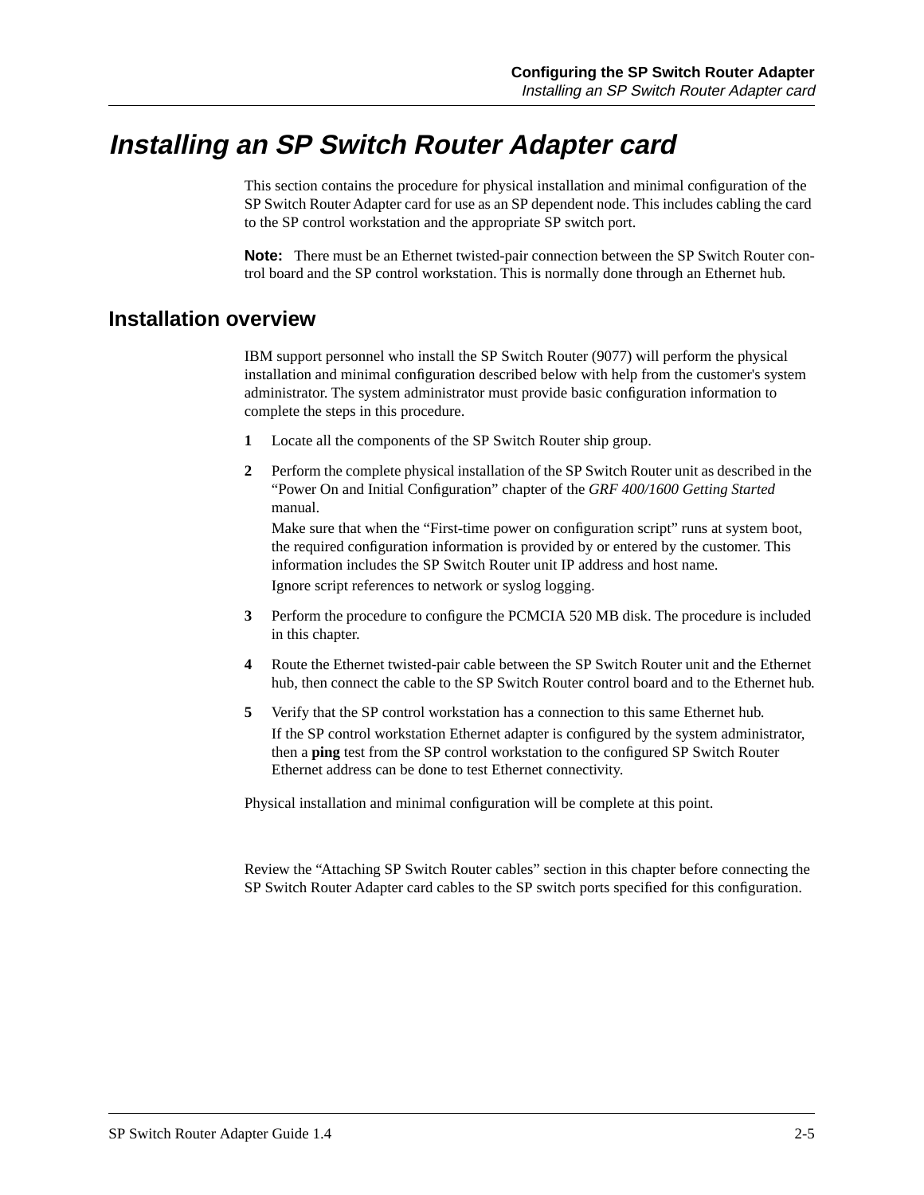# Installing an SP Switch Router Adapter card

This section contains the procedure for physical installation and minimal configuration of the SP Switch Router Adapter card for use as an SP dependent node. This includes cabling the card to the SP control workstation and the appropriate SP switch port.

**Note:** There must be an Ethernet twisted-pair connection between the SP Switch Router control board and the SP control workstation. This is normally done through an Ethernet hub.

## Installation overview

IBM support personnel who install the SP Switch Router (9077) will perform the physical installation and minimal configuration described below with help from the customer's system administrator. The system administrator must provide basic configuration information to complete the steps in this procedure.

1. Locate all the components of the SP Switch Router ship group.
2. Perform the complete physical installation of the SP Switch Router unit as described in the "Power On and Initial Configuration" chapter of the *GRF 400/1600 Getting Started* manual.

   Make sure that when the "First-time power on configuration script" runs at system boot, the required configuration information is provided by or entered by the customer. This information includes the SP Switch Router unit IP address and host name.

   Ignore script references to network or syslog logging.
3. Perform the procedure to configure the PCMCIA 520 MB disk. The procedure is included in this chapter.
4. Route the Ethernet twisted-pair cable between the SP Switch Router unit and the Ethernet hub, then connect the cable to the SP Switch Router control board and to the Ethernet hub.
5. Verify that the SP control workstation has a connection to this same Ethernet hub.

   If the SP control workstation Ethernet adapter is configured by the system administrator, then a **ping** test from the SP control workstation to the configured SP Switch Router Ethernet address can be done to test Ethernet connectivity.

Physical installation and minimal configuration will be complete at this point.

Review the "Attaching SP Switch Router cables" section in this chapter before connecting the SP Switch Router Adapter card cables to the SP switch ports specified for this configuration.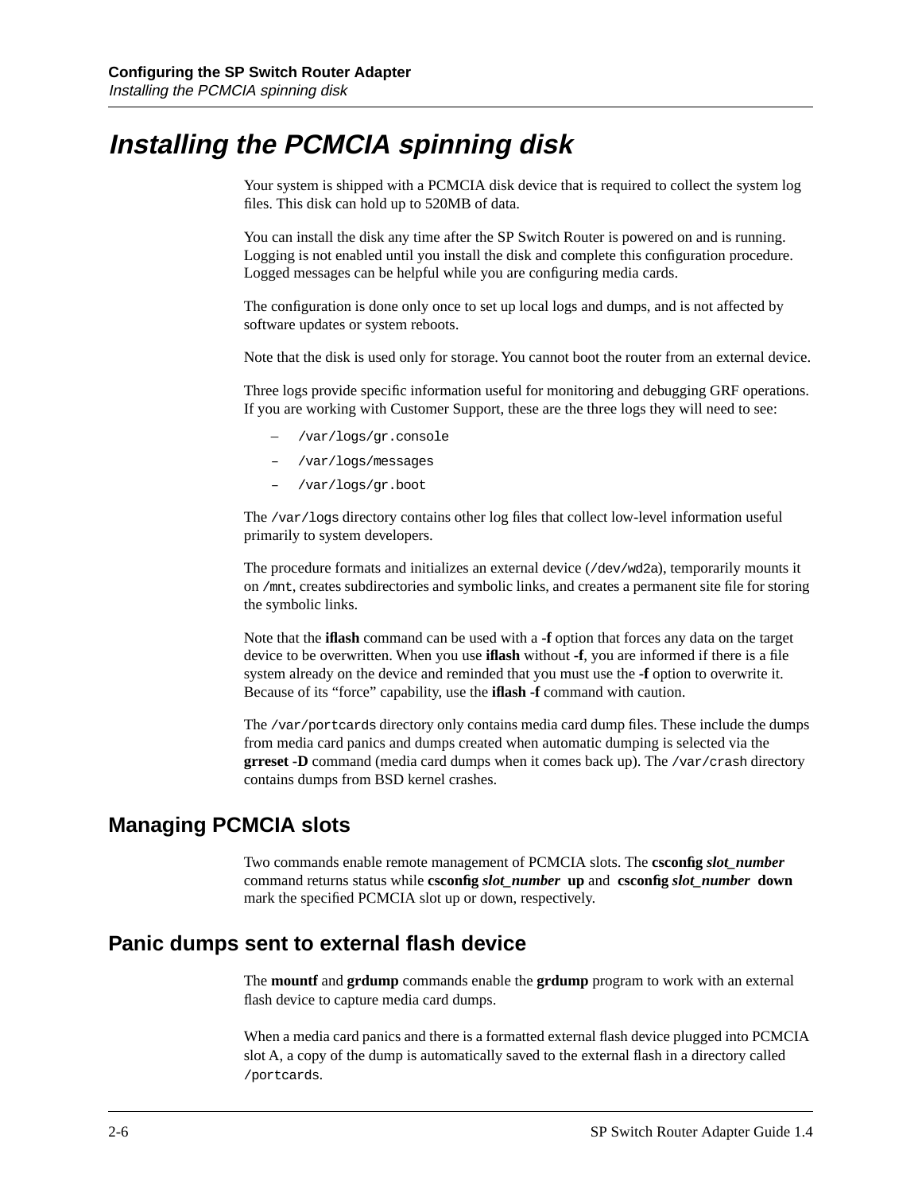# Installing the PCMCIA spinning disk

Your system is shipped with a PCMCIA disk device that is required to collect the system log files. This disk can hold up to 520MB of data.

You can install the disk any time after the SP Switch Router is powered on and is running. Logging is not enabled until you install the disk and complete this configuration procedure. Logged messages can be helpful while you are configuring media cards.

The configuration is done only once to set up local logs and dumps, and is not affected by software updates or system reboots.

Note that the disk is used only for storage. You cannot boot the router from an external device.

Three logs provide specific information useful for monitoring and debugging GRF operations. If you are working with Customer Support, these are the three logs they will need to see:

- `/var/logs/gr.console`
- `/var/logs/messages`
- `/var/logs/gr.boot`

The `/var/logs` directory contains other log files that collect low-level information useful primarily to system developers.

The procedure formats and initializes an external device (`/dev/wd2a`), temporarily mounts it on `/mnt`, creates subdirectories and symbolic links, and creates a permanent site file for storing the symbolic links.

Note that the **iflash** command can be used with a **-f** option that forces any data on the target device to be overwritten. When you use **iflash** without **-f**, you are informed if there is a file system already on the device and reminded that you must use the **-f** option to overwrite it. Because of its “force” capability, use the **iflash -f** command with caution.

The `/var/portcards` directory only contains media card dump files. These include the dumps from media card panics and dumps created when automatic dumping is selected via the **grreset -D** command (media card dumps when it comes back up). The `/var/crash` directory contains dumps from BSD kernel crashes.

## Managing PCMCIA slots

Two commands enable remote management of PCMCIA slots. The **csconfig** ***slot_number*** command returns status while **csconfig** ***slot_number*** **up** and **csconfig** ***slot_number*** **down** mark the specified PCMCIA slot up or down, respectively.

## Panic dumps sent to external flash device

The **mountf** and **grdump** commands enable the **grdump** program to work with an external flash device to capture media card dumps.

When a media card panics and there is a formatted external flash device plugged into PCMCIA slot A, a copy of the dump is automatically saved to the external flash in a directory called `/portcards`.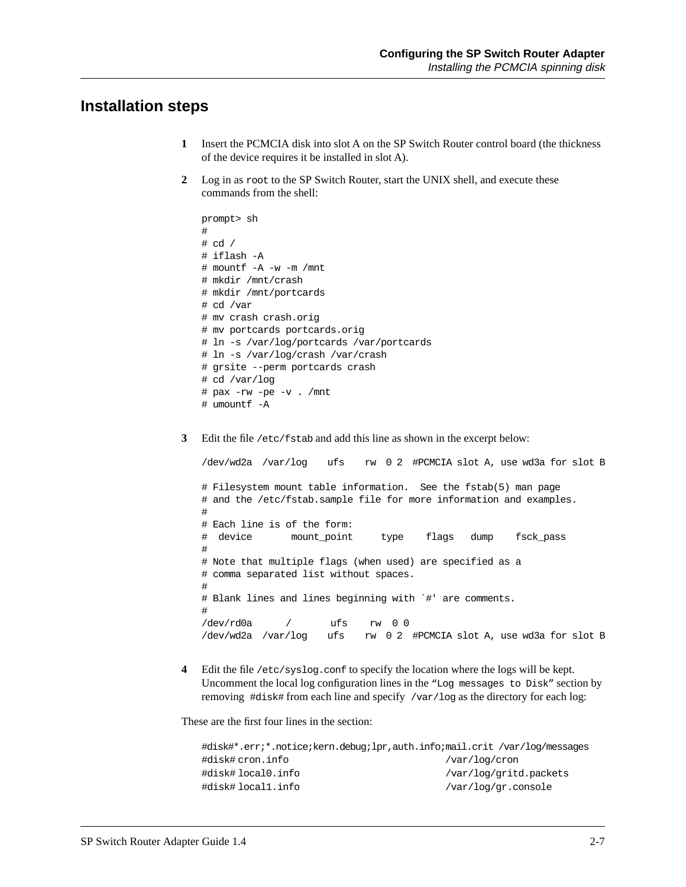## Installation steps

1. Insert the PCMCIA disk into slot A on the SP Switch Router control board (the thickness of the device requires it be installed in slot A).

2. Log in as `root` to the SP Switch Router, start the UNIX shell, and execute these commands from the shell:

```
prompt> sh
#
# cd /
# iflash -A
# mountf -A -w -m /mnt
# mkdir /mnt/crash
# mkdir /mnt/portcards
# cd /var
# mv crash crash.orig
# mv portcards portcards.orig
# ln -s /var/log/portcards /var/portcards
# ln -s /var/log/crash /var/crash
# grsite --perm portcards crash
# cd /var/log
# pax -rw -pe -v . /mnt
# umountf -A
```

3. Edit the file `/etc/fstab` and add this line as shown in the excerpt below:

```
/dev/wd2a  /var/log    ufs    rw  0 2  #PCMCIA slot A, use wd3a for slot B
```

```
# Filesystem mount table information.  See the fstab(5) man page
# and the /etc/fstab.sample file for more information and examples.
#
# Each line is of the form:
#  device       mount_point     type    flags   dump    fsck_pass
#
# Note that multiple flags (when used) are specified as a
# comma separated list without spaces.
#
# Blank lines and lines beginning with `#' are comments.
#
/dev/rd0a      /       ufs    rw  0 0
/dev/wd2a  /var/log    ufs    rw  0 2  #PCMCIA slot A, use wd3a for slot B
```

4. Edit the file `/etc/syslog.conf` to specify the location where the logs will be kept. Uncomment the local log configuration lines in the "`Log messages to Disk`" section by removing `#disk#` from each line and specify `/var/log` as the directory for each log:

These are the first four lines in the section:

```
#disk#*.err;*.notice;kern.debug;lpr,auth.info;mail.crit /var/log/messages
#disk# cron.info                            /var/log/cron
#disk# local0.info                          /var/log/gritd.packets
#disk# local1.info                          /var/log/gr.console
```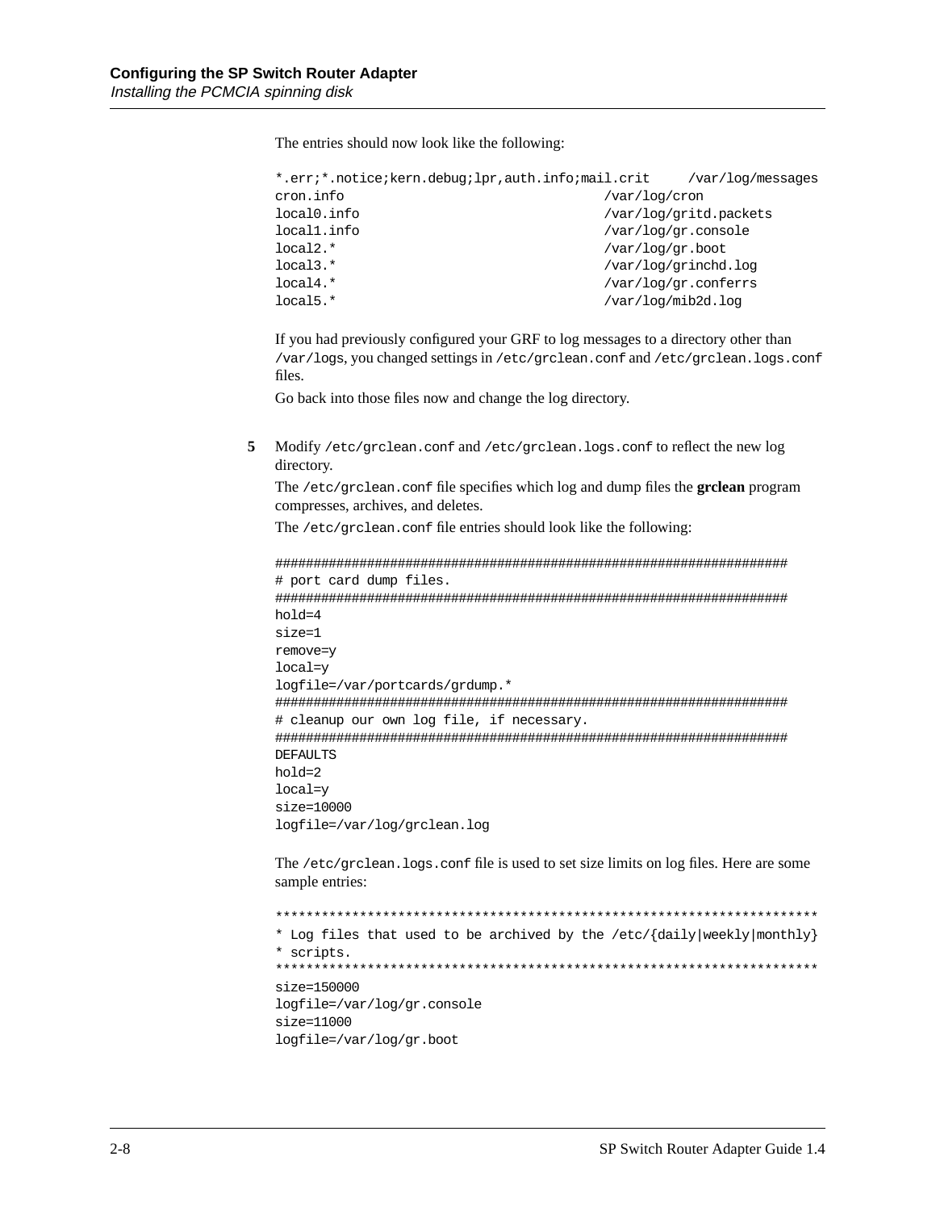The entries should now look like the following:

```
*.err;*.notice;kern.debug;lpr,auth.info;mail.crit     /var/log/messages
cron.info                                  /var/log/cron
local0.info                                /var/log/gritd.packets
local1.info                                /var/log/gr.console
local2.*                                   /var/log/gr.boot
local3.*                                   /var/log/grinchd.log
local4.*                                   /var/log/gr.conferrs
local5.*                                   /var/log/mib2d.log
```

If you had previously configured your GRF to log messages to a directory other than `/var/logs`, you changed settings in `/etc/grclean.conf` and `/etc/grclean.logs.conf` files.

Go back into those files now and change the log directory.

**5** Modify `/etc/grclean.conf` and `/etc/grclean.logs.conf` to reflect the new log directory.

The `/etc/grclean.conf` file specifies which log and dump files the **grclean** program compresses, archives, and deletes.

The `/etc/grclean.conf` file entries should look like the following:

```
####################################################################
# port card dump files.
####################################################################
hold=4
size=1
remove=y
local=y
logfile=/var/portcards/grdump.*
####################################################################
# cleanup our own log file, if necessary.
####################################################################
DEFAULTS
hold=2
local=y
size=10000
logfile=/var/log/grclean.log
```

The `/etc/grclean.logs.conf` file is used to set size limits on log files. Here are some sample entries:

```
**********************************************************************
* Log files that used to be archived by the /etc/{daily|weekly|monthly}
* scripts.
**********************************************************************
size=150000
logfile=/var/log/gr.console
size=11000
logfile=/var/log/gr.boot
```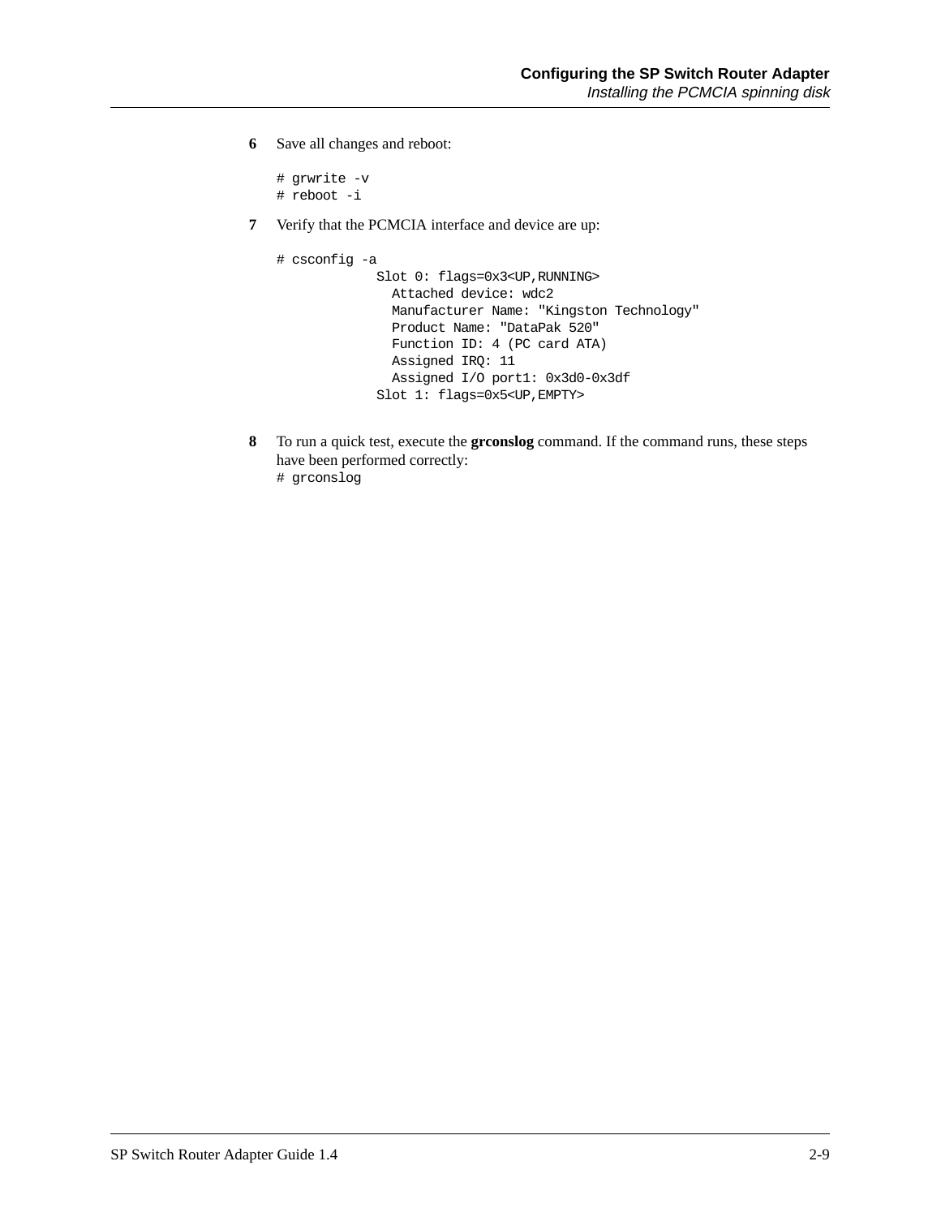6. Save all changes and reboot:

```
# grwrite -v
# reboot -i
```

7. Verify that the PCMCIA interface and device are up:

```
# csconfig -a
            Slot 0: flags=0x3<UP,RUNNING>
              Attached device: wdc2
              Manufacturer Name: "Kingston Technology"
              Product Name: "DataPak 520"
              Function ID: 4 (PC card ATA)
              Assigned IRQ: 11
              Assigned I/O port1: 0x3d0-0x3df
            Slot 1: flags=0x5<UP,EMPTY>
```

8. To run a quick test, execute the **grconslog** command. If the command runs, these steps have been performed correctly:

```
# grconslog
```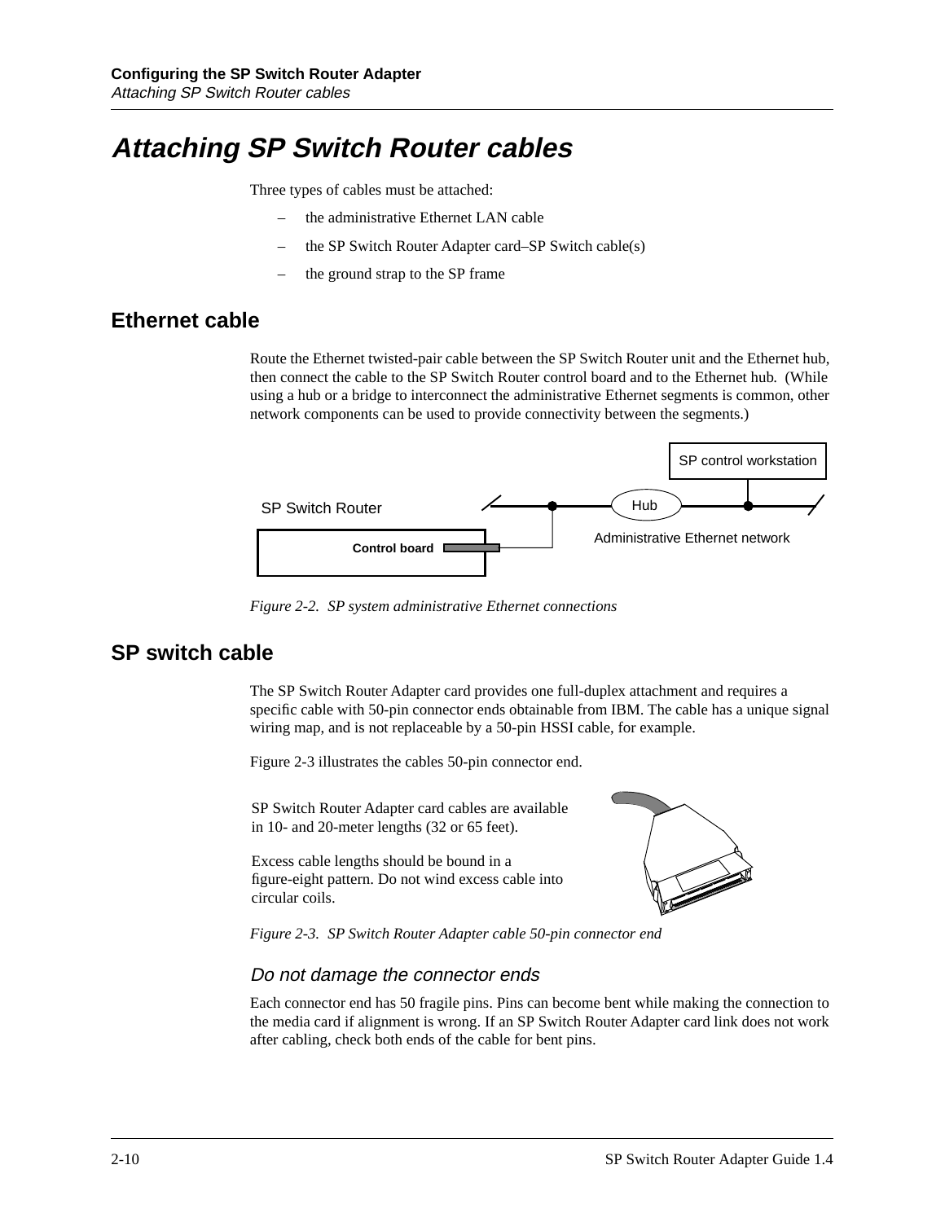# Attaching SP Switch Router cables

Three types of cables must be attached:

- the administrative Ethernet LAN cable
- the SP Switch Router Adapter card–SP Switch cable(s)
- the ground strap to the SP frame

## Ethernet cable

Route the Ethernet twisted-pair cable between the SP Switch Router unit and the Ethernet hub, then connect the cable to the SP Switch Router control board and to the Ethernet hub. (While using a hub or a bridge to interconnect the administrative Ethernet segments is common, other network components can be used to provide connectivity between the segments.)

Figure 2-2. SP system administrative Ethernet connections

## SP switch cable

The SP Switch Router Adapter card provides one full-duplex attachment and requires a specific cable with 50-pin connector ends obtainable from IBM. The cable has a unique signal wiring map, and is not replaceable by a 50-pin HSSI cable, for example.

Figure 2-3 illustrates the cables 50-pin connector end.

SP Switch Router Adapter card cables are available in 10- and 20-meter lengths (32 or 65 feet).

Excess cable lengths should be bound in a figure-eight pattern. Do not wind excess cable into circular coils.

Figure 2-3. SP Switch Router Adapter cable 50-pin connector end

### Do not damage the connector ends

Each connector end has 50 fragile pins. Pins can become bent while making the connection to the media card if alignment is wrong. If an SP Switch Router Adapter card link does not work after cabling, check both ends of the cable for bent pins.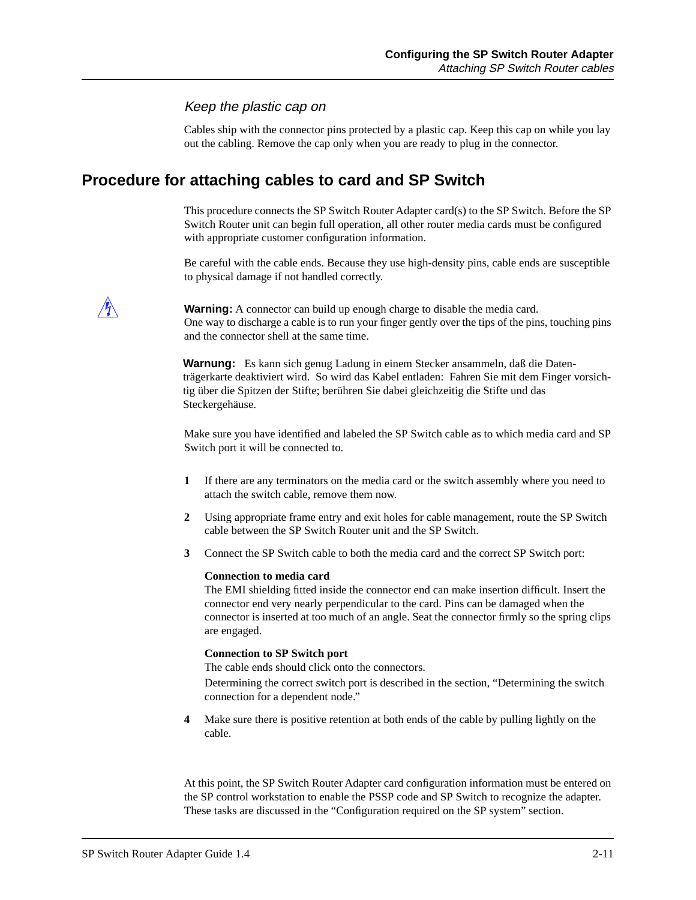*Keep the plastic cap on*

Cables ship with the connector pins protected by a plastic cap. Keep this cap on while you lay out the cabling. Remove the cap only when you are ready to plug in the connector.

## Procedure for attaching cables to card and SP Switch

This procedure connects the SP Switch Router Adapter card(s) to the SP Switch. Before the SP Switch Router unit can begin full operation, all other router media cards must be configured with appropriate customer configuration information.

Be careful with the cable ends. Because they use high-density pins, cable ends are susceptible to physical damage if not handled correctly.

**Warning:** A connector can build up enough charge to disable the media card. One way to discharge a cable is to run your finger gently over the tips of the pins, touching pins and the connector shell at the same time.

**Warnung:** Es kann sich genug Ladung in einem Stecker ansammeln, daß die Datenträgerkarte deaktiviert wird. So wird das Kabel entladen: Fahren Sie mit dem Finger vorsichtig über die Spitzen der Stifte; berühren Sie dabei gleichzeitig die Stifte und das Steckergehäuse.

Make sure you have identified and labeled the SP Switch cable as to which media card and SP Switch port it will be connected to.

1. If there are any terminators on the media card or the switch assembly where you need to attach the switch cable, remove them now.
2. Using appropriate frame entry and exit holes for cable management, route the SP Switch cable between the SP Switch Router unit and the SP Switch.
3. Connect the SP Switch cable to both the media card and the correct SP Switch port:

   **Connection to media card**
   The EMI shielding fitted inside the connector end can make insertion difficult. Insert the connector end very nearly perpendicular to the card. Pins can be damaged when the connector is inserted at too much of an angle. Seat the connector firmly so the spring clips are engaged.

   **Connection to SP Switch port**
   The cable ends should click onto the connectors.
   Determining the correct switch port is described in the section, "Determining the switch connection for a dependent node."

4. Make sure there is positive retention at both ends of the cable by pulling lightly on the cable.

At this point, the SP Switch Router Adapter card configuration information must be entered on the SP control workstation to enable the PSSP code and SP Switch to recognize the adapter. These tasks are discussed in the "Configuration required on the SP system" section.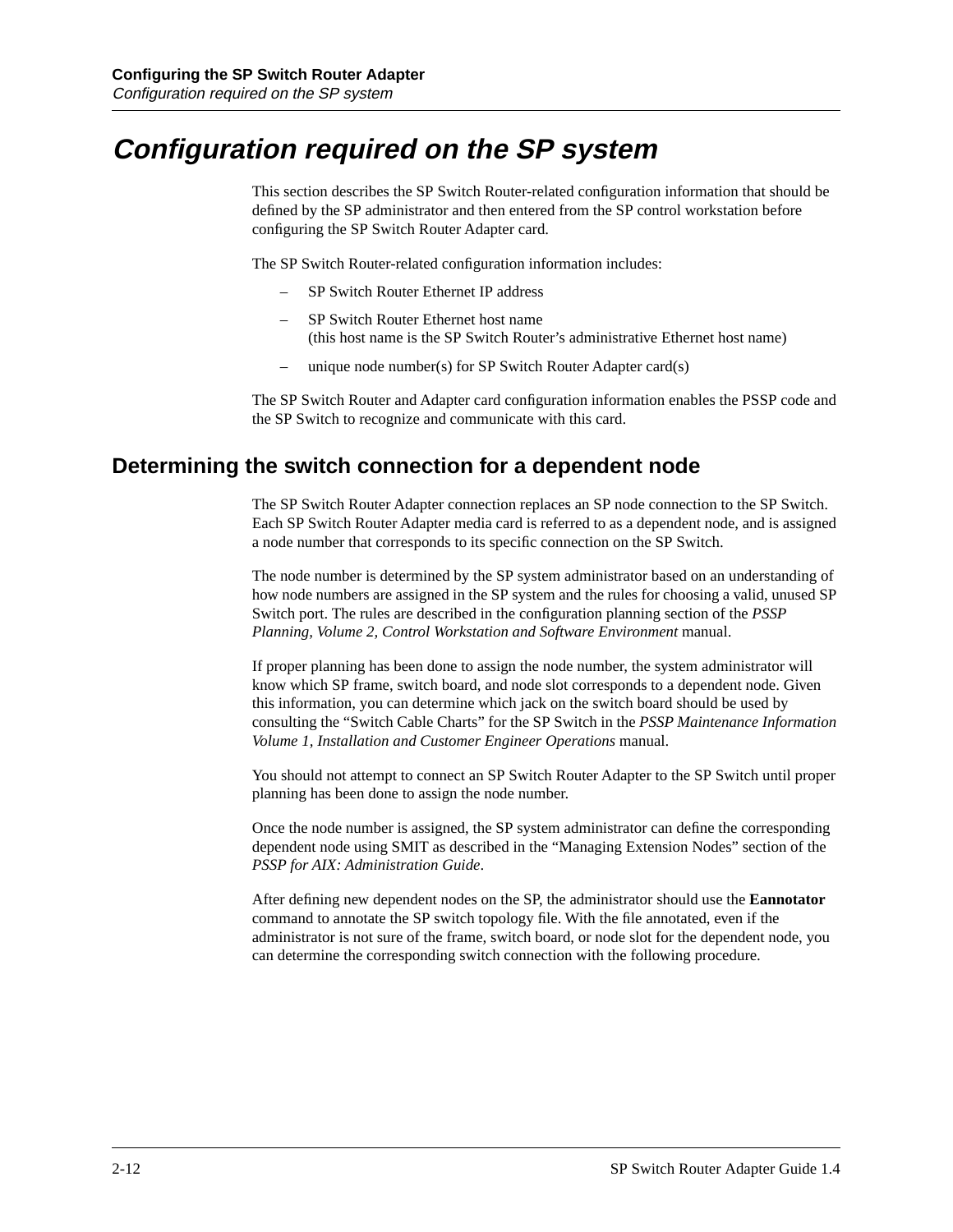# Configuration required on the SP system

This section describes the SP Switch Router-related configuration information that should be defined by the SP administrator and then entered from the SP control workstation before configuring the SP Switch Router Adapter card.

The SP Switch Router-related configuration information includes:

- SP Switch Router Ethernet IP address
- SP Switch Router Ethernet host name
  (this host name is the SP Switch Router's administrative Ethernet host name)
- unique node number(s) for SP Switch Router Adapter card(s)

The SP Switch Router and Adapter card configuration information enables the PSSP code and the SP Switch to recognize and communicate with this card.

## Determining the switch connection for a dependent node

The SP Switch Router Adapter connection replaces an SP node connection to the SP Switch. Each SP Switch Router Adapter media card is referred to as a dependent node, and is assigned a node number that corresponds to its specific connection on the SP Switch.

The node number is determined by the SP system administrator based on an understanding of how node numbers are assigned in the SP system and the rules for choosing a valid, unused SP Switch port. The rules are described in the configuration planning section of the *PSSP Planning, Volume 2, Control Workstation and Software Environment* manual.

If proper planning has been done to assign the node number, the system administrator will know which SP frame, switch board, and node slot corresponds to a dependent node. Given this information, you can determine which jack on the switch board should be used by consulting the "Switch Cable Charts" for the SP Switch in the *PSSP Maintenance Information Volume 1, Installation and Customer Engineer Operations* manual.

You should not attempt to connect an SP Switch Router Adapter to the SP Switch until proper planning has been done to assign the node number.

Once the node number is assigned, the SP system administrator can define the corresponding dependent node using SMIT as described in the "Managing Extension Nodes" section of the *PSSP for AIX: Administration Guide*.

After defining new dependent nodes on the SP, the administrator should use the **Eannotator** command to annotate the SP switch topology file. With the file annotated, even if the administrator is not sure of the frame, switch board, or node slot for the dependent node, you can determine the corresponding switch connection with the following procedure.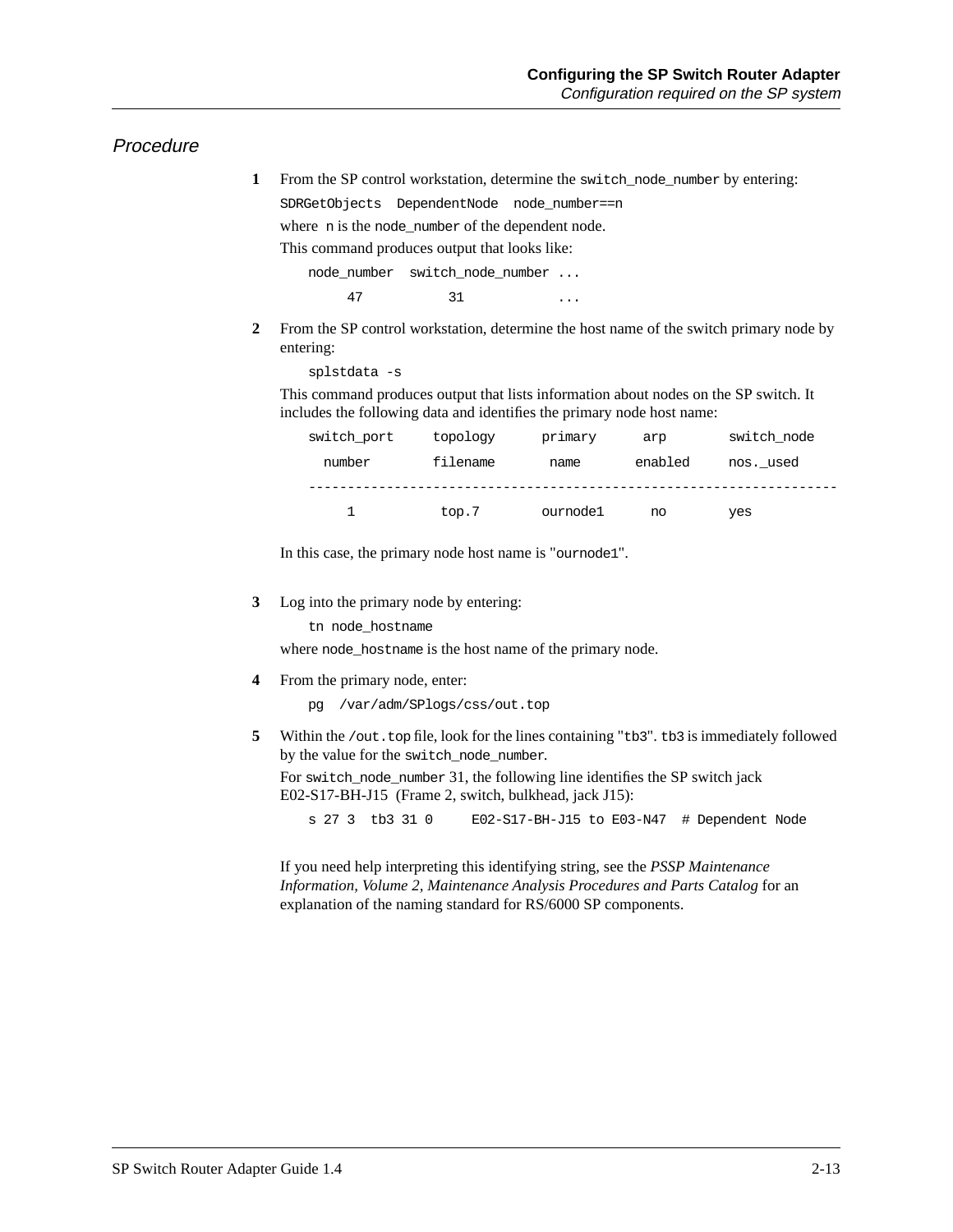### Procedure

1. From the SP control workstation, determine the `switch_node_number` by entering:

   ```
   SDRGetObjects  DependentNode  node_number==n
   ```

   where `n` is the `node_number` of the dependent node.

   This command produces output that looks like:

   ```
   node_number  switch_node_number ...
       47           31            ...
   ```

2. From the SP control workstation, determine the host name of the switch primary node by entering:

   ```
   splstdata -s
   ```

   This command produces output that lists information about nodes on the SP switch. It includes the following data and identifies the primary node host name:

   ```
   switch_port     topology      primary      arp        switch_node
     number        filename       name       enabled     nos._used
   -----------------------------------------------------------------
        1           top.7        ournode1      no         yes
   ```

   In this case, the primary node host name is "`ournode1`".

3. Log into the primary node by entering:

   ```
   tn node_hostname
   ```

   where `node_hostname` is the host name of the primary node.

4. From the primary node, enter:

   ```
   pg  /var/adm/SPlogs/css/out.top
   ```

5. Within the `/out.top` file, look for the lines containing "`tb3`". `tb3` is immediately followed by the value for the `switch_node_number`.

   For `switch_node_number` 31, the following line identifies the SP switch jack E02-S17-BH-J15 (Frame 2, switch, bulkhead, jack J15):

   ```
   s 27 3  tb3 31 0     E02-S17-BH-J15 to E03-N47  # Dependent Node
   ```

   If you need help interpreting this identifying string, see the *PSSP Maintenance Information, Volume 2, Maintenance Analysis Procedures and Parts Catalog* for an explanation of the naming standard for RS/6000 SP components.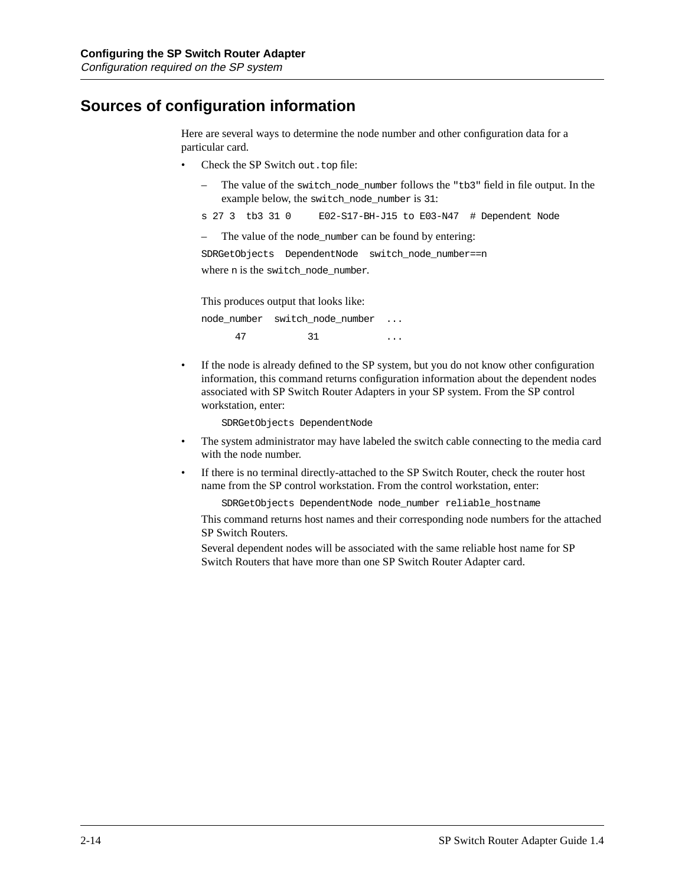## Sources of configuration information

Here are several ways to determine the node number and other configuration data for a particular card.

- Check the SP Switch `out.top` file:
  - The value of the `switch_node_number` follows the `"tb3"` field in file output. In the example below, the `switch_node_number` is `31`:

    ```
    s 27 3  tb3 31 0     E02-S17-BH-J15 to E03-N47  # Dependent Node
    ```

  - The value of the `node_number` can be found by entering:

    ```
    SDRGetObjects  DependentNode  switch_node_number==n
    ```

    where `n` is the `switch_node_number`.

    This produces output that looks like:

    ```
    node_number  switch_node_number  ...
          47           31            ...
    ```

- If the node is already defined to the SP system, but you do not know other configuration information, this command returns configuration information about the dependent nodes associated with SP Switch Router Adapters in your SP system. From the SP control workstation, enter:

  ```
  SDRGetObjects DependentNode
  ```

- The system administrator may have labeled the switch cable connecting to the media card with the node number.
- If there is no terminal directly-attached to the SP Switch Router, check the router host name from the SP control workstation. From the control workstation, enter:

  ```
  SDRGetObjects DependentNode node_number reliable_hostname
  ```

  This command returns host names and their corresponding node numbers for the attached SP Switch Routers.

  Several dependent nodes will be associated with the same reliable host name for SP Switch Routers that have more than one SP Switch Router Adapter card.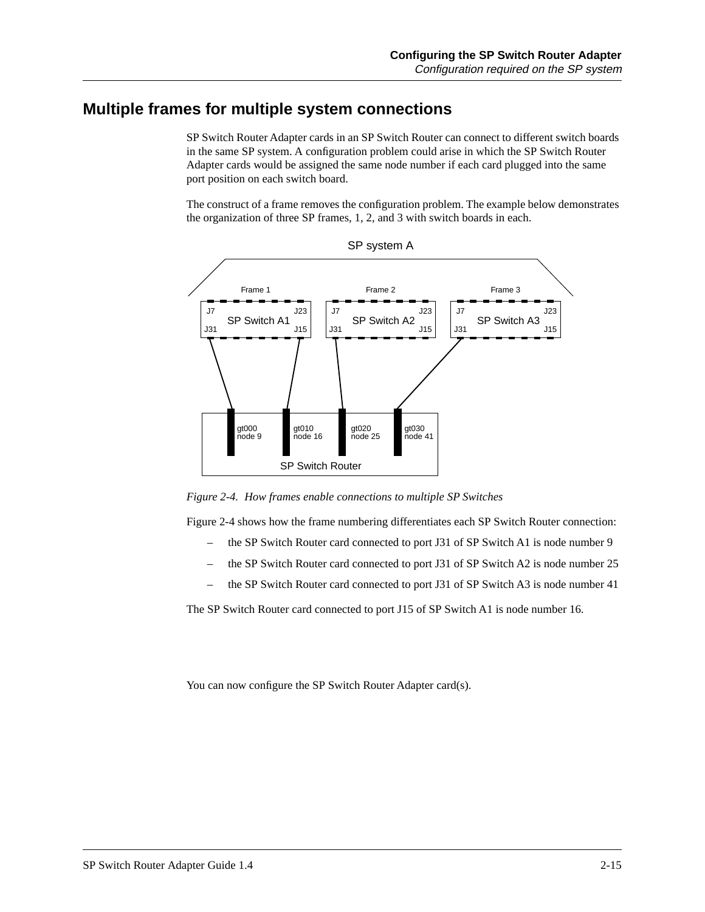## Multiple frames for multiple system connections

SP Switch Router Adapter cards in an SP Switch Router can connect to different switch boards in the same SP system. A configuration problem could arise in which the SP Switch Router Adapter cards would be assigned the same node number if each card plugged into the same port position on each switch board.

The construct of a frame removes the configuration problem. The example below demonstrates the organization of three SP frames, 1, 2, and 3 with switch boards in each.

*Figure 2-4. How frames enable connections to multiple SP Switches*

Figure 2-4 shows how the frame numbering differentiates each SP Switch Router connection:

- the SP Switch Router card connected to port J31 of SP Switch A1 is node number 9
- the SP Switch Router card connected to port J31 of SP Switch A2 is node number 25
- the SP Switch Router card connected to port J31 of SP Switch A3 is node number 41

The SP Switch Router card connected to port J15 of SP Switch A1 is node number 16.

You can now configure the SP Switch Router Adapter card(s).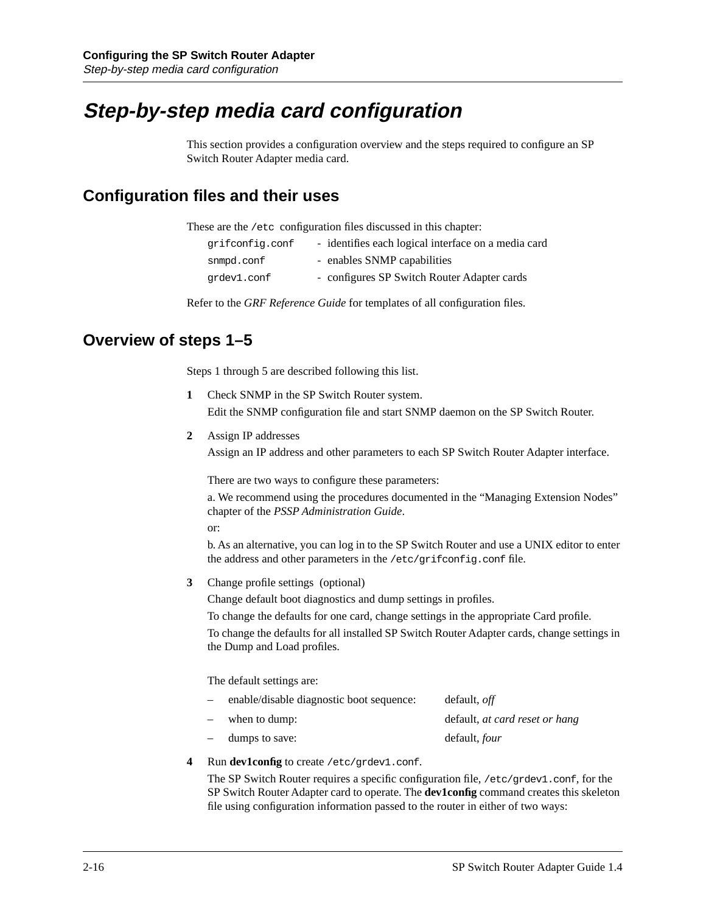# Step-by-step media card configuration

This section provides a configuration overview and the steps required to configure an SP Switch Router Adapter media card.

## Configuration files and their uses

These are the `/etc` configuration files discussed in this chapter:

`grifconfig.conf` - identifies each logical interface on a media card

`snmpd.conf` - enables SNMP capabilities

`grdev1.conf` - configures SP Switch Router Adapter cards

Refer to the *GRF Reference Guide* for templates of all configuration files.

## Overview of steps 1–5

Steps 1 through 5 are described following this list.

**1** Check SNMP in the SP Switch Router system.

Edit the SNMP configuration file and start SNMP daemon on the SP Switch Router.

**2** Assign IP addresses

Assign an IP address and other parameters to each SP Switch Router Adapter interface.

There are two ways to configure these parameters:

a. We recommend using the procedures documented in the “Managing Extension Nodes” chapter of the *PSSP Administration Guide*.

or:

b. As an alternative, you can log in to the SP Switch Router and use a UNIX editor to enter the address and other parameters in the `/etc/grifconfig.conf` file.

**3** Change profile settings (optional)

Change default boot diagnostics and dump settings in profiles.

To change the defaults for one card, change settings in the appropriate Card profile.

To change the defaults for all installed SP Switch Router Adapter cards, change settings in the Dump and Load profiles.

The default settings are:

– enable/disable diagnostic boot sequence: default, *off*

– when to dump: default, *at card reset or hang*

– dumps to save: default, *four*

**4** Run **dev1config** to create `/etc/grdev1.conf`.

The SP Switch Router requires a specific configuration file, `/etc/grdev1.conf`, for the SP Switch Router Adapter card to operate. The **dev1config** command creates this skeleton file using configuration information passed to the router in either of two ways: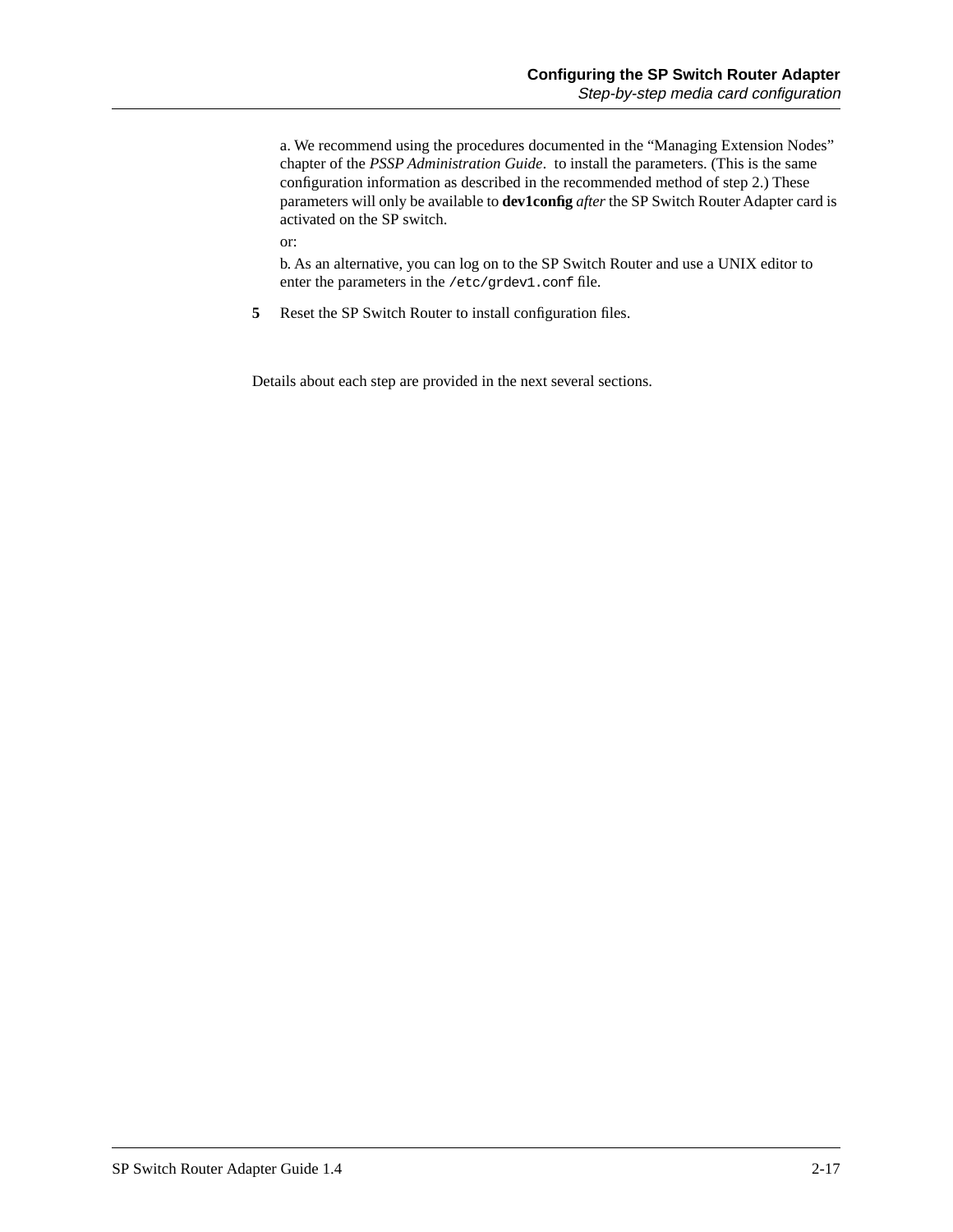a. We recommend using the procedures documented in the “Managing Extension Nodes” chapter of the *PSSP Administration Guide*.  to install the parameters. (This is the same configuration information as described in the recommended method of step 2.) These parameters will only be available to **dev1config** *after* the SP Switch Router Adapter card is activated on the SP switch.

or:

b. As an alternative, you can log on to the SP Switch Router and use a UNIX editor to enter the parameters in the `/etc/grdev1.conf` file.

**5** Reset the SP Switch Router to install configuration files.

Details about each step are provided in the next several sections.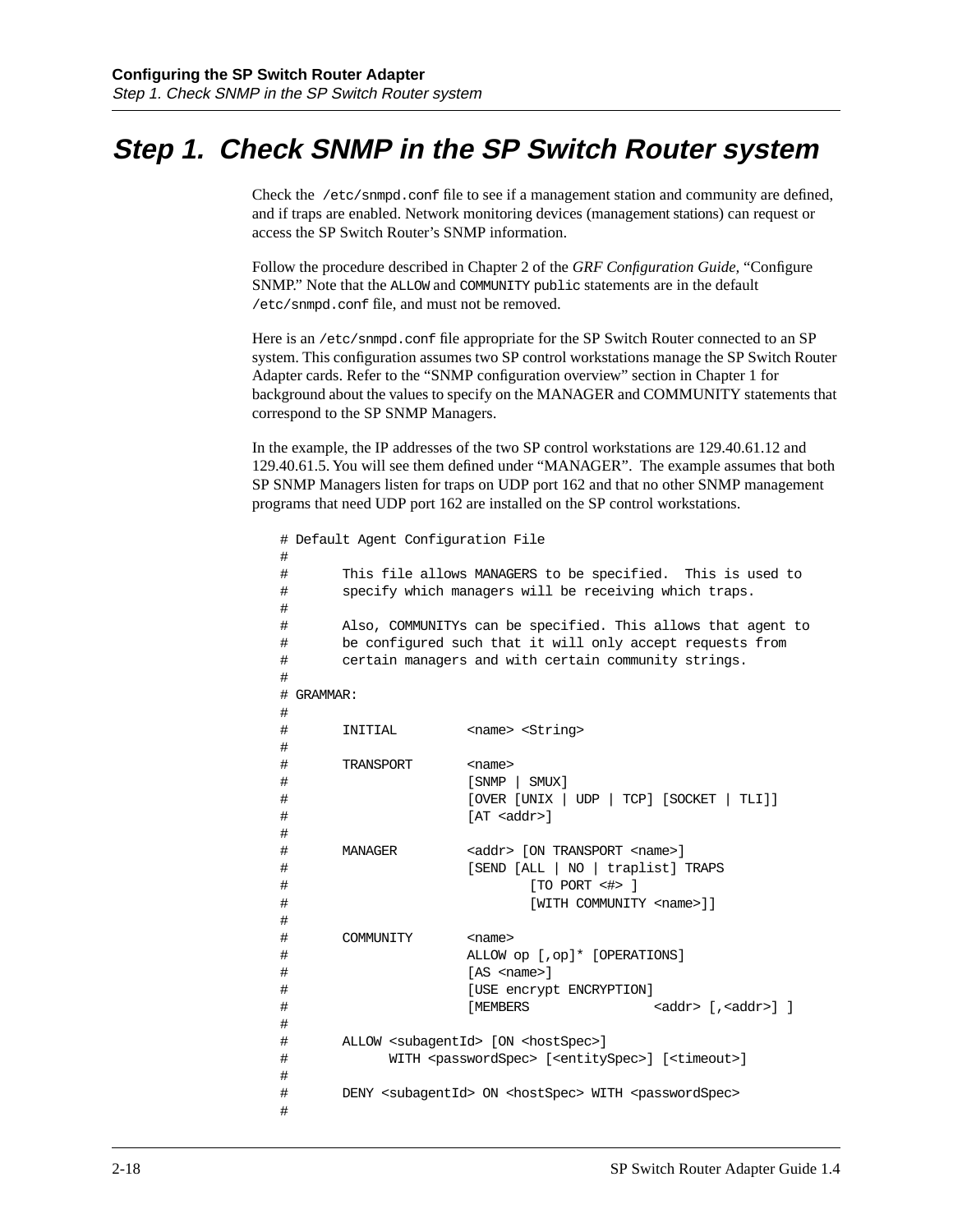# Step 1. Check SNMP in the SP Switch Router system

Check the `/etc/snmpd.conf` file to see if a management station and community are defined, and if traps are enabled. Network monitoring devices (management stations) can request or access the SP Switch Router's SNMP information.

Follow the procedure described in Chapter 2 of the *GRF Configuration Guide*, "Configure SNMP." Note that the `ALLOW` and `COMMUNITY public` statements are in the default `/etc/snmpd.conf` file, and must not be removed.

Here is an `/etc/snmpd.conf` file appropriate for the SP Switch Router connected to an SP system. This configuration assumes two SP control workstations manage the SP Switch Router Adapter cards. Refer to the "SNMP configuration overview" section in Chapter 1 for background about the values to specify on the MANAGER and COMMUNITY statements that correspond to the SP SNMP Managers.

In the example, the IP addresses of the two SP control workstations are 129.40.61.12 and 129.40.61.5. You will see them defined under "MANAGER". The example assumes that both SP SNMP Managers listen for traps on UDP port 162 and that no other SNMP management programs that need UDP port 162 are installed on the SP control workstations.

```
# Default Agent Configuration File
#
#       This file allows MANAGERS to be specified.  This is used to
#       specify which managers will be receiving which traps.
#
#       Also, COMMUNITYs can be specified. This allows that agent to
#       be configured such that it will only accept requests from
#       certain managers and with certain community strings.
#
# GRAMMAR:
#
#       INITIAL         <name> <String>
#
#       TRANSPORT       <name>
#                       [SNMP | SMUX]
#                       [OVER [UNIX | UDP | TCP] [SOCKET | TLI]]
#                       [AT <addr>]
#
#       MANAGER         <addr> [ON TRANSPORT <name>]
#                       [SEND [ALL | NO | traplist] TRAPS
#                               [TO PORT <#> ]
#                               [WITH COMMUNITY <name>]]
#
#       COMMUNITY       <name>
#                       ALLOW op [,op]* [OPERATIONS]
#                       [AS <name>]
#                       [USE encrypt ENCRYPTION]
#                       [MEMBERS                <addr> [,<addr>] ]
#
#       ALLOW <subagentId> [ON <hostSpec>]
#             WITH <passwordSpec> [<entitySpec>] [<timeout>]
#
#       DENY <subagentId> ON <hostSpec> WITH <passwordSpec>
#
```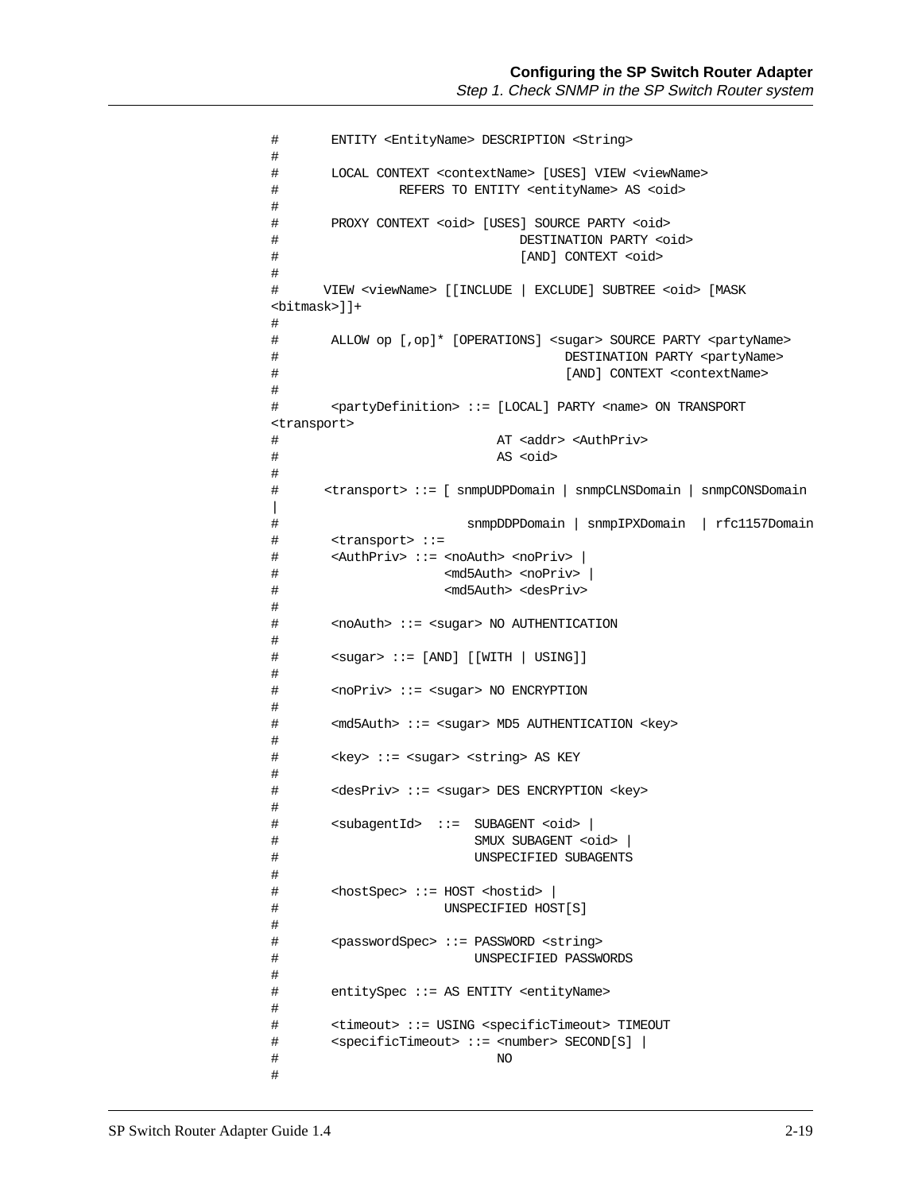```
#       ENTITY <EntityName> DESCRIPTION <String>
#
#       LOCAL CONTEXT <contextName> [USES] VIEW <viewName>
#                REFERS TO ENTITY <entityName> AS <oid>
#
#       PROXY CONTEXT <oid> [USES] SOURCE PARTY <oid>
#                                DESTINATION PARTY <oid>
#                                [AND] CONTEXT <oid>
#
#      VIEW <viewName> [[INCLUDE | EXCLUDE] SUBTREE <oid> [MASK
<bitmask>]]+
#
#       ALLOW op [,op]* [OPERATIONS] <sugar> SOURCE PARTY <partyName>
#                                      DESTINATION PARTY <partyName>
#                                      [AND] CONTEXT <contextName>
#
#       <partyDefinition> ::= [LOCAL] PARTY <name> ON TRANSPORT
<transport>
#                             AT <addr> <AuthPriv>
#                             AS <oid>
#
#      <transport> ::= [ snmpUDPDomain | snmpCLNSDomain | snmpCONSDomain
|
#                         snmpDDPDomain | snmpIPXDomain  | rfc1157Domain
#       <transport> ::=
#       <AuthPriv> ::= <noAuth> <noPriv> |
#                      <md5Auth> <noPriv> |
#                      <md5Auth> <desPriv>
#
#       <noAuth> ::= <sugar> NO AUTHENTICATION
#
#       <sugar> ::= [AND] [[WITH | USING]]
#
#       <noPriv> ::= <sugar> NO ENCRYPTION
#
#       <md5Auth> ::= <sugar> MD5 AUTHENTICATION <key>
#
#       <key> ::= <sugar> <string> AS KEY
#
#       <desPriv> ::= <sugar> DES ENCRYPTION <key>
#
#       <subagentId>  ::=  SUBAGENT <oid> |
#                          SMUX SUBAGENT <oid> |
#                          UNSPECIFIED SUBAGENTS
#
#       <hostSpec> ::= HOST <hostid> |
#                      UNSPECIFIED HOST[S]
#
#       <passwordSpec> ::= PASSWORD <string>
#                          UNSPECIFIED PASSWORDS
#
#       entitySpec ::= AS ENTITY <entityName>
#
#       <timeout> ::= USING <specificTimeout> TIMEOUT
#       <specificTimeout> ::= <number> SECOND[S] |
#                             NO
#
```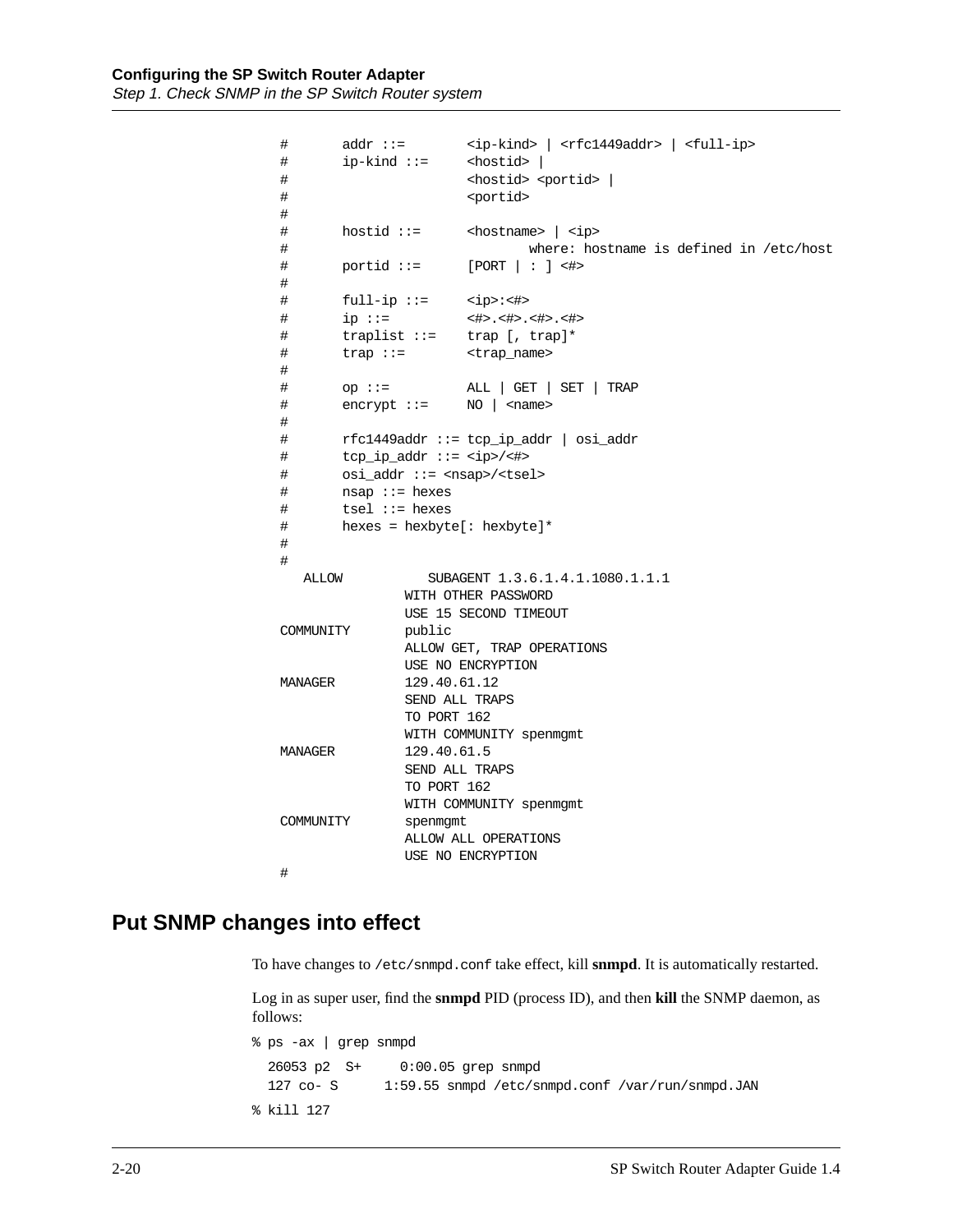```
#       addr ::=        <ip-kind> | <rfc1449addr> | <full-ip>
#       ip-kind ::=     <hostid> |
#                       <hostid> <portid> |
#                       <portid>
#
#       hostid ::=      <hostname> | <ip>
#                               where: hostname is defined in /etc/host
#       portid ::=      [PORT | : ] <#>
#
#       full-ip ::=     <ip>:<#>
#       ip ::=          <#>.<#>.<#>.<#>
#       traplist ::=    trap [, trap]*
#       trap ::=        <trap_name>
#
#       op ::=          ALL | GET | SET | TRAP
#       encrypt ::=     NO | <name>
#
#       rfc1449addr ::= tcp_ip_addr | osi_addr
#       tcp_ip_addr ::= <ip>/<#>
#       osi_addr ::= <nsap>/<tsel>
#       nsap ::= hexes
#       tsel ::= hexes
#       hexes = hexbyte[: hexbyte]*
#
#
   ALLOW           SUBAGENT 1.3.6.1.4.1.1080.1.1.1
                WITH OTHER PASSWORD
                USE 15 SECOND TIMEOUT
COMMUNITY       public
                ALLOW GET, TRAP OPERATIONS
                USE NO ENCRYPTION
MANAGER         129.40.61.12
                SEND ALL TRAPS
                TO PORT 162
                WITH COMMUNITY spenmgmt
MANAGER         129.40.61.5
                SEND ALL TRAPS
                TO PORT 162
                WITH COMMUNITY spenmgmt
COMMUNITY       spenmgmt
                ALLOW ALL OPERATIONS
                USE NO ENCRYPTION
#
```

## Put SNMP changes into effect

To have changes to `/etc/snmpd.conf` take effect, kill **snmpd**. It is automatically restarted.

Log in as super user, find the **snmpd** PID (process ID), and then **kill** the SNMP daemon, as follows:

```
% ps -ax | grep snmpd
  26053 p2  S+     0:00.05 grep snmpd
  127 co- S      1:59.55 snmpd /etc/snmpd.conf /var/run/snmpd.JAN
% kill 127
```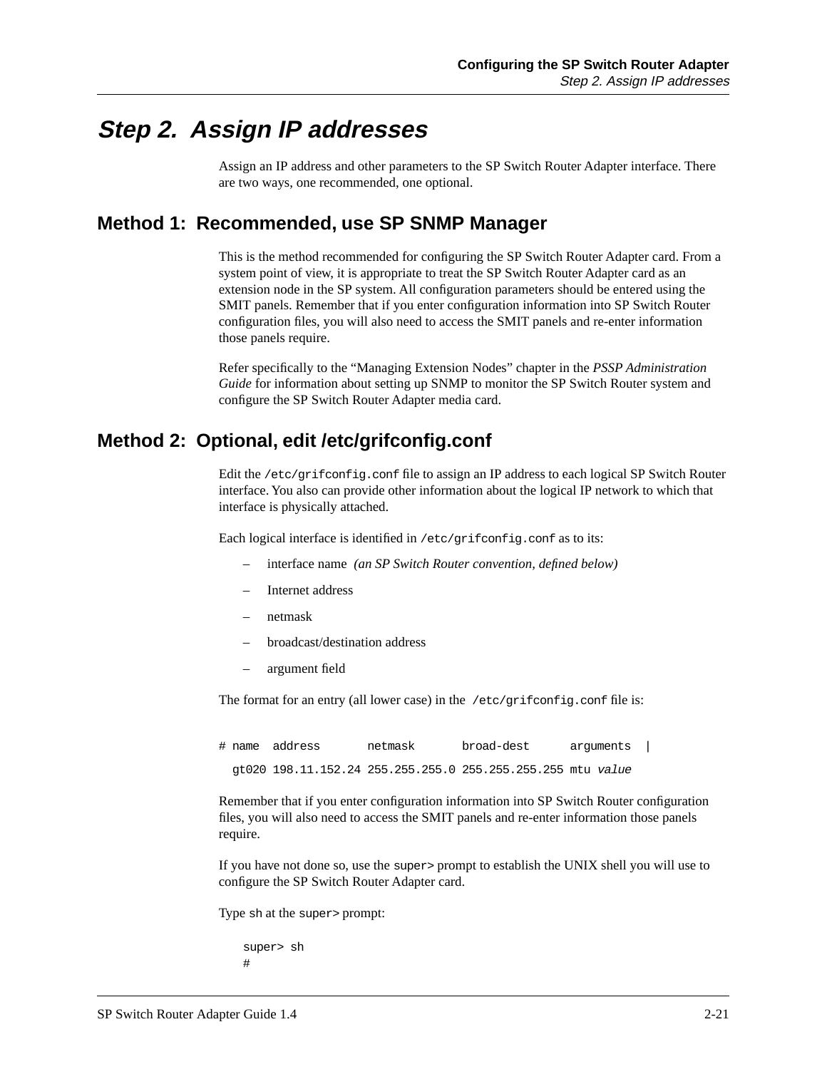# Step 2. Assign IP addresses

Assign an IP address and other parameters to the SP Switch Router Adapter interface. There are two ways, one recommended, one optional.

## Method 1: Recommended, use SP SNMP Manager

This is the method recommended for configuring the SP Switch Router Adapter card. From a system point of view, it is appropriate to treat the SP Switch Router Adapter card as an extension node in the SP system. All configuration parameters should be entered using the SMIT panels. Remember that if you enter configuration information into SP Switch Router configuration files, you will also need to access the SMIT panels and re-enter information those panels require.

Refer specifically to the "Managing Extension Nodes" chapter in the *PSSP Administration Guide* for information about setting up SNMP to monitor the SP Switch Router system and configure the SP Switch Router Adapter media card.

## Method 2: Optional, edit /etc/grifconfig.conf

Edit the `/etc/grifconfig.conf` file to assign an IP address to each logical SP Switch Router interface. You also can provide other information about the logical IP network to which that interface is physically attached.

Each logical interface is identified in `/etc/grifconfig.conf` as to its:

- interface name *(an SP Switch Router convention, defined below)*
- Internet address
- netmask
- broadcast/destination address
- argument field

The format for an entry (all lower case) in the `/etc/grifconfig.conf` file is:

```
# name  address       netmask       broad-dest      arguments  |
  gt020 198.11.152.24 255.255.255.0 255.255.255.255 mtu value
```

Remember that if you enter configuration information into SP Switch Router configuration files, you will also need to access the SMIT panels and re-enter information those panels require.

If you have not done so, use the `super>` prompt to establish the UNIX shell you will use to configure the SP Switch Router Adapter card.

Type `sh` at the `super>` prompt:

```
super> sh
#
```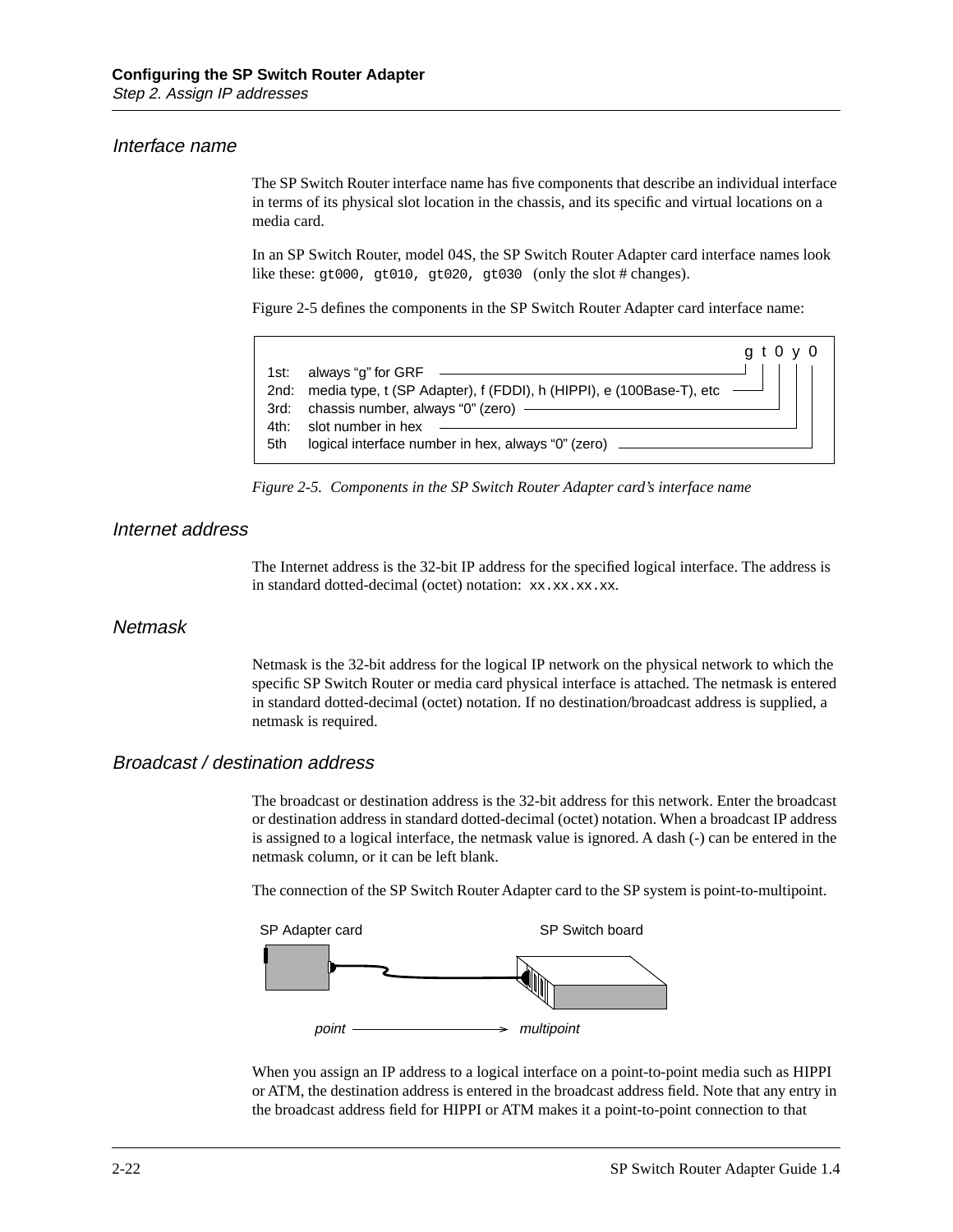## Interface name

The SP Switch Router interface name has five components that describe an individual interface in terms of its physical slot location in the chassis, and its specific and virtual locations on a media card.

In an SP Switch Router, model 04S, the SP Switch Router Adapter card interface names look like these: `gt000, gt010, gt020, gt030` (only the slot # changes).

Figure 2-5 defines the components in the SP Switch Router Adapter card interface name:

```
                                                                    g t 0 y 0
1st:  always "g" for GRF
2nd:  media type, t (SP Adapter), f (FDDI), h (HIPPI), e (100Base-T), etc
3rd:  chassis number, always "0" (zero)
4th:  slot number in hex
5th   logical interface number in hex, always "0" (zero)
```

*Figure 2-5. Components in the SP Switch Router Adapter card's interface name*

## Internet address

The Internet address is the 32-bit IP address for the specified logical interface. The address is in standard dotted-decimal (octet) notation: `xx.xx.xx.xx`.

## Netmask

Netmask is the 32-bit address for the logical IP network on the physical network to which the specific SP Switch Router or media card physical interface is attached. The netmask is entered in standard dotted-decimal (octet) notation. If no destination/broadcast address is supplied, a netmask is required.

## Broadcast / destination address

The broadcast or destination address is the 32-bit address for this network. Enter the broadcast or destination address in standard dotted-decimal (octet) notation. When a broadcast IP address is assigned to a logical interface, the netmask value is ignored. A dash (-) can be entered in the netmask column, or it can be left blank.

The connection of the SP Switch Router Adapter card to the SP system is point-to-multipoint.

SP Adapter card — SP Switch board

*point* → *multipoint*

When you assign an IP address to a logical interface on a point-to-point media such as HIPPI or ATM, the destination address is entered in the broadcast address field. Note that any entry in the broadcast address field for HIPPI or ATM makes it a point-to-point connection to that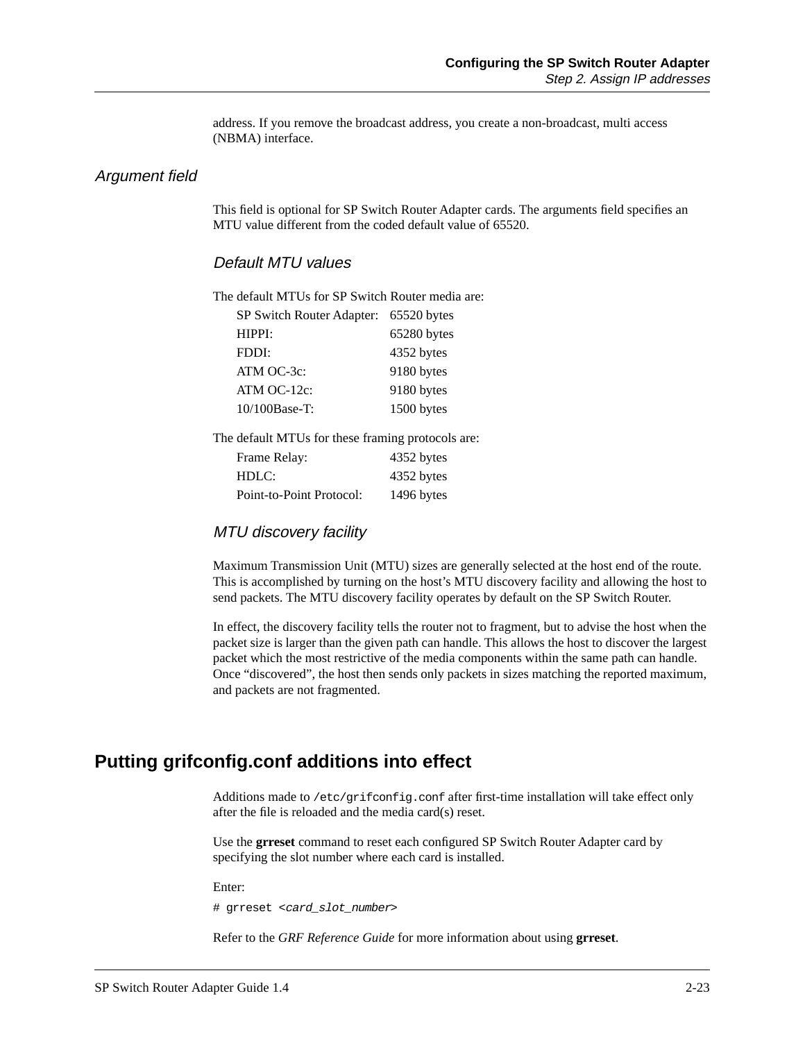address. If you remove the broadcast address, you create a non-broadcast, multi access (NBMA) interface.

### Argument field

This field is optional for SP Switch Router Adapter cards. The arguments field specifies an MTU value different from the coded default value of 65520.

#### Default MTU values

The default MTUs for SP Switch Router media are:

| | |
|---|---|
| SP Switch Router Adapter: | 65520 bytes |
| HIPPI: | 65280 bytes |
| FDDI: | 4352 bytes |
| ATM OC-3c: | 9180 bytes |
| ATM OC-12c: | 9180 bytes |
| 10/100Base-T: | 1500 bytes |

The default MTUs for these framing protocols are:

| | |
|---|---|
| Frame Relay: | 4352 bytes |
| HDLC: | 4352 bytes |
| Point-to-Point Protocol: | 1496 bytes |

#### MTU discovery facility

Maximum Transmission Unit (MTU) sizes are generally selected at the host end of the route. This is accomplished by turning on the host's MTU discovery facility and allowing the host to send packets. The MTU discovery facility operates by default on the SP Switch Router.

In effect, the discovery facility tells the router not to fragment, but to advise the host when the packet size is larger than the given path can handle. This allows the host to discover the largest packet which the most restrictive of the media components within the same path can handle. Once "discovered", the host then sends only packets in sizes matching the reported maximum, and packets are not fragmented.

## Putting grifconfig.conf additions into effect

Additions made to `/etc/grifconfig.conf` after first-time installation will take effect only after the file is reloaded and the media card(s) reset.

Use the **grreset** command to reset each configured SP Switch Router Adapter card by specifying the slot number where each card is installed.

Enter:

```
# grreset <card_slot_number>
```

Refer to the *GRF Reference Guide* for more information about using **grreset**.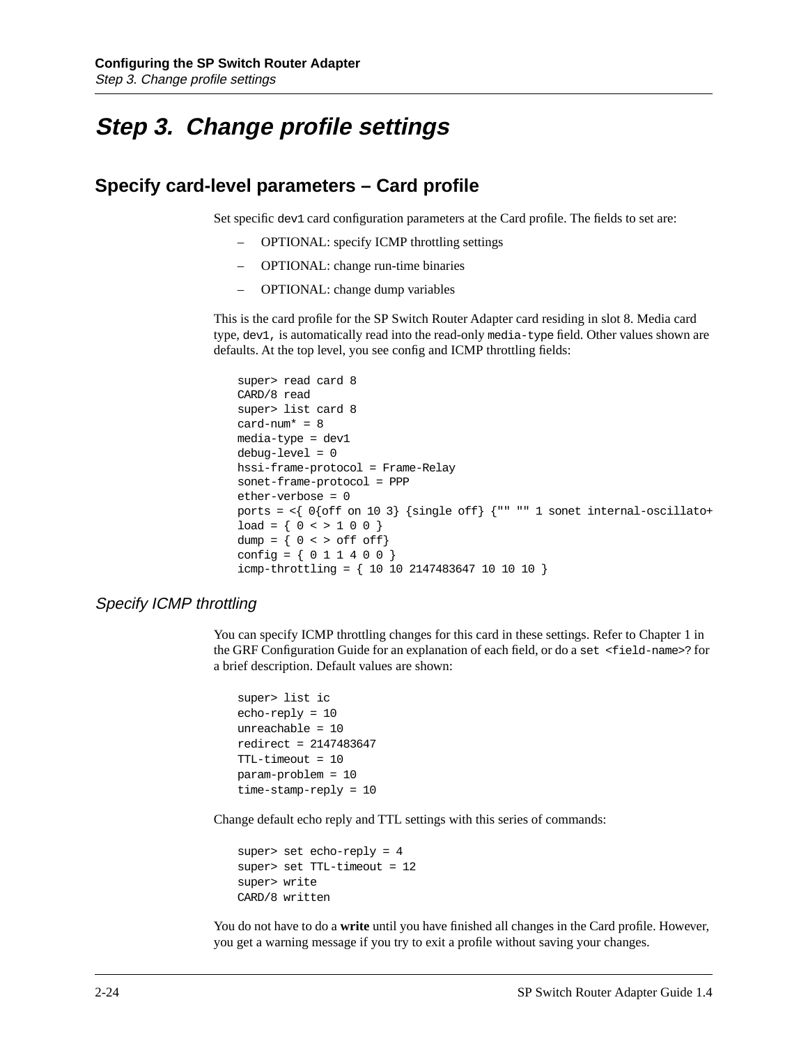# Step 3. Change profile settings

## Specify card-level parameters – Card profile

Set specific `dev1` card configuration parameters at the Card profile. The fields to set are:

- OPTIONAL: specify ICMP throttling settings
- OPTIONAL: change run-time binaries
- OPTIONAL: change dump variables

This is the card profile for the SP Switch Router Adapter card residing in slot 8. Media card type, `dev1,` is automatically read into the read-only `media-type` field. Other values shown are defaults. At the top level, you see config and ICMP throttling fields:

```
super> read card 8
CARD/8 read
super> list card 8
card-num* = 8
media-type = dev1
debug-level = 0
hssi-frame-protocol = Frame-Relay
sonet-frame-protocol = PPP
ether-verbose = 0
ports = <{ 0{off on 10 3} {single off} {"" "" 1 sonet internal-oscillato+
load = { 0 < > 1 0 0 }
dump = { 0 < > off off}
config = { 0 1 1 4 0 0 }
icmp-throttling = { 10 10 2147483647 10 10 10 }
```

### *Specify ICMP throttling*

You can specify ICMP throttling changes for this card in these settings. Refer to Chapter 1 in the GRF Configuration Guide for an explanation of each field, or do a `set <field-name>?` for a brief description. Default values are shown:

```
super> list ic
echo-reply = 10
unreachable = 10
redirect = 2147483647
TTL-timeout = 10
param-problem = 10
time-stamp-reply = 10
```

Change default echo reply and TTL settings with this series of commands:

```
super> set echo-reply = 4
super> set TTL-timeout = 12
super> write
CARD/8 written
```

You do not have to do a **write** until you have finished all changes in the Card profile. However, you get a warning message if you try to exit a profile without saving your changes.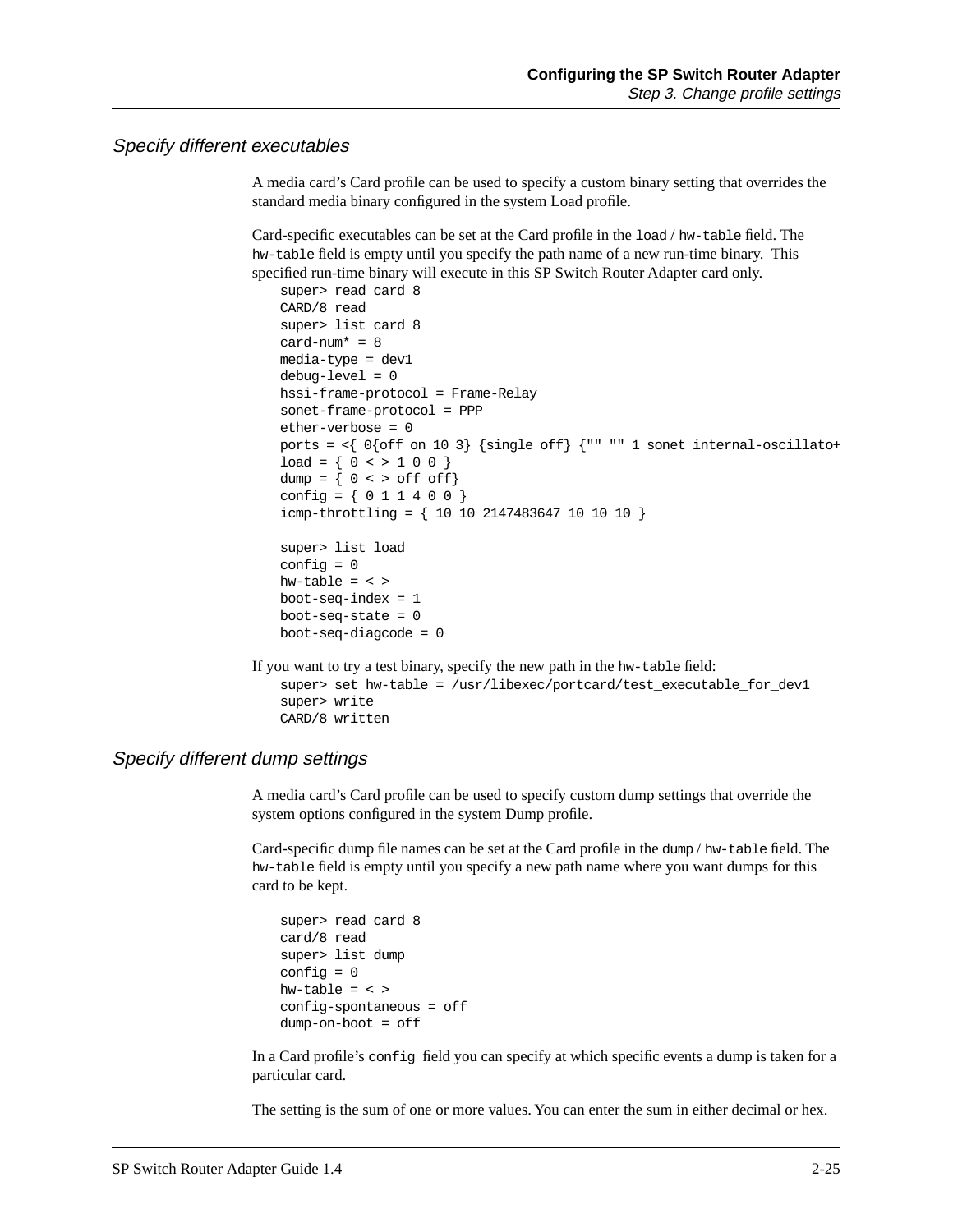### *Specify different executables*

A media card's Card profile can be used to specify a custom binary setting that overrides the standard media binary configured in the system Load profile.

Card-specific executables can be set at the Card profile in the `load` / `hw-table` field. The `hw-table` field is empty until you specify the path name of a new run-time binary. This specified run-time binary will execute in this SP Switch Router Adapter card only.

```
super> read card 8
CARD/8 read
super> list card 8
card-num* = 8
media-type = dev1
debug-level = 0
hssi-frame-protocol = Frame-Relay
sonet-frame-protocol = PPP
ether-verbose = 0
ports = <{ 0{off on 10 3} {single off} {"" "" 1 sonet internal-oscillato+
load = { 0 < > 1 0 0 }
dump = { 0 < > off off}
config = { 0 1 1 4 0 0 }
icmp-throttling = { 10 10 2147483647 10 10 10 }

super> list load
config = 0
hw-table = < >
boot-seq-index = 1
boot-seq-state = 0
boot-seq-diagcode = 0
```

If you want to try a test binary, specify the new path in the `hw-table` field:

```
super> set hw-table = /usr/libexec/portcard/test_executable_for_dev1
super> write
CARD/8 written
```

### *Specify different dump settings*

A media card's Card profile can be used to specify custom dump settings that override the system options configured in the system Dump profile.

Card-specific dump file names can be set at the Card profile in the `dump` / `hw-table` field. The `hw-table` field is empty until you specify a new path name where you want dumps for this card to be kept.

```
super> read card 8
card/8 read
super> list dump
config = 0
hw-table = < >
config-spontaneous = off
dump-on-boot = off
```

In a Card profile's `config` field you can specify at which specific events a dump is taken for a particular card.

The setting is the sum of one or more values. You can enter the sum in either decimal or hex.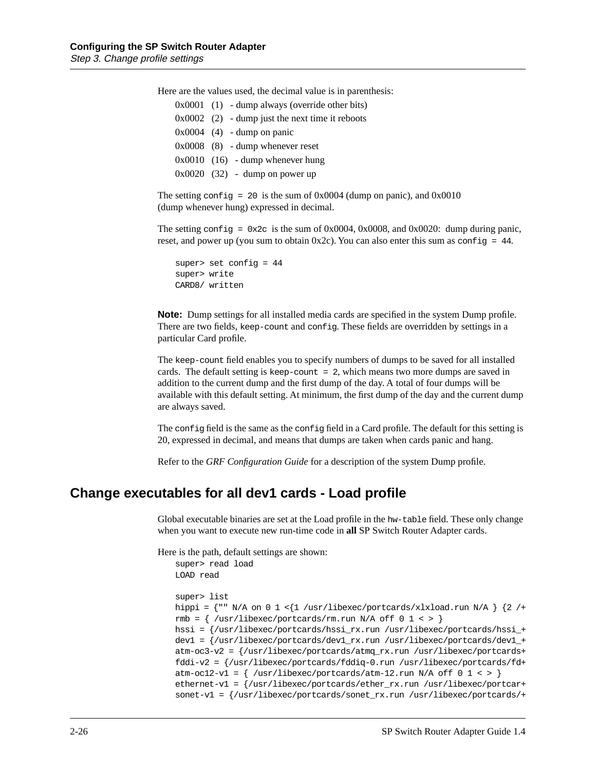Here are the values used, the decimal value is in parenthesis:

0x0001 (1) - dump always (override other bits)
0x0002 (2) - dump just the next time it reboots
0x0004 (4) - dump on panic
0x0008 (8) - dump whenever reset
0x0010 (16) - dump whenever hung
0x0020 (32) - dump on power up

The setting `config = 20` is the sum of 0x0004 (dump on panic), and 0x0010 (dump whenever hung) expressed in decimal.

The setting `config = 0x2c` is the sum of 0x0004, 0x0008, and 0x0020: dump during panic, reset, and power up (you sum to obtain 0x2c). You can also enter this sum as `config = 44`.

```
super> set config = 44
super> write
CARD8/ written
```

**Note:** Dump settings for all installed media cards are specified in the system Dump profile. There are two fields, `keep-count` and `config`. These fields are overridden by settings in a particular Card profile.

The `keep-count` field enables you to specify numbers of dumps to be saved for all installed cards. The default setting is `keep-count = 2`, which means two more dumps are saved in addition to the current dump and the first dump of the day. A total of four dumps will be available with this default setting. At minimum, the first dump of the day and the current dump are always saved.

The `config` field is the same as the `config` field in a Card profile. The default for this setting is 20, expressed in decimal, and means that dumps are taken when cards panic and hang.

Refer to the *GRF Configuration Guide* for a description of the system Dump profile.

## Change executables for all dev1 cards - Load profile

Global executable binaries are set at the Load profile in the `hw-table` field. These only change when you want to execute new run-time code in **all** SP Switch Router Adapter cards.

Here is the path, default settings are shown:

```
super> read load
LOAD read

super> list
hippi = {"" N/A on 0 1 <{1 /usr/libexec/portcards/xlxload.run N/A } {2 /+
rmb = { /usr/libexec/portcards/rm.run N/A off 0 1 < > }
hssi = {/usr/libexec/portcards/hssi_rx.run /usr/libexec/portcards/hssi_+
dev1 = {/usr/libexec/portcards/dev1_rx.run /usr/libexec/portcards/dev1_+
atm-oc3-v2 = {/usr/libexec/portcards/atmq_rx.run /usr/libexec/portcards+
fddi-v2 = {/usr/libexec/portcards/fddiq-0.run /usr/libexec/portcards/fd+
atm-oc12-v1 = { /usr/libexec/portcards/atm-12.run N/A off 0 1 < > }
ethernet-v1 = {/usr/libexec/portcards/ether_rx.run /usr/libexec/portcar+
sonet-v1 = {/usr/libexec/portcards/sonet_rx.run /usr/libexec/portcards/+
```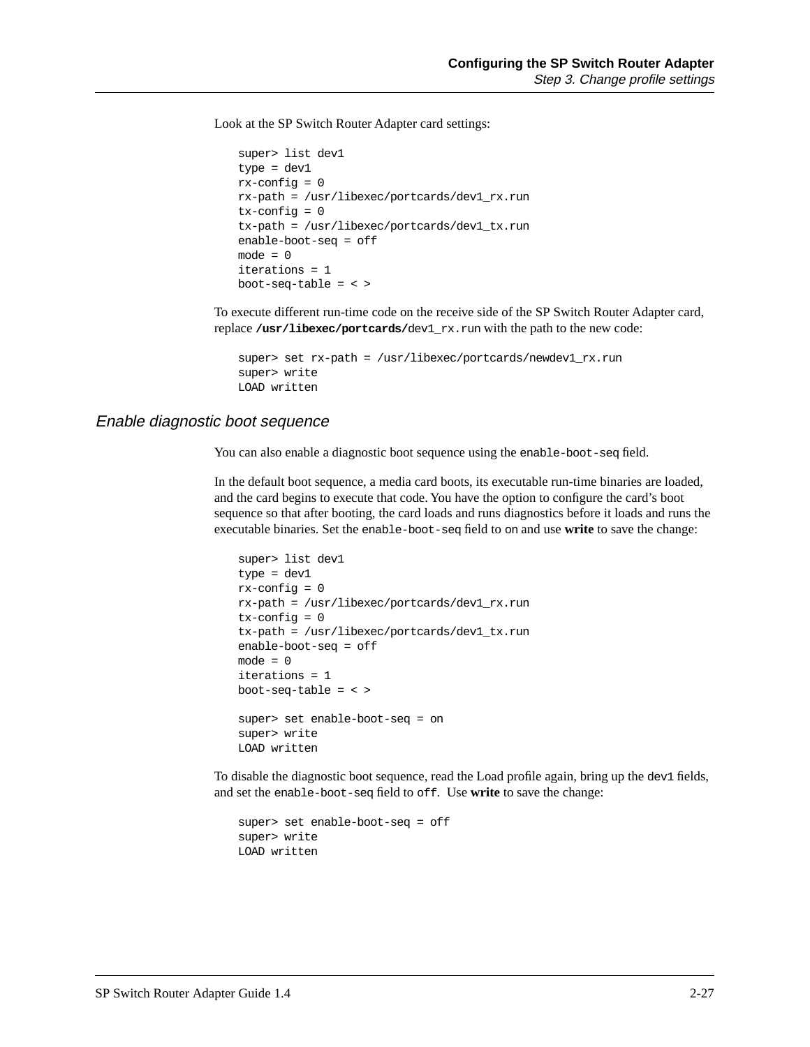Look at the SP Switch Router Adapter card settings:

```
super> list dev1
type = dev1
rx-config = 0
rx-path = /usr/libexec/portcards/dev1_rx.run
tx-config = 0
tx-path = /usr/libexec/portcards/dev1_tx.run
enable-boot-seq = off
mode = 0
iterations = 1
boot-seq-table = < >
```

To execute different run-time code on the receive side of the SP Switch Router Adapter card, replace **`/usr/libexec/portcards/`**`dev1_rx.run` with the path to the new code:

```
super> set rx-path = /usr/libexec/portcards/newdev1_rx.run
super> write
LOAD written
```

## *Enable diagnostic boot sequence*

You can also enable a diagnostic boot sequence using the `enable-boot-seq` field.

In the default boot sequence, a media card boots, its executable run-time binaries are loaded, and the card begins to execute that code. You have the option to configure the card's boot sequence so that after booting, the card loads and runs diagnostics before it loads and runs the executable binaries. Set the `enable-boot-seq` field to `on` and use **write** to save the change:

```
super> list dev1
type = dev1
rx-config = 0
rx-path = /usr/libexec/portcards/dev1_rx.run
tx-config = 0
tx-path = /usr/libexec/portcards/dev1_tx.run
enable-boot-seq = off
mode = 0
iterations = 1
boot-seq-table = < >

super> set enable-boot-seq = on
super> write
LOAD written
```

To disable the diagnostic boot sequence, read the Load profile again, bring up the `dev1` fields, and set the `enable-boot-seq` field to `off`. Use **write** to save the change:

```
super> set enable-boot-seq = off
super> write
LOAD written
```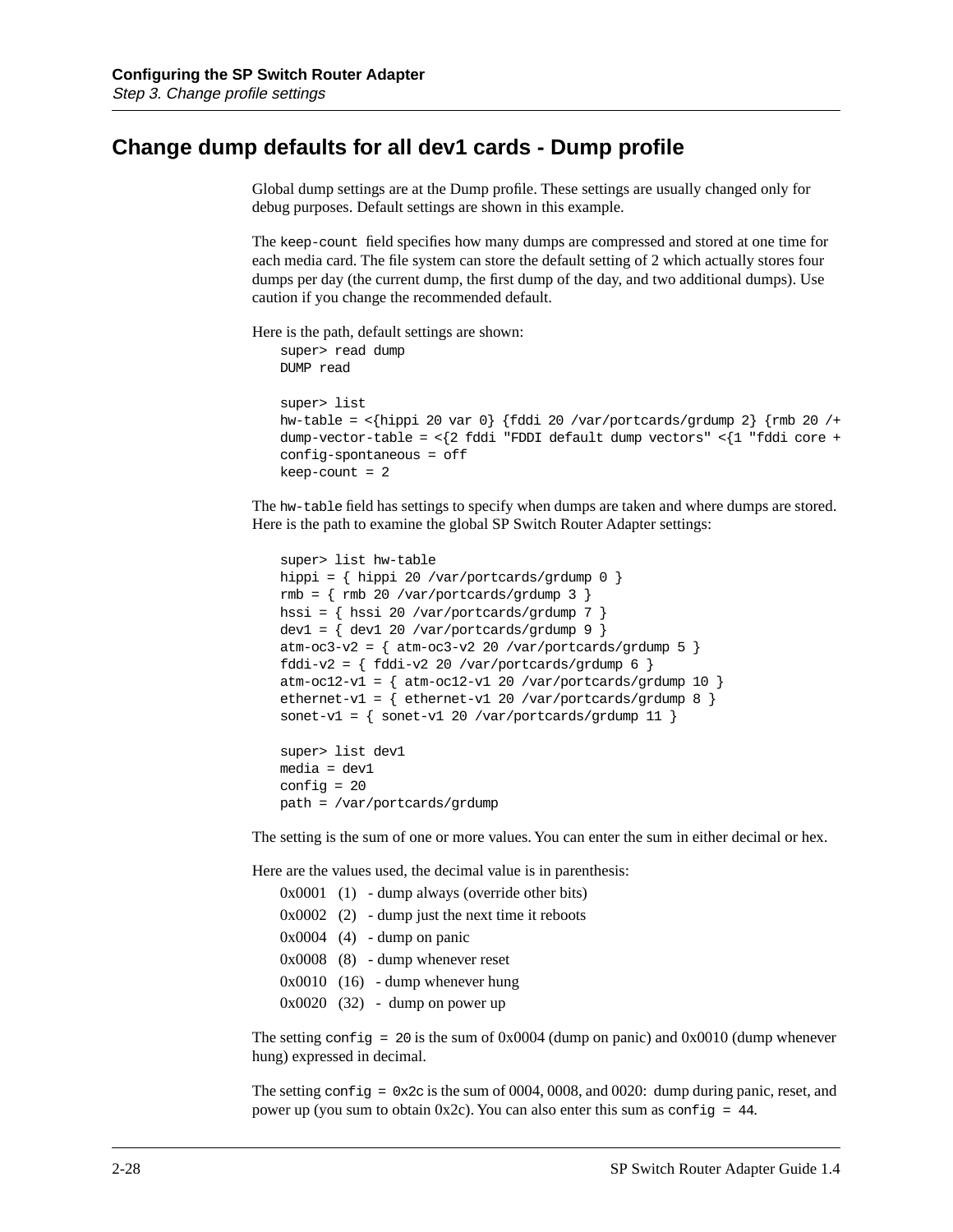## Change dump defaults for all dev1 cards - Dump profile

Global dump settings are at the Dump profile. These settings are usually changed only for debug purposes. Default settings are shown in this example.

The `keep-count` field specifies how many dumps are compressed and stored at one time for each media card. The file system can store the default setting of 2 which actually stores four dumps per day (the current dump, the first dump of the day, and two additional dumps). Use caution if you change the recommended default.

Here is the path, default settings are shown:

```
super> read dump
DUMP read

super> list
hw-table = <{hippi 20 var 0} {fddi 20 /var/portcards/grdump 2} {rmb 20 /+
dump-vector-table = <{2 fddi "FDDI default dump vectors" <{1 "fddi core +
config-spontaneous = off
keep-count = 2
```

The `hw-table` field has settings to specify when dumps are taken and where dumps are stored. Here is the path to examine the global SP Switch Router Adapter settings:

```
super> list hw-table
hippi = { hippi 20 /var/portcards/grdump 0 }
rmb = { rmb 20 /var/portcards/grdump 3 }
hssi = { hssi 20 /var/portcards/grdump 7 }
dev1 = { dev1 20 /var/portcards/grdump 9 }
atm-oc3-v2 = { atm-oc3-v2 20 /var/portcards/grdump 5 }
fddi-v2 = { fddi-v2 20 /var/portcards/grdump 6 }
atm-oc12-v1 = { atm-oc12-v1 20 /var/portcards/grdump 10 }
ethernet-v1 = { ethernet-v1 20 /var/portcards/grdump 8 }
sonet-v1 = { sonet-v1 20 /var/portcards/grdump 11 }

super> list dev1
media = dev1
config = 20
path = /var/portcards/grdump
```

The setting is the sum of one or more values. You can enter the sum in either decimal or hex.

Here are the values used, the decimal value is in parenthesis:

0x0001 (1) - dump always (override other bits)
0x0002 (2) - dump just the next time it reboots
0x0004 (4) - dump on panic
0x0008 (8) - dump whenever reset
0x0010 (16) - dump whenever hung
0x0020 (32) - dump on power up

The setting `config = 20` is the sum of 0x0004 (dump on panic) and 0x0010 (dump whenever hung) expressed in decimal.

The setting `config = 0x2c` is the sum of 0004, 0008, and 0020: dump during panic, reset, and power up (you sum to obtain 0x2c). You can also enter this sum as `config = 44`.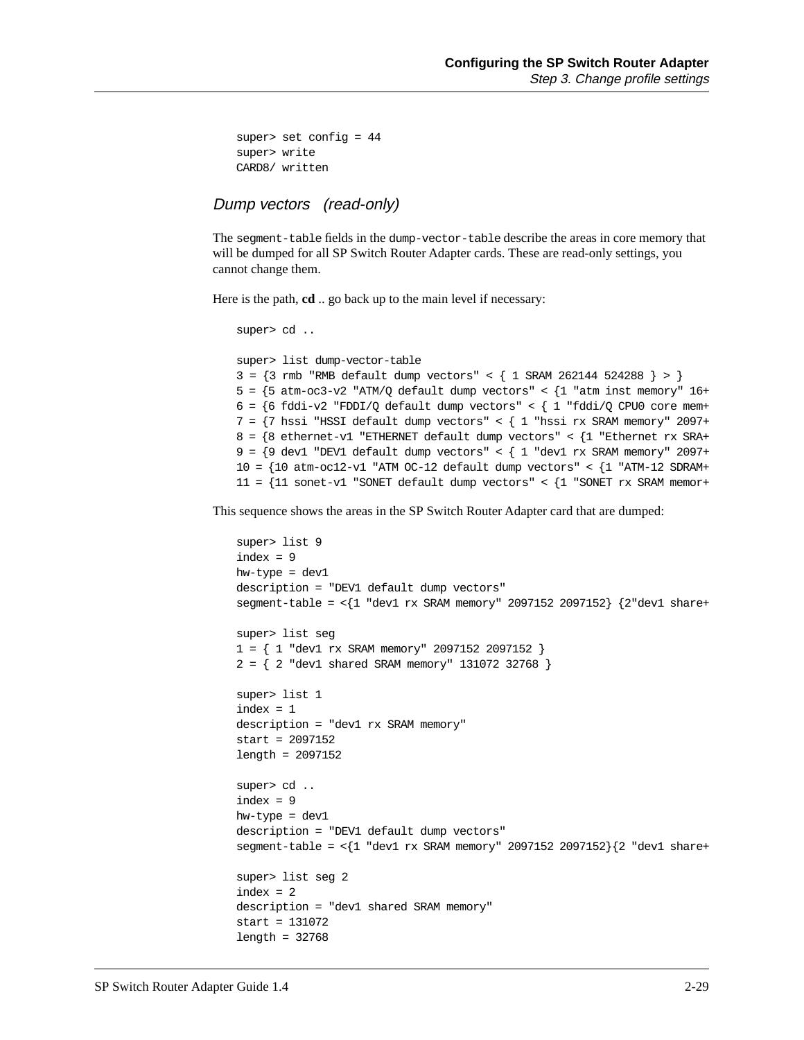```
super> set config = 44
super> write
CARD8/ written
```

### *Dump vectors (read-only)*

The `segment-table` fields in the `dump-vector-table` describe the areas in core memory that will be dumped for all SP Switch Router Adapter cards. These are read-only settings, you cannot change them.

Here is the path, **cd** .. go back up to the main level if necessary:

```
super> cd ..

super> list dump-vector-table
3 = {3 rmb "RMB default dump vectors" < { 1 SRAM 262144 524288 } > }
5 = {5 atm-oc3-v2 "ATM/Q default dump vectors" < {1 "atm inst memory" 16+
6 = {6 fddi-v2 "FDDI/Q default dump vectors" < { 1 "fddi/Q CPU0 core mem+
7 = {7 hssi "HSSI default dump vectors" < { 1 "hssi rx SRAM memory" 2097+
8 = {8 ethernet-v1 "ETHERNET default dump vectors" < {1 "Ethernet rx SRA+
9 = {9 dev1 "DEV1 default dump vectors" < { 1 "dev1 rx SRAM memory" 2097+
10 = {10 atm-oc12-v1 "ATM OC-12 default dump vectors" < {1 "ATM-12 SDRAM+
11 = {11 sonet-v1 "SONET default dump vectors" < {1 "SONET rx SRAM memor+
```

This sequence shows the areas in the SP Switch Router Adapter card that are dumped:

```
super> list 9
index = 9
hw-type = dev1
description = "DEV1 default dump vectors"
segment-table = <{1 "dev1 rx SRAM memory" 2097152 2097152} {2"dev1 share+

super> list seg
1 = { 1 "dev1 rx SRAM memory" 2097152 2097152 }
2 = { 2 "dev1 shared SRAM memory" 131072 32768 }

super> list 1
index = 1
description = "dev1 rx SRAM memory"
start = 2097152
length = 2097152

super> cd ..
index = 9
hw-type = dev1
description = "DEV1 default dump vectors"
segment-table = <{1 "dev1 rx SRAM memory" 2097152 2097152}{2 "dev1 share+

super> list seg 2
index = 2
description = "dev1 shared SRAM memory"
start = 131072
length = 32768
```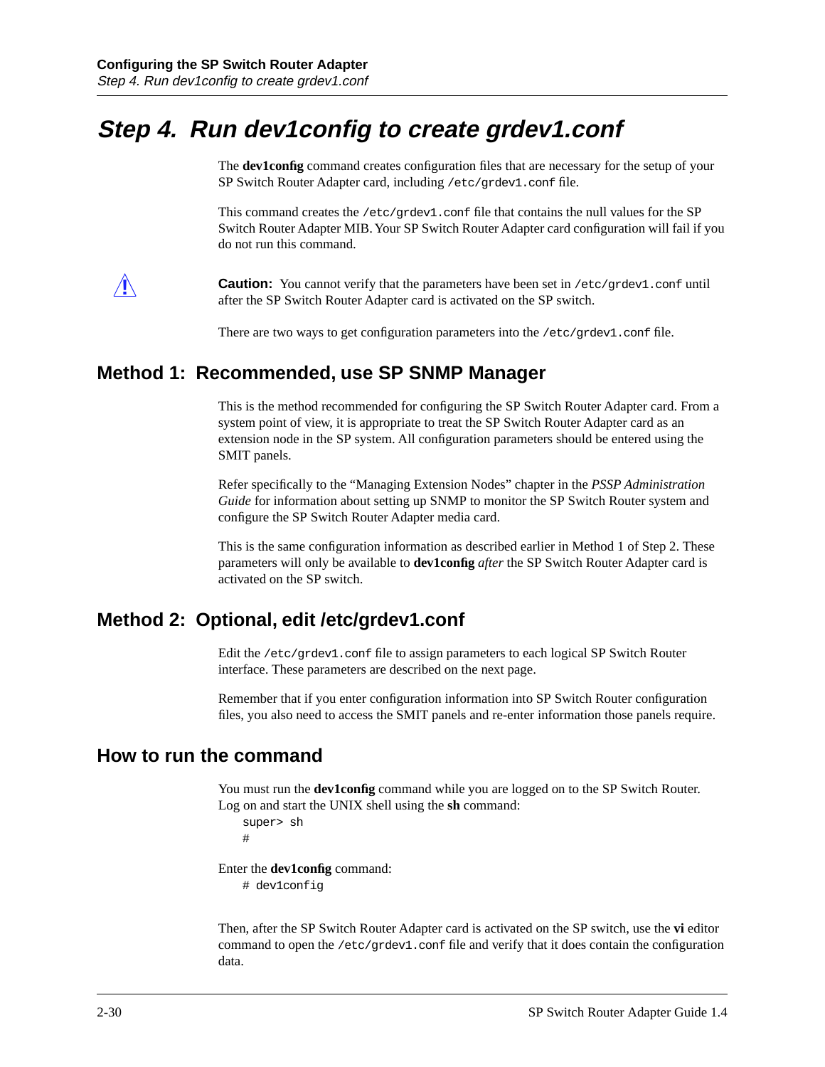# Step 4. Run dev1config to create grdev1.conf

The **dev1config** command creates configuration files that are necessary for the setup of your SP Switch Router Adapter card, including `/etc/grdev1.conf` file.

This command creates the `/etc/grdev1.conf` file that contains the null values for the SP Switch Router Adapter MIB. Your SP Switch Router Adapter card configuration will fail if you do not run this command.

**Caution:** You cannot verify that the parameters have been set in `/etc/grdev1.conf` until after the SP Switch Router Adapter card is activated on the SP switch.

There are two ways to get configuration parameters into the `/etc/grdev1.conf` file.

## Method 1: Recommended, use SP SNMP Manager

This is the method recommended for configuring the SP Switch Router Adapter card. From a system point of view, it is appropriate to treat the SP Switch Router Adapter card as an extension node in the SP system. All configuration parameters should be entered using the SMIT panels.

Refer specifically to the "Managing Extension Nodes" chapter in the *PSSP Administration Guide* for information about setting up SNMP to monitor the SP Switch Router system and configure the SP Switch Router Adapter media card.

This is the same configuration information as described earlier in Method 1 of Step 2. These parameters will only be available to **dev1config** *after* the SP Switch Router Adapter card is activated on the SP switch.

## Method 2: Optional, edit /etc/grdev1.conf

Edit the `/etc/grdev1.conf` file to assign parameters to each logical SP Switch Router interface. These parameters are described on the next page.

Remember that if you enter configuration information into SP Switch Router configuration files, you also need to access the SMIT panels and re-enter information those panels require.

## How to run the command

You must run the **dev1config** command while you are logged on to the SP Switch Router. Log on and start the UNIX shell using the **sh** command:

```
super> sh
#
```

Enter the **dev1config** command:

```
# dev1config
```

Then, after the SP Switch Router Adapter card is activated on the SP switch, use the **vi** editor command to open the `/etc/grdev1.conf` file and verify that it does contain the configuration data.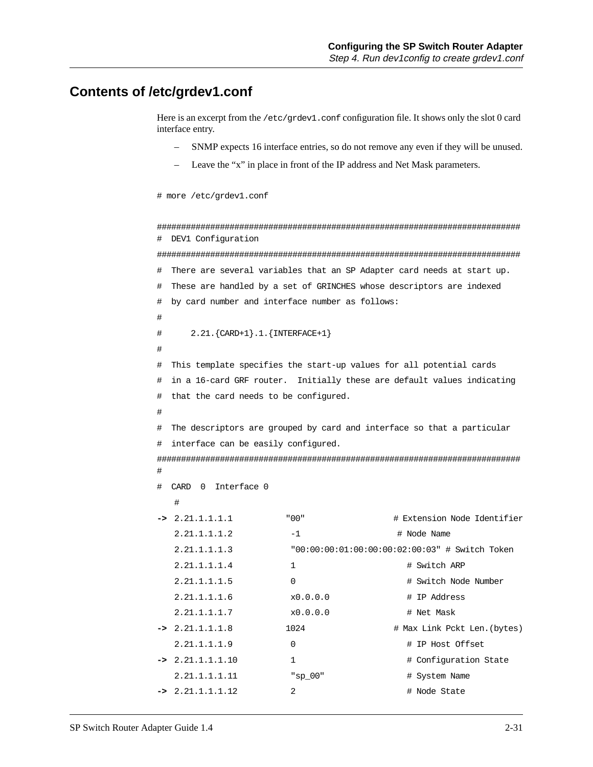## Contents of /etc/grdev1.conf

Here is an excerpt from the `/etc/grdev1.conf` configuration file. It shows only the slot 0 card interface entry.

- SNMP expects 16 interface entries, so do not remove any even if they will be unused.
- Leave the “x” in place in front of the IP address and Net Mask parameters.

```
# more /etc/grdev1.conf

###########################################################################
#  DEV1 Configuration
###########################################################################
#  There are several variables that an SP Adapter card needs at start up.
#  These are handled by a set of GRINCHES whose descriptors are indexed
#  by card number and interface number as follows:
#
#      2.21.{CARD+1}.1.{INTERFACE+1}
#
#  This template specifies the start-up values for all potential cards
#  in a 16-card GRF router.  Initially these are default values indicating
#  that the card needs to be configured.
#
#  The descriptors are grouped by card and interface so that a particular
#  interface can be easily configured.
###########################################################################
#
#  CARD  0  Interface 0
   #
-> 2.21.1.1.1.1          "00"                 # Extension Node Identifier
   2.21.1.1.1.2           -1                   # Node Name
   2.21.1.1.1.3           "00:00:00:01:00:00:00:02:00:03" # Switch Token
   2.21.1.1.1.4           1                      # Switch ARP
   2.21.1.1.1.5           0                      # Switch Node Number
   2.21.1.1.1.6           x0.0.0.0               # IP Address
   2.21.1.1.1.7           x0.0.0.0               # Net Mask
-> 2.21.1.1.1.8          1024                 # Max Link Pckt Len.(bytes)
   2.21.1.1.1.9           0                      # IP Host Offset
-> 2.21.1.1.1.10          1                      # Configuration State
   2.21.1.1.1.11          "sp_00"                # System Name
-> 2.21.1.1.1.12          2                      # Node State
```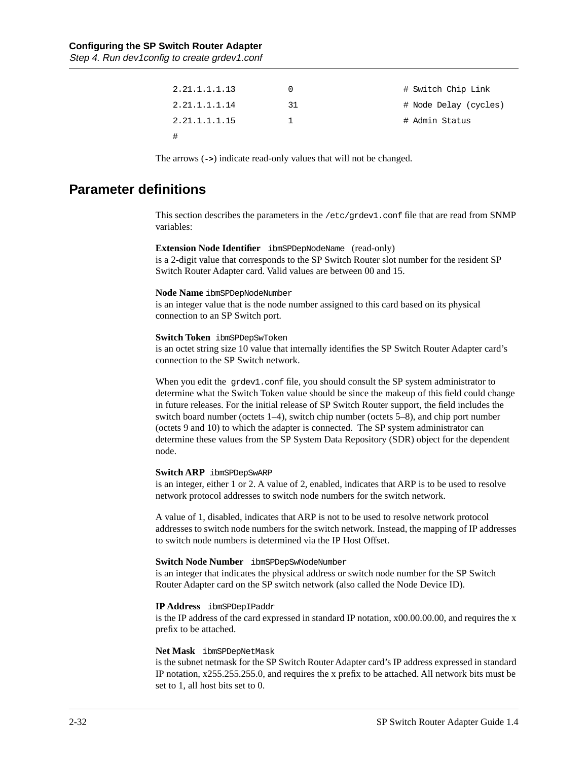```
2.21.1.1.1.13          0                        # Switch Chip Link
2.21.1.1.1.14          31                       # Node Delay (cycles)
2.21.1.1.1.15          1                        # Admin Status
#
```

The arrows (**->**) indicate read-only values that will not be changed.

## Parameter definitions

This section describes the parameters in the `/etc/grdev1.conf` file that are read from SNMP variables:

**Extension Node Identifier** `ibmSPDepNodeName` (read-only)
is a 2-digit value that corresponds to the SP Switch Router slot number for the resident SP Switch Router Adapter card. Valid values are between 00 and 15.

**Node Name** `ibmSPDepNodeNumber`
is an integer value that is the node number assigned to this card based on its physical connection to an SP Switch port.

**Switch Token** `ibmSPDepSwToken`
is an octet string size 10 value that internally identifies the SP Switch Router Adapter card's connection to the SP Switch network.

When you edit the `grdev1.conf` file, you should consult the SP system administrator to determine what the Switch Token value should be since the makeup of this field could change in future releases. For the initial release of SP Switch Router support, the field includes the switch board number (octets 1–4), switch chip number (octets 5–8), and chip port number (octets 9 and 10) to which the adapter is connected. The SP system administrator can determine these values from the SP System Data Repository (SDR) object for the dependent node.

**Switch ARP** `ibmSPDepSwARP`
is an integer, either 1 or 2. A value of 2, enabled, indicates that ARP is to be used to resolve network protocol addresses to switch node numbers for the switch network.

A value of 1, disabled, indicates that ARP is not to be used to resolve network protocol addresses to switch node numbers for the switch network. Instead, the mapping of IP addresses to switch node numbers is determined via the IP Host Offset.

**Switch Node Number** `ibmSPDepSwNodeNumber`
is an integer that indicates the physical address or switch node number for the SP Switch Router Adapter card on the SP switch network (also called the Node Device ID).

**IP Address** `ibmSPDepIPaddr`
is the IP address of the card expressed in standard IP notation, x00.00.00.00, and requires the x prefix to be attached.

**Net Mask** `ibmSPDepNetMask`
is the subnet netmask for the SP Switch Router Adapter card's IP address expressed in standard IP notation, x255.255.255.0, and requires the x prefix to be attached. All network bits must be set to 1, all host bits set to 0.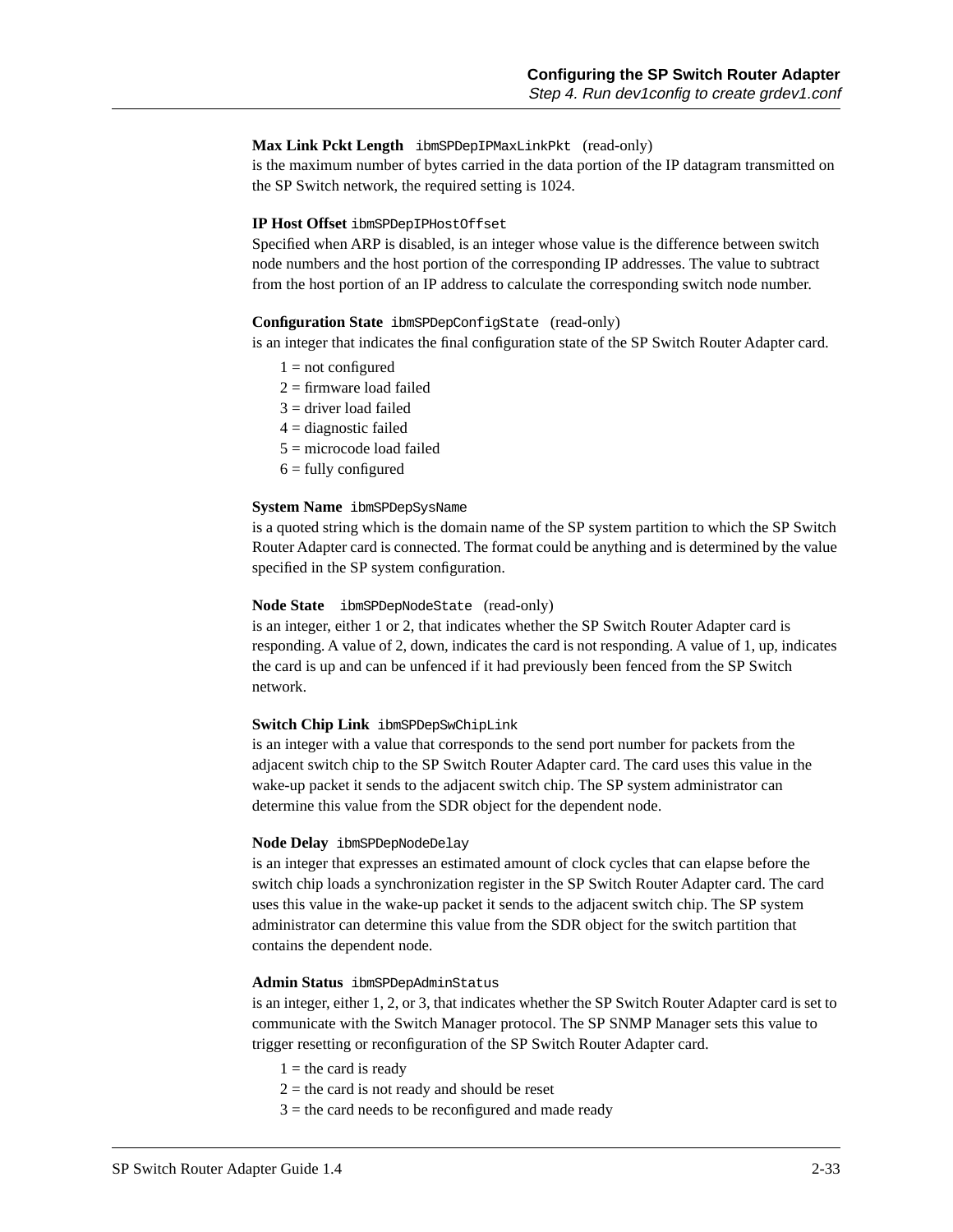**Max Link Pckt Length** `ibmSPDepIPMaxLinkPkt` (read-only)
is the maximum number of bytes carried in the data portion of the IP datagram transmitted on the SP Switch network, the required setting is 1024.

**IP Host Offset** `ibmSPDepIPHostOffset`
Specified when ARP is disabled, is an integer whose value is the difference between switch node numbers and the host portion of the corresponding IP addresses. The value to subtract from the host portion of an IP address to calculate the corresponding switch node number.

**Configuration State** `ibmSPDepConfigState` (read-only)
is an integer that indicates the final configuration state of the SP Switch Router Adapter card.

- 1 = not configured
- 2 = firmware load failed
- 3 = driver load failed
- 4 = diagnostic failed
- 5 = microcode load failed
- 6 = fully configured

**System Name** `ibmSPDepSysName`
is a quoted string which is the domain name of the SP system partition to which the SP Switch Router Adapter card is connected. The format could be anything and is determined by the value specified in the SP system configuration.

**Node State** `ibmSPDepNodeState` (read-only)
is an integer, either 1 or 2, that indicates whether the SP Switch Router Adapter card is responding. A value of 2, down, indicates the card is not responding. A value of 1, up, indicates the card is up and can be unfenced if it had previously been fenced from the SP Switch network.

**Switch Chip Link** `ibmSPDepSwChipLink`
is an integer with a value that corresponds to the send port number for packets from the adjacent switch chip to the SP Switch Router Adapter card. The card uses this value in the wake-up packet it sends to the adjacent switch chip. The SP system administrator can determine this value from the SDR object for the dependent node.

**Node Delay** `ibmSPDepNodeDelay`
is an integer that expresses an estimated amount of clock cycles that can elapse before the switch chip loads a synchronization register in the SP Switch Router Adapter card. The card uses this value in the wake-up packet it sends to the adjacent switch chip. The SP system administrator can determine this value from the SDR object for the switch partition that contains the dependent node.

**Admin Status** `ibmSPDepAdminStatus`
is an integer, either 1, 2, or 3, that indicates whether the SP Switch Router Adapter card is set to communicate with the Switch Manager protocol. The SP SNMP Manager sets this value to trigger resetting or reconfiguration of the SP Switch Router Adapter card.

- 1 = the card is ready
- 2 = the card is not ready and should be reset
- 3 = the card needs to be reconfigured and made ready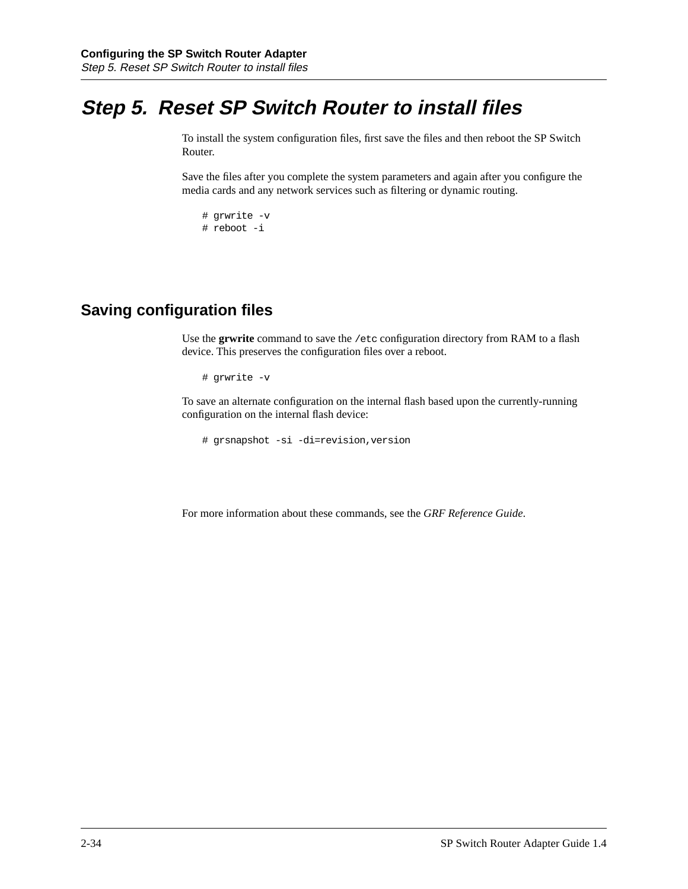# Step 5. Reset SP Switch Router to install files

To install the system configuration files, first save the files and then reboot the SP Switch Router.

Save the files after you complete the system parameters and again after you configure the media cards and any network services such as filtering or dynamic routing.

```
# grwrite -v
# reboot -i
```

## Saving configuration files

Use the **grwrite** command to save the `/etc` configuration directory from RAM to a flash device. This preserves the configuration files over a reboot.

```
# grwrite -v
```

To save an alternate configuration on the internal flash based upon the currently-running configuration on the internal flash device:

```
# grsnapshot -si -di=revision,version
```

For more information about these commands, see the *GRF Reference Guide*.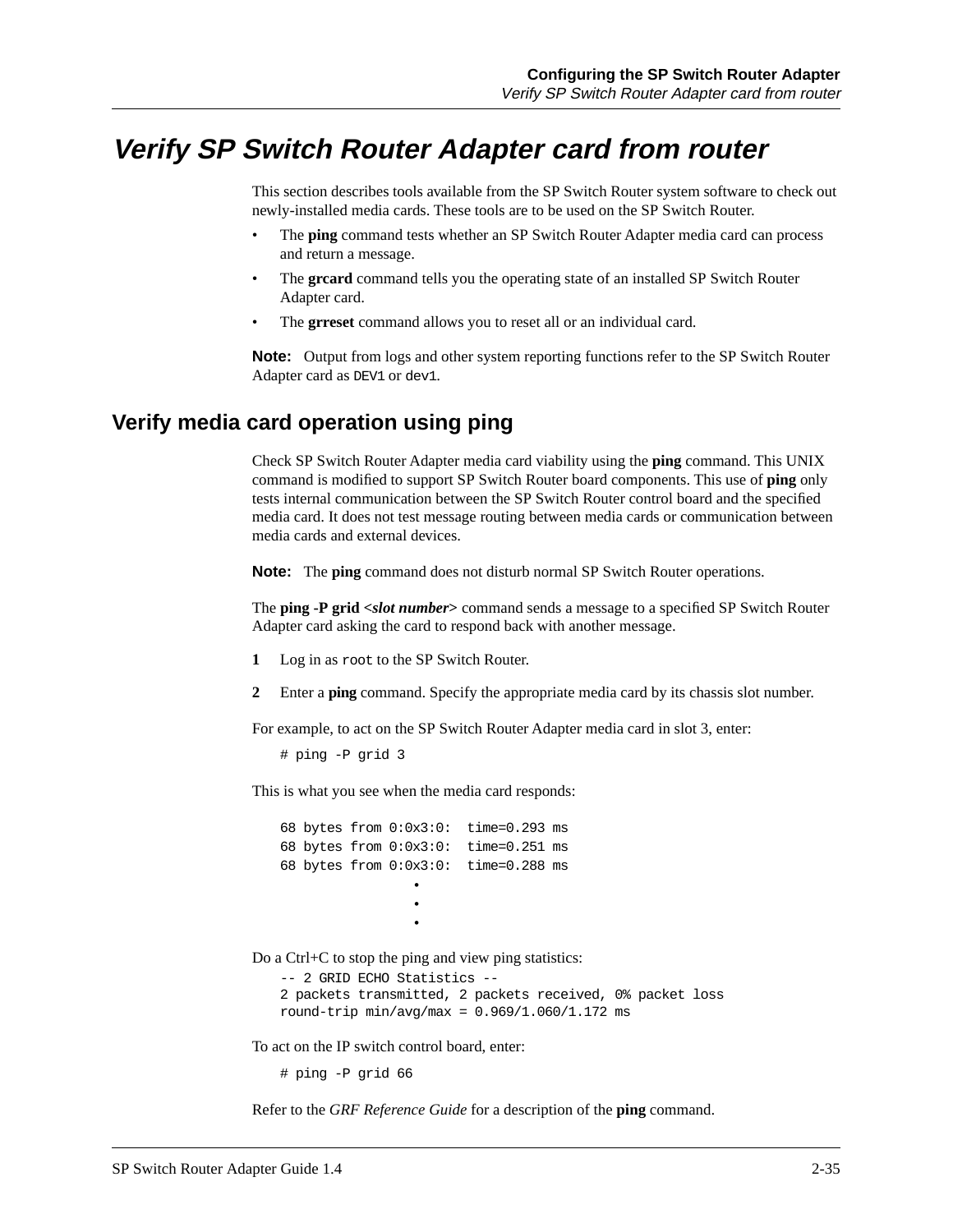# Verify SP Switch Router Adapter card from router

This section describes tools available from the SP Switch Router system software to check out newly-installed media cards. These tools are to be used on the SP Switch Router.

- The **ping** command tests whether an SP Switch Router Adapter media card can process and return a message.
- The **grcard** command tells you the operating state of an installed SP Switch Router Adapter card.
- The **grreset** command allows you to reset all or an individual card.

**Note:** Output from logs and other system reporting functions refer to the SP Switch Router Adapter card as `DEV1` or `dev1`.

## Verify media card operation using ping

Check SP Switch Router Adapter media card viability using the **ping** command. This UNIX command is modified to support SP Switch Router board components. This use of **ping** only tests internal communication between the SP Switch Router control board and the specified media card. It does not test message routing between media cards or communication between media cards and external devices.

**Note:** The **ping** command does not disturb normal SP Switch Router operations.

The **ping -P grid <*slot number*>** command sends a message to a specified SP Switch Router Adapter card asking the card to respond back with another message.

**1** Log in as `root` to the SP Switch Router.

**2** Enter a **ping** command. Specify the appropriate media card by its chassis slot number.

For example, to act on the SP Switch Router Adapter media card in slot 3, enter:

```
# ping -P grid 3
```

This is what you see when the media card responds:

```
68 bytes from 0:0x3:0:  time=0.293 ms
68 bytes from 0:0x3:0:  time=0.251 ms
68 bytes from 0:0x3:0:  time=0.288 ms
                 •
                 •
                 •
```

Do a Ctrl+C to stop the ping and view ping statistics:

```
-- 2 GRID ECHO Statistics --
2 packets transmitted, 2 packets received, 0% packet loss
round-trip min/avg/max = 0.969/1.060/1.172 ms
```

To act on the IP switch control board, enter:

```
# ping -P grid 66
```

Refer to the *GRF Reference Guide* for a description of the **ping** command.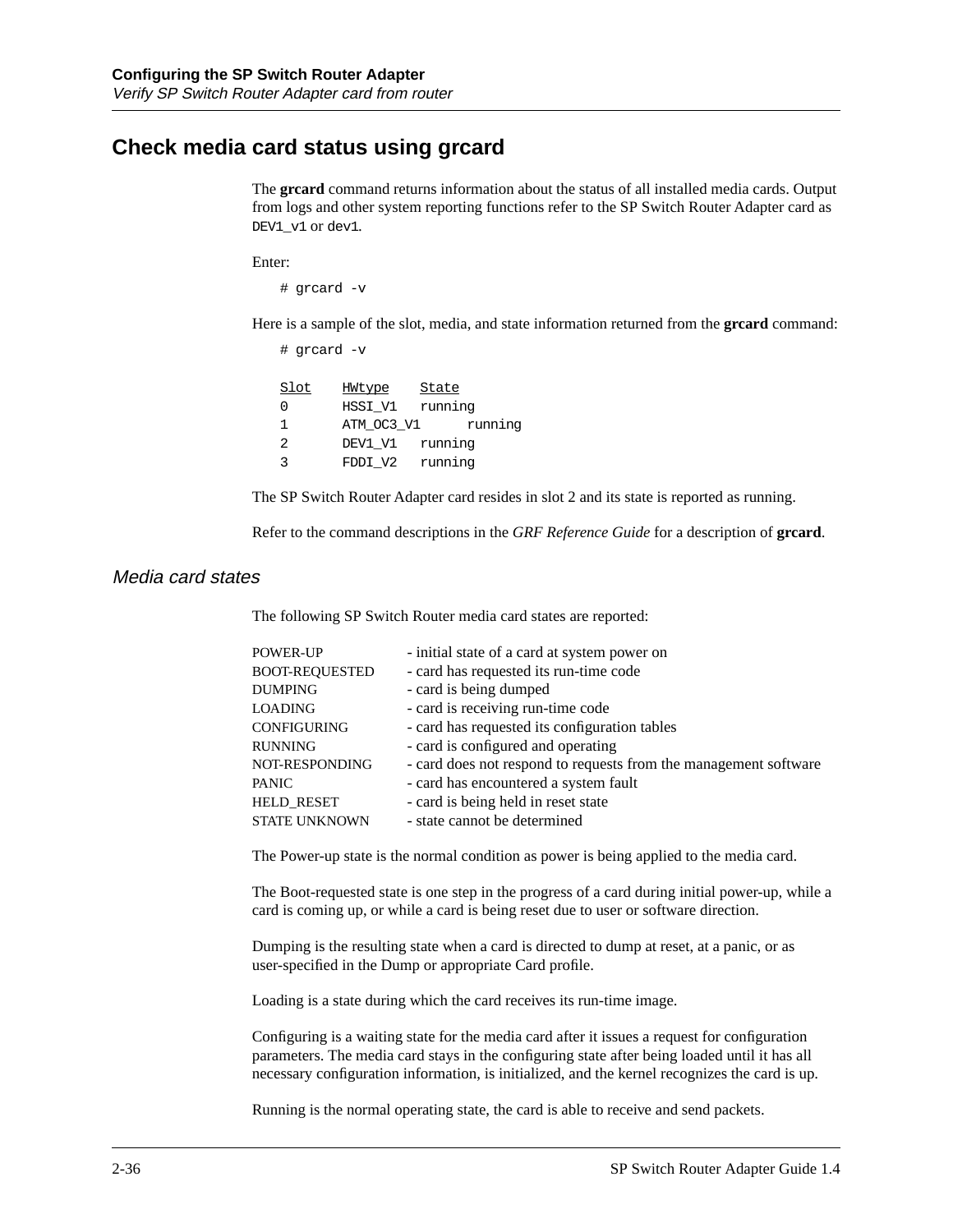## Check media card status using grcard

The **grcard** command returns information about the status of all installed media cards. Output from logs and other system reporting functions refer to the SP Switch Router Adapter card as `DEV1_v1` or `dev1`.

Enter:

```
# grcard -v
```

Here is a sample of the slot, media, and state information returned from the **grcard** command:

```
# grcard -v

Slot    HWtype    State
0       HSSI_V1   running
1       ATM_OC3_V1      running
2       DEV1_V1   running
3       FDDI_V2   running
```

The SP Switch Router Adapter card resides in slot 2 and its state is reported as running.

Refer to the command descriptions in the *GRF Reference Guide* for a description of **grcard**.

### *Media card states*

The following SP Switch Router media card states are reported:

| | |
|---|---|
| POWER-UP | - initial state of a card at system power on |
| BOOT-REQUESTED | - card has requested its run-time code |
| DUMPING | - card is being dumped |
| LOADING | - card is receiving run-time code |
| CONFIGURING | - card has requested its configuration tables |
| RUNNING | - card is configured and operating |
| NOT-RESPONDING | - card does not respond to requests from the management software |
| PANIC | - card has encountered a system fault |
| HELD_RESET | - card is being held in reset state |
| STATE UNKNOWN | - state cannot be determined |

The Power-up state is the normal condition as power is being applied to the media card.

The Boot-requested state is one step in the progress of a card during initial power-up, while a card is coming up, or while a card is being reset due to user or software direction.

Dumping is the resulting state when a card is directed to dump at reset, at a panic, or as user-specified in the Dump or appropriate Card profile.

Loading is a state during which the card receives its run-time image.

Configuring is a waiting state for the media card after it issues a request for configuration parameters. The media card stays in the configuring state after being loaded until it has all necessary configuration information, is initialized, and the kernel recognizes the card is up.

Running is the normal operating state, the card is able to receive and send packets.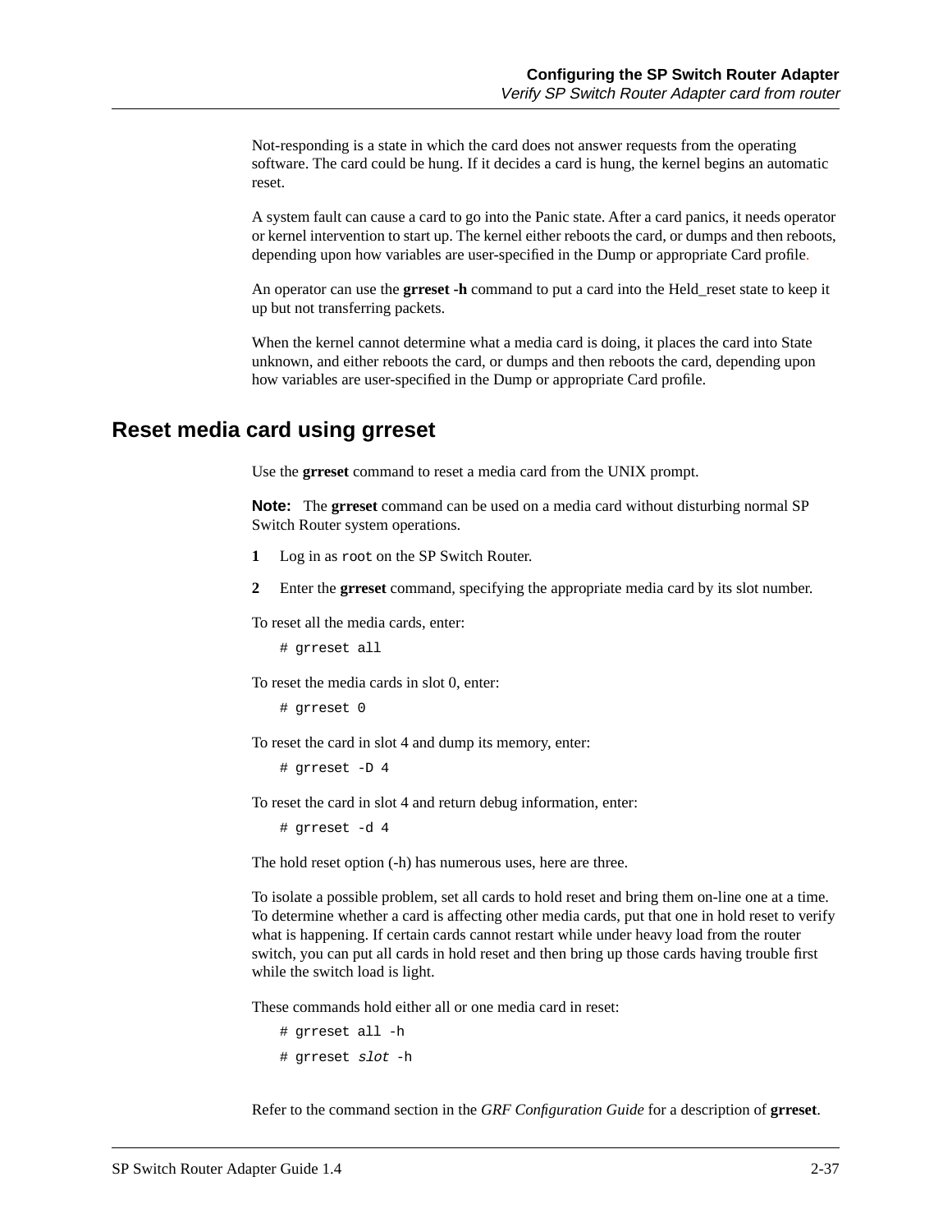Not-responding is a state in which the card does not answer requests from the operating software. The card could be hung. If it decides a card is hung, the kernel begins an automatic reset.

A system fault can cause a card to go into the Panic state. After a card panics, it needs operator or kernel intervention to start up. The kernel either reboots the card, or dumps and then reboots, depending upon how variables are user-specified in the Dump or appropriate Card profile.

An operator can use the **grreset -h** command to put a card into the Held_reset state to keep it up but not transferring packets.

When the kernel cannot determine what a media card is doing, it places the card into State unknown, and either reboots the card, or dumps and then reboots the card, depending upon how variables are user-specified in the Dump or appropriate Card profile.

## Reset media card using grreset

Use the **grreset** command to reset a media card from the UNIX prompt.

**Note:** The **grreset** command can be used on a media card without disturbing normal SP Switch Router system operations.

1. Log in as `root` on the SP Switch Router.
2. Enter the **grreset** command, specifying the appropriate media card by its slot number.

To reset all the media cards, enter:

```
# grreset all
```

To reset the media cards in slot 0, enter:

```
# grreset 0
```

To reset the card in slot 4 and dump its memory, enter:

```
# grreset -D 4
```

To reset the card in slot 4 and return debug information, enter:

```
# grreset -d 4
```

The hold reset option (-h) has numerous uses, here are three.

To isolate a possible problem, set all cards to hold reset and bring them on-line one at a time. To determine whether a card is affecting other media cards, put that one in hold reset to verify what is happening. If certain cards cannot restart while under heavy load from the router switch, you can put all cards in hold reset and then bring up those cards having trouble first while the switch load is light.

These commands hold either all or one media card in reset:

```
# grreset all -h
# grreset slot -h
```

Refer to the command section in the *GRF Configuration Guide* for a description of **grreset**.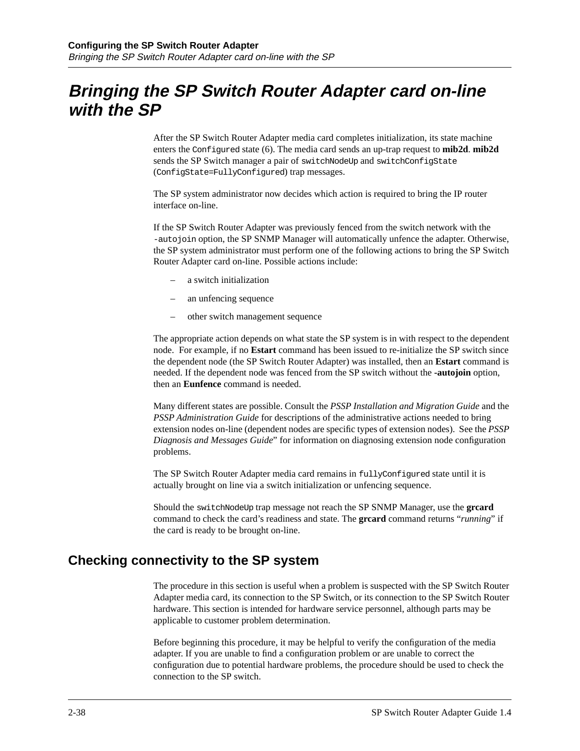# Bringing the SP Switch Router Adapter card on-line with the SP

After the SP Switch Router Adapter media card completes initialization, its state machine enters the `Configured` state (6). The media card sends an up-trap request to **mib2d**. **mib2d** sends the SP Switch manager a pair of `switchNodeUp` and `switchConfigState` (`ConfigState=FullyConfigured`) trap messages.

The SP system administrator now decides which action is required to bring the IP router interface on-line.

If the SP Switch Router Adapter was previously fenced from the switch network with the `-autojoin` option, the SP SNMP Manager will automatically unfence the adapter. Otherwise, the SP system administrator must perform one of the following actions to bring the SP Switch Router Adapter card on-line. Possible actions include:

- a switch initialization
- an unfencing sequence
- other switch management sequence

The appropriate action depends on what state the SP system is in with respect to the dependent node. For example, if no **Estart** command has been issued to re-initialize the SP switch since the dependent node (the SP Switch Router Adapter) was installed, then an **Estart** command is needed. If the dependent node was fenced from the SP switch without the **-autojoin** option, then an **Eunfence** command is needed.

Many different states are possible. Consult the *PSSP Installation and Migration Guide* and the *PSSP Administration Guide* for descriptions of the administrative actions needed to bring extension nodes on-line (dependent nodes are specific types of extension nodes). See the *PSSP Diagnosis and Messages Guide*" for information on diagnosing extension node configuration problems.

The SP Switch Router Adapter media card remains in `fullyConfigured` state until it is actually brought on line via a switch initialization or unfencing sequence.

Should the `switchNodeUp` trap message not reach the SP SNMP Manager, use the **grcard** command to check the card's readiness and state. The **grcard** command returns "*running*" if the card is ready to be brought on-line.

## Checking connectivity to the SP system

The procedure in this section is useful when a problem is suspected with the SP Switch Router Adapter media card, its connection to the SP Switch, or its connection to the SP Switch Router hardware. This section is intended for hardware service personnel, although parts may be applicable to customer problem determination.

Before beginning this procedure, it may be helpful to verify the configuration of the media adapter. If you are unable to find a configuration problem or are unable to correct the configuration due to potential hardware problems, the procedure should be used to check the connection to the SP switch.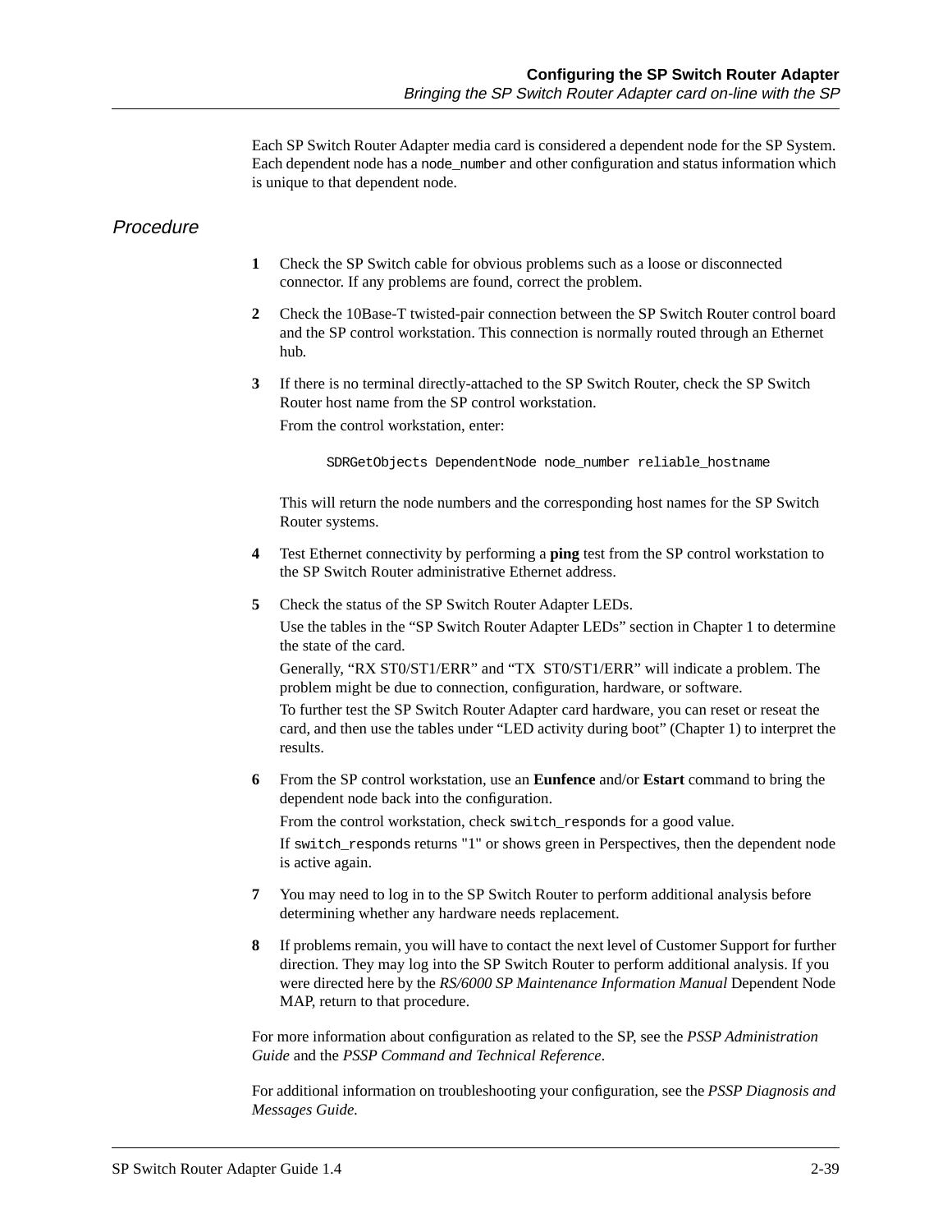Each SP Switch Router Adapter media card is considered a dependent node for the SP System. Each dependent node has a `node_number` and other configuration and status information which is unique to that dependent node.

## Procedure

1. Check the SP Switch cable for obvious problems such as a loose or disconnected connector. If any problems are found, correct the problem.

2. Check the 10Base-T twisted-pair connection between the SP Switch Router control board and the SP control workstation. This connection is normally routed through an Ethernet hub.

3. If there is no terminal directly-attached to the SP Switch Router, check the SP Switch Router host name from the SP control workstation.

   From the control workstation, enter:

   ```
   SDRGetObjects DependentNode node_number reliable_hostname
   ```

   This will return the node numbers and the corresponding host names for the SP Switch Router systems.

4. Test Ethernet connectivity by performing a **ping** test from the SP control workstation to the SP Switch Router administrative Ethernet address.

5. Check the status of the SP Switch Router Adapter LEDs.

   Use the tables in the "SP Switch Router Adapter LEDs" section in Chapter 1 to determine the state of the card.

   Generally, "RX ST0/ST1/ERR" and "TX ST0/ST1/ERR" will indicate a problem. The problem might be due to connection, configuration, hardware, or software.

   To further test the SP Switch Router Adapter card hardware, you can reset or reseat the card, and then use the tables under "LED activity during boot" (Chapter 1) to interpret the results.

6. From the SP control workstation, use an **Eunfence** and/or **Estart** command to bring the dependent node back into the configuration.

   From the control workstation, check `switch_responds` for a good value.

   If `switch_responds` returns "1" or shows green in Perspectives, then the dependent node is active again.

7. You may need to log in to the SP Switch Router to perform additional analysis before determining whether any hardware needs replacement.

8. If problems remain, you will have to contact the next level of Customer Support for further direction. They may log into the SP Switch Router to perform additional analysis. If you were directed here by the *RS/6000 SP Maintenance Information Manual* Dependent Node MAP, return to that procedure.

For more information about configuration as related to the SP, see the *PSSP Administration Guide* and the *PSSP Command and Technical Reference*.

For additional information on troubleshooting your configuration, see the *PSSP Diagnosis and Messages Guide*.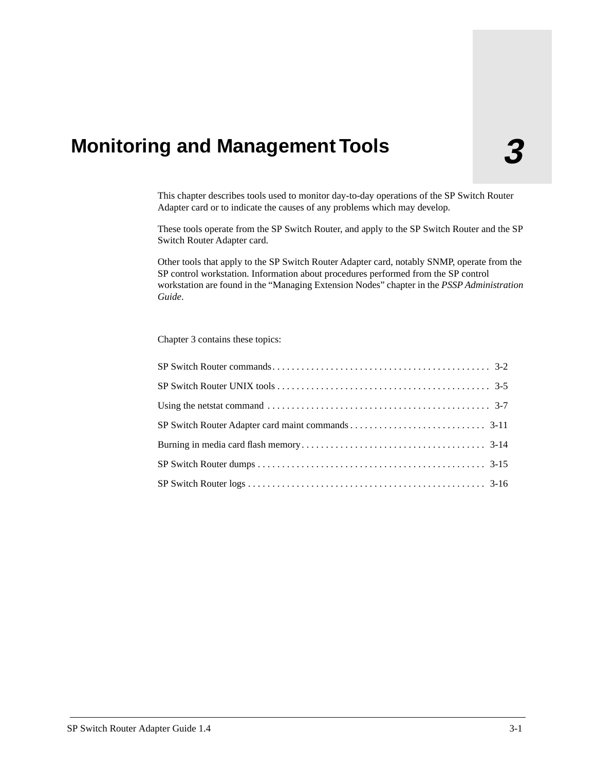# 3 Monitoring and Management Tools

This chapter describes tools used to monitor day-to-day operations of the SP Switch Router Adapter card or to indicate the causes of any problems which may develop.

These tools operate from the SP Switch Router, and apply to the SP Switch Router and the SP Switch Router Adapter card.

Other tools that apply to the SP Switch Router Adapter card, notably SNMP, operate from the SP control workstation. Information about procedures performed from the SP control workstation are found in the “Managing Extension Nodes” chapter in the *PSSP Administration Guide*.

Chapter 3 contains these topics:

SP Switch Router commands . . . . . . . . . . . . . . . . . . . . . . . . . . . . . . . . . . . . . . . . . . . . 3-2

SP Switch Router UNIX tools . . . . . . . . . . . . . . . . . . . . . . . . . . . . . . . . . . . . . . . . . . . . 3-5

Using the netstat command . . . . . . . . . . . . . . . . . . . . . . . . . . . . . . . . . . . . . . . . . . . . . 3-7

SP Switch Router Adapter card maint commands . . . . . . . . . . . . . . . . . . . . . . . . . . . . 3-11

Burning in media card flash memory . . . . . . . . . . . . . . . . . . . . . . . . . . . . . . . . . . . . . . 3-14

SP Switch Router dumps . . . . . . . . . . . . . . . . . . . . . . . . . . . . . . . . . . . . . . . . . . . . . . 3-15

SP Switch Router logs . . . . . . . . . . . . . . . . . . . . . . . . . . . . . . . . . . . . . . . . . . . . . . . . . 3-16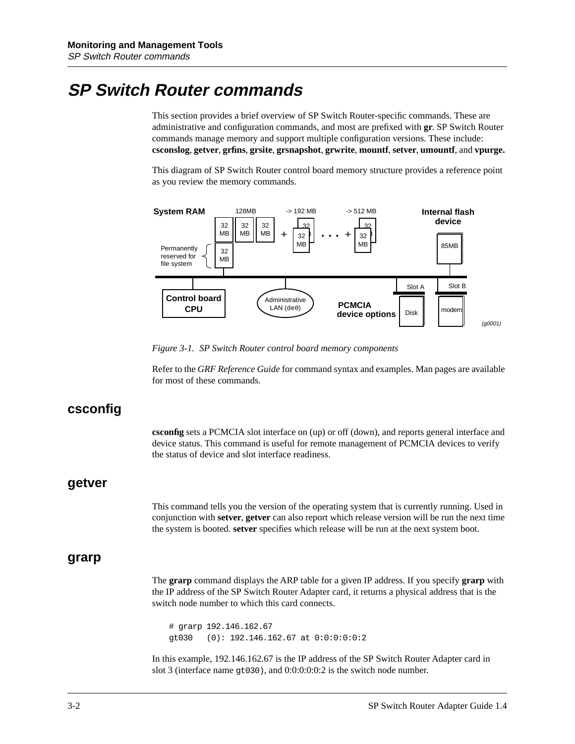# SP Switch Router commands

This section provides a brief overview of SP Switch Router-specific commands. These are administrative and configuration commands, and most are prefixed with **gr**. SP Switch Router commands manage memory and support multiple configuration versions. These include: **csconslog**, **getver**, **grfins**, **grsite**, **grsnapshot**, **grwrite**, **mountf**, **setver**, **umountf**, and **vpurge.**

This diagram of SP Switch Router control board memory structure provides a reference point as you review the memory commands.

*Figure 3-1. SP Switch Router control board memory components*

Refer to the *GRF Reference Guide* for command syntax and examples. Man pages are available for most of these commands.

## csconfig

**csconfig** sets a PCMCIA slot interface on (up) or off (down), and reports general interface and device status. This command is useful for remote management of PCMCIA devices to verify the status of device and slot interface readiness.

## getver

This command tells you the version of the operating system that is currently running. Used in conjunction with **setver**, **getver** can also report which release version will be run the next time the system is booted. **setver** specifies which release will be run at the next system boot.

## grarp

The **grarp** command displays the ARP table for a given IP address. If you specify **grarp** with the IP address of the SP Switch Router Adapter card, it returns a physical address that is the switch node number to which this card connects.

```
# grarp 192.146.162.67
gt030   (0): 192.146.162.67 at 0:0:0:0:0:2
```

In this example, 192.146.162.67 is the IP address of the SP Switch Router Adapter card in slot 3 (interface name `gt030`), and 0:0:0:0:0:2 is the switch node number.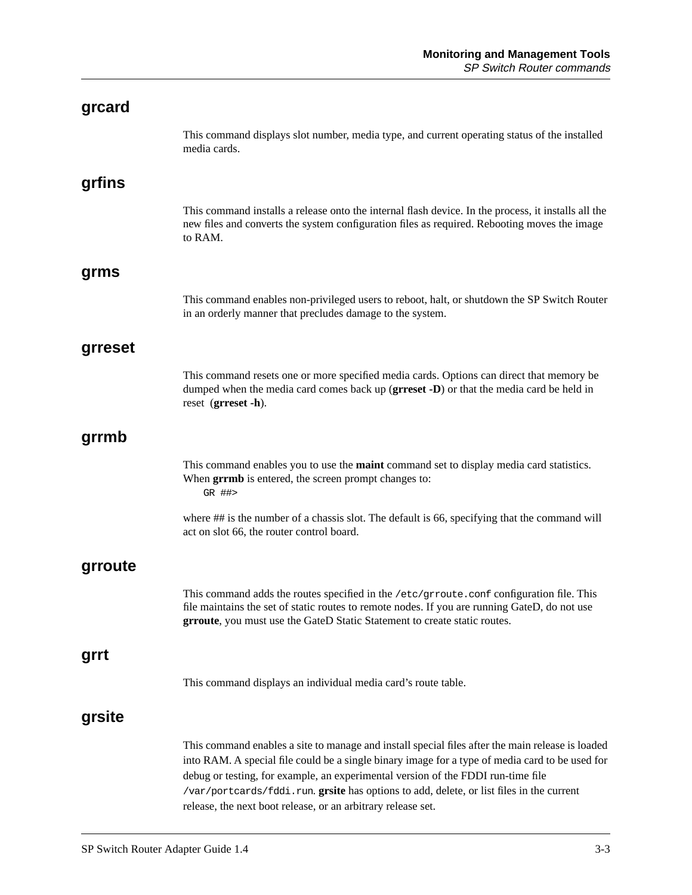## grcard

This command displays slot number, media type, and current operating status of the installed media cards.

## grfins

This command installs a release onto the internal flash device. In the process, it installs all the new files and converts the system configuration files as required. Rebooting moves the image to RAM.

## grms

This command enables non-privileged users to reboot, halt, or shutdown the SP Switch Router in an orderly manner that precludes damage to the system.

## grreset

This command resets one or more specified media cards. Options can direct that memory be dumped when the media card comes back up (**grreset -D**) or that the media card be held in reset (**grreset -h**).

## grrmb

This command enables you to use the **maint** command set to display media card statistics. When **grrmb** is entered, the screen prompt changes to:

```
GR ##>
```

where ## is the number of a chassis slot. The default is 66, specifying that the command will act on slot 66, the router control board.

## grroute

This command adds the routes specified in the `/etc/grroute.conf` configuration file. This file maintains the set of static routes to remote nodes. If you are running GateD, do not use **grroute**, you must use the GateD Static Statement to create static routes.

## grrt

This command displays an individual media card's route table.

## grsite

This command enables a site to manage and install special files after the main release is loaded into RAM. A special file could be a single binary image for a type of media card to be used for debug or testing, for example, an experimental version of the FDDI run-time file `/var/portcards/fddi.run`. **grsite** has options to add, delete, or list files in the current release, the next boot release, or an arbitrary release set.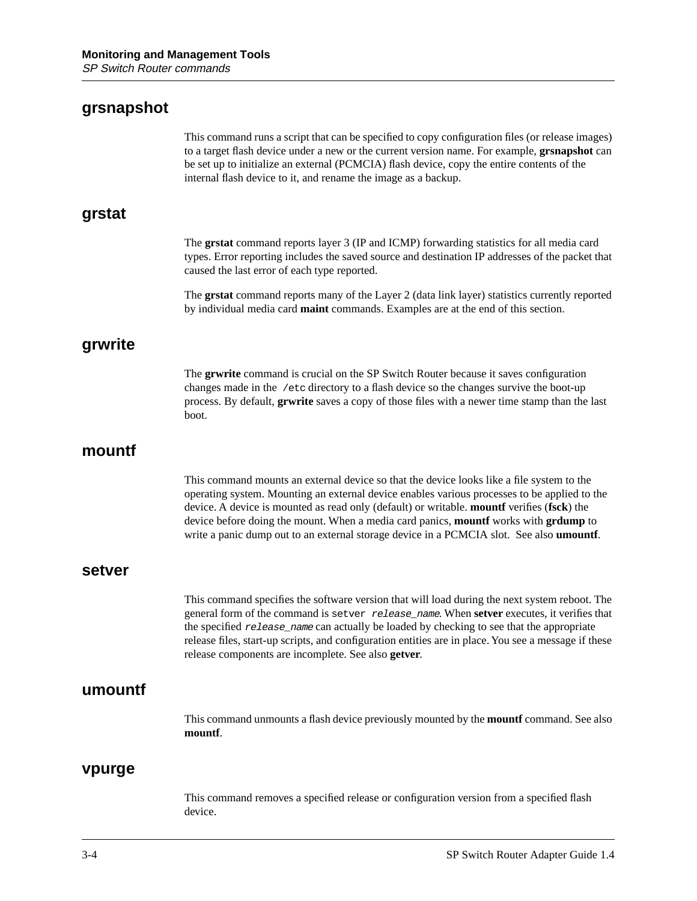## grsnapshot

This command runs a script that can be specified to copy configuration files (or release images) to a target flash device under a new or the current version name. For example, **grsnapshot** can be set up to initialize an external (PCMCIA) flash device, copy the entire contents of the internal flash device to it, and rename the image as a backup.

## grstat

The **grstat** command reports layer 3 (IP and ICMP) forwarding statistics for all media card types. Error reporting includes the saved source and destination IP addresses of the packet that caused the last error of each type reported.

The **grstat** command reports many of the Layer 2 (data link layer) statistics currently reported by individual media card **maint** commands. Examples are at the end of this section.

## grwrite

The **grwrite** command is crucial on the SP Switch Router because it saves configuration changes made in the `/etc` directory to a flash device so the changes survive the boot-up process. By default, **grwrite** saves a copy of those files with a newer time stamp than the last boot.

## mountf

This command mounts an external device so that the device looks like a file system to the operating system. Mounting an external device enables various processes to be applied to the device. A device is mounted as read only (default) or writable. **mountf** verifies (**fsck**) the device before doing the mount. When a media card panics, **mountf** works with **grdump** to write a panic dump out to an external storage device in a PCMCIA slot. See also **umountf**.

## setver

This command specifies the software version that will load during the next system reboot. The general form of the command is `setver` *`release_name`*. When **setver** executes, it verifies that the specified *`release_name`* can actually be loaded by checking to see that the appropriate release files, start-up scripts, and configuration entities are in place. You see a message if these release components are incomplete. See also **getver**.

## umountf

This command unmounts a flash device previously mounted by the **mountf** command. See also **mountf**.

## vpurge

This command removes a specified release or configuration version from a specified flash device.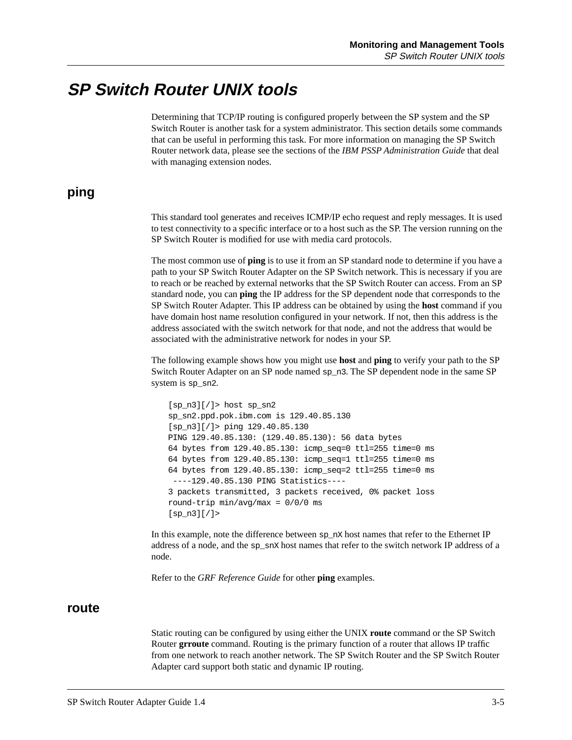# SP Switch Router UNIX tools

Determining that TCP/IP routing is configured properly between the SP system and the SP Switch Router is another task for a system administrator. This section details some commands that can be useful in performing this task. For more information on managing the SP Switch Router network data, please see the sections of the *IBM PSSP Administration Guide* that deal with managing extension nodes.

## ping

This standard tool generates and receives ICMP/IP echo request and reply messages. It is used to test connectivity to a specific interface or to a host such as the SP. The version running on the SP Switch Router is modified for use with media card protocols.

The most common use of **ping** is to use it from an SP standard node to determine if you have a path to your SP Switch Router Adapter on the SP Switch network. This is necessary if you are to reach or be reached by external networks that the SP Switch Router can access. From an SP standard node, you can **ping** the IP address for the SP dependent node that corresponds to the SP Switch Router Adapter. This IP address can be obtained by using the **host** command if you have domain host name resolution configured in your network. If not, then this address is the address associated with the switch network for that node, and not the address that would be associated with the administrative network for nodes in your SP.

The following example shows how you might use **host** and **ping** to verify your path to the SP Switch Router Adapter on an SP node named `sp_n3`. The SP dependent node in the same SP system is `sp_sn2`.

```
[sp_n3][/]> host sp_sn2
sp_sn2.ppd.pok.ibm.com is 129.40.85.130
[sp_n3][/]> ping 129.40.85.130
PING 129.40.85.130: (129.40.85.130): 56 data bytes
64 bytes from 129.40.85.130: icmp_seq=0 ttl=255 time=0 ms
64 bytes from 129.40.85.130: icmp_seq=1 ttl=255 time=0 ms
64 bytes from 129.40.85.130: icmp_seq=2 ttl=255 time=0 ms
 ----129.40.85.130 PING Statistics----
3 packets transmitted, 3 packets received, 0% packet loss
round-trip min/avg/max = 0/0/0 ms
[sp_n3][/]>
```

In this example, note the difference between `sp_nX` host names that refer to the Ethernet IP address of a node, and the `sp_snX` host names that refer to the switch network IP address of a node.

Refer to the *GRF Reference Guide* for other **ping** examples.

## route

Static routing can be configured by using either the UNIX **route** command or the SP Switch Router **grroute** command. Routing is the primary function of a router that allows IP traffic from one network to reach another network. The SP Switch Router and the SP Switch Router Adapter card support both static and dynamic IP routing.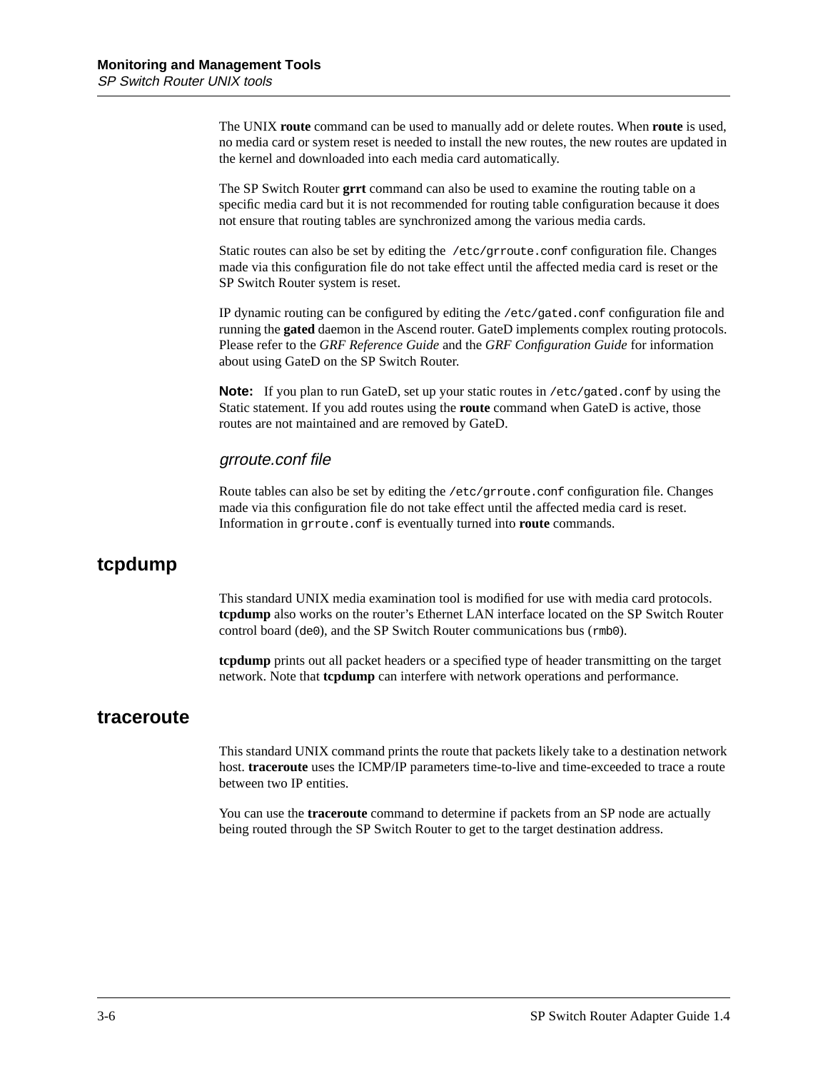The UNIX **route** command can be used to manually add or delete routes. When **route** is used, no media card or system reset is needed to install the new routes, the new routes are updated in the kernel and downloaded into each media card automatically.

The SP Switch Router **grrt** command can also be used to examine the routing table on a specific media card but it is not recommended for routing table configuration because it does not ensure that routing tables are synchronized among the various media cards.

Static routes can also be set by editing the `/etc/grroute.conf` configuration file. Changes made via this configuration file do not take effect until the affected media card is reset or the SP Switch Router system is reset.

IP dynamic routing can be configured by editing the `/etc/gated.conf` configuration file and running the **gated** daemon in the Ascend router. GateD implements complex routing protocols. Please refer to the *GRF Reference Guide* and the *GRF Configuration Guide* for information about using GateD on the SP Switch Router.

**Note:** If you plan to run GateD, set up your static routes in `/etc/gated.conf` by using the Static statement. If you add routes using the **route** command when GateD is active, those routes are not maintained and are removed by GateD.

### *grroute.conf file*

Route tables can also be set by editing the `/etc/grroute.conf` configuration file. Changes made via this configuration file do not take effect until the affected media card is reset. Information in `grroute.conf` is eventually turned into **route** commands.

## tcpdump

This standard UNIX media examination tool is modified for use with media card protocols. **tcpdump** also works on the router's Ethernet LAN interface located on the SP Switch Router control board (`de0`), and the SP Switch Router communications bus (`rmb0`).

**tcpdump** prints out all packet headers or a specified type of header transmitting on the target network. Note that **tcpdump** can interfere with network operations and performance.

## traceroute

This standard UNIX command prints the route that packets likely take to a destination network host. **traceroute** uses the ICMP/IP parameters time-to-live and time-exceeded to trace a route between two IP entities.

You can use the **traceroute** command to determine if packets from an SP node are actually being routed through the SP Switch Router to get to the target destination address.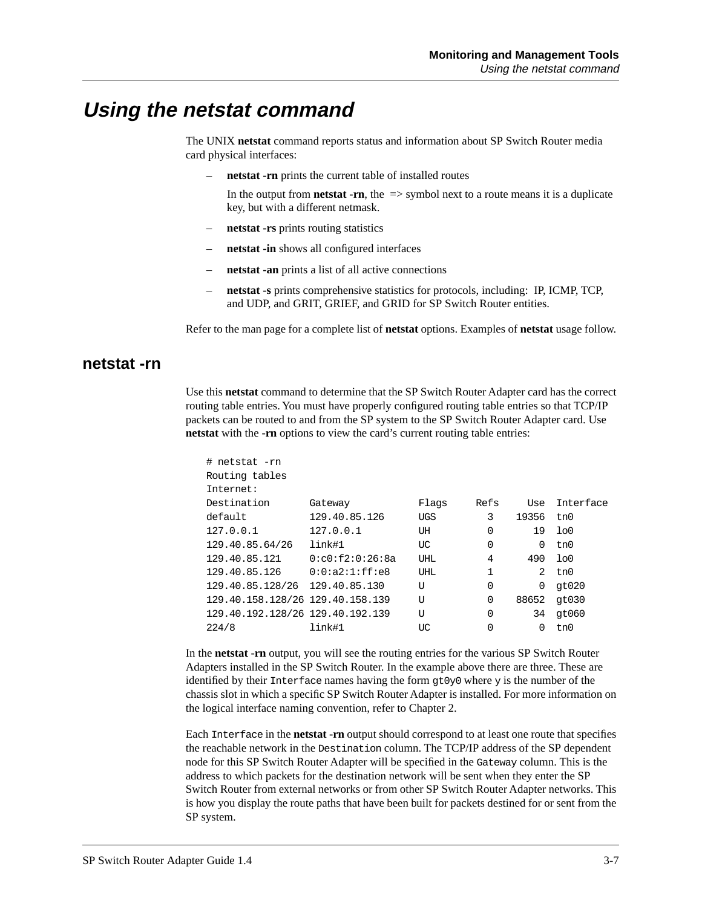# Using the netstat command

The UNIX **netstat** command reports status and information about SP Switch Router media card physical interfaces:

- **netstat -rn** prints the current table of installed routes

  In the output from **netstat -rn**, the => symbol next to a route means it is a duplicate key, but with a different netmask.

- **netstat -rs** prints routing statistics
- **netstat -in** shows all configured interfaces
- **netstat -an** prints a list of all active connections
- **netstat -s** prints comprehensive statistics for protocols, including: IP, ICMP, TCP, and UDP, and GRIT, GRIEF, and GRID for SP Switch Router entities.

Refer to the man page for a complete list of **netstat** options. Examples of **netstat** usage follow.

## netstat -rn

Use this **netstat** command to determine that the SP Switch Router Adapter card has the correct routing table entries. You must have properly configured routing table entries so that TCP/IP packets can be routed to and from the SP system to the SP Switch Router Adapter card. Use **netstat** with the **-rn** options to view the card's current routing table entries:

```
# netstat -rn
Routing tables
Internet:
Destination       Gateway           Flags     Refs     Use  Interface
default           129.40.85.126     UGS         3    19356  tn0
127.0.0.1         127.0.0.1         UH          0       19  lo0
129.40.85.64/26   link#1            UC          0        0  tn0
129.40.85.121     0:c0:f2:0:26:8a   UHL         4      490  lo0
129.40.85.126     0:0:a2:1:ff:e8    UHL         1        2  tn0
129.40.85.128/26  129.40.85.130     U           0        0  gt020
129.40.158.128/26 129.40.158.139    U           0    88652  gt030
129.40.192.128/26 129.40.192.139    U           0       34  gt060
224/8             link#1            UC          0        0  tn0
```

In the **netstat -rn** output, you will see the routing entries for the various SP Switch Router Adapters installed in the SP Switch Router. In the example above there are three. These are identified by their `Interface` names having the form `gt0y0` where `y` is the number of the chassis slot in which a specific SP Switch Router Adapter is installed. For more information on the logical interface naming convention, refer to Chapter 2.

Each `Interface` in the **netstat -rn** output should correspond to at least one route that specifies the reachable network in the `Destination` column. The TCP/IP address of the SP dependent node for this SP Switch Router Adapter will be specified in the `Gateway` column. This is the address to which packets for the destination network will be sent when they enter the SP Switch Router from external networks or from other SP Switch Router Adapter networks. This is how you display the route paths that have been built for packets destined for or sent from the SP system.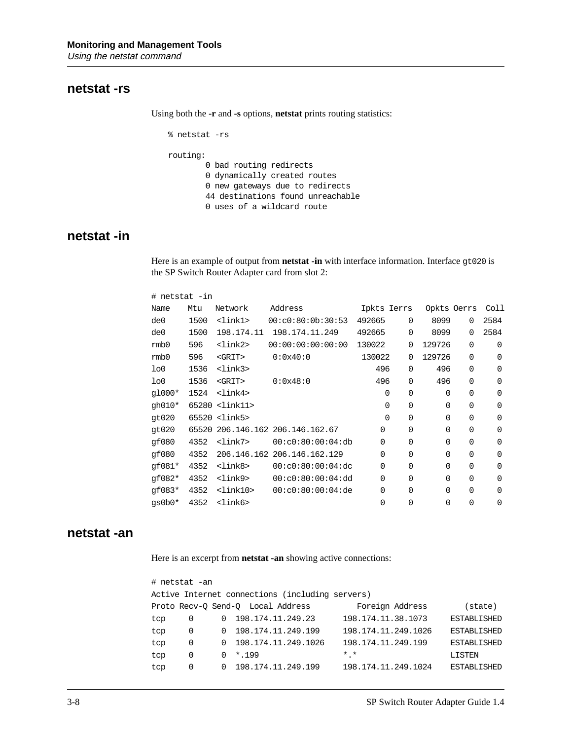## netstat -rs

Using both the **-r** and **-s** options, **netstat** prints routing statistics:

```
% netstat -rs

routing:
        0 bad routing redirects
        0 dynamically created routes
        0 new gateways due to redirects
        44 destinations found unreachable
        0 uses of a wildcard route
```

## netstat -in

Here is an example of output from **netstat -in** with interface information. Interface gt020 is the SP Switch Router Adapter card from slot 2:

```
# netstat -in
Name   Mtu   Network     Address            Ipkts Ierrs   Opkts Oerrs  Coll
de0    1500  <link1>     00:c0:80:0b:30:53  492665    0     8099    0  2584
de0    1500  198.174.11  198.174.11.249     492665    0     8099    0  2584
rmb0   596   <link2>     00:00:00:00:00:00  130022    0   129726    0     0
rmb0   596   <GRIT>      0:0x40:0           130022    0   129726    0     0
lo0    1536  <link3>                           496    0      496    0     0
lo0    1536  <GRIT>      0:0x48:0              496    0      496    0     0
gl000* 1524  <link4>                             0    0        0    0     0
gh010* 65280 <link11>                            0    0        0    0     0
gt020  65520 <link5>                             0    0        0    0     0
gt020  65520 206.146.162 206.146.162.67          0    0        0    0     0
gf080  4352  <link7>     00:c0:80:00:04:db       0    0        0    0     0
gf080  4352  206.146.162 206.146.162.129         0    0        0    0     0
gf081* 4352  <link8>     00:c0:80:00:04:dc       0    0        0    0     0
gf082* 4352  <link9>     00:c0:80:00:04:dd       0    0        0    0     0
gf083* 4352  <link10>    00:c0:80:00:04:de       0    0        0    0     0
gs0b0* 4352  <link6>                             0    0        0    0     0
```

## netstat -an

Here is an excerpt from **netstat -an** showing active connections:

```
# netstat -an
Active Internet connections (including servers)
Proto Recv-Q Send-Q  Local Address          Foreign Address        (state)
tcp     0      0  198.174.11.249.23      198.174.11.38.1073     ESTABLISHED
tcp     0      0  198.174.11.249.199     198.174.11.249.1026    ESTABLISHED
tcp     0      0  198.174.11.249.1026    198.174.11.249.199     ESTABLISHED
tcp     0      0  *.199                  *.*                    LISTEN
tcp     0      0  198.174.11.249.199     198.174.11.249.1024    ESTABLISHED
```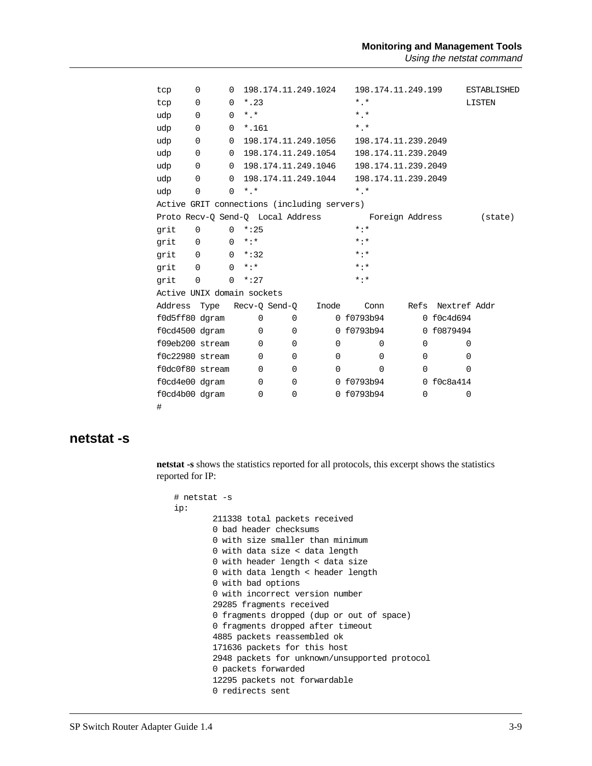```
tcp     0      0  198.174.11.249.1024    198.174.11.249.199     ESTABLISHED
tcp     0      0  *.23                   *.*                    LISTEN
udp     0      0  *.*                    *.*
udp     0      0  *.161                  *.*
udp     0      0  198.174.11.249.1056    198.174.11.239.2049
udp     0      0  198.174.11.249.1054    198.174.11.239.2049
udp     0      0  198.174.11.249.1046    198.174.11.239.2049
udp     0      0  198.174.11.249.1044    198.174.11.239.2049
udp     0      0  *.*                    *.*
Active GRIT connections (including servers)
Proto Recv-Q Send-Q  Local Address          Foreign Address        (state)
grit    0      0  *:25                   *:*
grit    0      0  *:*                    *:*
grit    0      0  *:32                   *:*
grit    0      0  *:*                    *:*
grit    0      0  *:27                   *:*
Active UNIX domain sockets
Address  Type   Recv-Q Send-Q    Inode     Conn     Refs  Nextref Addr
f0d5ff80 dgram       0      0        0 f0793b94        0 f0c4d694
f0cd4500 dgram       0      0        0 f0793b94        0 f0879494
f09eb200 stream      0      0        0        0        0        0
f0c22980 stream      0      0        0        0        0        0
f0dc0f80 stream      0      0        0        0        0        0
f0cd4e00 dgram       0      0        0 f0793b94        0 f0c8a414
f0cd4b00 dgram       0      0        0 f0793b94        0        0
#
```

## netstat -s

**netstat -s** shows the statistics reported for all protocols, this excerpt shows the statistics reported for IP:

```
# netstat -s
ip:
        211338 total packets received
        0 bad header checksums
        0 with size smaller than minimum
        0 with data size < data length
        0 with header length < data size
        0 with data length < header length
        0 with bad options
        0 with incorrect version number
        29285 fragments received
        0 fragments dropped (dup or out of space)
        0 fragments dropped after timeout
        4885 packets reassembled ok
        171636 packets for this host
        2948 packets for unknown/unsupported protocol
        0 packets forwarded
        12295 packets not forwardable
        0 redirects sent
```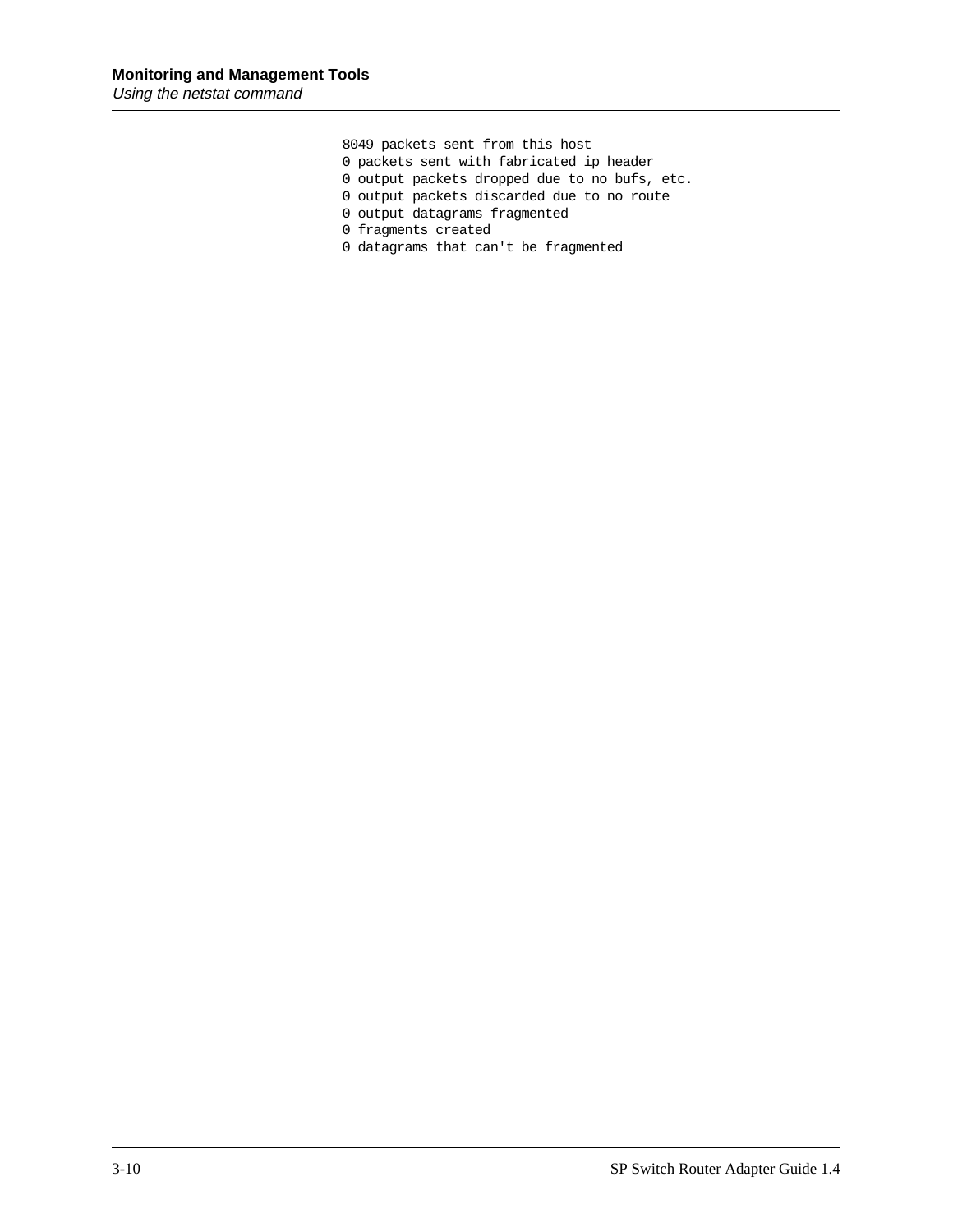```
8049 packets sent from this host
0 packets sent with fabricated ip header
0 output packets dropped due to no bufs, etc.
0 output packets discarded due to no route
0 output datagrams fragmented
0 fragments created
0 datagrams that can't be fragmented
```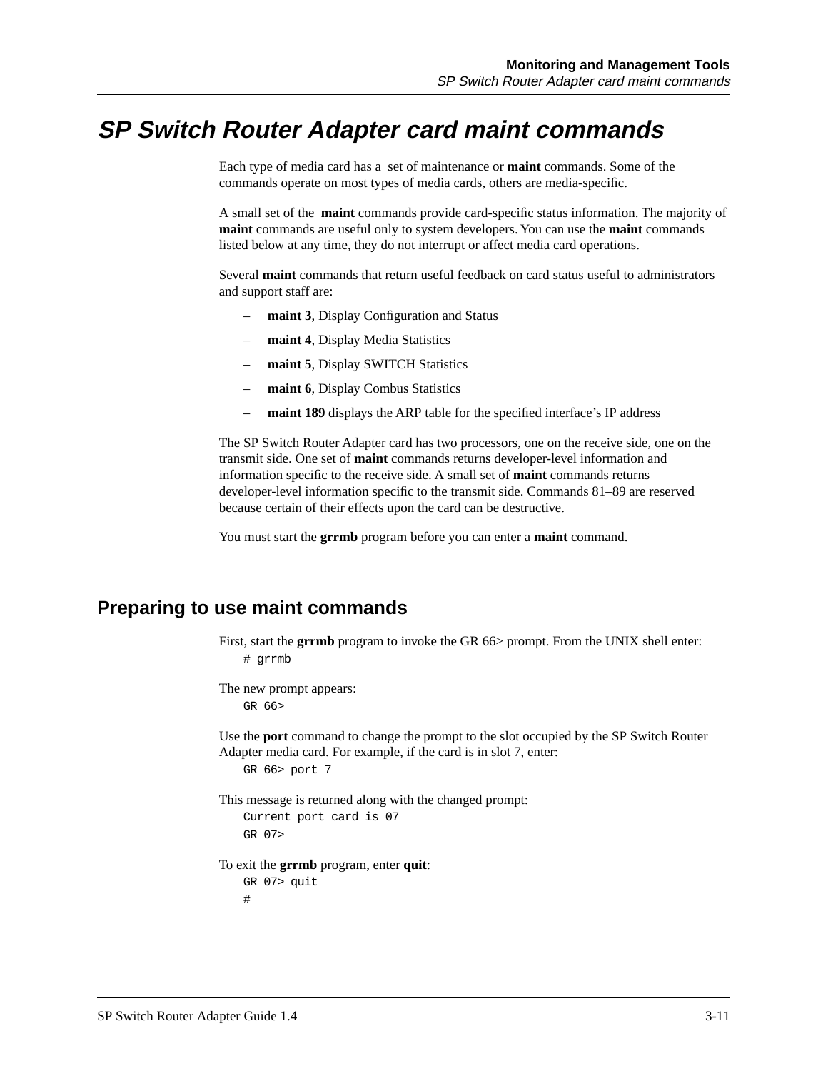# SP Switch Router Adapter card maint commands

Each type of media card has a set of maintenance or **maint** commands. Some of the commands operate on most types of media cards, others are media-specific.

A small set of the **maint** commands provide card-specific status information. The majority of **maint** commands are useful only to system developers. You can use the **maint** commands listed below at any time, they do not interrupt or affect media card operations.

Several **maint** commands that return useful feedback on card status useful to administrators and support staff are:

- **maint 3**, Display Configuration and Status
- **maint 4**, Display Media Statistics
- **maint 5**, Display SWITCH Statistics
- **maint 6**, Display Combus Statistics
- **maint 189** displays the ARP table for the specified interface's IP address

The SP Switch Router Adapter card has two processors, one on the receive side, one on the transmit side. One set of **maint** commands returns developer-level information and information specific to the receive side. A small set of **maint** commands returns developer-level information specific to the transmit side. Commands 81–89 are reserved because certain of their effects upon the card can be destructive.

You must start the **grrmb** program before you can enter a **maint** command.

## Preparing to use maint commands

First, start the **grrmb** program to invoke the GR 66> prompt. From the UNIX shell enter:

```
# grrmb
```

The new prompt appears:

```
GR 66>
```

Use the **port** command to change the prompt to the slot occupied by the SP Switch Router Adapter media card. For example, if the card is in slot 7, enter:

```
GR 66> port 7
```

This message is returned along with the changed prompt:

```
Current port card is 07
GR 07>
```

To exit the **grrmb** program, enter **quit**:

```
GR 07> quit
#
```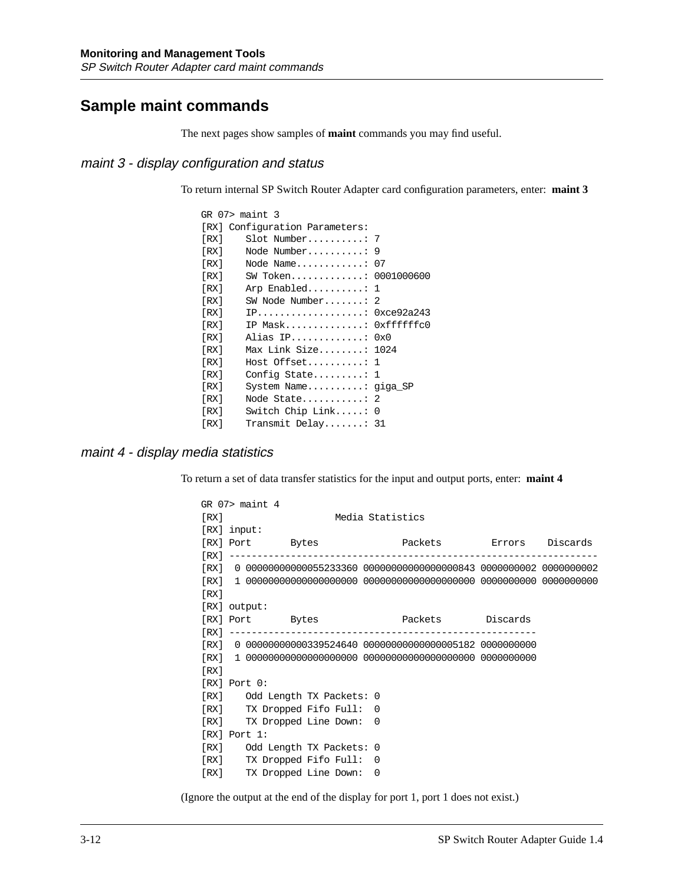## Sample maint commands

The next pages show samples of **maint** commands you may find useful.

### *maint 3 - display configuration and status*

To return internal SP Switch Router Adapter card configuration parameters, enter: **maint 3**

```
GR 07> maint 3
[RX] Configuration Parameters:
[RX]    Slot Number..........: 7
[RX]    Node Number..........: 9
[RX]    Node Name............: 07
[RX]    SW Token.............: 0001000600
[RX]    Arp Enabled..........: 1
[RX]    SW Node Number.......: 2
[RX]    IP...................: 0xce92a243
[RX]    IP Mask..............: 0xffffffc0
[RX]    Alias IP.............: 0x0
[RX]    Max Link Size........: 1024
[RX]    Host Offset..........: 1
[RX]    Config State.........: 1
[RX]    System Name..........: giga_SP
[RX]    Node State...........: 2
[RX]    Switch Chip Link.....: 0
[RX]    Transmit Delay.......: 31
```

### *maint 4 - display media statistics*

To return a set of data transfer statistics for the input and output ports, enter: **maint 4**

```
GR 07> maint 4
[RX]                   Media Statistics
[RX] input:
[RX] Port       Bytes               Packets         Errors    Discards
[RX] -----------------------------------------------------------------
[RX]  0 00000000000055233360 00000000000000000843 0000000002 0000000002
[RX]  1 00000000000000000000 00000000000000000000 0000000000 0000000000
[RX]
[RX] output:
[RX] Port       Bytes               Packets        Discards
[RX] ------------------------------------------------------
[RX]  0 00000000000339524640 00000000000000005182 0000000000
[RX]  1 00000000000000000000 00000000000000000000 0000000000
[RX]
[RX] Port 0:
[RX]    Odd Length TX Packets: 0
[RX]    TX Dropped Fifo Full:  0
[RX]    TX Dropped Line Down:  0
[RX] Port 1:
[RX]    Odd Length TX Packets: 0
[RX]    TX Dropped Fifo Full:  0
[RX]    TX Dropped Line Down:  0
```

(Ignore the output at the end of the display for port 1, port 1 does not exist.)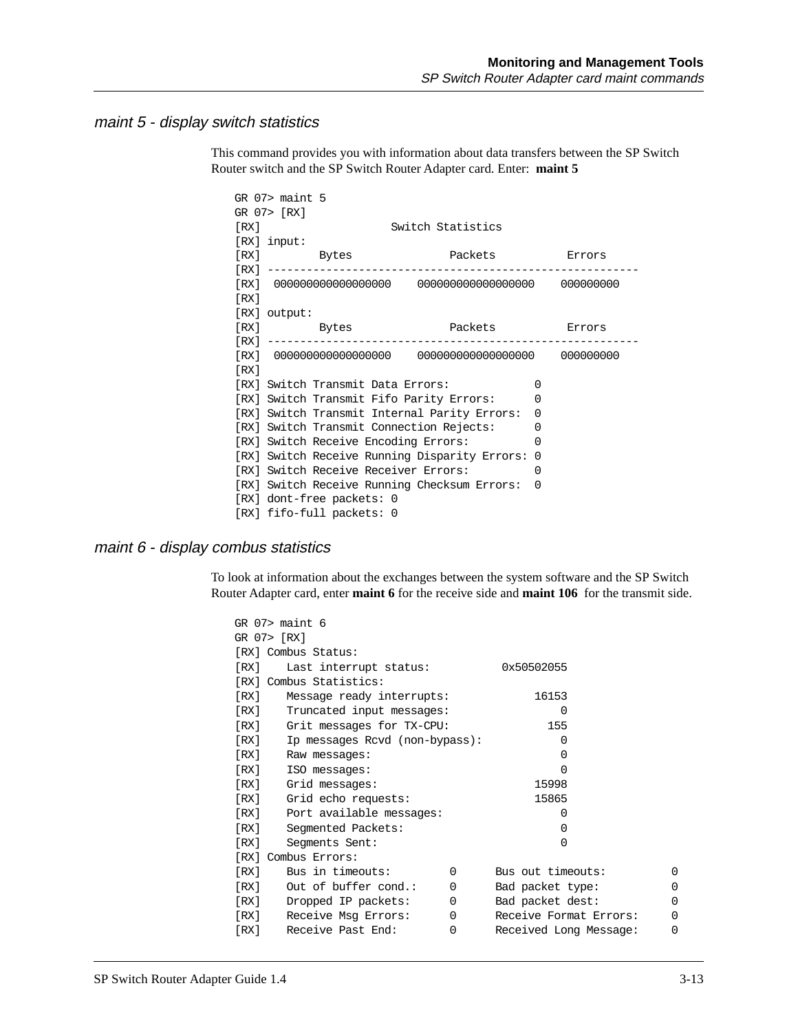## *maint 5 - display switch statistics*

This command provides you with information about data transfers between the SP Switch Router switch and the SP Switch Router Adapter card. Enter: **maint 5**

```
GR 07> maint 5
GR 07> [RX]
[RX]                   Switch Statistics
[RX] input:
[RX]        Bytes               Packets           Errors
[RX] -------------------------------------------------------
[RX]  000000000000000000    000000000000000000    000000000
[RX]
[RX] output:
[RX]        Bytes               Packets           Errors
[RX] -------------------------------------------------------
[RX]  000000000000000000    000000000000000000    000000000
[RX]
[RX] Switch Transmit Data Errors:            0
[RX] Switch Transmit Fifo Parity Errors:     0
[RX] Switch Transmit Internal Parity Errors: 0
[RX] Switch Transmit Connection Rejects:     0
[RX] Switch Receive Encoding Errors:         0
[RX] Switch Receive Running Disparity Errors: 0
[RX] Switch Receive Receiver Errors:         0
[RX] Switch Receive Running Checksum Errors: 0
[RX] dont-free packets: 0
[RX] fifo-full packets: 0
```

## *maint 6 - display combus statistics*

To look at information about the exchanges between the system software and the SP Switch Router Adapter card, enter **maint 6** for the receive side and **maint 106** for the transmit side.

```
GR 07> maint 6
GR 07> [RX]
[RX] Combus Status:
[RX]    Last interrupt status:          0x50502055
[RX] Combus Statistics:
[RX]    Message ready interrupts:            16153
[RX]    Truncated input messages:                0
[RX]    Grit messages for TX-CPU:              155
[RX]    Ip messages Rcvd (non-bypass):           0
[RX]    Raw messages:                            0
[RX]    ISO messages:                            0
[RX]    Grid messages:                       15998
[RX]    Grid echo requests:                  15865
[RX]    Port available messages:                 0
[RX]    Segmented Packets:                       0
[RX]    Segments Sent:                           0
[RX] Combus Errors:
[RX]    Bus in timeouts:        0      Bus out timeouts:         0
[RX]    Out of buffer cond.:    0      Bad packet type:          0
[RX]    Dropped IP packets:     0      Bad packet dest:          0
[RX]    Receive Msg Errors:     0      Receive Format Errors:    0
[RX]    Receive Past End:       0      Received Long Message:    0
```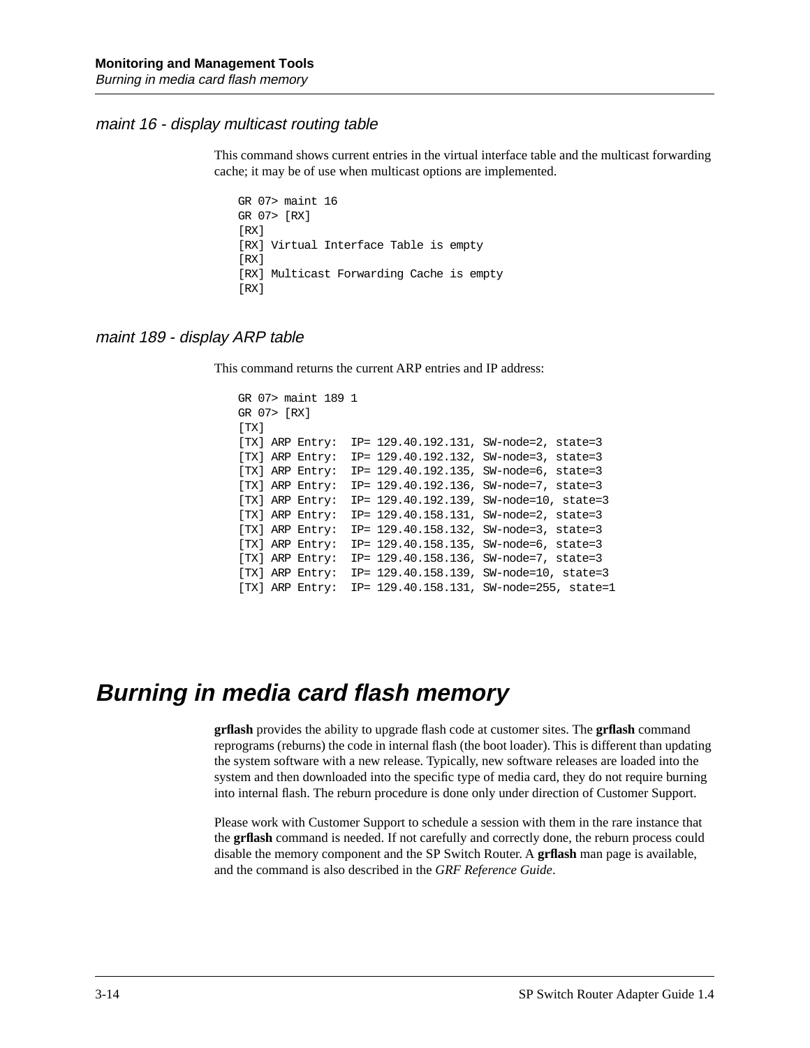### maint 16 - display multicast routing table

This command shows current entries in the virtual interface table and the multicast forwarding cache; it may be of use when multicast options are implemented.

```
GR 07> maint 16
GR 07> [RX]
[RX]
[RX] Virtual Interface Table is empty
[RX]
[RX] Multicast Forwarding Cache is empty
[RX]
```

### maint 189 - display ARP table

This command returns the current ARP entries and IP address:

```
GR 07> maint 189 1
GR 07> [RX]
[TX]
[TX] ARP Entry:  IP= 129.40.192.131, SW-node=2, state=3
[TX] ARP Entry:  IP= 129.40.192.132, SW-node=3, state=3
[TX] ARP Entry:  IP= 129.40.192.135, SW-node=6, state=3
[TX] ARP Entry:  IP= 129.40.192.136, SW-node=7, state=3
[TX] ARP Entry:  IP= 129.40.192.139, SW-node=10, state=3
[TX] ARP Entry:  IP= 129.40.158.131, SW-node=2, state=3
[TX] ARP Entry:  IP= 129.40.158.132, SW-node=3, state=3
[TX] ARP Entry:  IP= 129.40.158.135, SW-node=6, state=3
[TX] ARP Entry:  IP= 129.40.158.136, SW-node=7, state=3
[TX] ARP Entry:  IP= 129.40.158.139, SW-node=10, state=3
[TX] ARP Entry:  IP= 129.40.158.131, SW-node=255, state=1
```

## Burning in media card flash memory

**grflash** provides the ability to upgrade flash code at customer sites. The **grflash** command reprograms (reburns) the code in internal flash (the boot loader). This is different than updating the system software with a new release. Typically, new software releases are loaded into the system and then downloaded into the specific type of media card, they do not require burning into internal flash. The reburn procedure is done only under direction of Customer Support.

Please work with Customer Support to schedule a session with them in the rare instance that the **grflash** command is needed. If not carefully and correctly done, the reburn process could disable the memory component and the SP Switch Router. A **grflash** man page is available, and the command is also described in the *GRF Reference Guide*.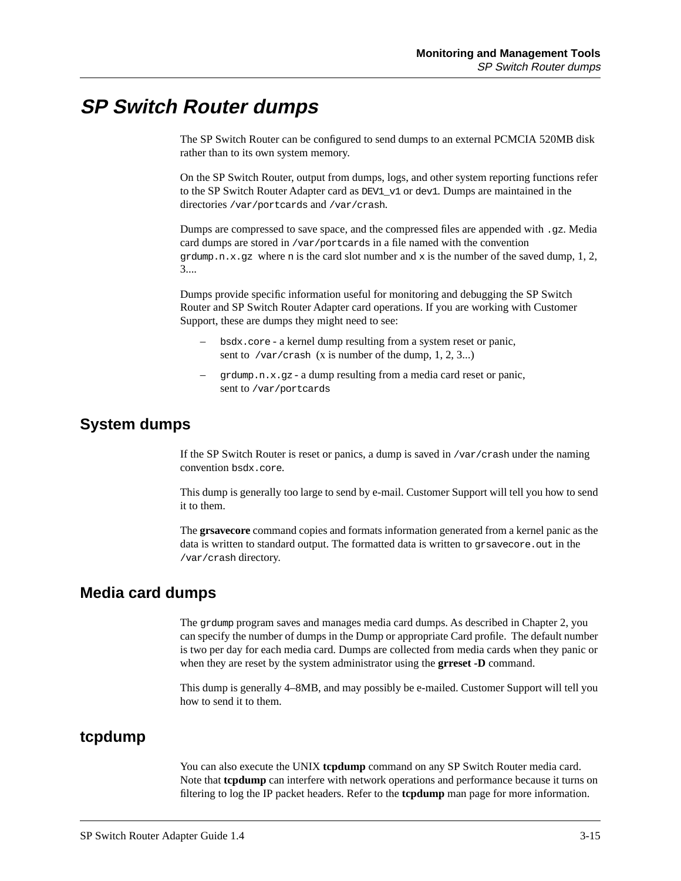# SP Switch Router dumps

The SP Switch Router can be configured to send dumps to an external PCMCIA 520MB disk rather than to its own system memory.

On the SP Switch Router, output from dumps, logs, and other system reporting functions refer to the SP Switch Router Adapter card as `DEV1_v1` or `dev1`. Dumps are maintained in the directories `/var/portcards` and `/var/crash`.

Dumps are compressed to save space, and the compressed files are appended with `.gz`. Media card dumps are stored in `/var/portcards` in a file named with the convention `grdump.n.x.gz` where `n` is the card slot number and `x` is the number of the saved dump, 1, 2, 3....

Dumps provide specific information useful for monitoring and debugging the SP Switch Router and SP Switch Router Adapter card operations. If you are working with Customer Support, these are dumps they might need to see:

- `bsdx.core` - a kernel dump resulting from a system reset or panic, sent to `/var/crash` (x is number of the dump, 1, 2, 3...)
- `grdump.n.x.gz` - a dump resulting from a media card reset or panic, sent to `/var/portcards`

## System dumps

If the SP Switch Router is reset or panics, a dump is saved in `/var/crash` under the naming convention `bsdx.core`.

This dump is generally too large to send by e-mail. Customer Support will tell you how to send it to them.

The **grsavecore** command copies and formats information generated from a kernel panic as the data is written to standard output. The formatted data is written to `grsavecore.out` in the `/var/crash` directory.

## Media card dumps

The `grdump` program saves and manages media card dumps. As described in Chapter 2, you can specify the number of dumps in the Dump or appropriate Card profile. The default number is two per day for each media card. Dumps are collected from media cards when they panic or when they are reset by the system administrator using the **grreset -D** command.

This dump is generally 4–8MB, and may possibly be e-mailed. Customer Support will tell you how to send it to them.

## tcpdump

You can also execute the UNIX **tcpdump** command on any SP Switch Router media card. Note that **tcpdump** can interfere with network operations and performance because it turns on filtering to log the IP packet headers. Refer to the **tcpdump** man page for more information.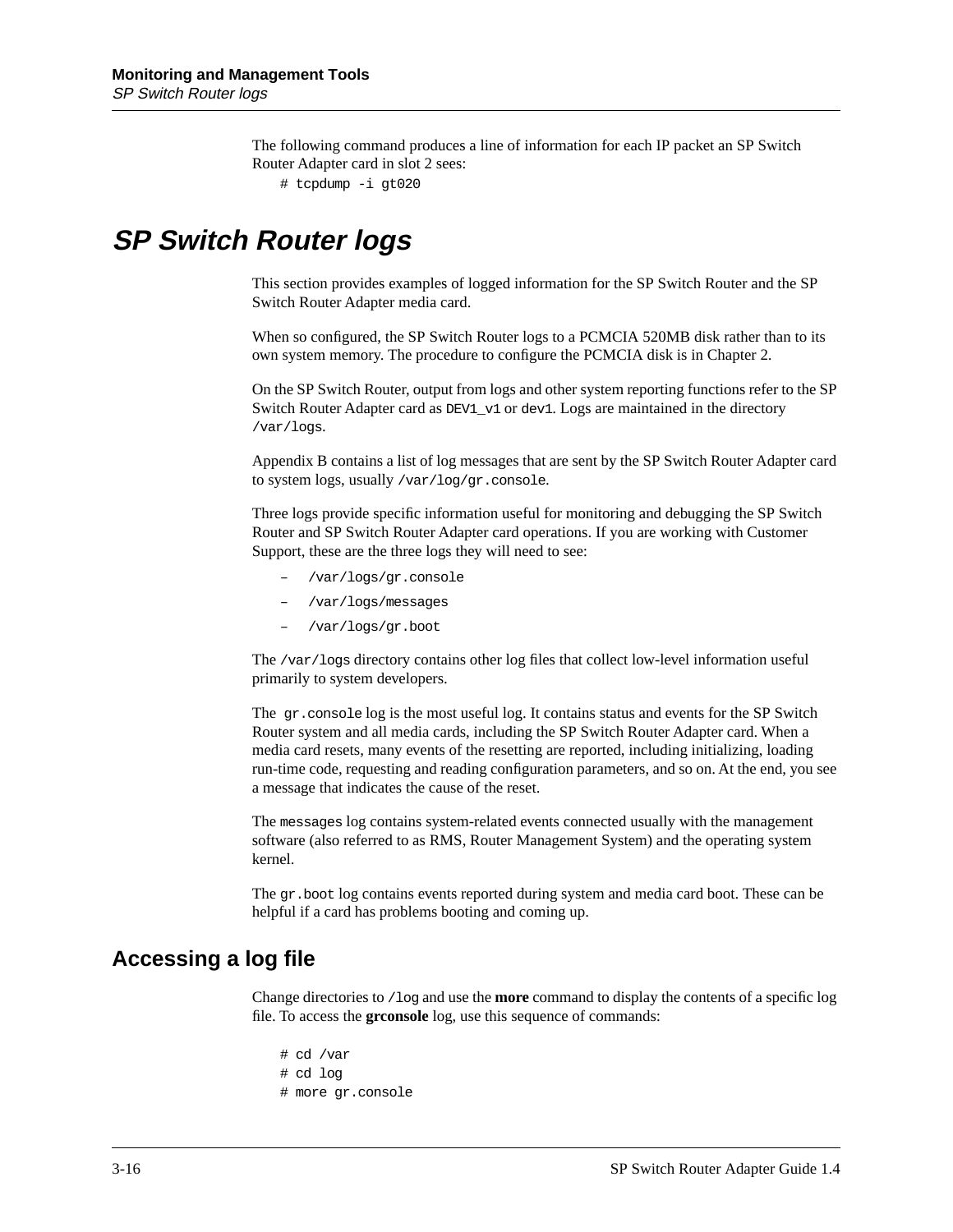The following command produces a line of information for each IP packet an SP Switch Router Adapter card in slot 2 sees:

```
# tcpdump -i gt020
```

# SP Switch Router logs

This section provides examples of logged information for the SP Switch Router and the SP Switch Router Adapter media card.

When so configured, the SP Switch Router logs to a PCMCIA 520MB disk rather than to its own system memory. The procedure to configure the PCMCIA disk is in Chapter 2.

On the SP Switch Router, output from logs and other system reporting functions refer to the SP Switch Router Adapter card as `DEV1_v1` or `dev1`. Logs are maintained in the directory `/var/logs`.

Appendix B contains a list of log messages that are sent by the SP Switch Router Adapter card to system logs, usually `/var/log/gr.console`.

Three logs provide specific information useful for monitoring and debugging the SP Switch Router and SP Switch Router Adapter card operations. If you are working with Customer Support, these are the three logs they will need to see:

- `/var/logs/gr.console`
- `/var/logs/messages`
- `/var/logs/gr.boot`

The `/var/logs` directory contains other log files that collect low-level information useful primarily to system developers.

The `gr.console` log is the most useful log. It contains status and events for the SP Switch Router system and all media cards, including the SP Switch Router Adapter card. When a media card resets, many events of the resetting are reported, including initializing, loading run-time code, requesting and reading configuration parameters, and so on. At the end, you see a message that indicates the cause of the reset.

The `messages` log contains system-related events connected usually with the management software (also referred to as RMS, Router Management System) and the operating system kernel.

The `gr.boot` log contains events reported during system and media card boot. These can be helpful if a card has problems booting and coming up.

## Accessing a log file

Change directories to `/log` and use the **more** command to display the contents of a specific log file. To access the **grconsole** log, use this sequence of commands:

```
# cd /var
# cd log
# more gr.console
```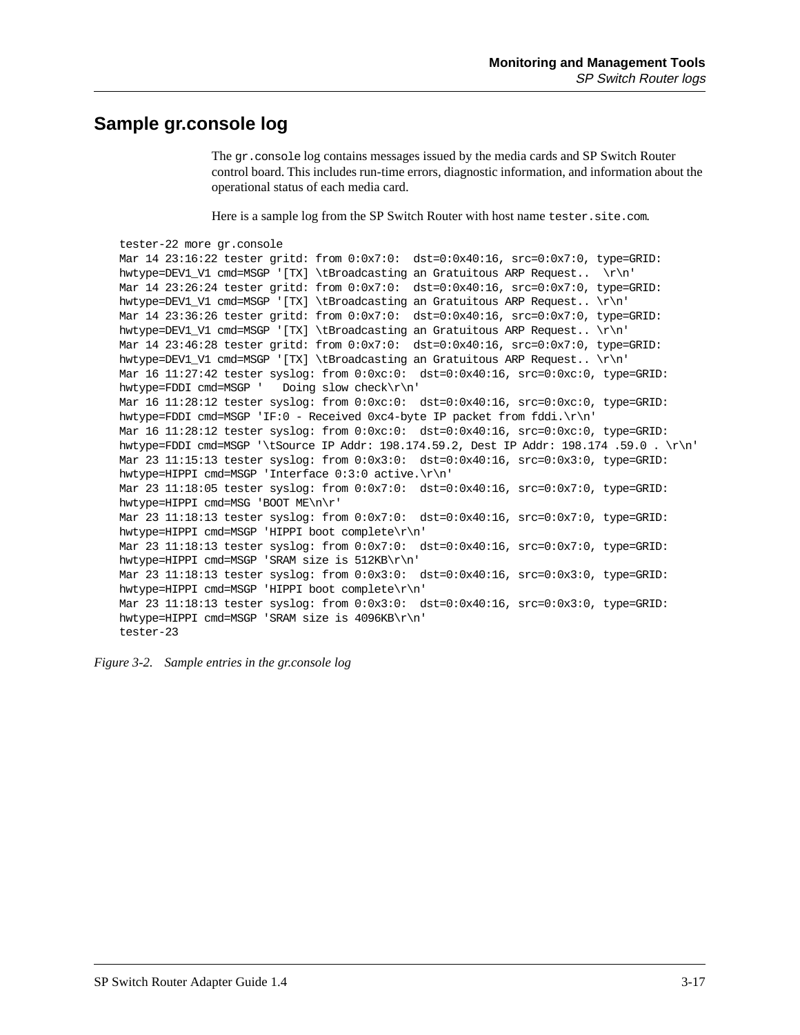## Sample gr.console log

The `gr.console` log contains messages issued by the media cards and SP Switch Router control board. This includes run-time errors, diagnostic information, and information about the operational status of each media card.

Here is a sample log from the SP Switch Router with host name `tester.site.com`.

```
tester-22 more gr.console
Mar 14 23:16:22 tester gritd: from 0:0x7:0:  dst=0:0x40:16, src=0:0x7:0, type=GRID:
hwtype=DEV1_V1 cmd=MSGP '[TX] \tBroadcasting an Gratuitous ARP Request..  \r\n'
Mar 14 23:26:24 tester gritd: from 0:0x7:0:  dst=0:0x40:16, src=0:0x7:0, type=GRID:
hwtype=DEV1_V1 cmd=MSGP '[TX] \tBroadcasting an Gratuitous ARP Request.. \r\n'
Mar 14 23:36:26 tester gritd: from 0:0x7:0:  dst=0:0x40:16, src=0:0x7:0, type=GRID:
hwtype=DEV1_V1 cmd=MSGP '[TX] \tBroadcasting an Gratuitous ARP Request.. \r\n'
Mar 14 23:46:28 tester gritd: from 0:0x7:0:  dst=0:0x40:16, src=0:0x7:0, type=GRID:
hwtype=DEV1_V1 cmd=MSGP '[TX] \tBroadcasting an Gratuitous ARP Request.. \r\n'
Mar 16 11:27:42 tester syslog: from 0:0xc:0:  dst=0:0x40:16, src=0:0xc:0, type=GRID:
hwtype=FDDI cmd=MSGP '   Doing slow check\r\n'
Mar 16 11:28:12 tester syslog: from 0:0xc:0:  dst=0:0x40:16, src=0:0xc:0, type=GRID:
hwtype=FDDI cmd=MSGP 'IF:0 - Received 0xc4-byte IP packet from fddi.\r\n'
Mar 16 11:28:12 tester syslog: from 0:0xc:0:  dst=0:0x40:16, src=0:0xc:0, type=GRID:
hwtype=FDDI cmd=MSGP '\tSource IP Addr: 198.174.59.2, Dest IP Addr: 198.174 .59.0 . \r\n'
Mar 23 11:15:13 tester syslog: from 0:0x3:0:  dst=0:0x40:16, src=0:0x3:0, type=GRID:
hwtype=HIPPI cmd=MSGP 'Interface 0:3:0 active.\r\n'
Mar 23 11:18:05 tester syslog: from 0:0x7:0:  dst=0:0x40:16, src=0:0x7:0, type=GRID:
hwtype=HIPPI cmd=MSG 'BOOT ME\n\r'
Mar 23 11:18:13 tester syslog: from 0:0x7:0:  dst=0:0x40:16, src=0:0x7:0, type=GRID:
hwtype=HIPPI cmd=MSGP 'HIPPI boot complete\r\n'
Mar 23 11:18:13 tester syslog: from 0:0x7:0:  dst=0:0x40:16, src=0:0x7:0, type=GRID:
hwtype=HIPPI cmd=MSGP 'SRAM size is 512KB\r\n'
Mar 23 11:18:13 tester syslog: from 0:0x3:0:  dst=0:0x40:16, src=0:0x3:0, type=GRID:
hwtype=HIPPI cmd=MSGP 'HIPPI boot complete\r\n'
Mar 23 11:18:13 tester syslog: from 0:0x3:0:  dst=0:0x40:16, src=0:0x3:0, type=GRID:
hwtype=HIPPI cmd=MSGP 'SRAM size is 4096KB\r\n'
tester-23
```

*Figure 3-2. Sample entries in the gr.console log*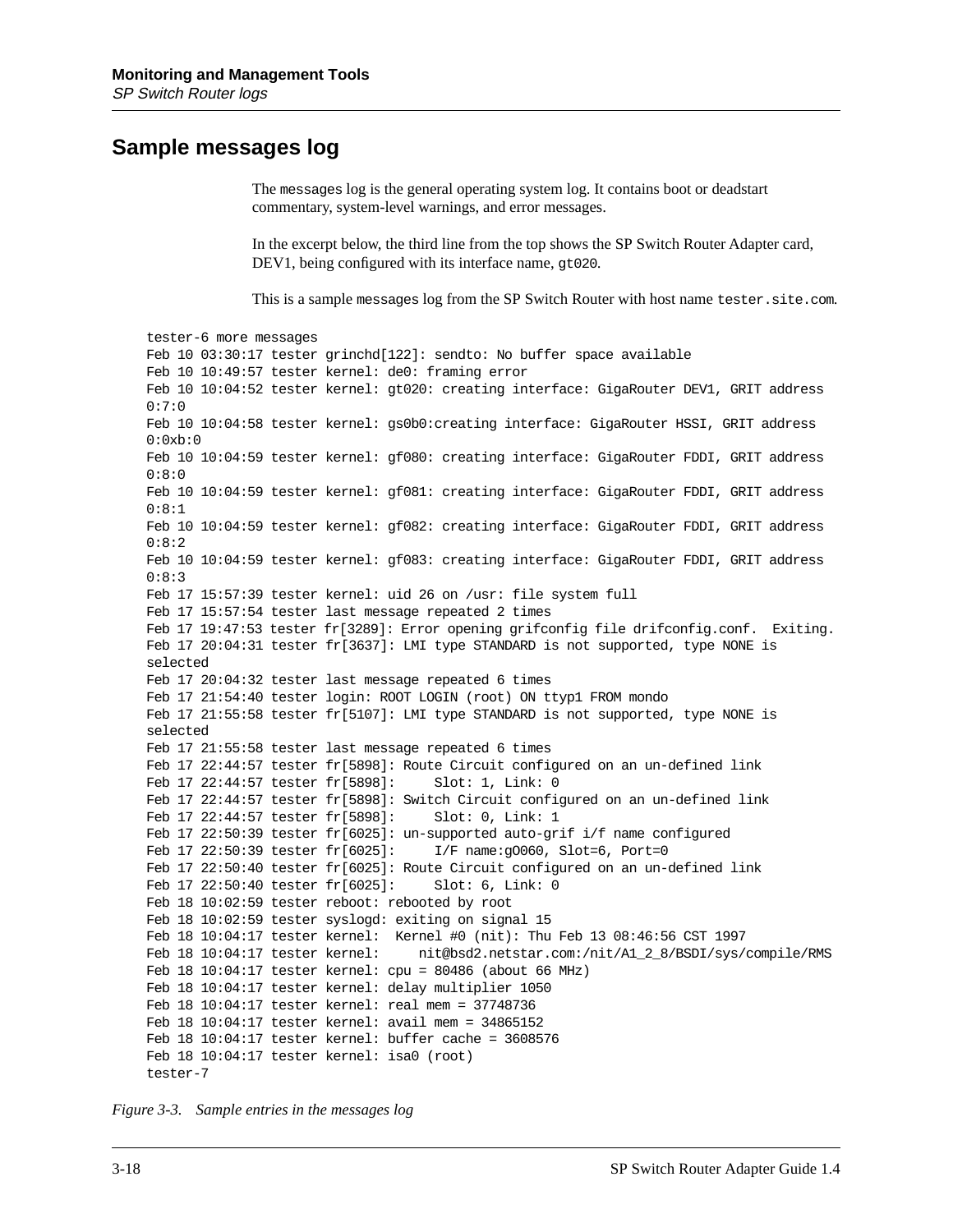## Sample messages log

The messages log is the general operating system log. It contains boot or deadstart commentary, system-level warnings, and error messages.

In the excerpt below, the third line from the top shows the SP Switch Router Adapter card, DEV1, being configured with its interface name, gt020.

This is a sample messages log from the SP Switch Router with host name tester.site.com.

```
tester-6 more messages
Feb 10 03:30:17 tester grinchd[122]: sendto: No buffer space available
Feb 10 10:49:57 tester kernel: de0: framing error
Feb 10 10:04:52 tester kernel: gt020: creating interface: GigaRouter DEV1, GRIT address
0:7:0
Feb 10 10:04:58 tester kernel: gs0b0:creating interface: GigaRouter HSSI, GRIT address
0:0xb:0
Feb 10 10:04:59 tester kernel: gf080: creating interface: GigaRouter FDDI, GRIT address
0:8:0
Feb 10 10:04:59 tester kernel: gf081: creating interface: GigaRouter FDDI, GRIT address
0:8:1
Feb 10 10:04:59 tester kernel: gf082: creating interface: GigaRouter FDDI, GRIT address
0:8:2
Feb 10 10:04:59 tester kernel: gf083: creating interface: GigaRouter FDDI, GRIT address
0:8:3
Feb 17 15:57:39 tester kernel: uid 26 on /usr: file system full
Feb 17 15:57:54 tester last message repeated 2 times
Feb 17 19:47:53 tester fr[3289]: Error opening grifconfig file drifconfig.conf.  Exiting.
Feb 17 20:04:31 tester fr[3637]: LMI type STANDARD is not supported, type NONE is
selected
Feb 17 20:04:32 tester last message repeated 6 times
Feb 17 21:54:40 tester login: ROOT LOGIN (root) ON ttyp1 FROM mondo
Feb 17 21:55:58 tester fr[5107]: LMI type STANDARD is not supported, type NONE is
selected
Feb 17 21:55:58 tester last message repeated 6 times
Feb 17 22:44:57 tester fr[5898]: Route Circuit configured on an un-defined link
Feb 17 22:44:57 tester fr[5898]:     Slot: 1, Link: 0
Feb 17 22:44:57 tester fr[5898]: Switch Circuit configured on an un-defined link
Feb 17 22:44:57 tester fr[5898]:     Slot: 0, Link: 1
Feb 17 22:50:39 tester fr[6025]: un-supported auto-grif i/f name configured
Feb 17 22:50:39 tester fr[6025]:     I/F name:gO060, Slot=6, Port=0
Feb 17 22:50:40 tester fr[6025]: Route Circuit configured on an un-defined link
Feb 17 22:50:40 tester fr[6025]:     Slot: 6, Link: 0
Feb 18 10:02:59 tester reboot: rebooted by root
Feb 18 10:02:59 tester syslogd: exiting on signal 15
Feb 18 10:04:17 tester kernel:  Kernel #0 (nit): Thu Feb 13 08:46:56 CST 1997
Feb 18 10:04:17 tester kernel:     nit@bsd2.netstar.com:/nit/A1_2_8/BSDI/sys/compile/RMS
Feb 18 10:04:17 tester kernel: cpu = 80486 (about 66 MHz)
Feb 18 10:04:17 tester kernel: delay multiplier 1050
Feb 18 10:04:17 tester kernel: real mem = 37748736
Feb 18 10:04:17 tester kernel: avail mem = 34865152
Feb 18 10:04:17 tester kernel: buffer cache = 3608576
Feb 18 10:04:17 tester kernel: isa0 (root)
tester-7
```

*Figure 3-3. Sample entries in the messages log*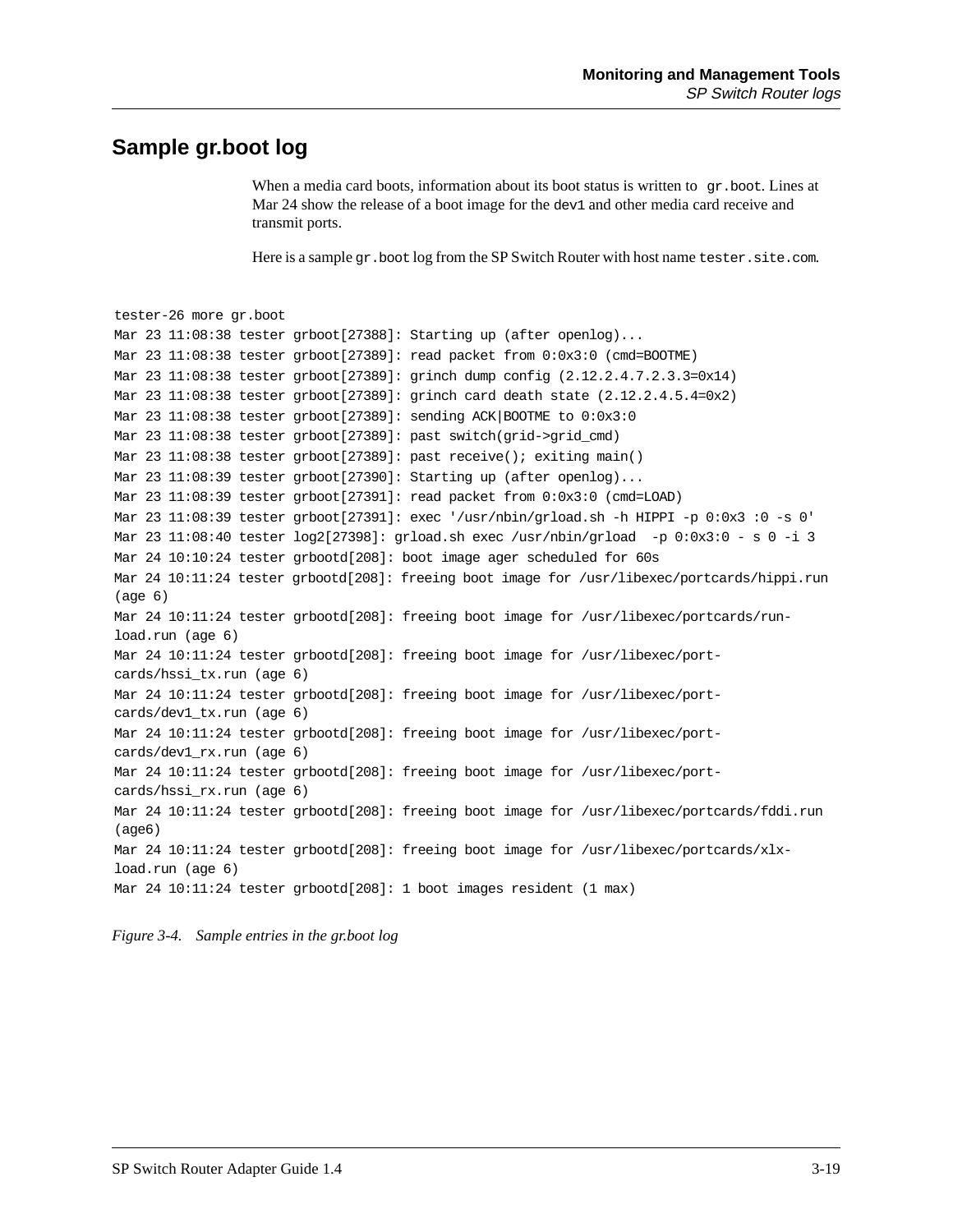## Sample gr.boot log

When a media card boots, information about its boot status is written to `gr.boot`. Lines at Mar 24 show the release of a boot image for the `dev1` and other media card receive and transmit ports.

Here is a sample `gr.boot` log from the SP Switch Router with host name `tester.site.com`.

```
tester-26 more gr.boot
Mar 23 11:08:38 tester grboot[27388]: Starting up (after openlog)...
Mar 23 11:08:38 tester grboot[27389]: read packet from 0:0x3:0 (cmd=BOOTME)
Mar 23 11:08:38 tester grboot[27389]: grinch dump config (2.12.2.4.7.2.3.3=0x14)
Mar 23 11:08:38 tester grboot[27389]: grinch card death state (2.12.2.4.5.4=0x2)
Mar 23 11:08:38 tester grboot[27389]: sending ACK|BOOTME to 0:0x3:0
Mar 23 11:08:38 tester grboot[27389]: past switch(grid->grid_cmd)
Mar 23 11:08:38 tester grboot[27389]: past receive(); exiting main()
Mar 23 11:08:39 tester grboot[27390]: Starting up (after openlog)...
Mar 23 11:08:39 tester grboot[27391]: read packet from 0:0x3:0 (cmd=LOAD)
Mar 23 11:08:39 tester grboot[27391]: exec '/usr/nbin/grload.sh -h HIPPI -p 0:0x3 :0 -s 0'
Mar 23 11:08:40 tester log2[27398]: grload.sh exec /usr/nbin/grload  -p 0:0x3:0 - s 0 -i 3
Mar 24 10:10:24 tester grbootd[208]: boot image ager scheduled for 60s
Mar 24 10:11:24 tester grbootd[208]: freeing boot image for /usr/libexec/portcards/hippi.run
(age 6)
Mar 24 10:11:24 tester grbootd[208]: freeing boot image for /usr/libexec/portcards/run-
load.run (age 6)
Mar 24 10:11:24 tester grbootd[208]: freeing boot image for /usr/libexec/port-
cards/hssi_tx.run (age 6)
Mar 24 10:11:24 tester grbootd[208]: freeing boot image for /usr/libexec/port-
cards/dev1_tx.run (age 6)
Mar 24 10:11:24 tester grbootd[208]: freeing boot image for /usr/libexec/port-
cards/dev1_rx.run (age 6)
Mar 24 10:11:24 tester grbootd[208]: freeing boot image for /usr/libexec/port-
cards/hssi_rx.run (age 6)
Mar 24 10:11:24 tester grbootd[208]: freeing boot image for /usr/libexec/portcards/fddi.run
(age6)
Mar 24 10:11:24 tester grbootd[208]: freeing boot image for /usr/libexec/portcards/xlx-
load.run (age 6)
Mar 24 10:11:24 tester grbootd[208]: 1 boot images resident (1 max)
```

*Figure 3-4. Sample entries in the gr.boot log*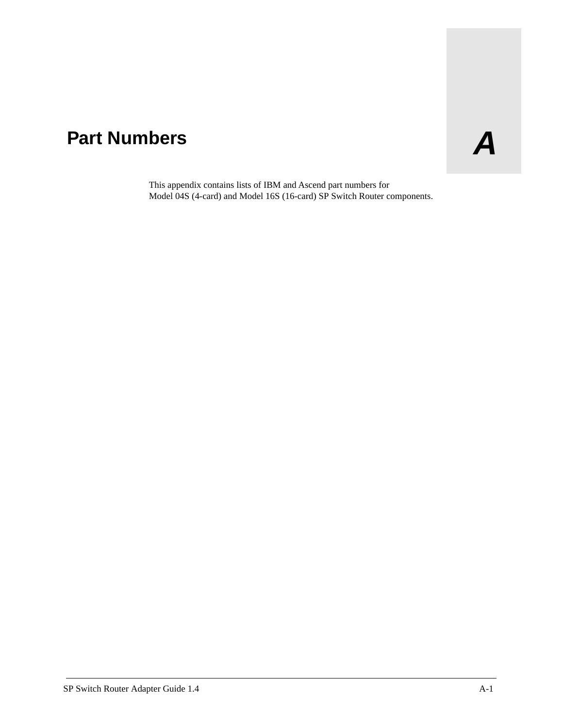# Part Numbers

A

This appendix contains lists of IBM and Ascend part numbers for Model 04S (4-card) and Model 16S (16-card) SP Switch Router components.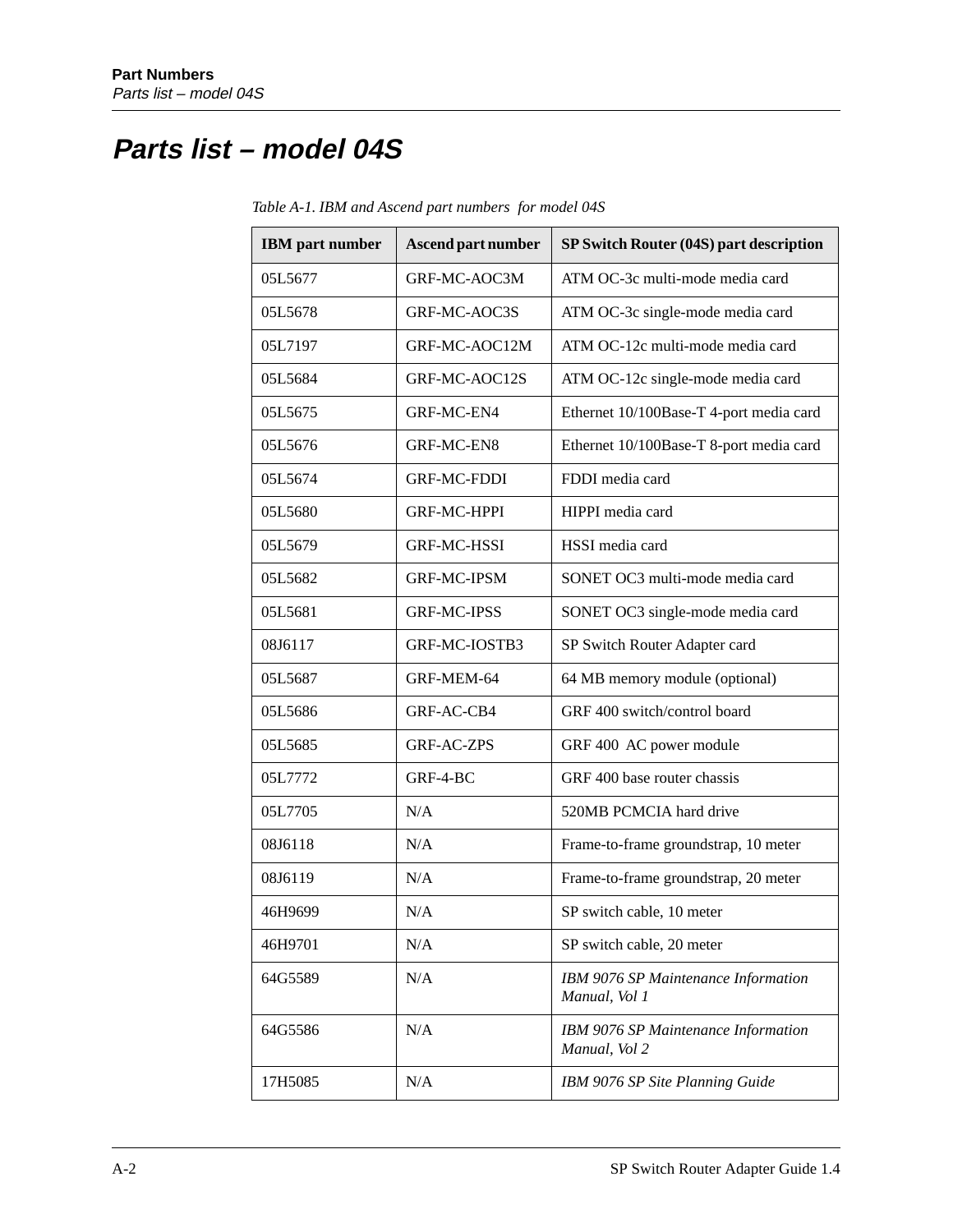# Parts list – model 04S

*Table A-1. IBM and Ascend part numbers for model 04S*

| IBM part number | Ascend part number | SP Switch Router (04S) part description |
|---|---|---|
| 05L5677 | GRF-MC-AOC3M | ATM OC-3c multi-mode media card |
| 05L5678 | GRF-MC-AOC3S | ATM OC-3c single-mode media card |
| 05L7197 | GRF-MC-AOC12M | ATM OC-12c multi-mode media card |
| 05L5684 | GRF-MC-AOC12S | ATM OC-12c single-mode media card |
| 05L5675 | GRF-MC-EN4 | Ethernet 10/100Base-T 4-port media card |
| 05L5676 | GRF-MC-EN8 | Ethernet 10/100Base-T 8-port media card |
| 05L5674 | GRF-MC-FDDI | FDDI media card |
| 05L5680 | GRF-MC-HPPI | HIPPI media card |
| 05L5679 | GRF-MC-HSSI | HSSI media card |
| 05L5682 | GRF-MC-IPSM | SONET OC3 multi-mode media card |
| 05L5681 | GRF-MC-IPSS | SONET OC3 single-mode media card |
| 08J6117 | GRF-MC-IOSTB3 | SP Switch Router Adapter card |
| 05L5687 | GRF-MEM-64 | 64 MB memory module (optional) |
| 05L5686 | GRF-AC-CB4 | GRF 400 switch/control board |
| 05L5685 | GRF-AC-ZPS | GRF 400 AC power module |
| 05L7772 | GRF-4-BC | GRF 400 base router chassis |
| 05L7705 | N/A | 520MB PCMCIA hard drive |
| 08J6118 | N/A | Frame-to-frame groundstrap, 10 meter |
| 08J6119 | N/A | Frame-to-frame groundstrap, 20 meter |
| 46H9699 | N/A | SP switch cable, 10 meter |
| 46H9701 | N/A | SP switch cable, 20 meter |
| 64G5589 | N/A | *IBM 9076 SP Maintenance Information Manual, Vol 1* |
| 64G5586 | N/A | *IBM 9076 SP Maintenance Information Manual, Vol 2* |
| 17H5085 | N/A | *IBM 9076 SP Site Planning Guide* |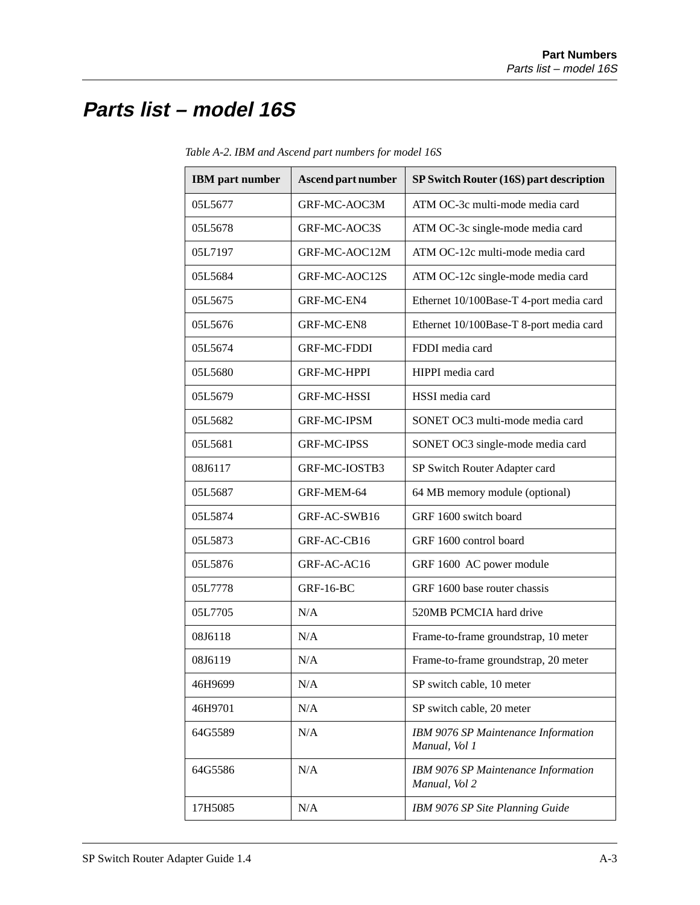# Parts list – model 16S

Table A-2. IBM and Ascend part numbers for model 16S

| IBM part number | Ascend part number | SP Switch Router (16S) part description |
|---|---|---|
| 05L5677 | GRF-MC-AOC3M | ATM OC-3c multi-mode media card |
| 05L5678 | GRF-MC-AOC3S | ATM OC-3c single-mode media card |
| 05L7197 | GRF-MC-AOC12M | ATM OC-12c multi-mode media card |
| 05L5684 | GRF-MC-AOC12S | ATM OC-12c single-mode media card |
| 05L5675 | GRF-MC-EN4 | Ethernet 10/100Base-T 4-port media card |
| 05L5676 | GRF-MC-EN8 | Ethernet 10/100Base-T 8-port media card |
| 05L5674 | GRF-MC-FDDI | FDDI media card |
| 05L5680 | GRF-MC-HPPI | HIPPI media card |
| 05L5679 | GRF-MC-HSSI | HSSI media card |
| 05L5682 | GRF-MC-IPSM | SONET OC3 multi-mode media card |
| 05L5681 | GRF-MC-IPSS | SONET OC3 single-mode media card |
| 08J6117 | GRF-MC-IOSTB3 | SP Switch Router Adapter card |
| 05L5687 | GRF-MEM-64 | 64 MB memory module (optional) |
| 05L5874 | GRF-AC-SWB16 | GRF 1600 switch board |
| 05L5873 | GRF-AC-CB16 | GRF 1600 control board |
| 05L5876 | GRF-AC-AC16 | GRF 1600 AC power module |
| 05L7778 | GRF-16-BC | GRF 1600 base router chassis |
| 05L7705 | N/A | 520MB PCMCIA hard drive |
| 08J6118 | N/A | Frame-to-frame groundstrap, 10 meter |
| 08J6119 | N/A | Frame-to-frame groundstrap, 20 meter |
| 46H9699 | N/A | SP switch cable, 10 meter |
| 46H9701 | N/A | SP switch cable, 20 meter |
| 64G5589 | N/A | *IBM 9076 SP Maintenance Information Manual, Vol 1* |
| 64G5586 | N/A | *IBM 9076 SP Maintenance Information Manual, Vol 2* |
| 17H5085 | N/A | *IBM 9076 SP Site Planning Guide* |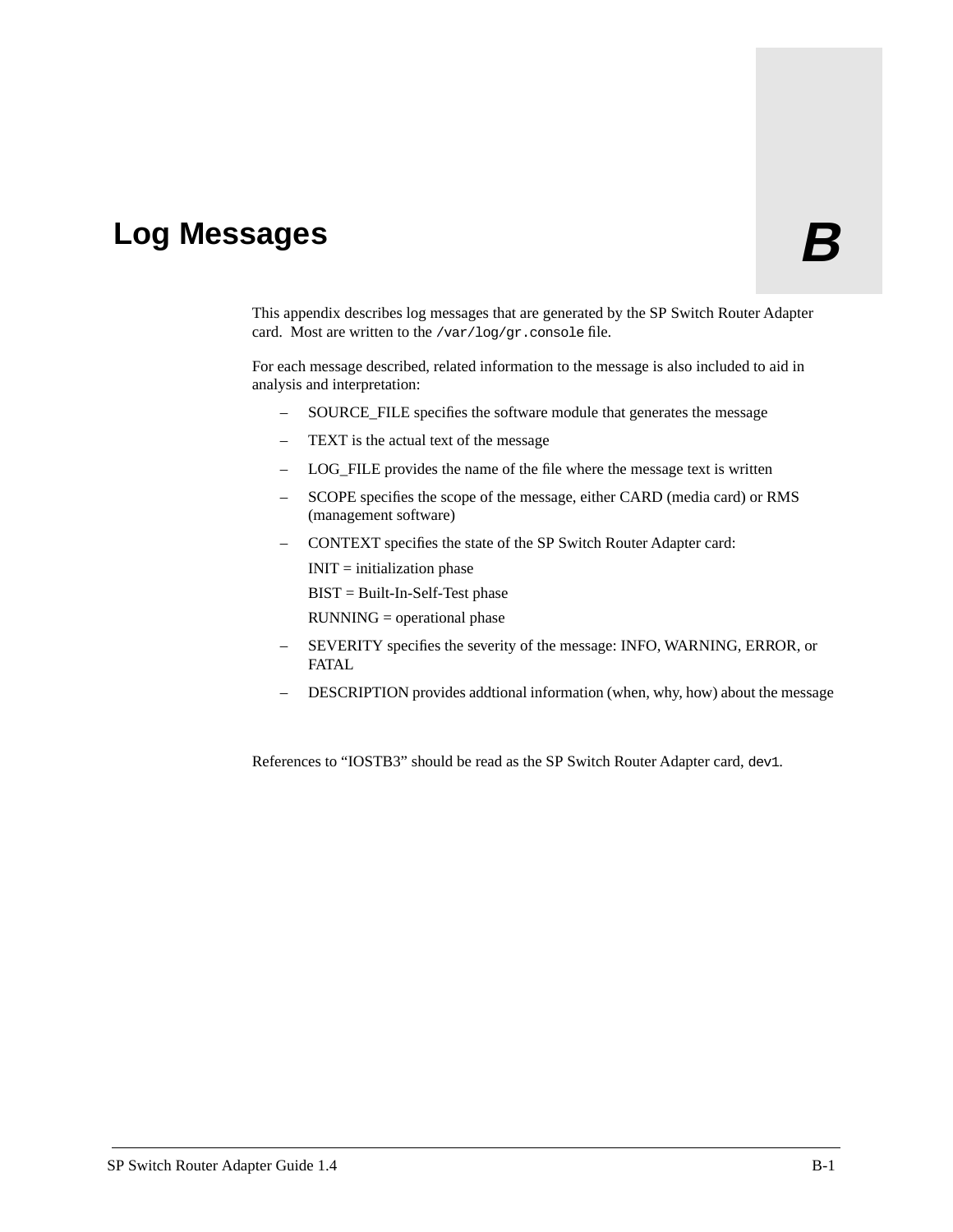# Log Messages

**B**

This appendix describes log messages that are generated by the SP Switch Router Adapter card. Most are written to the `/var/log/gr.console` file.

For each message described, related information to the message is also included to aid in analysis and interpretation:

- SOURCE_FILE specifies the software module that generates the message
- TEXT is the actual text of the message
- LOG_FILE provides the name of the file where the message text is written
- SCOPE specifies the scope of the message, either CARD (media card) or RMS (management software)
- CONTEXT specifies the state of the SP Switch Router Adapter card:

  INIT = initialization phase

  BIST = Built-In-Self-Test phase

  RUNNING = operational phase
- SEVERITY specifies the severity of the message: INFO, WARNING, ERROR, or FATAL
- DESCRIPTION provides addtional information (when, why, how) about the message

References to "IOSTB3" should be read as the SP Switch Router Adapter card, `dev1`.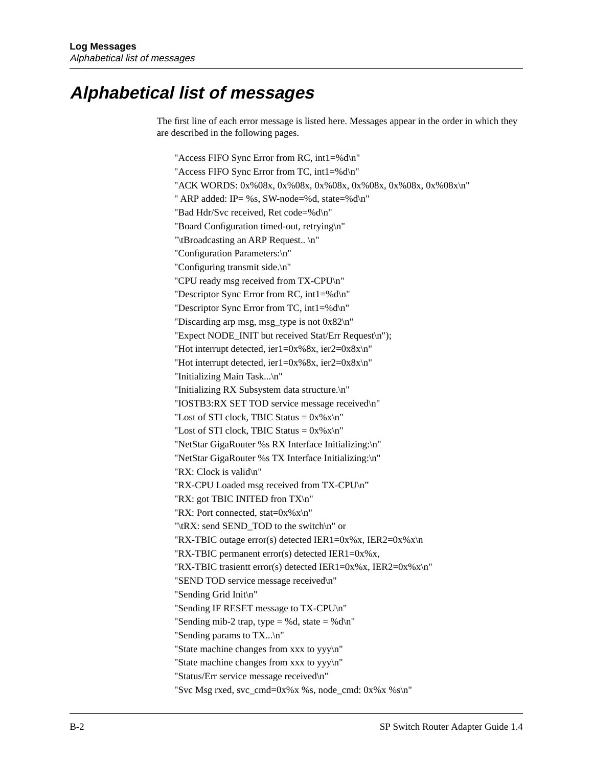# Alphabetical list of messages

The first line of each error message is listed here. Messages appear in the order in which they are described in the following pages.

"Access FIFO Sync Error from RC, int1=%d\n"
"Access FIFO Sync Error from TC, int1=%d\n"
"ACK WORDS: 0x%08x, 0x%08x, 0x%08x, 0x%08x, 0x%08x, 0x%08x\n"
" ARP added: IP= %s, SW-node=%d, state=%d\n"
"Bad Hdr/Svc received, Ret code=%d\n"
"Board Configuration timed-out, retrying\n"
"\tBroadcasting an ARP Request.. \n"
"Configuration Parameters:\n"
"Configuring transmit side.\n"
"CPU ready msg received from TX-CPU\n"
"Descriptor Sync Error from RC, int1=%d\n"
"Descriptor Sync Error from TC, int1=%d\n"
"Discarding arp msg, msg_type is not 0x82\n"
"Expect NODE_INIT but received Stat/Err Request\n");
"Hot interrupt detected, ier1=0x%8x, ier2=0x8x\n"
"Hot interrupt detected, ier1=0x%8x, ier2=0x8x\n"
"Initializing Main Task...\n"
"Initializing RX Subsystem data structure.\n"
"IOSTB3:RX SET TOD service message received\n"
"Lost of STI clock, TBIC Status = 0x%x\n"
"Lost of STI clock, TBIC Status = 0x%x\n"
"NetStar GigaRouter %s RX Interface Initializing:\n"
"NetStar GigaRouter %s TX Interface Initializing:\n"
"RX: Clock is valid\n"
"RX-CPU Loaded msg received from TX-CPU\n"
"RX: got TBIC INITED fron TX\n"
"RX: Port connected, stat=0x%x\n"
"\tRX: send SEND_TOD to the switch\n" or
"RX-TBIC outage error(s) detected IER1=0x%x, IER2=0x%x\n
"RX-TBIC permanent error(s) detected IER1=0x%x,
"RX-TBIC trasientt error(s) detected IER1=0x%x, IER2=0x%x\n"
"SEND TOD service message received\n"
"Sending Grid Init\n"
"Sending IF RESET message to TX-CPU\n"
"Sending mib-2 trap, type = %d, state = %d\n"
"Sending params to TX...\n"
"State machine changes from xxx to yyy\n"
"State machine changes from xxx to yyy\n"
"Status/Err service message received\n"
"Svc Msg rxed, svc_cmd=0x%x %s, node_cmd: 0x%x %s\n"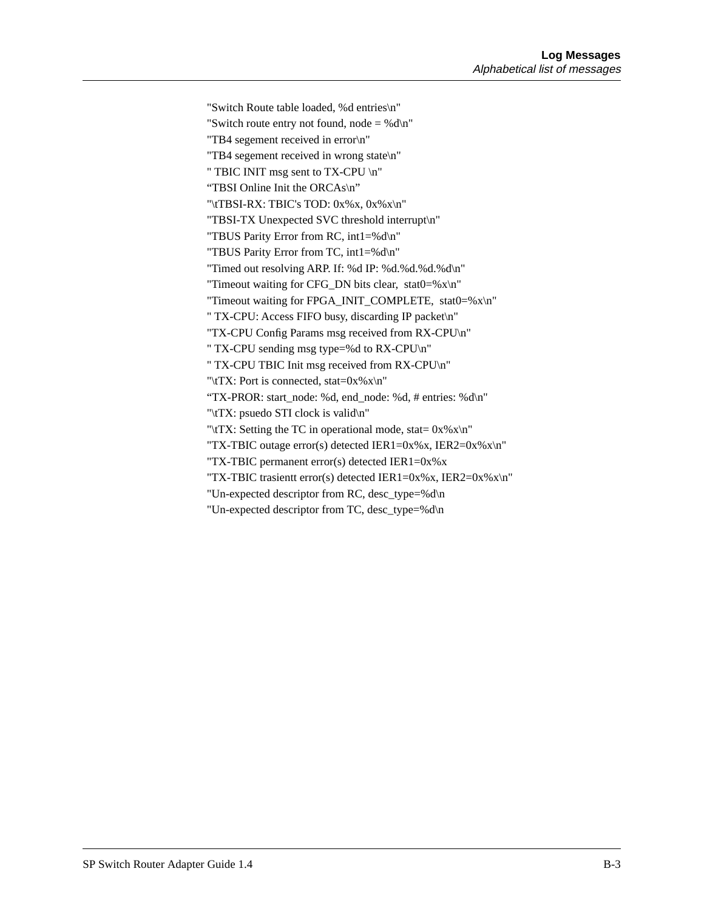"Switch Route table loaded, %d entries\n"  
"Switch route entry not found, node = %d\n"  
"TB4 segement received in error\n"  
"TB4 segement received in wrong state\n"  
" TBIC INIT msg sent to TX-CPU \n"  
“TBSI Online Init the ORCAs\n”  
"\tTBSI-RX: TBIC's TOD: 0x%x, 0x%x\n"  
"TBSI-TX Unexpected SVC threshold interrupt\n"  
"TBUS Parity Error from RC, int1=%d\n"  
"TBUS Parity Error from TC, int1=%d\n"  
"Timed out resolving ARP. If: %d IP: %d.%d.%d.%d\n"  
"Timeout waiting for CFG_DN bits clear,  stat0=%x\n"  
"Timeout waiting for FPGA_INIT_COMPLETE,  stat0=%x\n"  
" TX-CPU: Access FIFO busy, discarding IP packet\n"  
"TX-CPU Config Params msg received from RX-CPU\n"  
" TX-CPU sending msg type=%d to RX-CPU\n"  
" TX-CPU TBIC Init msg received from RX-CPU\n"  
"\tTX: Port is connected, stat=0x%x\n"  
“TX-PROR: start_node: %d, end_node: %d, # entries: %d\n"  
"\tTX: psuedo STI clock is valid\n"  
"\tTX: Setting the TC in operational mode, stat= 0x%x\n"  
"TX-TBIC outage error(s) detected IER1=0x%x, IER2=0x%x\n"  
"TX-TBIC permanent error(s) detected IER1=0x%x  
"TX-TBIC trasientt error(s) detected IER1=0x%x, IER2=0x%x\n"  
"Un-expected descriptor from RC, desc_type=%d\n  
"Un-expected descriptor from TC, desc_type=%d\n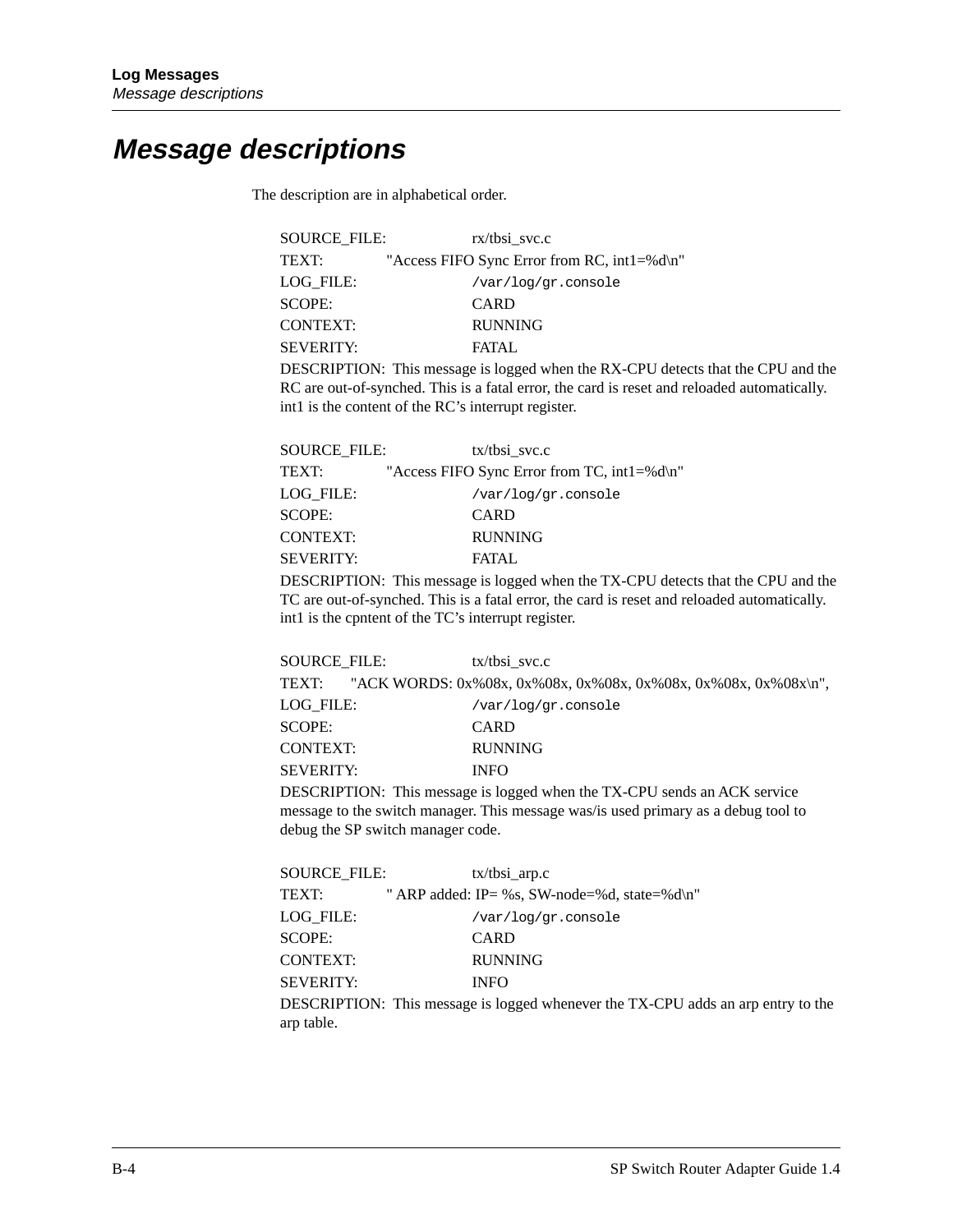# Message descriptions

The description are in alphabetical order.

SOURCE_FILE: rx/tbsi_svc.c
TEXT: "Access FIFO Sync Error from RC, int1=%d\n"
LOG_FILE: `/var/log/gr.console`
SCOPE: CARD
CONTEXT: RUNNING
SEVERITY: FATAL
DESCRIPTION: This message is logged when the RX-CPU detects that the CPU and the RC are out-of-synched. This is a fatal error, the card is reset and reloaded automatically. int1 is the content of the RC's interrupt register.

SOURCE_FILE: tx/tbsi_svc.c
TEXT: "Access FIFO Sync Error from TC, int1=%d\n"
LOG_FILE: `/var/log/gr.console`
SCOPE: CARD
CONTEXT: RUNNING
SEVERITY: FATAL
DESCRIPTION: This message is logged when the TX-CPU detects that the CPU and the TC are out-of-synched. This is a fatal error, the card is reset and reloaded automatically. int1 is the cpntent of the TC's interrupt register.

SOURCE_FILE: tx/tbsi_svc.c
TEXT: "ACK WORDS: 0x%08x, 0x%08x, 0x%08x, 0x%08x, 0x%08x, 0x%08x\n",
LOG_FILE: `/var/log/gr.console`
SCOPE: CARD
CONTEXT: RUNNING
SEVERITY: INFO
DESCRIPTION: This message is logged when the TX-CPU sends an ACK service message to the switch manager. This message was/is used primary as a debug tool to debug the SP switch manager code.

SOURCE_FILE: tx/tbsi_arp.c
TEXT: " ARP added: IP= %s, SW-node=%d, state=%d\n"
LOG_FILE: `/var/log/gr.console`
SCOPE: CARD
CONTEXT: RUNNING
SEVERITY: INFO
DESCRIPTION: This message is logged whenever the TX-CPU adds an arp entry to the arp table.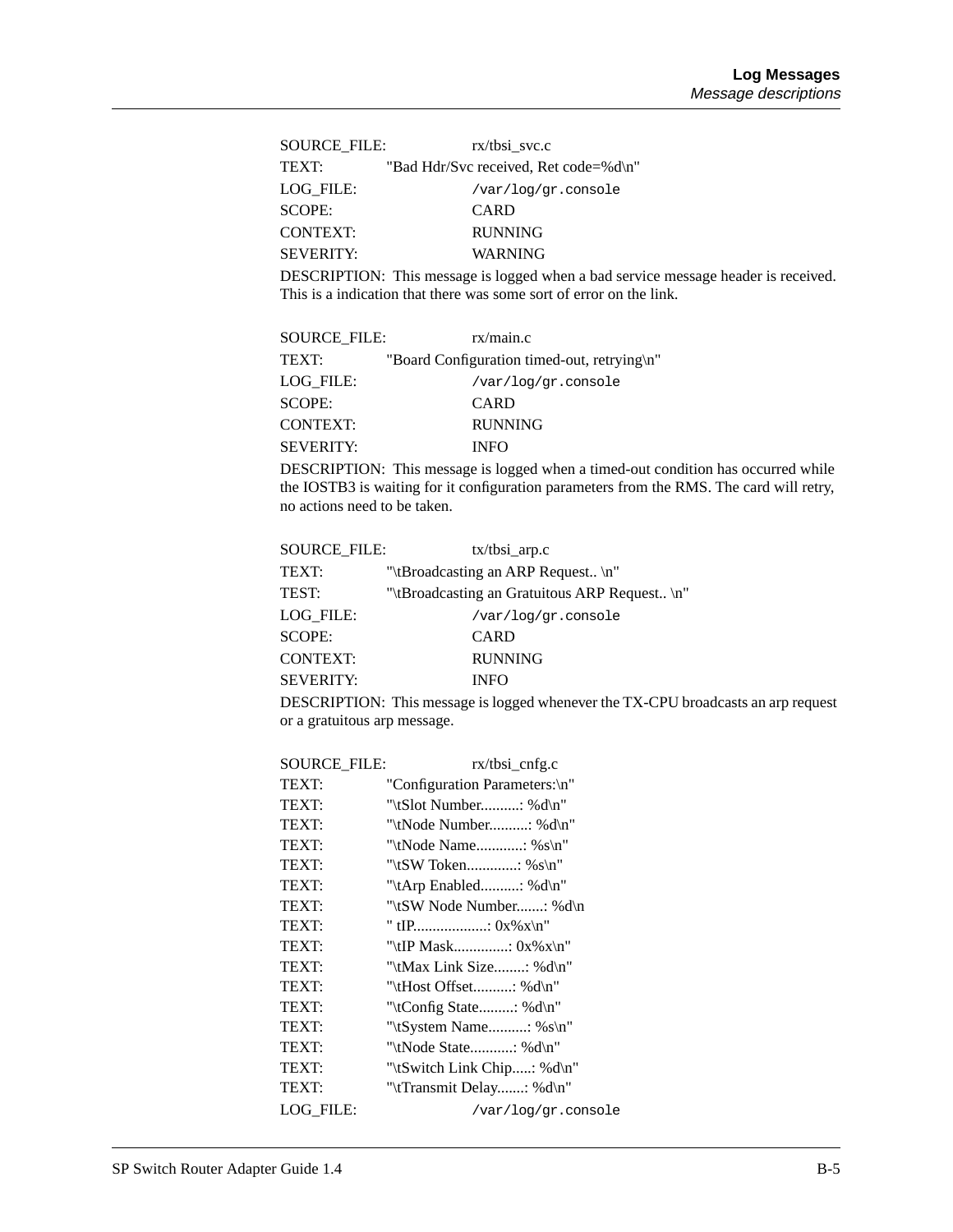SOURCE_FILE: rx/tbsi_svc.c
TEXT: "Bad Hdr/Svc received, Ret code=%d\n"
LOG_FILE: `/var/log/gr.console`
SCOPE: CARD
CONTEXT: RUNNING
SEVERITY: WARNING

DESCRIPTION: This message is logged when a bad service message header is received. This is a indication that there was some sort of error on the link.

SOURCE_FILE: rx/main.c
TEXT: "Board Configuration timed-out, retrying\n"
LOG_FILE: `/var/log/gr.console`
SCOPE: CARD
CONTEXT: RUNNING
SEVERITY: INFO

DESCRIPTION: This message is logged when a timed-out condition has occurred while the IOSTB3 is waiting for it configuration parameters from the RMS. The card will retry, no actions need to be taken.

SOURCE_FILE: tx/tbsi_arp.c
TEXT: "\tBroadcasting an ARP Request.. \n"
TEST: "\tBroadcasting an Gratuitous ARP Request.. \n"
LOG_FILE: `/var/log/gr.console`
SCOPE: CARD
CONTEXT: RUNNING
SEVERITY: INFO

DESCRIPTION: This message is logged whenever the TX-CPU broadcasts an arp request or a gratuitous arp message.

SOURCE_FILE: rx/tbsi_cnfg.c
TEXT: "Configuration Parameters:\n"
TEXT: "\tSlot Number..........: %d\n"
TEXT: "\tNode Number..........: %d\n"
TEXT: "\tNode Name............: %s\n"
TEXT: "\tSW Token.............: %s\n"
TEXT: "\tArp Enabled..........: %d\n"
TEXT: "\tSW Node Number.......: %d\n
TEXT: " tIP...................: 0x%x\n"
TEXT: "\tIP Mask..............: 0x%x\n"
TEXT: "\tMax Link Size........: %d\n"
TEXT: "\tHost Offset..........: %d\n"
TEXT: "\tConfig State.........: %d\n"
TEXT: "\tSystem Name..........: %s\n"
TEXT: "\tNode State...........: %d\n"
TEXT: "\tSwitch Link Chip.....: %d\n"
TEXT: "\tTransmit Delay.......: %d\n"
LOG_FILE: `/var/log/gr.console`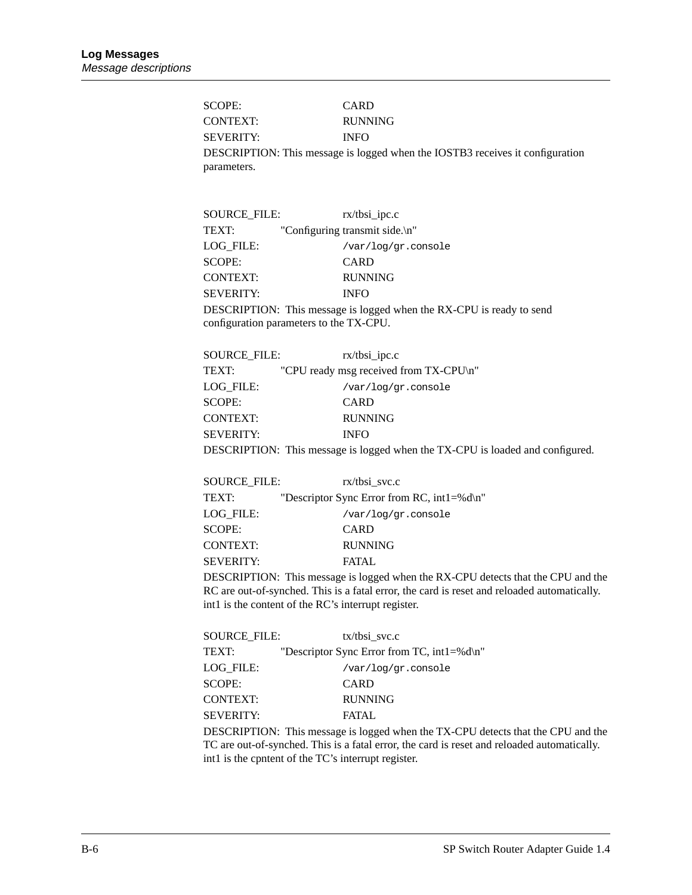SCOPE: CARD  
CONTEXT: RUNNING  
SEVERITY: INFO  
DESCRIPTION: This message is logged when the IOSTB3 receives it configuration parameters.

SOURCE_FILE: rx/tbsi_ipc.c  
TEXT: "Configuring transmit side.\n"  
LOG_FILE: `/var/log/gr.console`  
SCOPE: CARD  
CONTEXT: RUNNING  
SEVERITY: INFO  
DESCRIPTION: This message is logged when the RX-CPU is ready to send configuration parameters to the TX-CPU.

SOURCE_FILE: rx/tbsi_ipc.c  
TEXT: "CPU ready msg received from TX-CPU\n"  
LOG_FILE: `/var/log/gr.console`  
SCOPE: CARD  
CONTEXT: RUNNING  
SEVERITY: INFO  
DESCRIPTION: This message is logged when the TX-CPU is loaded and configured.

SOURCE_FILE: rx/tbsi_svc.c  
TEXT: "Descriptor Sync Error from RC, int1=%d\n"  
LOG_FILE: `/var/log/gr.console`  
SCOPE: CARD  
CONTEXT: RUNNING  
SEVERITY: FATAL  
DESCRIPTION: This message is logged when the RX-CPU detects that the CPU and the RC are out-of-synched. This is a fatal error, the card is reset and reloaded automatically. int1 is the content of the RC's interrupt register.

SOURCE_FILE: tx/tbsi_svc.c  
TEXT: "Descriptor Sync Error from TC, int1=%d\n"  
LOG_FILE: `/var/log/gr.console`  
SCOPE: CARD  
CONTEXT: RUNNING  
SEVERITY: FATAL  
DESCRIPTION: This message is logged when the TX-CPU detects that the CPU and the TC are out-of-synched. This is a fatal error, the card is reset and reloaded automatically. int1 is the cpntent of the TC's interrupt register.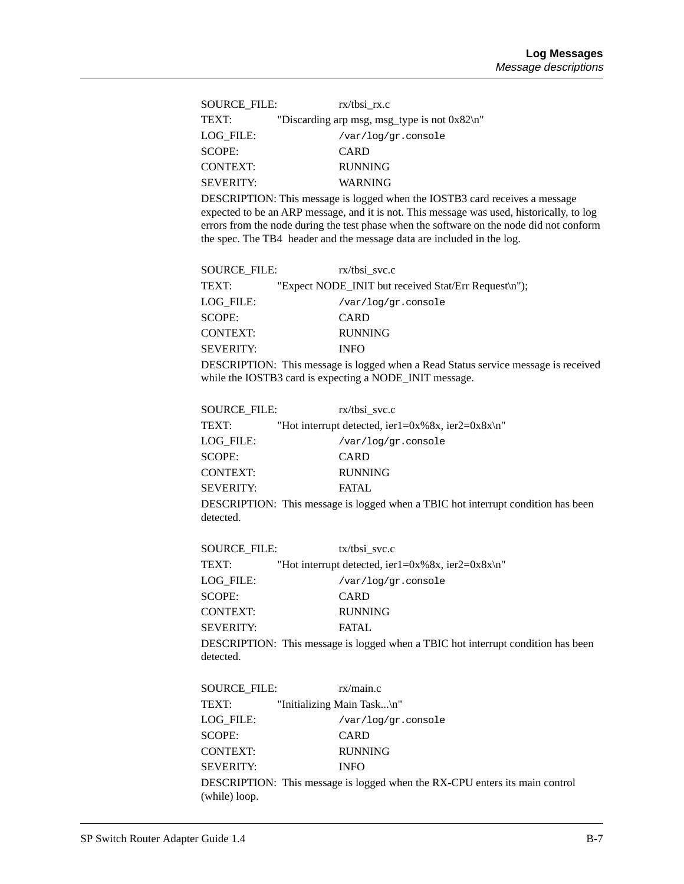SOURCE_FILE: rx/tbsi_rx.c

TEXT: "Discarding arp msg, msg_type is not 0x82\n"

LOG_FILE: `/var/log/gr.console`

SCOPE: CARD

CONTEXT: RUNNING

SEVERITY: WARNING

DESCRIPTION: This message is logged when the IOSTB3 card receives a message expected to be an ARP message, and it is not. This message was used, historically, to log errors from the node during the test phase when the software on the node did not conform the spec. The TB4 header and the message data are included in the log.

SOURCE_FILE: rx/tbsi_svc.c

TEXT: "Expect NODE_INIT but received Stat/Err Request\n");

LOG_FILE: `/var/log/gr.console`

SCOPE: CARD

CONTEXT: RUNNING

SEVERITY: INFO

DESCRIPTION: This message is logged when a Read Status service message is received while the IOSTB3 card is expecting a NODE_INIT message.

SOURCE_FILE: rx/tbsi_svc.c

TEXT: "Hot interrupt detected, ier1=0x%8x, ier2=0x8x\n"

LOG_FILE: `/var/log/gr.console`

SCOPE: CARD

CONTEXT: RUNNING

SEVERITY: FATAL

DESCRIPTION: This message is logged when a TBIC hot interrupt condition has been detected.

SOURCE_FILE: tx/tbsi_svc.c

TEXT: "Hot interrupt detected, ier1=0x%8x, ier2=0x8x\n"

LOG_FILE: `/var/log/gr.console`

SCOPE: CARD

CONTEXT: RUNNING

SEVERITY: FATAL

DESCRIPTION: This message is logged when a TBIC hot interrupt condition has been detected.

SOURCE_FILE: rx/main.c

TEXT: "Initializing Main Task...\n"

LOG_FILE: `/var/log/gr.console`

SCOPE: CARD

CONTEXT: RUNNING

SEVERITY: INFO

DESCRIPTION: This message is logged when the RX-CPU enters its main control (while) loop.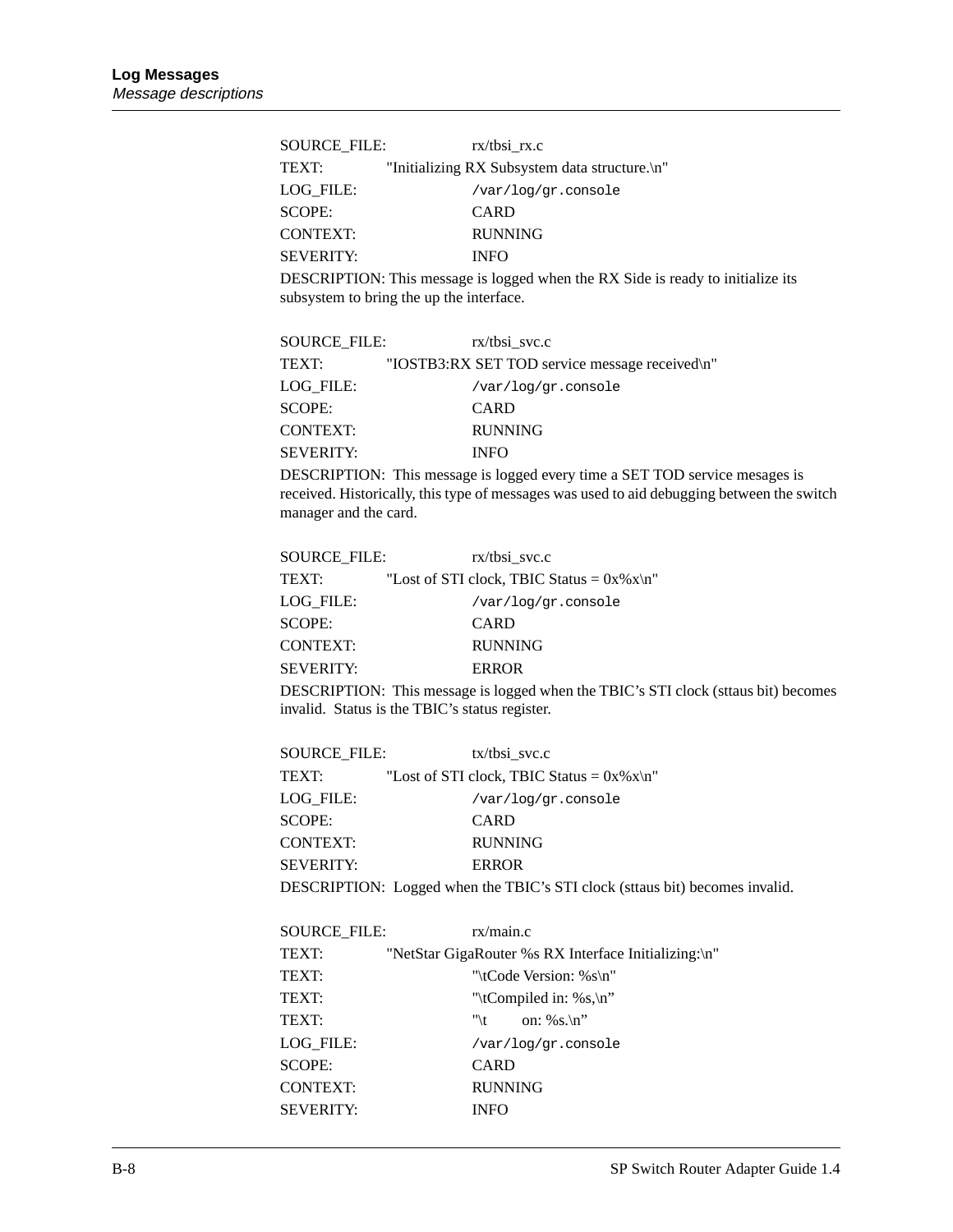SOURCE_FILE: rx/tbsi_rx.c
TEXT: "Initializing RX Subsystem data structure.\n"
LOG_FILE: `/var/log/gr.console`
SCOPE: CARD
CONTEXT: RUNNING
SEVERITY: INFO

DESCRIPTION: This message is logged when the RX Side is ready to initialize its subsystem to bring the up the interface.

SOURCE_FILE: rx/tbsi_svc.c
TEXT: "IOSTB3:RX SET TOD service message received\n"
LOG_FILE: `/var/log/gr.console`
SCOPE: CARD
CONTEXT: RUNNING
SEVERITY: INFO

DESCRIPTION: This message is logged every time a SET TOD service mesages is received. Historically, this type of messages was used to aid debugging between the switch manager and the card.

SOURCE_FILE: rx/tbsi_svc.c
TEXT: "Lost of STI clock, TBIC Status = 0x%x\n"
LOG_FILE: `/var/log/gr.console`
SCOPE: CARD
CONTEXT: RUNNING
SEVERITY: ERROR

DESCRIPTION: This message is logged when the TBIC's STI clock (sttaus bit) becomes invalid. Status is the TBIC's status register.

SOURCE_FILE: tx/tbsi_svc.c
TEXT: "Lost of STI clock, TBIC Status = 0x%x\n"
LOG_FILE: `/var/log/gr.console`
SCOPE: CARD
CONTEXT: RUNNING
SEVERITY: ERROR

DESCRIPTION: Logged when the TBIC's STI clock (sttaus bit) becomes invalid.

SOURCE_FILE: rx/main.c
TEXT: "NetStar GigaRouter %s RX Interface Initializing:\n"
TEXT: "\tCode Version: %s\n"
TEXT: "\tCompiled in: %s,\n"
TEXT: "\t on: %s.\n"
LOG_FILE: `/var/log/gr.console`
SCOPE: CARD
CONTEXT: RUNNING
SEVERITY: INFO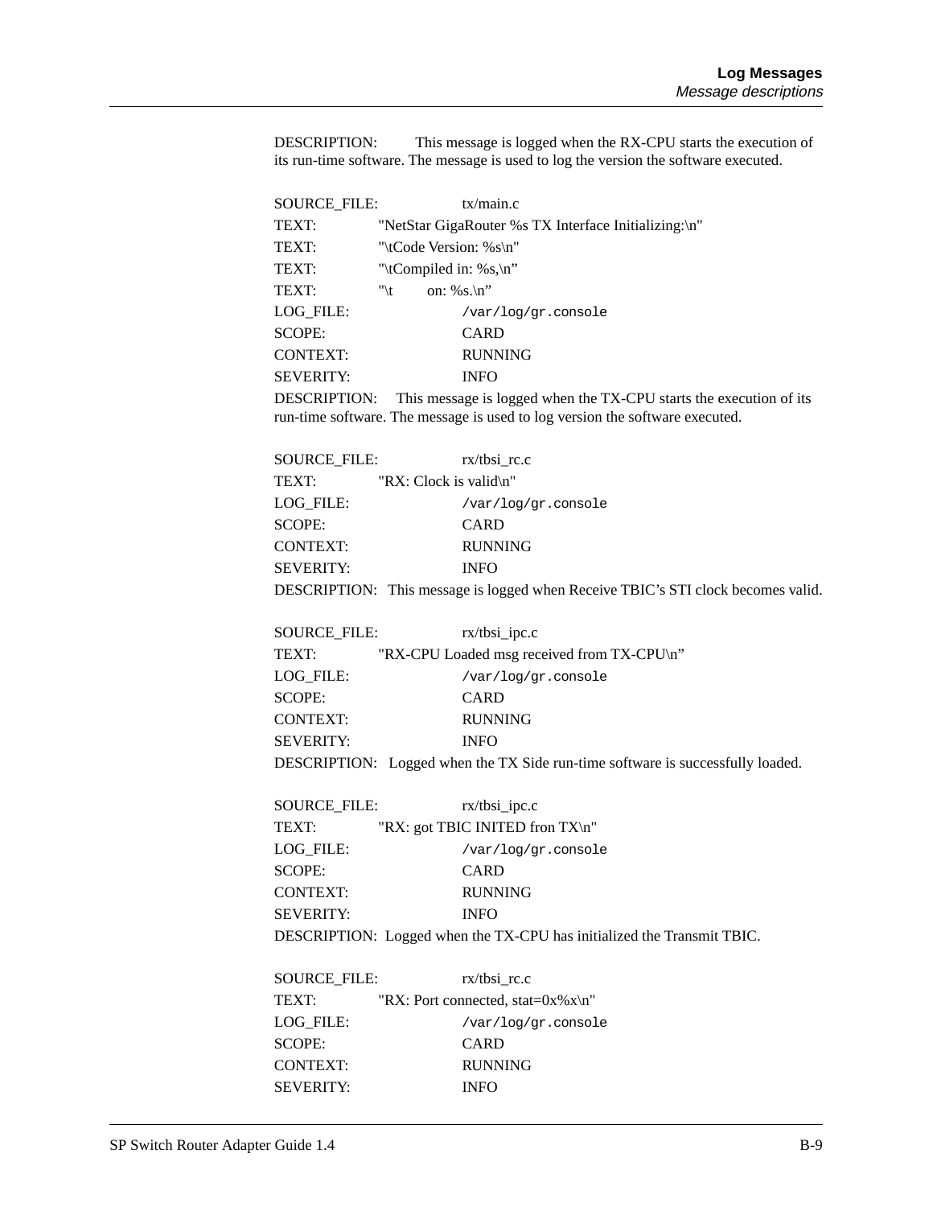DESCRIPTION: This message is logged when the RX-CPU starts the execution of its run-time software. The message is used to log the version the software executed.

SOURCE_FILE: tx/main.c
TEXT: "NetStar GigaRouter %s TX Interface Initializing:\n"
TEXT: "\tCode Version: %s\n"
TEXT: "\tCompiled in: %s,\n"
TEXT: "\t on: %s.\n"
LOG_FILE: `/var/log/gr.console`
SCOPE: CARD
CONTEXT: RUNNING
SEVERITY: INFO
DESCRIPTION: This message is logged when the TX-CPU starts the execution of its run-time software. The message is used to log version the software executed.

SOURCE_FILE: rx/tbsi_rc.c
TEXT: "RX: Clock is valid\n"
LOG_FILE: `/var/log/gr.console`
SCOPE: CARD
CONTEXT: RUNNING
SEVERITY: INFO
DESCRIPTION: This message is logged when Receive TBIC's STI clock becomes valid.

SOURCE_FILE: rx/tbsi_ipc.c
TEXT: "RX-CPU Loaded msg received from TX-CPU\n"
LOG_FILE: `/var/log/gr.console`
SCOPE: CARD
CONTEXT: RUNNING
SEVERITY: INFO
DESCRIPTION: Logged when the TX Side run-time software is successfully loaded.

SOURCE_FILE: rx/tbsi_ipc.c
TEXT: "RX: got TBIC INITED fron TX\n"
LOG_FILE: `/var/log/gr.console`
SCOPE: CARD
CONTEXT: RUNNING
SEVERITY: INFO
DESCRIPTION: Logged when the TX-CPU has initialized the Transmit TBIC.

SOURCE_FILE: rx/tbsi_rc.c
TEXT: "RX: Port connected, stat=0x%x\n"
LOG_FILE: `/var/log/gr.console`
SCOPE: CARD
CONTEXT: RUNNING
SEVERITY: INFO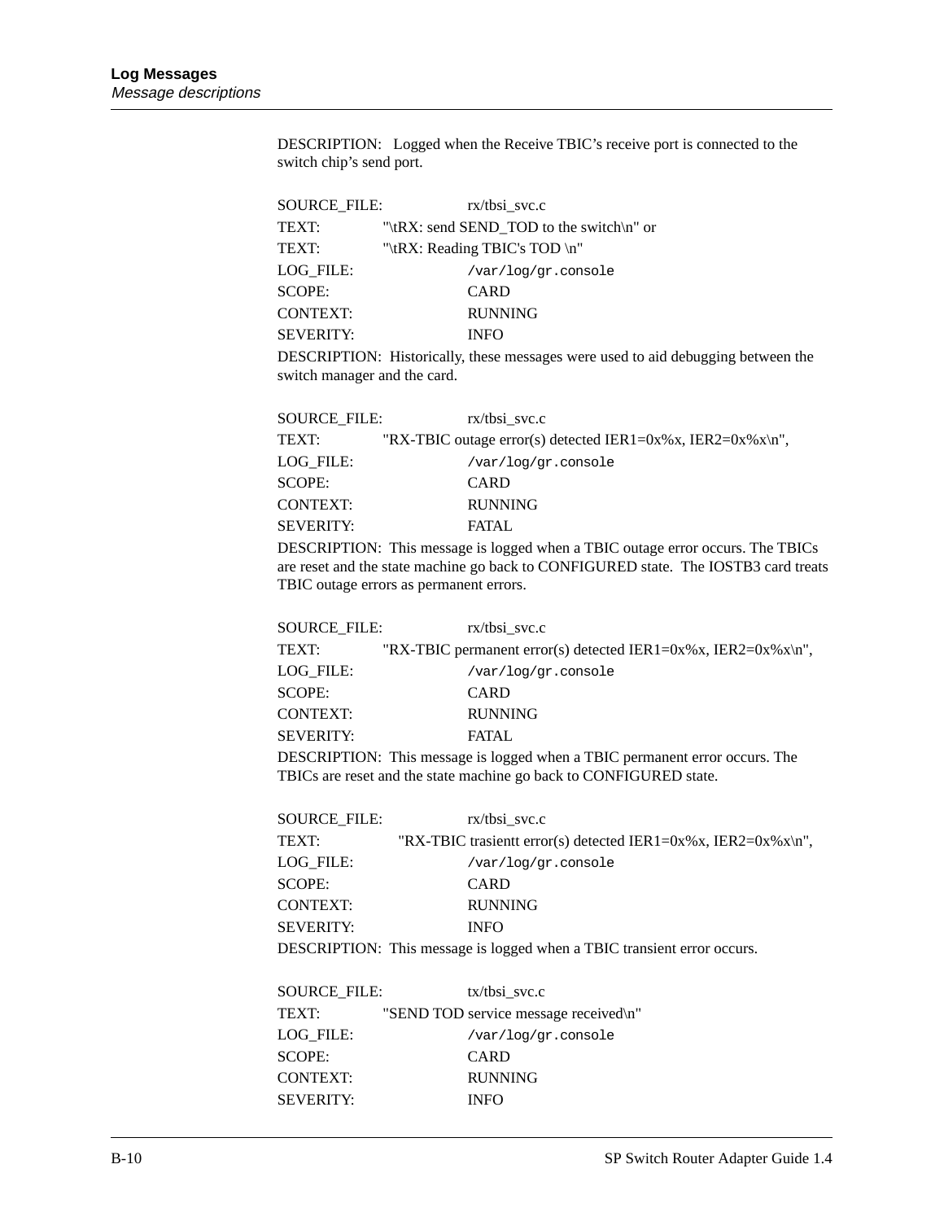DESCRIPTION: Logged when the Receive TBIC's receive port is connected to the switch chip's send port.

SOURCE_FILE: rx/tbsi_svc.c
TEXT: "\tRX: send SEND_TOD to the switch\n" or
TEXT: "\tRX: Reading TBIC's TOD \n"
LOG_FILE: `/var/log/gr.console`
SCOPE: CARD
CONTEXT: RUNNING
SEVERITY: INFO
DESCRIPTION: Historically, these messages were used to aid debugging between the switch manager and the card.

SOURCE_FILE: rx/tbsi_svc.c
TEXT: "RX-TBIC outage error(s) detected IER1=0x%x, IER2=0x%x\n",
LOG_FILE: `/var/log/gr.console`
SCOPE: CARD
CONTEXT: RUNNING
SEVERITY: FATAL
DESCRIPTION: This message is logged when a TBIC outage error occurs. The TBICs are reset and the state machine go back to CONFIGURED state. The IOSTB3 card treats TBIC outage errors as permanent errors.

SOURCE_FILE: rx/tbsi_svc.c
TEXT: "RX-TBIC permanent error(s) detected IER1=0x%x, IER2=0x%x\n",
LOG_FILE: `/var/log/gr.console`
SCOPE: CARD
CONTEXT: RUNNING
SEVERITY: FATAL
DESCRIPTION: This message is logged when a TBIC permanent error occurs. The TBICs are reset and the state machine go back to CONFIGURED state.

SOURCE_FILE: rx/tbsi_svc.c
TEXT: "RX-TBIC trasientt error(s) detected IER1=0x%x, IER2=0x%x\n",
LOG_FILE: `/var/log/gr.console`
SCOPE: CARD
CONTEXT: RUNNING
SEVERITY: INFO
DESCRIPTION: This message is logged when a TBIC transient error occurs.

SOURCE_FILE: tx/tbsi_svc.c
TEXT: "SEND TOD service message received\n"
LOG_FILE: `/var/log/gr.console`
SCOPE: CARD
CONTEXT: RUNNING
SEVERITY: INFO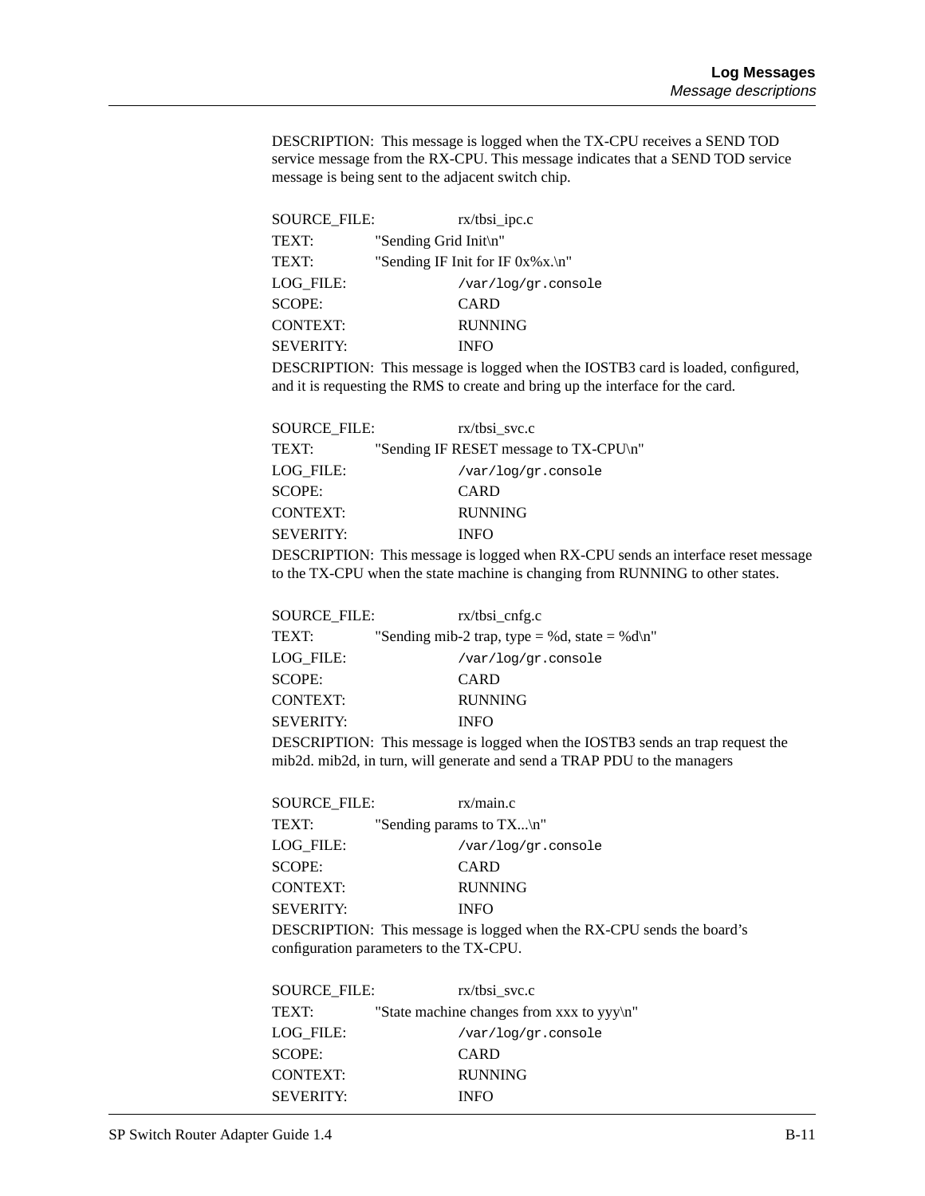DESCRIPTION: This message is logged when the TX-CPU receives a SEND TOD service message from the RX-CPU. This message indicates that a SEND TOD service message is being sent to the adjacent switch chip.

SOURCE_FILE: rx/tbsi_ipc.c
TEXT: "Sending Grid Init\n"
TEXT: "Sending IF Init for IF 0x%x.\n"
LOG_FILE: `/var/log/gr.console`
SCOPE: CARD
CONTEXT: RUNNING
SEVERITY: INFO
DESCRIPTION: This message is logged when the IOSTB3 card is loaded, configured, and it is requesting the RMS to create and bring up the interface for the card.

SOURCE_FILE: rx/tbsi_svc.c
TEXT: "Sending IF RESET message to TX-CPU\n"
LOG_FILE: `/var/log/gr.console`
SCOPE: CARD
CONTEXT: RUNNING
SEVERITY: INFO
DESCRIPTION: This message is logged when RX-CPU sends an interface reset message to the TX-CPU when the state machine is changing from RUNNING to other states.

SOURCE_FILE: rx/tbsi_cnfg.c
TEXT: "Sending mib-2 trap, type = %d, state = %d\n"
LOG_FILE: `/var/log/gr.console`
SCOPE: CARD
CONTEXT: RUNNING
SEVERITY: INFO
DESCRIPTION: This message is logged when the IOSTB3 sends an trap request the mib2d. mib2d, in turn, will generate and send a TRAP PDU to the managers

SOURCE_FILE: rx/main.c
TEXT: "Sending params to TX...\n"
LOG_FILE: `/var/log/gr.console`
SCOPE: CARD
CONTEXT: RUNNING
SEVERITY: INFO
DESCRIPTION: This message is logged when the RX-CPU sends the board's configuration parameters to the TX-CPU.

SOURCE_FILE: rx/tbsi_svc.c
TEXT: "State machine changes from xxx to yyy\n"
LOG_FILE: `/var/log/gr.console`
SCOPE: CARD
CONTEXT: RUNNING
SEVERITY: INFO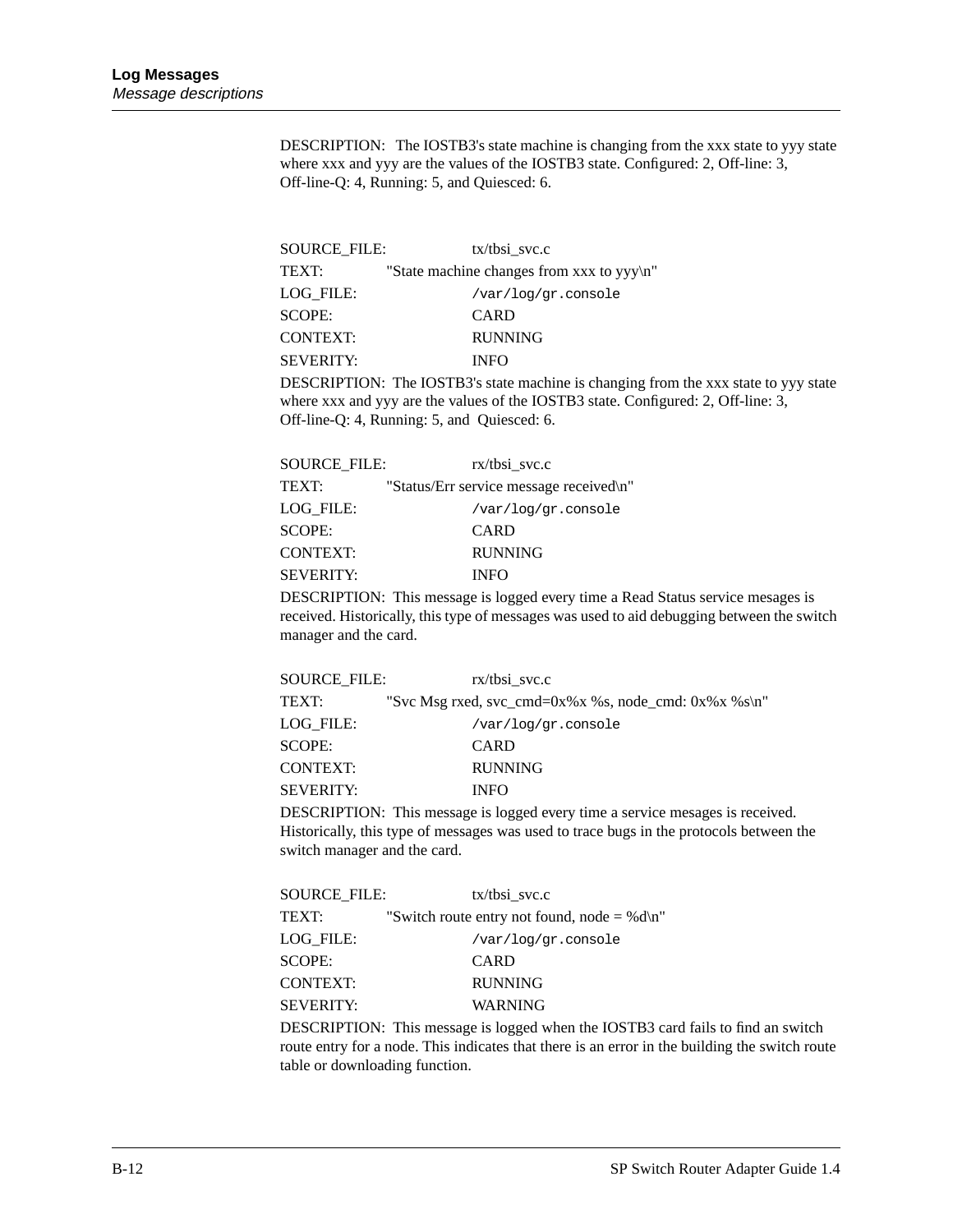DESCRIPTION: The IOSTB3's state machine is changing from the xxx state to yyy state where xxx and yyy are the values of the IOSTB3 state. Configured: 2, Off-line: 3, Off-line-Q: 4, Running: 5, and Quiesced: 6.

SOURCE_FILE: tx/tbsi_svc.c

TEXT: "State machine changes from xxx to yyy\n"

LOG_FILE: `/var/log/gr.console`

SCOPE: CARD

CONTEXT: RUNNING

SEVERITY: INFO

DESCRIPTION: The IOSTB3's state machine is changing from the xxx state to yyy state where xxx and yyy are the values of the IOSTB3 state. Configured: 2, Off-line: 3, Off-line-Q: 4, Running: 5, and Quiesced: 6.

SOURCE_FILE: rx/tbsi_svc.c

TEXT: "Status/Err service message received\n"

LOG_FILE: `/var/log/gr.console`

SCOPE: CARD

CONTEXT: RUNNING

SEVERITY: INFO

DESCRIPTION: This message is logged every time a Read Status service mesages is received. Historically, this type of messages was used to aid debugging between the switch manager and the card.

SOURCE_FILE: rx/tbsi_svc.c

TEXT: "Svc Msg rxed, svc_cmd=0x%x %s, node_cmd: 0x%x %s\n"

LOG_FILE: `/var/log/gr.console`

SCOPE: CARD

CONTEXT: RUNNING

SEVERITY: INFO

DESCRIPTION: This message is logged every time a service mesages is received. Historically, this type of messages was used to trace bugs in the protocols between the switch manager and the card.

SOURCE_FILE: tx/tbsi_svc.c

TEXT: "Switch route entry not found, node = %d\n"

LOG_FILE: `/var/log/gr.console`

SCOPE: CARD

CONTEXT: RUNNING

SEVERITY: WARNING

DESCRIPTION: This message is logged when the IOSTB3 card fails to find an switch route entry for a node. This indicates that there is an error in the building the switch route table or downloading function.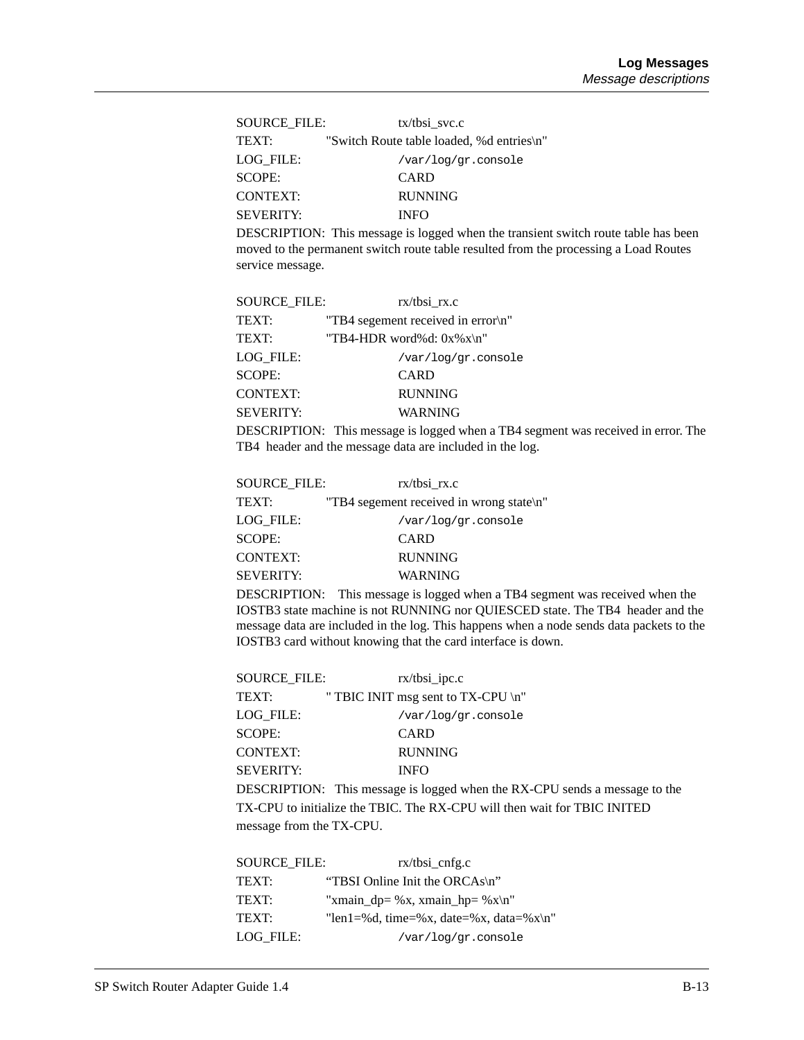SOURCE_FILE: tx/tbsi_svc.c

TEXT: "Switch Route table loaded, %d entries\n"

LOG_FILE: `/var/log/gr.console`

SCOPE: CARD

CONTEXT: RUNNING

SEVERITY: INFO

DESCRIPTION: This message is logged when the transient switch route table has been moved to the permanent switch route table resulted from the processing a Load Routes service message.

SOURCE_FILE: rx/tbsi_rx.c

TEXT: "TB4 segement received in error\n"

TEXT: "TB4-HDR word%d: 0x%x\n"

LOG_FILE: `/var/log/gr.console`

SCOPE: CARD

CONTEXT: RUNNING

SEVERITY: WARNING

DESCRIPTION: This message is logged when a TB4 segment was received in error. The TB4 header and the message data are included in the log.

SOURCE_FILE: rx/tbsi_rx.c

TEXT: "TB4 segement received in wrong state\n"

LOG_FILE: `/var/log/gr.console`

SCOPE: CARD

CONTEXT: RUNNING

SEVERITY: WARNING

DESCRIPTION: This message is logged when a TB4 segment was received when the IOSTB3 state machine is not RUNNING nor QUIESCED state. The TB4 header and the message data are included in the log. This happens when a node sends data packets to the IOSTB3 card without knowing that the card interface is down.

SOURCE_FILE: rx/tbsi_ipc.c

TEXT: " TBIC INIT msg sent to TX-CPU \n"

LOG_FILE: `/var/log/gr.console`

SCOPE: CARD

CONTEXT: RUNNING

SEVERITY: INFO

DESCRIPTION: This message is logged when the RX-CPU sends a message to the TX-CPU to initialize the TBIC. The RX-CPU will then wait for TBIC INITED message from the TX-CPU.

SOURCE_FILE: rx/tbsi_cnfg.c

TEXT: "TBSI Online Init the ORCAs\n"

TEXT: "xmain_dp= %x, xmain_hp= %x\n"

TEXT: "len1=%d, time=%x, date=%x, data=%x\n"

LOG_FILE: `/var/log/gr.console`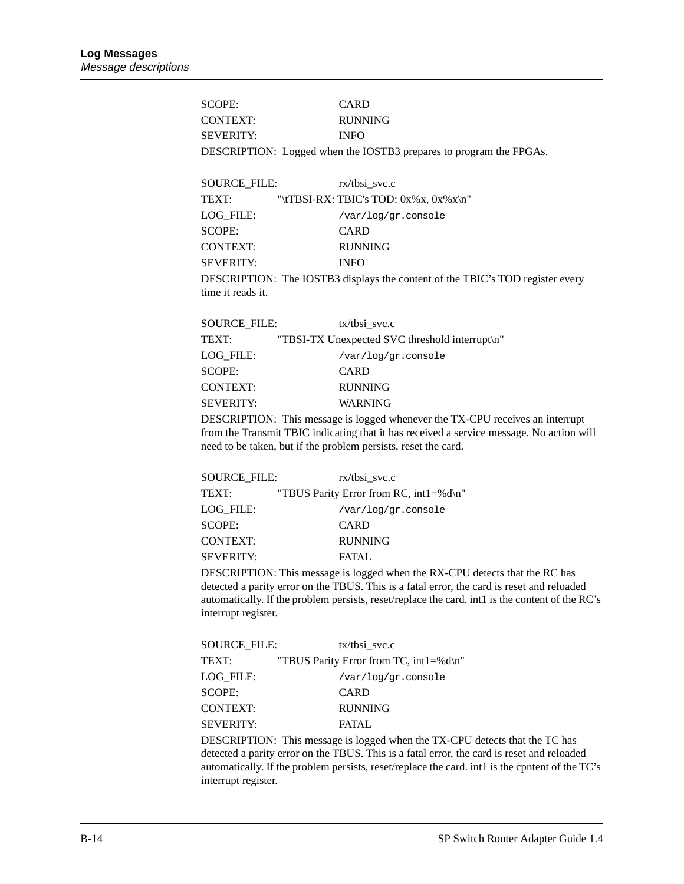SCOPE: CARD

CONTEXT: RUNNING

SEVERITY: INFO

DESCRIPTION: Logged when the IOSTB3 prepares to program the FPGAs.

SOURCE_FILE: rx/tbsi_svc.c

TEXT: "\tTBSI-RX: TBIC's TOD: 0x%x, 0x%x\n"

LOG_FILE: `/var/log/gr.console`

SCOPE: CARD

CONTEXT: RUNNING

SEVERITY: INFO

DESCRIPTION: The IOSTB3 displays the content of the TBIC's TOD register every time it reads it.

SOURCE_FILE: tx/tbsi_svc.c

TEXT: "TBSI-TX Unexpected SVC threshold interrupt\n"

LOG_FILE: `/var/log/gr.console`

SCOPE: CARD

CONTEXT: RUNNING

SEVERITY: WARNING

DESCRIPTION: This message is logged whenever the TX-CPU receives an interrupt from the Transmit TBIC indicating that it has received a service message. No action will need to be taken, but if the problem persists, reset the card.

SOURCE_FILE: rx/tbsi_svc.c

TEXT: "TBUS Parity Error from RC, int1=%d\n"

LOG_FILE: `/var/log/gr.console`

SCOPE: CARD

CONTEXT: RUNNING

SEVERITY: FATAL

DESCRIPTION: This message is logged when the RX-CPU detects that the RC has detected a parity error on the TBUS. This is a fatal error, the card is reset and reloaded automatically. If the problem persists, reset/replace the card. int1 is the content of the RC's interrupt register.

SOURCE_FILE: tx/tbsi_svc.c

TEXT: "TBUS Parity Error from TC, int1=%d\n"

LOG_FILE: `/var/log/gr.console`

SCOPE: CARD

CONTEXT: RUNNING

SEVERITY: FATAL

DESCRIPTION: This message is logged when the TX-CPU detects that the TC has detected a parity error on the TBUS. This is a fatal error, the card is reset and reloaded automatically. If the problem persists, reset/replace the card. int1 is the cpntent of the TC's interrupt register.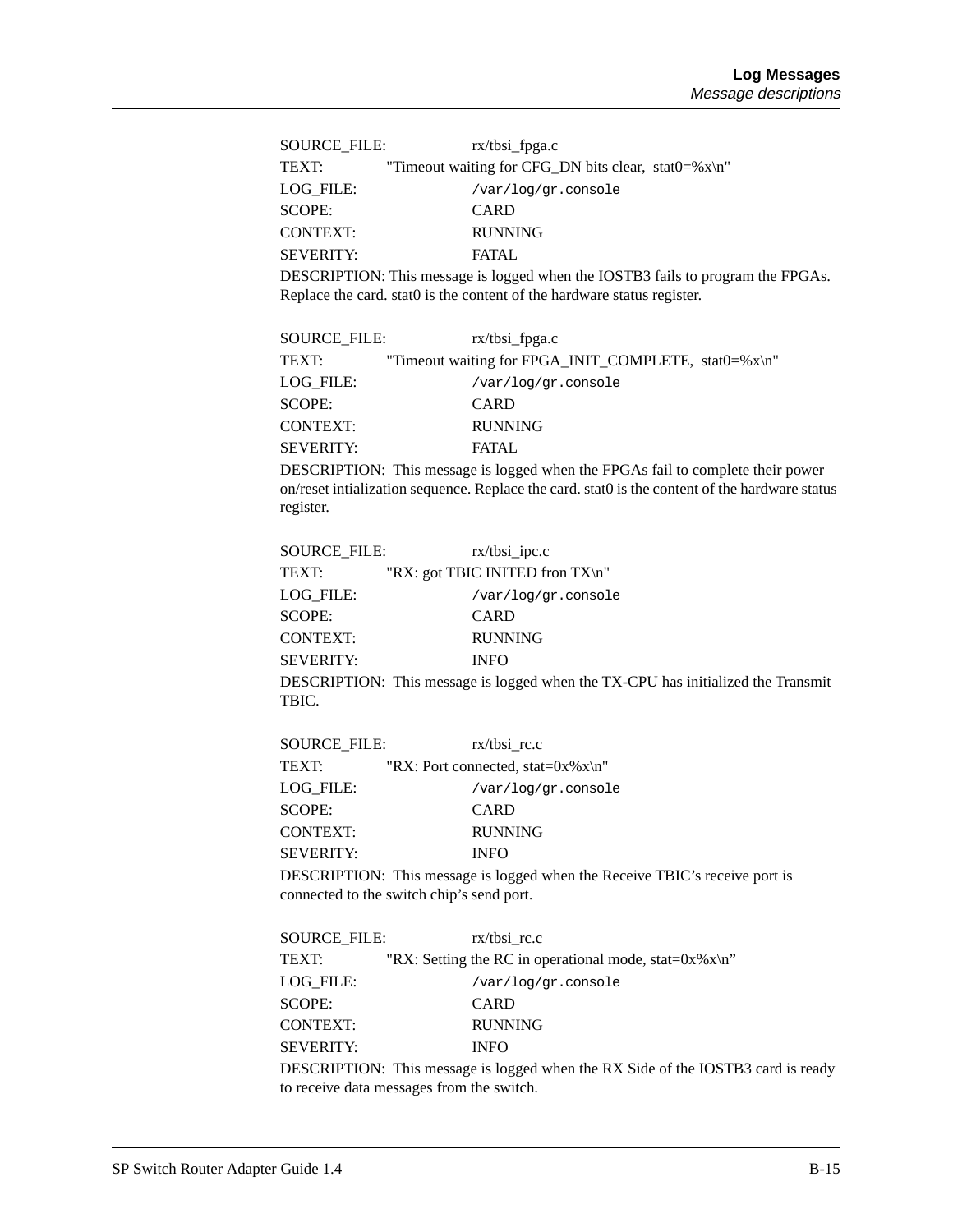SOURCE_FILE: rx/tbsi_fpga.c

TEXT: "Timeout waiting for CFG_DN bits clear, stat0=%x\n"

LOG_FILE: `/var/log/gr.console`

SCOPE: CARD

CONTEXT: RUNNING

SEVERITY: FATAL

DESCRIPTION: This message is logged when the IOSTB3 fails to program the FPGAs. Replace the card. stat0 is the content of the hardware status register.

SOURCE_FILE: rx/tbsi_fpga.c

TEXT: "Timeout waiting for FPGA_INIT_COMPLETE, stat0=%x\n"

LOG_FILE: `/var/log/gr.console`

SCOPE: CARD

CONTEXT: RUNNING

SEVERITY: FATAL

DESCRIPTION: This message is logged when the FPGAs fail to complete their power on/reset intialization sequence. Replace the card. stat0 is the content of the hardware status register.

SOURCE_FILE: rx/tbsi_ipc.c

TEXT: "RX: got TBIC INITED fron TX\n"

LOG_FILE: `/var/log/gr.console`

SCOPE: CARD

CONTEXT: RUNNING

SEVERITY: INFO

DESCRIPTION: This message is logged when the TX-CPU has initialized the Transmit TBIC.

SOURCE_FILE: rx/tbsi_rc.c

TEXT: "RX: Port connected, stat=0x%x\n"

LOG_FILE: `/var/log/gr.console`

SCOPE: CARD

CONTEXT: RUNNING

SEVERITY: INFO

DESCRIPTION: This message is logged when the Receive TBIC's receive port is connected to the switch chip's send port.

SOURCE_FILE: rx/tbsi_rc.c

TEXT: "RX: Setting the RC in operational mode, stat=0x%x\n"

LOG_FILE: `/var/log/gr.console`

SCOPE: CARD

CONTEXT: RUNNING

SEVERITY: INFO

DESCRIPTION: This message is logged when the RX Side of the IOSTB3 card is ready to receive data messages from the switch.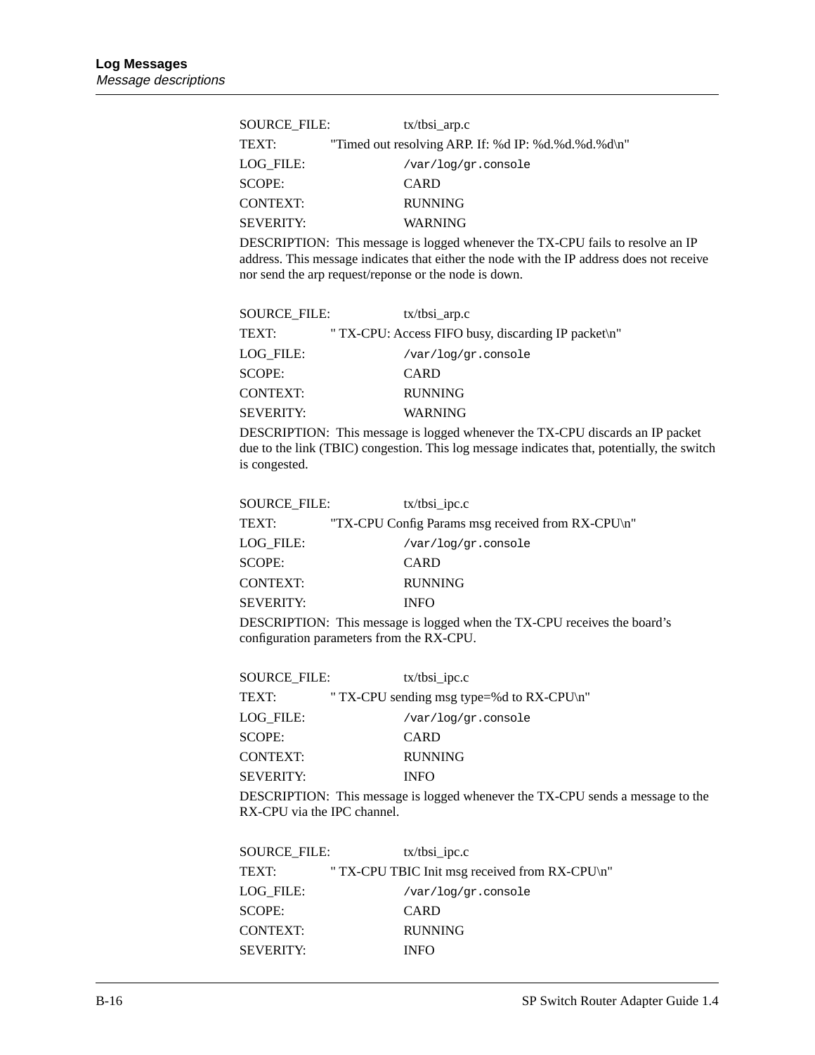SOURCE_FILE: tx/tbsi_arp.c

TEXT: "Timed out resolving ARP. If: %d IP: %d.%d.%d.%d\n"

LOG_FILE: `/var/log/gr.console`

SCOPE: CARD

CONTEXT: RUNNING

SEVERITY: WARNING

DESCRIPTION: This message is logged whenever the TX-CPU fails to resolve an IP address. This message indicates that either the node with the IP address does not receive nor send the arp request/reponse or the node is down.

SOURCE_FILE: tx/tbsi_arp.c

TEXT: " TX-CPU: Access FIFO busy, discarding IP packet\n"

LOG_FILE: `/var/log/gr.console`

SCOPE: CARD

CONTEXT: RUNNING

SEVERITY: WARNING

DESCRIPTION: This message is logged whenever the TX-CPU discards an IP packet due to the link (TBIC) congestion. This log message indicates that, potentially, the switch is congested.

SOURCE_FILE: tx/tbsi_ipc.c

TEXT: "TX-CPU Config Params msg received from RX-CPU\n"

LOG_FILE: `/var/log/gr.console`

SCOPE: CARD

CONTEXT: RUNNING

SEVERITY: INFO

DESCRIPTION: This message is logged when the TX-CPU receives the board's configuration parameters from the RX-CPU.

SOURCE_FILE: tx/tbsi_ipc.c

TEXT: " TX-CPU sending msg type=%d to RX-CPU\n"

LOG_FILE: `/var/log/gr.console`

SCOPE: CARD

CONTEXT: RUNNING

SEVERITY: INFO

DESCRIPTION: This message is logged whenever the TX-CPU sends a message to the RX-CPU via the IPC channel.

SOURCE_FILE: tx/tbsi_ipc.c

TEXT: " TX-CPU TBIC Init msg received from RX-CPU\n"

LOG_FILE: `/var/log/gr.console`

SCOPE: CARD

CONTEXT: RUNNING

SEVERITY: INFO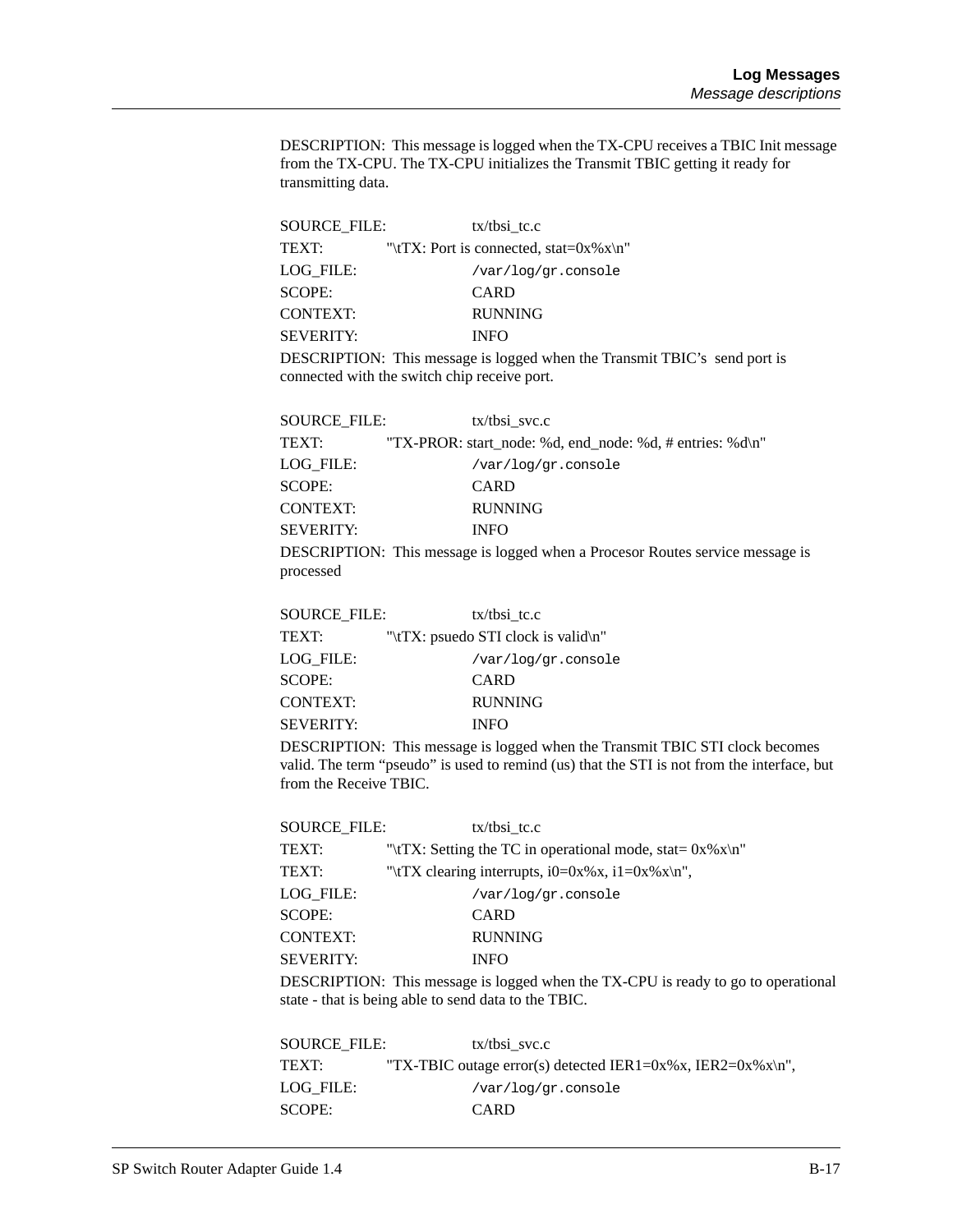DESCRIPTION: This message is logged when the TX-CPU receives a TBIC Init message from the TX-CPU. The TX-CPU initializes the Transmit TBIC getting it ready for transmitting data.

SOURCE_FILE: tx/tbsi_tc.c
TEXT: "\tTX: Port is connected, stat=0x%x\n"
LOG_FILE: `/var/log/gr.console`
SCOPE: CARD
CONTEXT: RUNNING
SEVERITY: INFO

DESCRIPTION: This message is logged when the Transmit TBIC's send port is connected with the switch chip receive port.

SOURCE_FILE: tx/tbsi_svc.c
TEXT: "TX-PROR: start_node: %d, end_node: %d, # entries: %d\n"
LOG_FILE: `/var/log/gr.console`
SCOPE: CARD
CONTEXT: RUNNING
SEVERITY: INFO

DESCRIPTION: This message is logged when a Procesor Routes service message is processed

SOURCE_FILE: tx/tbsi_tc.c
TEXT: "\tTX: psuedo STI clock is valid\n"
LOG_FILE: `/var/log/gr.console`
SCOPE: CARD
CONTEXT: RUNNING
SEVERITY: INFO

DESCRIPTION: This message is logged when the Transmit TBIC STI clock becomes valid. The term "pseudo" is used to remind (us) that the STI is not from the interface, but from the Receive TBIC.

SOURCE_FILE: tx/tbsi_tc.c
TEXT: "\tTX: Setting the TC in operational mode, stat= 0x%x\n"
TEXT: "\tTX clearing interrupts, i0=0x%x, i1=0x%x\n",
LOG_FILE: `/var/log/gr.console`
SCOPE: CARD
CONTEXT: RUNNING
SEVERITY: INFO

DESCRIPTION: This message is logged when the TX-CPU is ready to go to operational state - that is being able to send data to the TBIC.

SOURCE_FILE: tx/tbsi_svc.c
TEXT: "TX-TBIC outage error(s) detected IER1=0x%x, IER2=0x%x\n",
LOG_FILE: `/var/log/gr.console`
SCOPE: CARD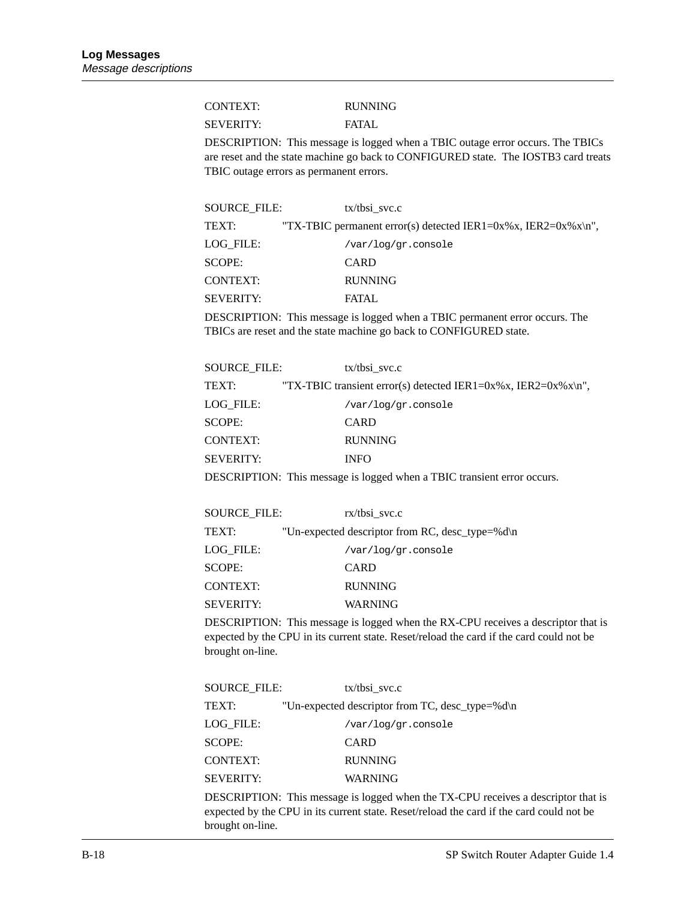CONTEXT: RUNNING

SEVERITY: FATAL

DESCRIPTION: This message is logged when a TBIC outage error occurs. The TBICs are reset and the state machine go back to CONFIGURED state. The IOSTB3 card treats TBIC outage errors as permanent errors.

SOURCE_FILE: tx/tbsi_svc.c

TEXT: "TX-TBIC permanent error(s) detected IER1=0x%x, IER2=0x%x\n",

LOG_FILE: `/var/log/gr.console`

SCOPE: CARD

CONTEXT: RUNNING

SEVERITY: FATAL

DESCRIPTION: This message is logged when a TBIC permanent error occurs. The TBICs are reset and the state machine go back to CONFIGURED state.

SOURCE_FILE: tx/tbsi_svc.c

TEXT: "TX-TBIC transient error(s) detected IER1=0x%x, IER2=0x%x\n",

LOG_FILE: `/var/log/gr.console`

SCOPE: CARD

CONTEXT: RUNNING

SEVERITY: INFO

DESCRIPTION: This message is logged when a TBIC transient error occurs.

SOURCE_FILE: rx/tbsi_svc.c

TEXT: "Un-expected descriptor from RC, desc_type=%d\n

LOG_FILE: `/var/log/gr.console`

SCOPE: CARD

CONTEXT: RUNNING

SEVERITY: WARNING

DESCRIPTION: This message is logged when the RX-CPU receives a descriptor that is expected by the CPU in its current state. Reset/reload the card if the card could not be brought on-line.

SOURCE_FILE: tx/tbsi_svc.c

TEXT: "Un-expected descriptor from TC, desc_type=%d\n

LOG_FILE: `/var/log/gr.console`

SCOPE: CARD

CONTEXT: RUNNING

SEVERITY: WARNING

DESCRIPTION: This message is logged when the TX-CPU receives a descriptor that is expected by the CPU in its current state. Reset/reload the card if the card could not be brought on-line.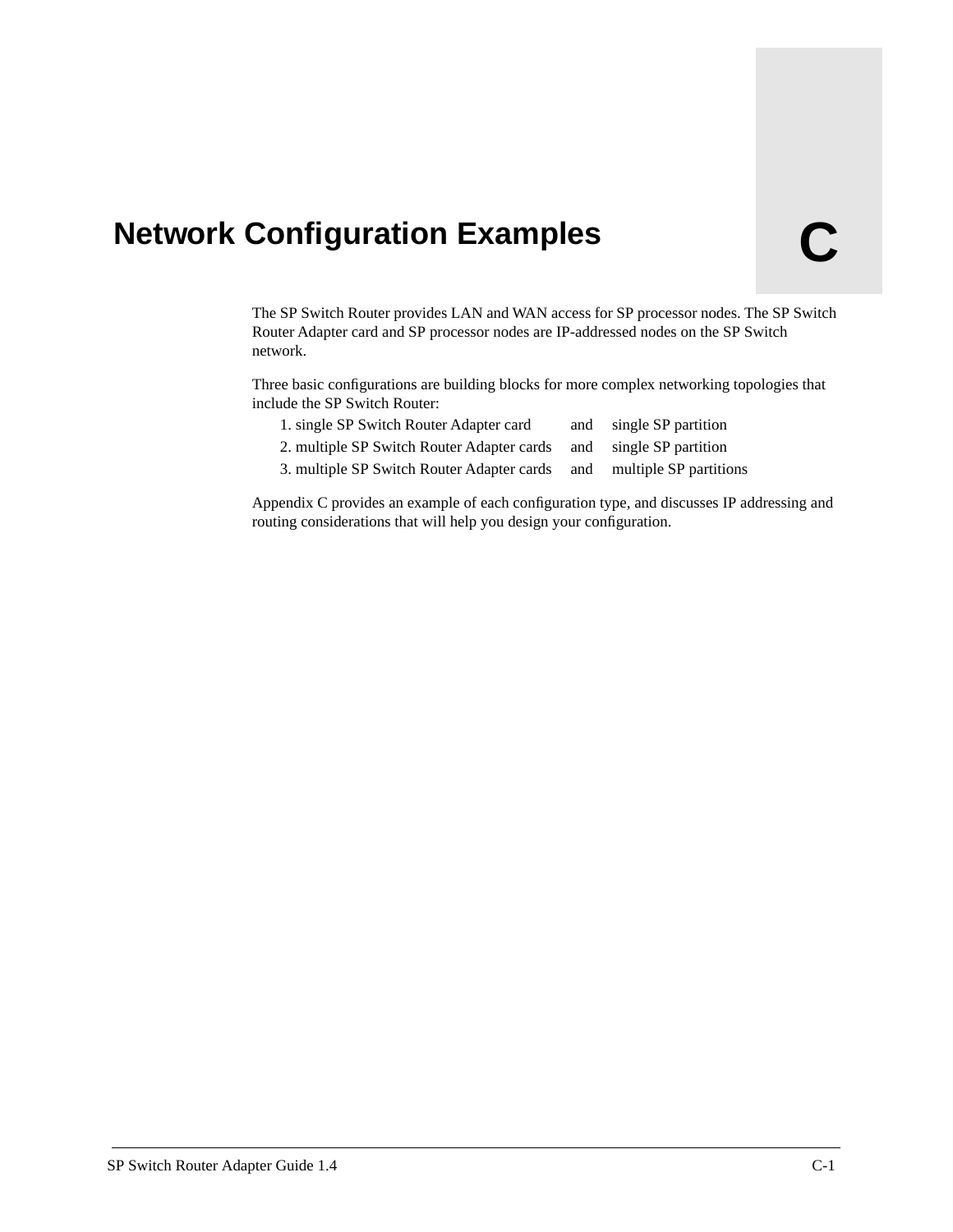# Network Configuration Examples

C

The SP Switch Router provides LAN and WAN access for SP processor nodes. The SP Switch Router Adapter card and SP processor nodes are IP-addressed nodes on the SP Switch network.

Three basic configurations are building blocks for more complex networking topologies that include the SP Switch Router:

1. single SP Switch Router Adapter card and single SP partition
2. multiple SP Switch Router Adapter cards and single SP partition
3. multiple SP Switch Router Adapter cards and multiple SP partitions

Appendix C provides an example of each configuration type, and discusses IP addressing and routing considerations that will help you design your configuration.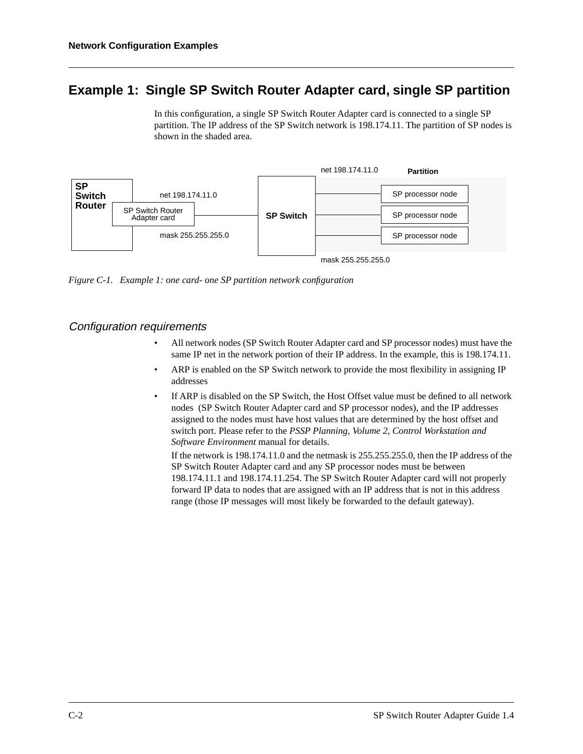## Example 1: Single SP Switch Router Adapter card, single SP partition

In this configuration, a single SP Switch Router Adapter card is connected to a single SP partition. The IP address of the SP Switch network is 198.174.11. The partition of SP nodes is shown in the shaded area.

SP Switch Router | SP Switch Router Adapter card | net 198.174.11.0 | mask 255.255.255.0 | SP Switch | net 198.174.11.0 | Partition | SP processor node | SP processor node | SP processor node | mask 255.255.255.0

*Figure C-1. Example 1: one card- one SP partition network configuration*

### *Configuration requirements*

- All network nodes (SP Switch Router Adapter card and SP processor nodes) must have the same IP net in the network portion of their IP address. In the example, this is 198.174.11.
- ARP is enabled on the SP Switch network to provide the most flexibility in assigning IP addresses
- If ARP is disabled on the SP Switch, the Host Offset value must be defined to all network nodes (SP Switch Router Adapter card and SP processor nodes), and the IP addresses assigned to the nodes must have host values that are determined by the host offset and switch port. Please refer to the *PSSP Planning, Volume 2, Control Workstation and Software Environment* manual for details.

  If the network is 198.174.11.0 and the netmask is 255.255.255.0, then the IP address of the SP Switch Router Adapter card and any SP processor nodes must be between 198.174.11.1 and 198.174.11.254. The SP Switch Router Adapter card will not properly forward IP data to nodes that are assigned with an IP address that is not in this address range (those IP messages will most likely be forwarded to the default gateway).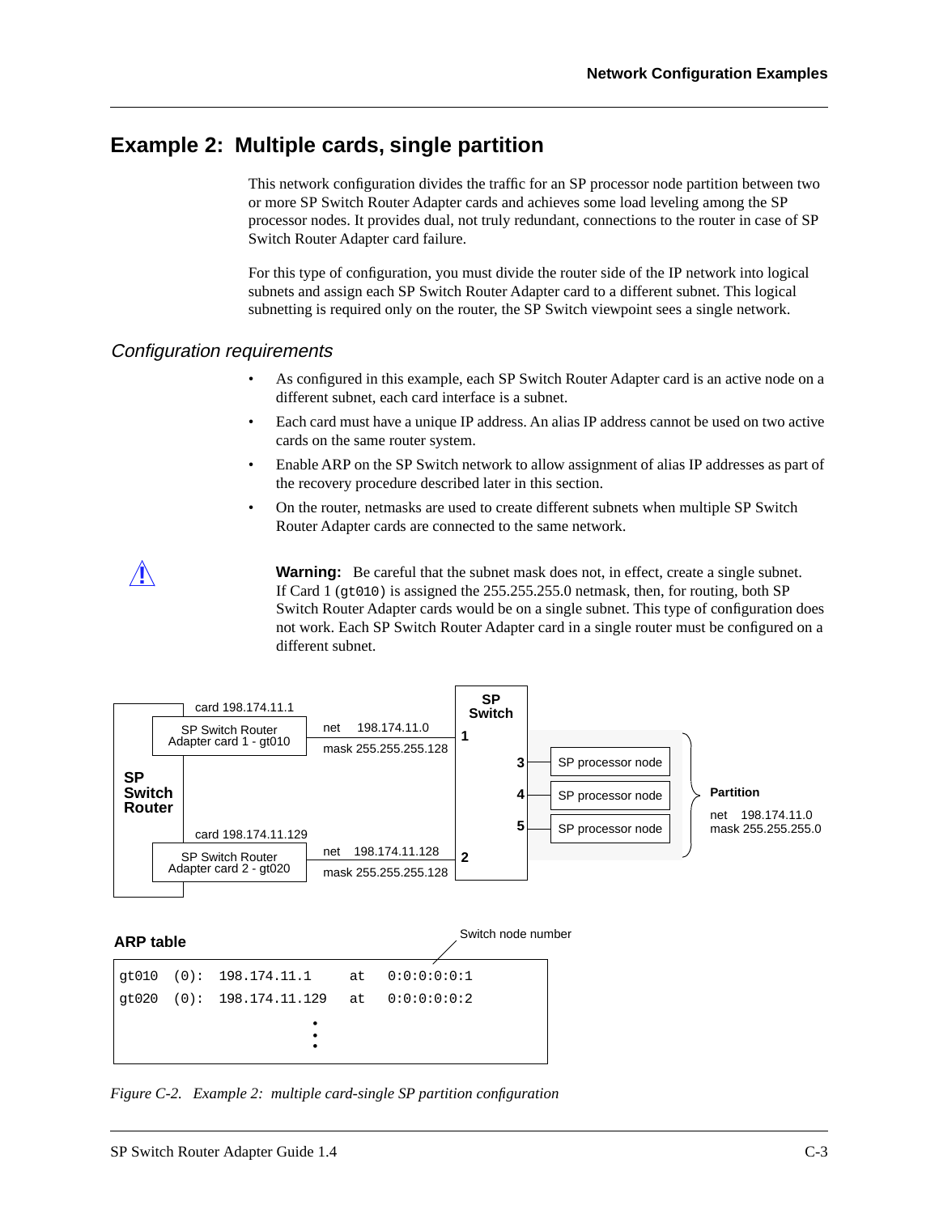## Example 2: Multiple cards, single partition

This network configuration divides the traffic for an SP processor node partition between two or more SP Switch Router Adapter cards and achieves some load leveling among the SP processor nodes. It provides dual, not truly redundant, connections to the router in case of SP Switch Router Adapter card failure.

For this type of configuration, you must divide the router side of the IP network into logical subnets and assign each SP Switch Router Adapter card to a different subnet. This logical subnetting is required only on the router, the SP Switch viewpoint sees a single network.

### *Configuration requirements*

- As configured in this example, each SP Switch Router Adapter card is an active node on a different subnet, each card interface is a subnet.
- Each card must have a unique IP address. An alias IP address cannot be used on two active cards on the same router system.
- Enable ARP on the SP Switch network to allow assignment of alias IP addresses as part of the recovery procedure described later in this section.
- On the router, netmasks are used to create different subnets when multiple SP Switch Router Adapter cards are connected to the same network.

**Warning:** Be careful that the subnet mask does not, in effect, create a single subnet. If Card 1 (`gt010`) is assigned the 255.255.255.0 netmask, then, for routing, both SP Switch Router Adapter cards would be on a single subnet. This type of configuration does not work. Each SP Switch Router Adapter card in a single router must be configured on a different subnet.

SP Switch Router — card 198.174.11.1, SP Switch Router Adapter card 1 - gt010 — net 198.174.11.0, mask 255.255.255.128 — SP Switch port 1

card 198.174.11.129, SP Switch Router Adapter card 2 - gt020 — net 198.174.11.128, mask 255.255.255.128 — SP Switch port 2

SP Switch ports 3, 4, 5 — SP processor node (×3) — Partition: net 198.174.11.0, mask 255.255.255.0

**ARP table** (Switch node number)

```
gt010  (0):  198.174.11.1     at   0:0:0:0:0:1
gt020  (0):  198.174.11.129   at   0:0:0:0:0:2
                        •
                        •
                        •
```

*Figure C-2. Example 2: multiple card-single SP partition configuration*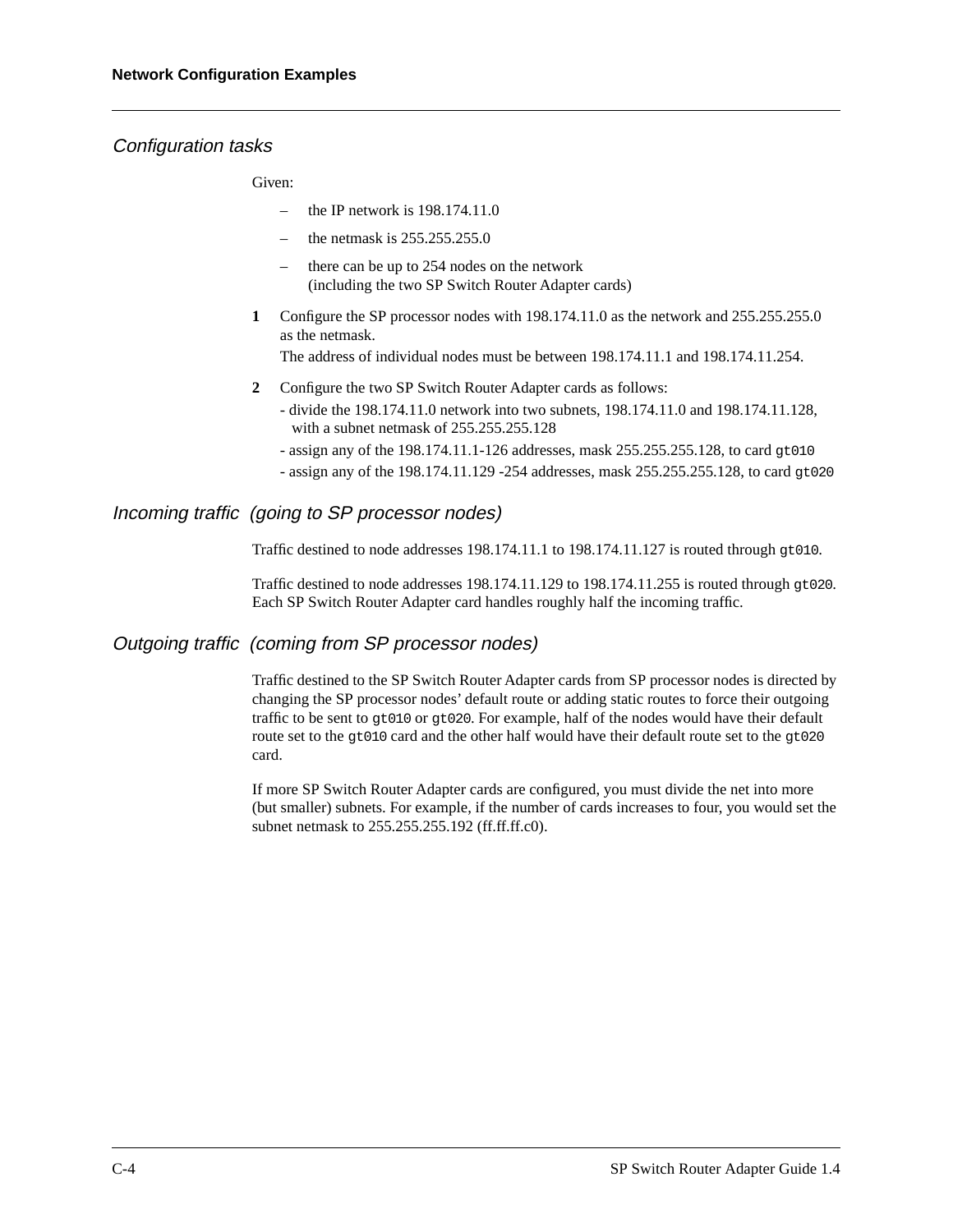## Configuration tasks

Given:

- the IP network is 198.174.11.0
- the netmask is 255.255.255.0
- there can be up to 254 nodes on the network
  (including the two SP Switch Router Adapter cards)

**1** Configure the SP processor nodes with 198.174.11.0 as the network and 255.255.255.0 as the netmask.

The address of individual nodes must be between 198.174.11.1 and 198.174.11.254.

**2** Configure the two SP Switch Router Adapter cards as follows:

- divide the 198.174.11.0 network into two subnets, 198.174.11.0 and 198.174.11.128, with a subnet netmask of 255.255.255.128
- assign any of the 198.174.11.1-126 addresses, mask 255.255.255.128, to card `gt010`
- assign any of the 198.174.11.129 -254 addresses, mask 255.255.255.128, to card `gt020`

## Incoming traffic (going to SP processor nodes)

Traffic destined to node addresses 198.174.11.1 to 198.174.11.127 is routed through `gt010`.

Traffic destined to node addresses 198.174.11.129 to 198.174.11.255 is routed through `gt020`. Each SP Switch Router Adapter card handles roughly half the incoming traffic.

## Outgoing traffic (coming from SP processor nodes)

Traffic destined to the SP Switch Router Adapter cards from SP processor nodes is directed by changing the SP processor nodes' default route or adding static routes to force their outgoing traffic to be sent to `gt010` or `gt020`. For example, half of the nodes would have their default route set to the `gt010` card and the other half would have their default route set to the `gt020` card.

If more SP Switch Router Adapter cards are configured, you must divide the net into more (but smaller) subnets. For example, if the number of cards increases to four, you would set the subnet netmask to 255.255.255.192 (ff.ff.ff.c0).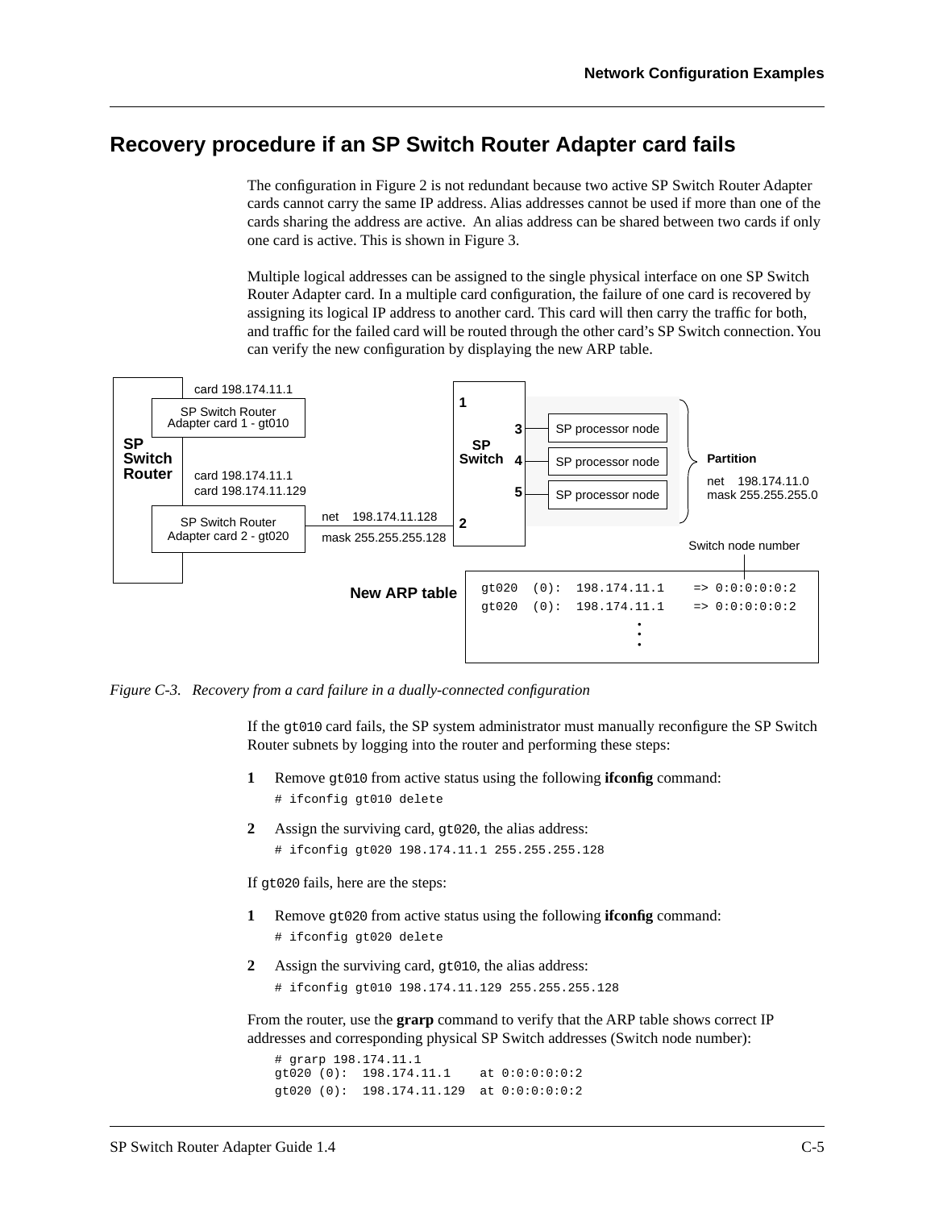## Recovery procedure if an SP Switch Router Adapter card fails

The configuration in Figure 2 is not redundant because two active SP Switch Router Adapter cards cannot carry the same IP address. Alias addresses cannot be used if more than one of the cards sharing the address are active. An alias address can be shared between two cards if only one card is active. This is shown in Figure 3.

Multiple logical addresses can be assigned to the single physical interface on one SP Switch Router Adapter card. In a multiple card configuration, the failure of one card is recovered by assigning its logical IP address to another card. This card will then carry the traffic for both, and traffic for the failed card will be routed through the other card's SP Switch connection. You can verify the new configuration by displaying the new ARP table.

SP Switch Router

card 198.174.11.1
SP Switch Router Adapter card 1 - gt010

card 198.174.11.1
card 198.174.11.129
SP Switch Router Adapter card 2 - gt020

net 198.174.11.128
mask 255.255.255.128

SP Switch: 1, 2, 3, 4, 5

SP processor node
SP processor node
SP processor node

Partition
net 198.174.11.0
mask 255.255.255.0

Switch node number

**New ARP table**

```
gt020  (0):  198.174.11.1    => 0:0:0:0:0:2
gt020  (0):  198.174.11.1    => 0:0:0:0:0:2
                   .
                   .
                   .
```

*Figure C-3. Recovery from a card failure in a dually-connected configuration*

If the `gt010` card fails, the SP system administrator must manually reconfigure the SP Switch Router subnets by logging into the router and performing these steps:

1. Remove `gt010` from active status using the following **ifconfig** command:

```
# ifconfig gt010 delete
```

2. Assign the surviving card, `gt020`, the alias address:

```
# ifconfig gt020 198.174.11.1 255.255.255.128
```

If `gt020` fails, here are the steps:

1. Remove `gt020` from active status using the following **ifconfig** command:

```
# ifconfig gt020 delete
```

2. Assign the surviving card, `gt010`, the alias address:

```
# ifconfig gt010 198.174.11.129 255.255.255.128
```

From the router, use the **grarp** command to verify that the ARP table shows correct IP addresses and corresponding physical SP Switch addresses (Switch node number):

```
# grarp 198.174.11.1
gt020 (0):  198.174.11.1    at 0:0:0:0:0:2
gt020 (0):  198.174.11.129  at 0:0:0:0:0:2
```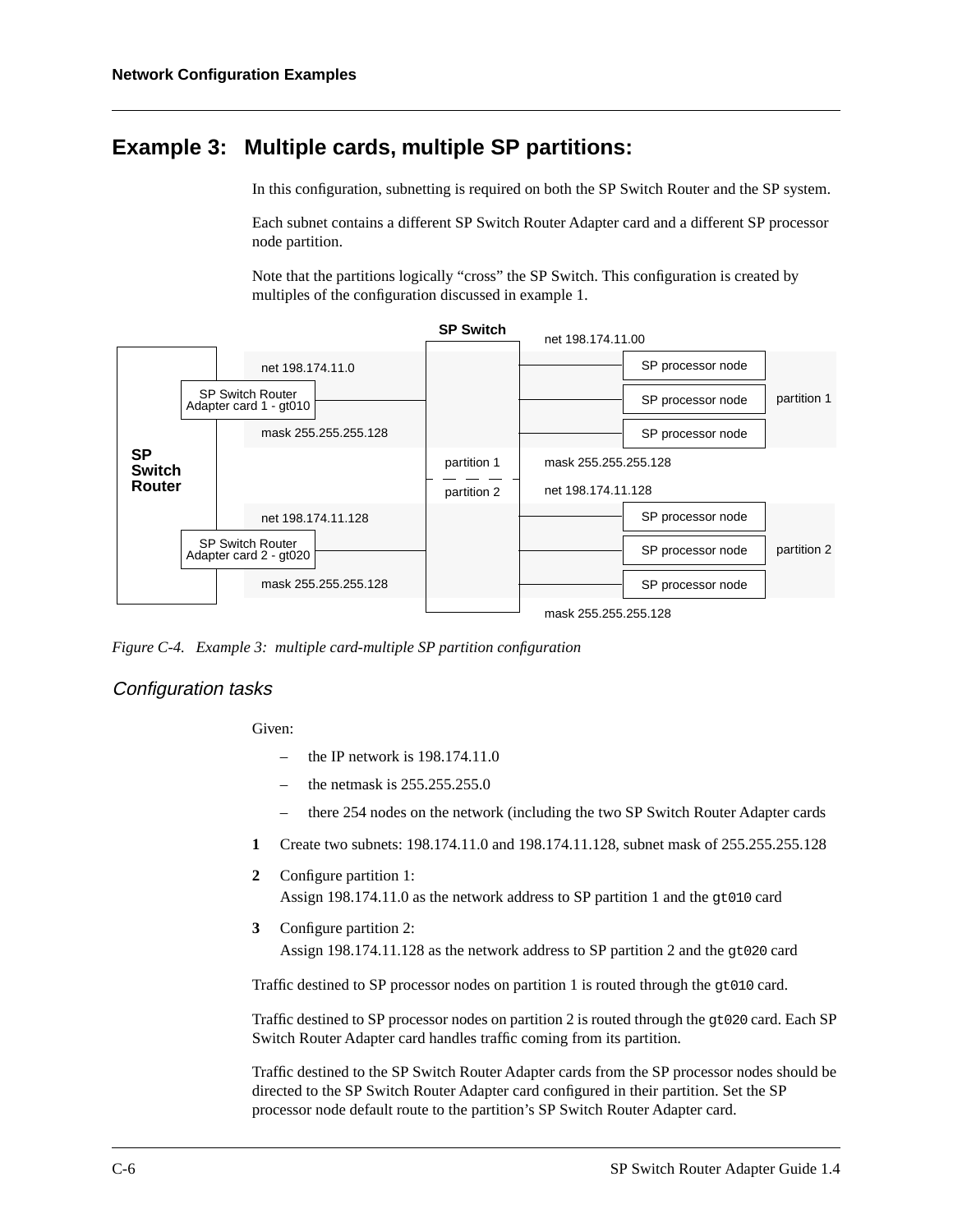## Example 3: Multiple cards, multiple SP partitions:

In this configuration, subnetting is required on both the SP Switch Router and the SP system.

Each subnet contains a different SP Switch Router Adapter card and a different SP processor node partition.

Note that the partitions logically “cross” the SP Switch. This configuration is created by multiples of the configuration discussed in example 1.

*Figure C-4. Example 3: multiple card-multiple SP partition configuration*

### Configuration tasks

Given:

- the IP network is 198.174.11.0
- the netmask is 255.255.255.0
- there 254 nodes on the network (including the two SP Switch Router Adapter cards

1. Create two subnets: 198.174.11.0 and 198.174.11.128, subnet mask of 255.255.255.128
2. Configure partition 1:
   Assign 198.174.11.0 as the network address to SP partition 1 and the `gt010` card
3. Configure partition 2:
   Assign 198.174.11.128 as the network address to SP partition 2 and the `gt020` card

Traffic destined to SP processor nodes on partition 1 is routed through the `gt010` card.

Traffic destined to SP processor nodes on partition 2 is routed through the `gt020` card. Each SP Switch Router Adapter card handles traffic coming from its partition.

Traffic destined to the SP Switch Router Adapter cards from the SP processor nodes should be directed to the SP Switch Router Adapter card configured in their partition. Set the SP processor node default route to the partition’s SP Switch Router Adapter card.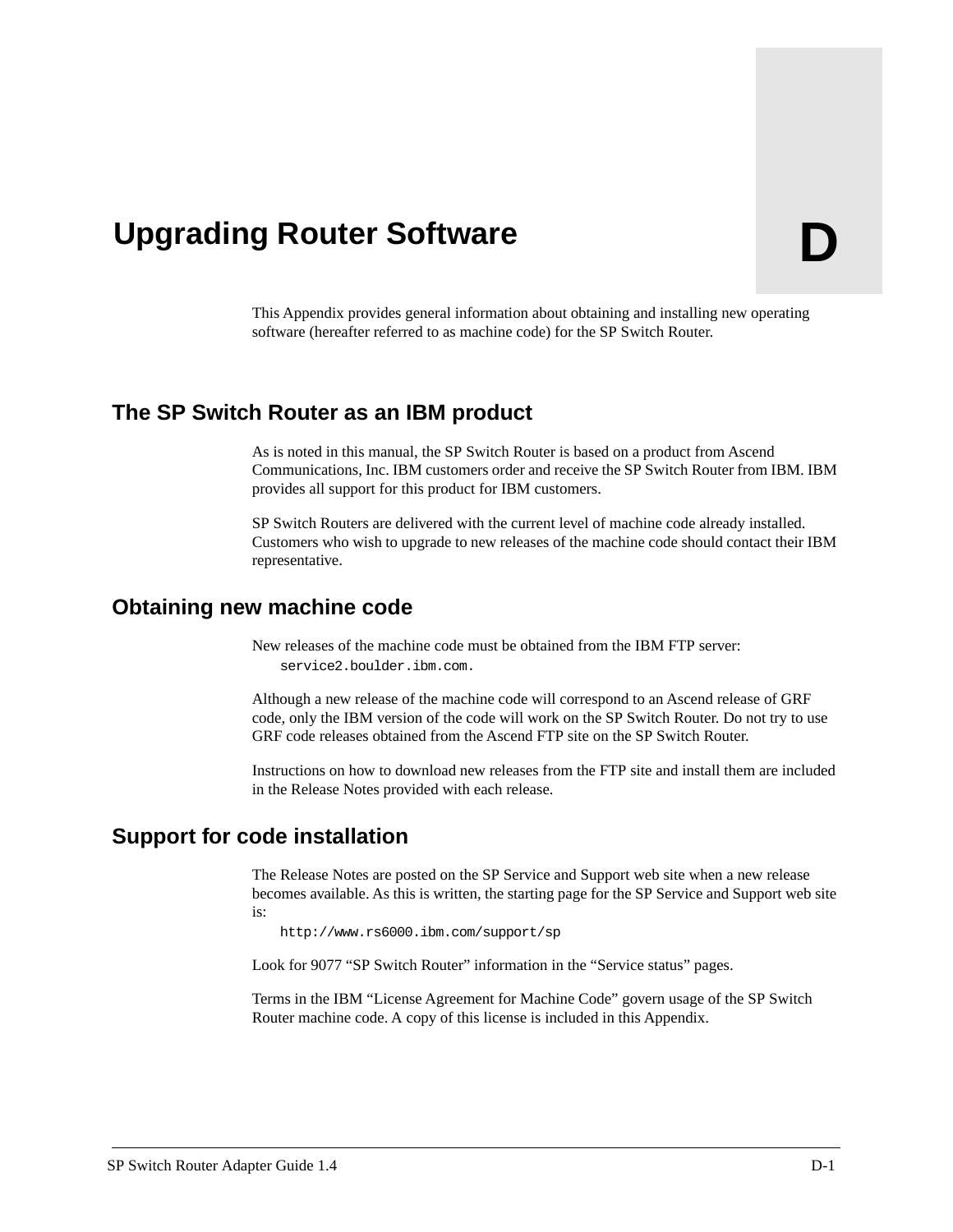# Upgrading Router Software

D

This Appendix provides general information about obtaining and installing new operating software (hereafter referred to as machine code) for the SP Switch Router.

## The SP Switch Router as an IBM product

As is noted in this manual, the SP Switch Router is based on a product from Ascend Communications, Inc. IBM customers order and receive the SP Switch Router from IBM. IBM provides all support for this product for IBM customers.

SP Switch Routers are delivered with the current level of machine code already installed. Customers who wish to upgrade to new releases of the machine code should contact their IBM representative.

## Obtaining new machine code

New releases of the machine code must be obtained from the IBM FTP server:

```
service2.boulder.ibm.com.
```

Although a new release of the machine code will correspond to an Ascend release of GRF code, only the IBM version of the code will work on the SP Switch Router. Do not try to use GRF code releases obtained from the Ascend FTP site on the SP Switch Router.

Instructions on how to download new releases from the FTP site and install them are included in the Release Notes provided with each release.

## Support for code installation

The Release Notes are posted on the SP Service and Support web site when a new release becomes available. As this is written, the starting page for the SP Service and Support web site is:

```
http://www.rs6000.ibm.com/support/sp
```

Look for 9077 “SP Switch Router” information in the “Service status” pages.

Terms in the IBM “License Agreement for Machine Code” govern usage of the SP Switch Router machine code. A copy of this license is included in this Appendix.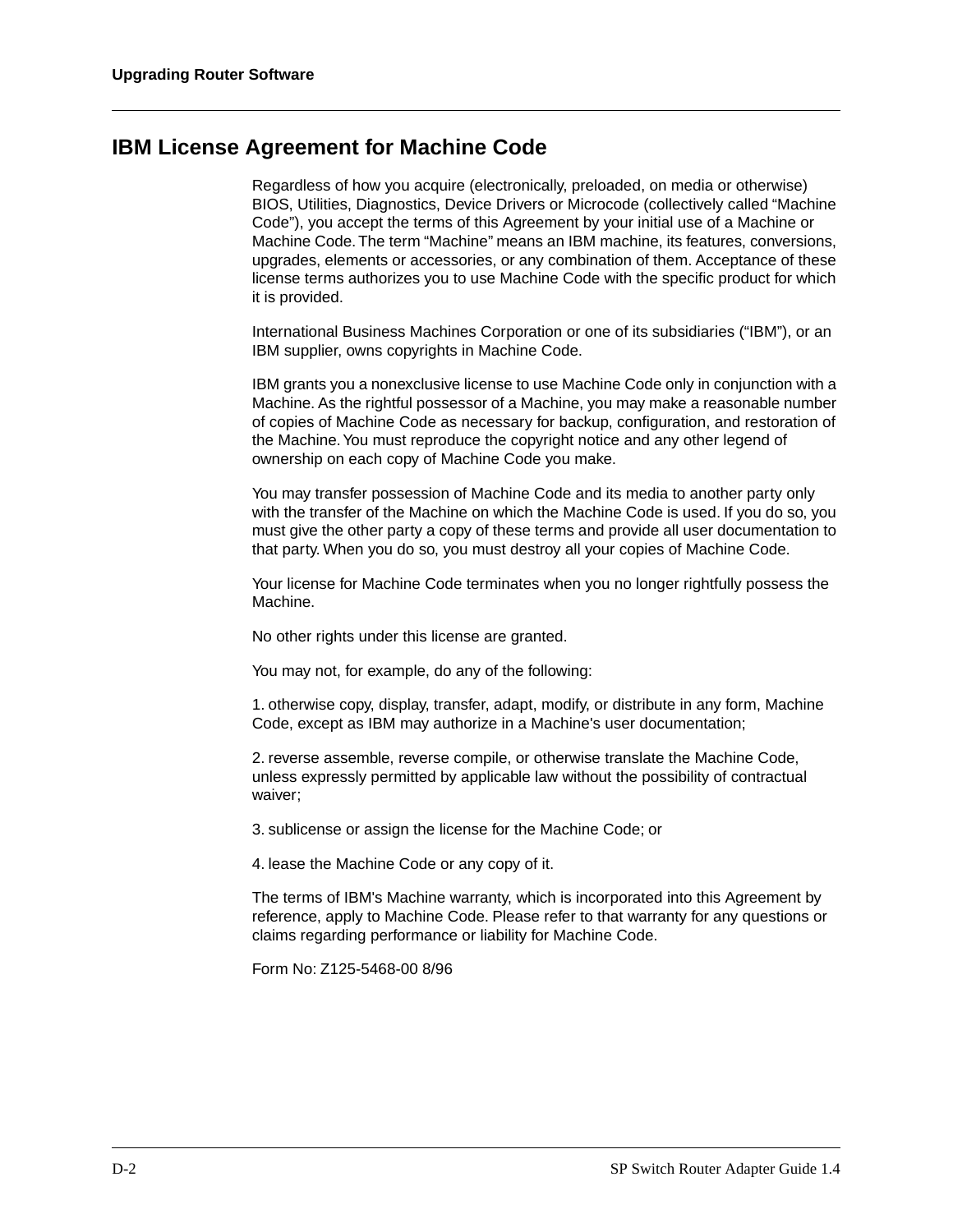## IBM License Agreement for Machine Code

Regardless of how you acquire (electronically, preloaded, on media or otherwise) BIOS, Utilities, Diagnostics, Device Drivers or Microcode (collectively called “Machine Code”), you accept the terms of this Agreement by your initial use of a Machine or Machine Code. The term “Machine” means an IBM machine, its features, conversions, upgrades, elements or accessories, or any combination of them. Acceptance of these license terms authorizes you to use Machine Code with the specific product for which it is provided.

International Business Machines Corporation or one of its subsidiaries (“IBM”), or an IBM supplier, owns copyrights in Machine Code.

IBM grants you a nonexclusive license to use Machine Code only in conjunction with a Machine. As the rightful possessor of a Machine, you may make a reasonable number of copies of Machine Code as necessary for backup, configuration, and restoration of the Machine. You must reproduce the copyright notice and any other legend of ownership on each copy of Machine Code you make.

You may transfer possession of Machine Code and its media to another party only with the transfer of the Machine on which the Machine Code is used. If you do so, you must give the other party a copy of these terms and provide all user documentation to that party. When you do so, you must destroy all your copies of Machine Code.

Your license for Machine Code terminates when you no longer rightfully possess the Machine.

No other rights under this license are granted.

You may not, for example, do any of the following:

1. otherwise copy, display, transfer, adapt, modify, or distribute in any form, Machine Code, except as IBM may authorize in a Machine's user documentation;

2. reverse assemble, reverse compile, or otherwise translate the Machine Code, unless expressly permitted by applicable law without the possibility of contractual waiver;

3. sublicense or assign the license for the Machine Code; or

4. lease the Machine Code or any copy of it.

The terms of IBM's Machine warranty, which is incorporated into this Agreement by reference, apply to Machine Code. Please refer to that warranty for any questions or claims regarding performance or liability for Machine Code.

Form No: Z125-5468-00 8/96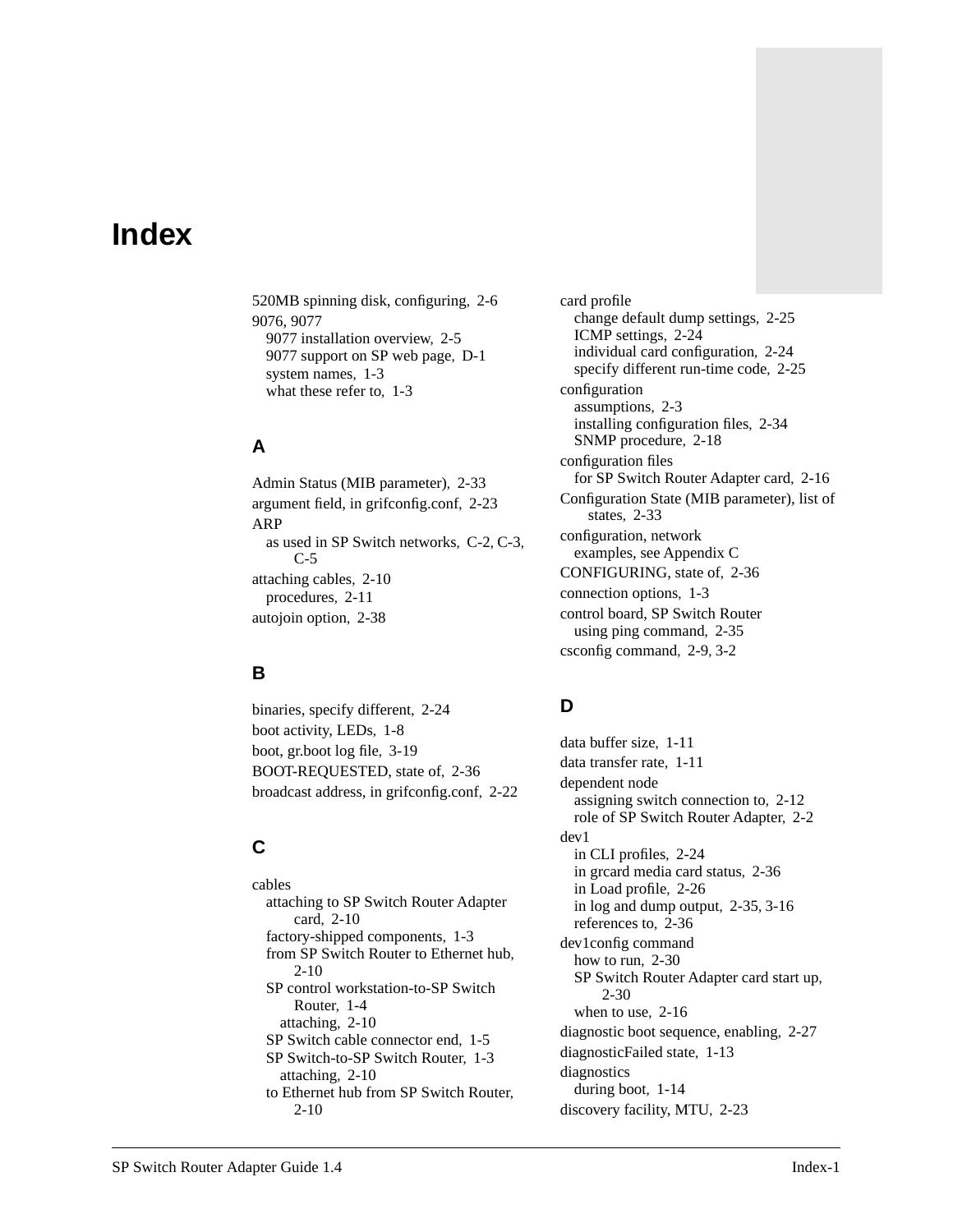# Index

520MB spinning disk, configuring, 2-6
9076, 9077
- 9077 installation overview, 2-5
- 9077 support on SP web page, D-1
- system names, 1-3
- what these refer to, 1-3

## A

Admin Status (MIB parameter), 2-33
argument field, in grifconfig.conf, 2-23
ARP
- as used in SP Switch networks, C-2, C-3, C-5

attaching cables, 2-10
- procedures, 2-11

autojoin option, 2-38

## B

binaries, specify different, 2-24
boot activity, LEDs, 1-8
boot, gr.boot log file, 3-19
BOOT-REQUESTED, state of, 2-36
broadcast address, in grifconfig.conf, 2-22

## C

cables
- attaching to SP Switch Router Adapter card, 2-10
- factory-shipped components, 1-3
- from SP Switch Router to Ethernet hub, 2-10
- SP control workstation-to-SP Switch Router, 1-4
  - attaching, 2-10
- SP Switch cable connector end, 1-5
- SP Switch-to-SP Switch Router, 1-3
  - attaching, 2-10
- to Ethernet hub from SP Switch Router, 2-10

card profile
- change default dump settings, 2-25
- ICMP settings, 2-24
- individual card configuration, 2-24
- specify different run-time code, 2-25

configuration
- assumptions, 2-3
- installing configuration files, 2-34
- SNMP procedure, 2-18

configuration files
- for SP Switch Router Adapter card, 2-16

Configuration State (MIB parameter), list of states, 2-33
configuration, network
- examples, see Appendix C

CONFIGURING, state of, 2-36
connection options, 1-3
control board, SP Switch Router
- using ping command, 2-35

csconfig command, 2-9, 3-2

## D

data buffer size, 1-11
data transfer rate, 1-11
dependent node
- assigning switch connection to, 2-12
- role of SP Switch Router Adapter, 2-2

dev1
- in CLI profiles, 2-24
- in grcard media card status, 2-36
- in Load profile, 2-26
- in log and dump output, 2-35, 3-16
- references to, 2-36

dev1config command
- how to run, 2-30
- SP Switch Router Adapter card start up, 2-30
- when to use, 2-16

diagnostic boot sequence, enabling, 2-27
diagnosticFailed state, 1-13
diagnostics
- during boot, 1-14

discovery facility, MTU, 2-23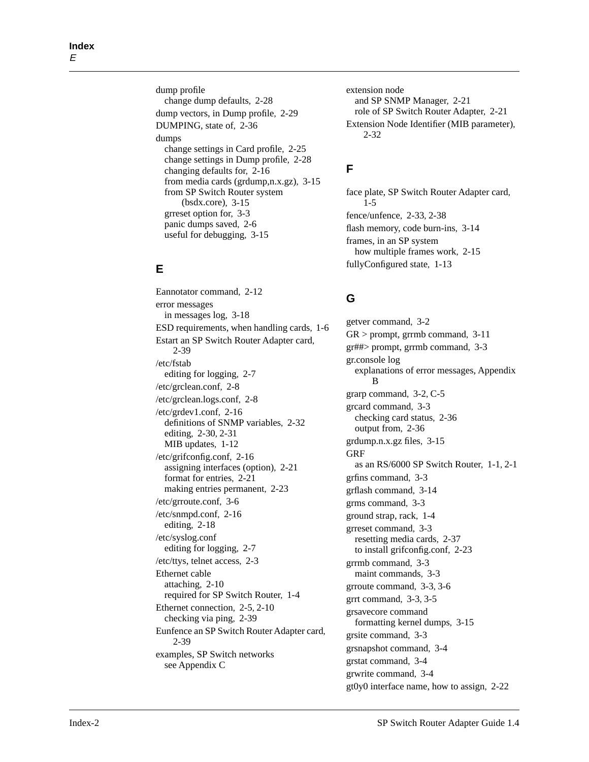dump profile
  change dump defaults, 2-28
dump vectors, in Dump profile, 2-29
DUMPING, state of, 2-36
dumps
  change settings in Card profile, 2-25
  change settings in Dump profile, 2-28
  changing defaults for, 2-16
  from media cards (grdump,n.x.gz), 3-15
  from SP Switch Router system (bsdx.core), 3-15
  grreset option for, 3-3
  panic dumps saved, 2-6
  useful for debugging, 3-15

## E

Eannotator command, 2-12
error messages
  in messages log, 3-18
ESD requirements, when handling cards, 1-6
Estart an SP Switch Router Adapter card, 2-39
/etc/fstab
  editing for logging, 2-7
/etc/grclean.conf, 2-8
/etc/grclean.logs.conf, 2-8
/etc/grdev1.conf, 2-16
  definitions of SNMP variables, 2-32
  editing, 2-30, 2-31
  MIB updates, 1-12
/etc/grifconfig.conf, 2-16
  assigning interfaces (option), 2-21
  format for entries, 2-21
  making entries permanent, 2-23
/etc/grroute.conf, 3-6
/etc/snmpd.conf, 2-16
  editing, 2-18
/etc/syslog.conf
  editing for logging, 2-7
/etc/ttys, telnet access, 2-3
Ethernet cable
  attaching, 2-10
  required for SP Switch Router, 1-4
Ethernet connection, 2-5, 2-10
  checking via ping, 2-39
Eunfence an SP Switch Router Adapter card, 2-39
examples, SP Switch networks
  see Appendix C
extension node
  and SP SNMP Manager, 2-21
  role of SP Switch Router Adapter, 2-21
Extension Node Identifier (MIB parameter), 2-32

## F

face plate, SP Switch Router Adapter card, 1-5
fence/unfence, 2-33, 2-38
flash memory, code burn-ins, 3-14
frames, in an SP system
  how multiple frames work, 2-15
fullyConfigured state, 1-13

## G

getver command, 3-2
GR > prompt, grrmb command, 3-11
gr##> prompt, grrmb command, 3-3
gr.console log
  explanations of error messages, Appendix B
grarp command, 3-2, C-5
grcard command, 3-3
  checking card status, 2-36
  output from, 2-36
grdump.n.x.gz files, 3-15
GRF
  as an RS/6000 SP Switch Router, 1-1, 2-1
grfins command, 3-3
grflash command, 3-14
grms command, 3-3
ground strap, rack, 1-4
grreset command, 3-3
  resetting media cards, 2-37
  to install grifconfig.conf, 2-23
grrmb command, 3-3
  maint commands, 3-3
grroute command, 3-3, 3-6
grrt command, 3-3, 3-5
grsavecore command
  formatting kernel dumps, 3-15
grsite command, 3-3
grsnapshot command, 3-4
grstat command, 3-4
grwrite command, 3-4
gt0y0 interface name, how to assign, 2-22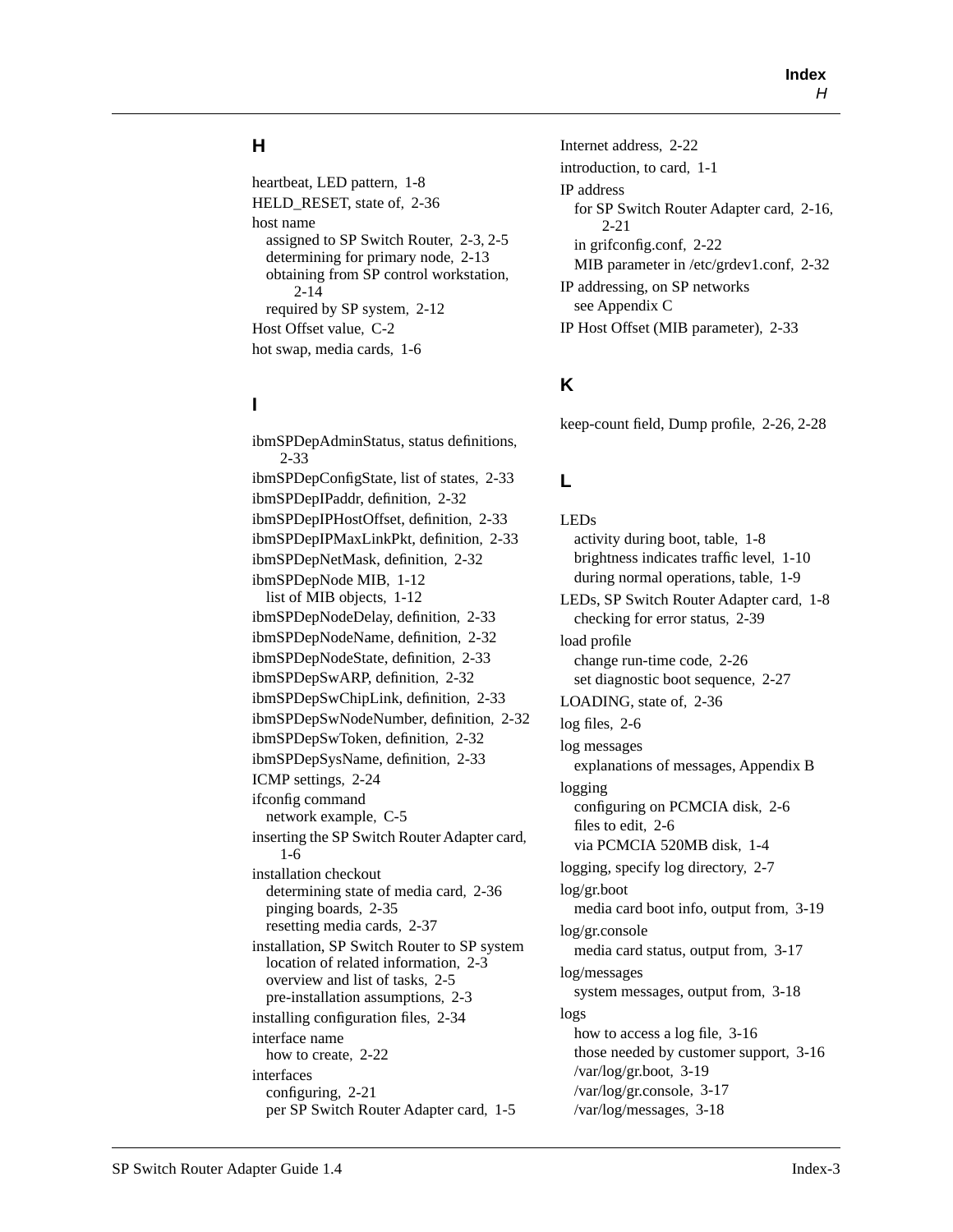## H

heartbeat, LED pattern, 1-8
HELD_RESET, state of, 2-36
host name
- assigned to SP Switch Router, 2-3, 2-5
- determining for primary node, 2-13
- obtaining from SP control workstation, 2-14
- required by SP system, 2-12

Host Offset value, C-2
hot swap, media cards, 1-6

## I

ibmSPDepAdminStatus, status definitions, 2-33
ibmSPDepConfigState, list of states, 2-33
ibmSPDepIPaddr, definition, 2-32
ibmSPDepIPHostOffset, definition, 2-33
ibmSPDepIPMaxLinkPkt, definition, 2-33
ibmSPDepNetMask, definition, 2-32
ibmSPDepNode MIB, 1-12
- list of MIB objects, 1-12

ibmSPDepNodeDelay, definition, 2-33
ibmSPDepNodeName, definition, 2-32
ibmSPDepNodeState, definition, 2-33
ibmSPDepSwARP, definition, 2-32
ibmSPDepSwChipLink, definition, 2-33
ibmSPDepSwNodeNumber, definition, 2-32
ibmSPDepSwToken, definition, 2-32
ibmSPDepSysName, definition, 2-33
ICMP settings, 2-24
ifconfig command
- network example, C-5

inserting the SP Switch Router Adapter card, 1-6
installation checkout
- determining state of media card, 2-36
- pinging boards, 2-35
- resetting media cards, 2-37

installation, SP Switch Router to SP system
- location of related information, 2-3
- overview and list of tasks, 2-5
- pre-installation assumptions, 2-3

installing configuration files, 2-34
interface name
- how to create, 2-22

interfaces
- configuring, 2-21
- per SP Switch Router Adapter card, 1-5

Internet address, 2-22
introduction, to card, 1-1
IP address
- for SP Switch Router Adapter card, 2-16, 2-21
- in grifconfig.conf, 2-22
- MIB parameter in /etc/grdev1.conf, 2-32

IP addressing, on SP networks
- see Appendix C

IP Host Offset (MIB parameter), 2-33

## K

keep-count field, Dump profile, 2-26, 2-28

## L

LEDs
- activity during boot, table, 1-8
- brightness indicates traffic level, 1-10
- during normal operations, table, 1-9

LEDs, SP Switch Router Adapter card, 1-8
- checking for error status, 2-39

load profile
- change run-time code, 2-26
- set diagnostic boot sequence, 2-27

LOADING, state of, 2-36
log files, 2-6
log messages
- explanations of messages, Appendix B

logging
- configuring on PCMCIA disk, 2-6
- files to edit, 2-6
- via PCMCIA 520MB disk, 1-4

logging, specify log directory, 2-7
log/gr.boot
- media card boot info, output from, 3-19

log/gr.console
- media card status, output from, 3-17

log/messages
- system messages, output from, 3-18

logs
- how to access a log file, 3-16
- those needed by customer support, 3-16
- /var/log/gr.boot, 3-19
- /var/log/gr.console, 3-17
- /var/log/messages, 3-18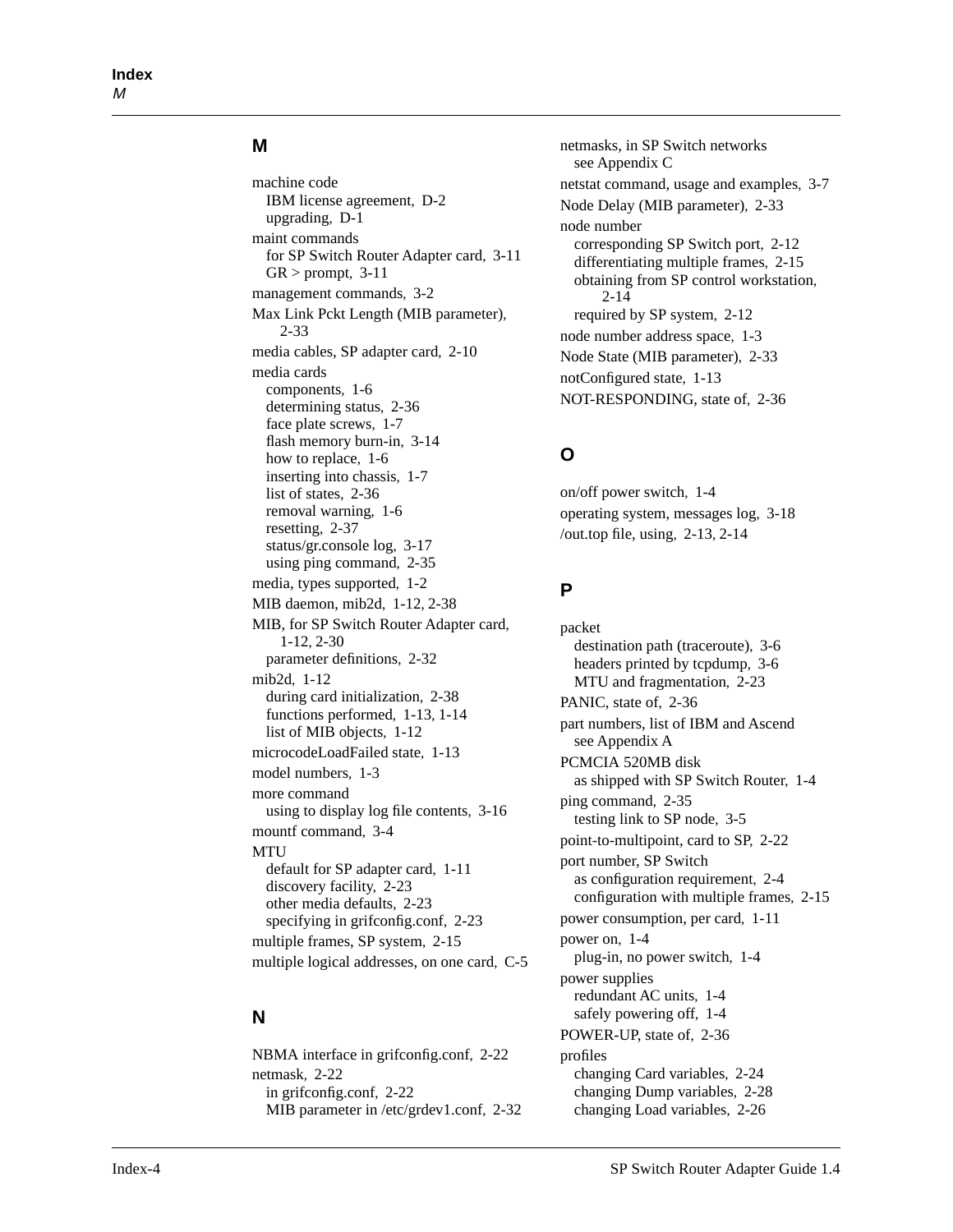## M

machine code
- IBM license agreement, D-2
- upgrading, D-1

maint commands
- for SP Switch Router Adapter card, 3-11
- GR > prompt, 3-11

management commands, 3-2

Max Link Pckt Length (MIB parameter), 2-33

media cables, SP adapter card, 2-10

media cards
- components, 1-6
- determining status, 2-36
- face plate screws, 1-7
- flash memory burn-in, 3-14
- how to replace, 1-6
- inserting into chassis, 1-7
- list of states, 2-36
- removal warning, 1-6
- resetting, 2-37
- status/gr.console log, 3-17
- using ping command, 2-35

media, types supported, 1-2

MIB daemon, mib2d, 1-12, 2-38

MIB, for SP Switch Router Adapter card, 1-12, 2-30
- parameter definitions, 2-32

mib2d, 1-12
- during card initialization, 2-38
- functions performed, 1-13, 1-14
- list of MIB objects, 1-12

microcodeLoadFailed state, 1-13

model numbers, 1-3

more command
- using to display log file contents, 3-16

mountf command, 3-4

MTU
- default for SP adapter card, 1-11
- discovery facility, 2-23
- other media defaults, 2-23
- specifying in grifconfig.conf, 2-23

multiple frames, SP system, 2-15

multiple logical addresses, on one card, C-5

## N

NBMA interface in grifconfig.conf, 2-22

netmask, 2-22
- in grifconfig.conf, 2-22
- MIB parameter in /etc/grdev1.conf, 2-32

netmasks, in SP Switch networks
- see Appendix C

netstat command, usage and examples, 3-7

Node Delay (MIB parameter), 2-33

node number
- corresponding SP Switch port, 2-12
- differentiating multiple frames, 2-15
- obtaining from SP control workstation, 2-14
- required by SP system, 2-12

node number address space, 1-3

Node State (MIB parameter), 2-33

notConfigured state, 1-13

NOT-RESPONDING, state of, 2-36

## O

on/off power switch, 1-4

operating system, messages log, 3-18

/out.top file, using, 2-13, 2-14

## P

packet
- destination path (traceroute), 3-6
- headers printed by tcpdump, 3-6
- MTU and fragmentation, 2-23

PANIC, state of, 2-36

part numbers, list of IBM and Ascend
- see Appendix A

PCMCIA 520MB disk
- as shipped with SP Switch Router, 1-4

ping command, 2-35
- testing link to SP node, 3-5

point-to-multipoint, card to SP, 2-22

port number, SP Switch
- as configuration requirement, 2-4
- configuration with multiple frames, 2-15

power consumption, per card, 1-11

power on, 1-4
- plug-in, no power switch, 1-4

power supplies
- redundant AC units, 1-4
- safely powering off, 1-4

POWER-UP, state of, 2-36

profiles
- changing Card variables, 2-24
- changing Dump variables, 2-28
- changing Load variables, 2-26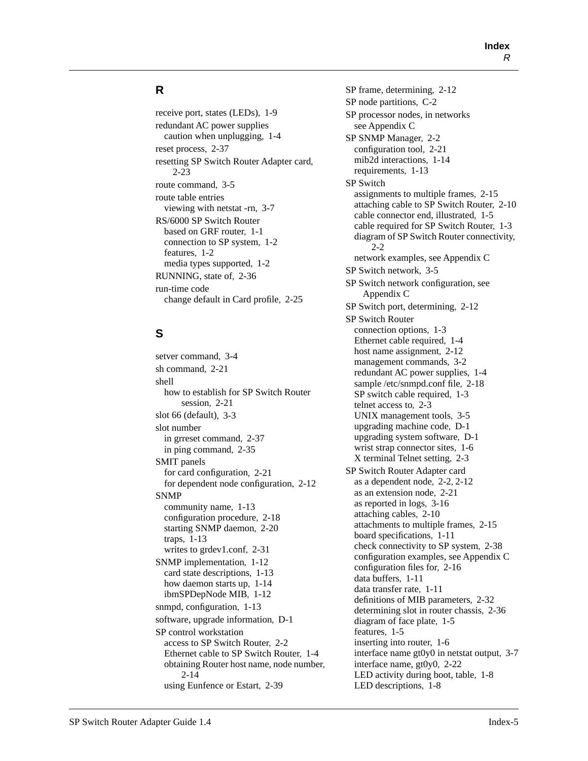## R

receive port, states (LEDs), 1-9
redundant AC power supplies
  caution when unplugging, 1-4
reset process, 2-37
resetting SP Switch Router Adapter card, 2-23
route command, 3-5
route table entries
  viewing with netstat -rn, 3-7
RS/6000 SP Switch Router
  based on GRF router, 1-1
  connection to SP system, 1-2
  features, 1-2
  media types supported, 1-2
RUNNING, state of, 2-36
run-time code
  change default in Card profile, 2-25

## S

setver command, 3-4
sh command, 2-21
shell
  how to establish for SP Switch Router session, 2-21
slot 66 (default), 3-3
slot number
  in grreset command, 2-37
  in ping command, 2-35
SMIT panels
  for card configuration, 2-21
  for dependent node configuration, 2-12
SNMP
  community name, 1-13
  configuration procedure, 2-18
  starting SNMP daemon, 2-20
  traps, 1-13
  writes to grdev1.conf, 2-31
SNMP implementation, 1-12
  card state descriptions, 1-13
  how daemon starts up, 1-14
  ibmSPDepNode MIB, 1-12
snmpd, configuration, 1-13
software, upgrade information, D-1
SP control workstation
  access to SP Switch Router, 2-2
  Ethernet cable to SP Switch Router, 1-4
  obtaining Router host name, node number, 2-14
  using Eunfence or Estart, 2-39
SP frame, determining, 2-12
SP node partitions, C-2
SP processor nodes, in networks
  see Appendix C
SP SNMP Manager, 2-2
  configuration tool, 2-21
  mib2d interactions, 1-14
  requirements, 1-13
SP Switch
  assignments to multiple frames, 2-15
  attaching cable to SP Switch Router, 2-10
  cable connector end, illustrated, 1-5
  cable required for SP Switch Router, 1-3
  diagram of SP Switch Router connectivity, 2-2
  network examples, see Appendix C
SP Switch network, 3-5
SP Switch network configuration, see Appendix C
SP Switch port, determining, 2-12
SP Switch Router
  connection options, 1-3
  Ethernet cable required, 1-4
  host name assignment, 2-12
  management commands, 3-2
  redundant AC power supplies, 1-4
  sample /etc/snmpd.conf file, 2-18
  SP switch cable required, 1-3
  telnet access to, 2-3
  UNIX management tools, 3-5
  upgrading machine code, D-1
  upgrading system software, D-1
  wrist strap connector sites, 1-6
  X terminal Telnet setting, 2-3
SP Switch Router Adapter card
  as a dependent node, 2-2, 2-12
  as an extension node, 2-21
  as reported in logs, 3-16
  attaching cables, 2-10
  attachments to multiple frames, 2-15
  board specifications, 1-11
  check connectivity to SP system, 2-38
  configuration examples, see Appendix C
  configuration files for, 2-16
  data buffers, 1-11
  data transfer rate, 1-11
  definitions of MIB parameters, 2-32
  determining slot in router chassis, 2-36
  diagram of face plate, 1-5
  features, 1-5
  inserting into router, 1-6
  interface name gt0y0 in netstat output, 3-7
  interface name, gt0y0, 2-22
  LED activity during boot, table, 1-8
  LED descriptions, 1-8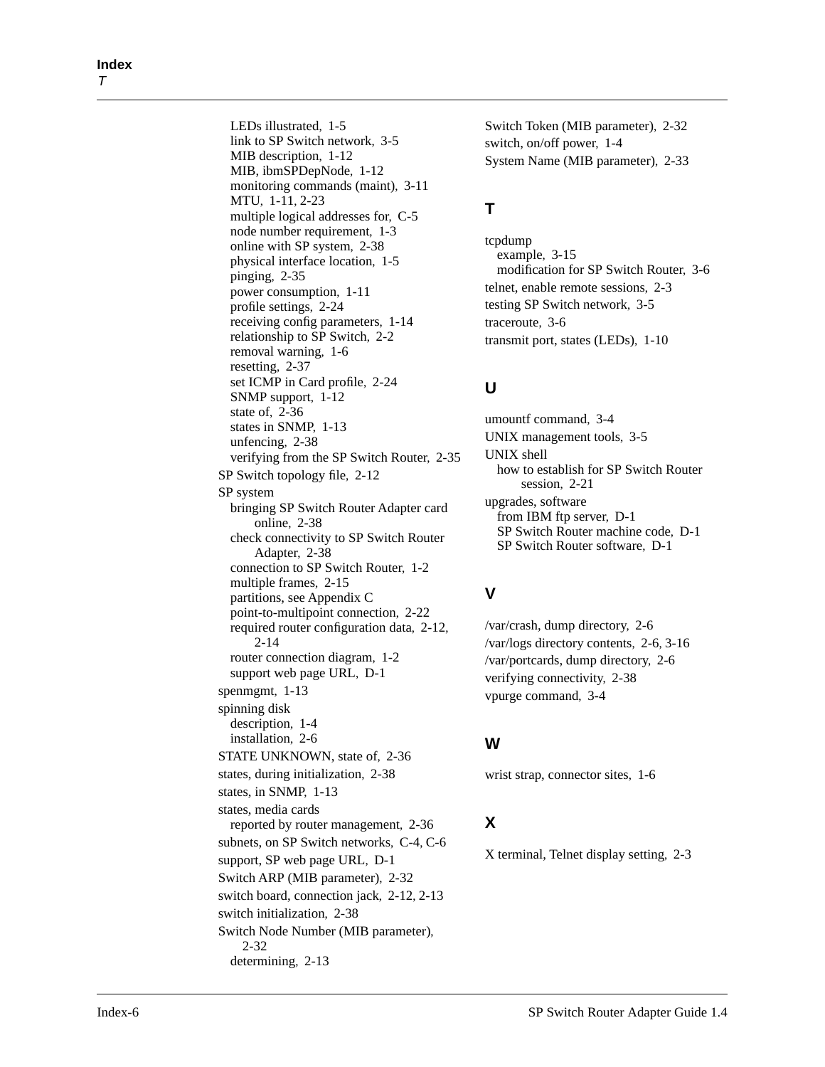LEDs illustrated, 1-5
link to SP Switch network, 3-5
MIB description, 1-12
MIB, ibmSPDepNode, 1-12
monitoring commands (maint), 3-11
MTU, 1-11, 2-23
multiple logical addresses for, C-5
node number requirement, 1-3
online with SP system, 2-38
physical interface location, 1-5
pinging, 2-35
power consumption, 1-11
profile settings, 2-24
receiving config parameters, 1-14
relationship to SP Switch, 2-2
removal warning, 1-6
resetting, 2-37
set ICMP in Card profile, 2-24
SNMP support, 1-12
state of, 2-36
states in SNMP, 1-13
unfencing, 2-38
verifying from the SP Switch Router, 2-35

SP Switch topology file, 2-12

SP system
- bringing SP Switch Router Adapter card online, 2-38
- check connectivity to SP Switch Router Adapter, 2-38
- connection to SP Switch Router, 1-2
- multiple frames, 2-15
- partitions, see Appendix C
- point-to-multipoint connection, 2-22
- required router configuration data, 2-12, 2-14
- router connection diagram, 1-2
- support web page URL, D-1

spenmgmt, 1-13

spinning disk
- description, 1-4
- installation, 2-6

STATE UNKNOWN, state of, 2-36

states, during initialization, 2-38

states, in SNMP, 1-13

states, media cards
- reported by router management, 2-36

subnets, on SP Switch networks, C-4, C-6

support, SP web page URL, D-1

Switch ARP (MIB parameter), 2-32

switch board, connection jack, 2-12, 2-13

switch initialization, 2-38

Switch Node Number (MIB parameter), 2-32
- determining, 2-13

Switch Token (MIB parameter), 2-32

switch, on/off power, 1-4

System Name (MIB parameter), 2-33

## T

tcpdump
- example, 3-15
- modification for SP Switch Router, 3-6

telnet, enable remote sessions, 2-3

testing SP Switch network, 3-5

traceroute, 3-6

transmit port, states (LEDs), 1-10

## U

umountf command, 3-4

UNIX management tools, 3-5

UNIX shell
- how to establish for SP Switch Router session, 2-21

upgrades, software
- from IBM ftp server, D-1
- SP Switch Router machine code, D-1
- SP Switch Router software, D-1

## V

/var/crash, dump directory, 2-6

/var/logs directory contents, 2-6, 3-16

/var/portcards, dump directory, 2-6

verifying connectivity, 2-38

vpurge command, 3-4

## W

wrist strap, connector sites, 1-6

## X

X terminal, Telnet display setting, 2-3